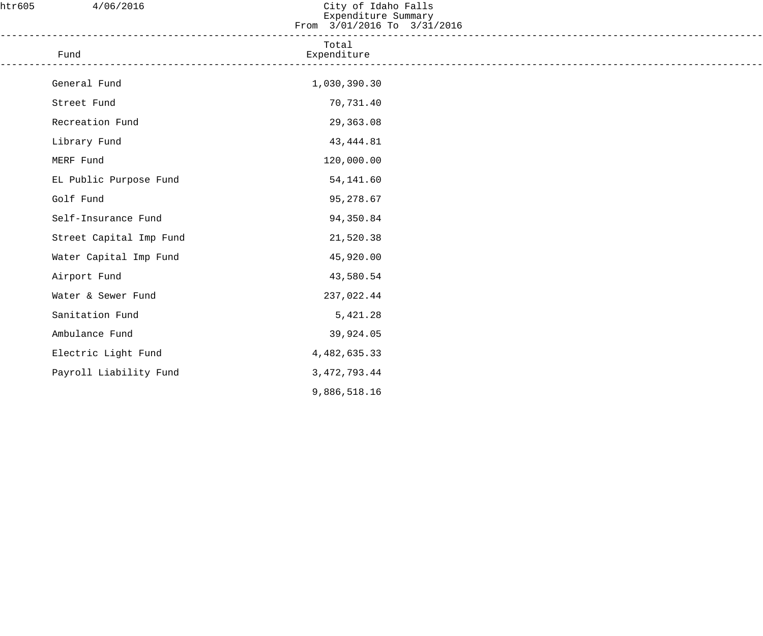htr605 4/06/2016

# City of Idaho Falls
## Expenditure Summary
From 3/01/2016 To 3/31/2016

| Fund | Total Expenditure |
|---|---|
| General Fund | 1,030,390.30 |
| Street Fund | 70,731.40 |
| Recreation Fund | 29,363.08 |
| Library Fund | 43,444.81 |
| MERF Fund | 120,000.00 |
| EL Public Purpose Fund | 54,141.60 |
| Golf Fund | 95,278.67 |
| Self-Insurance Fund | 94,350.84 |
| Street Capital Imp Fund | 21,520.38 |
| Water Capital Imp Fund | 45,920.00 |
| Airport Fund | 43,580.54 |
| Water & Sewer Fund | 237,022.44 |
| Sanitation Fund | 5,421.28 |
| Ambulance Fund | 39,924.05 |
| Electric Light Fund | 4,482,635.33 |
| Payroll Liability Fund | 3,472,793.44 |
| | 9,886,518.16 |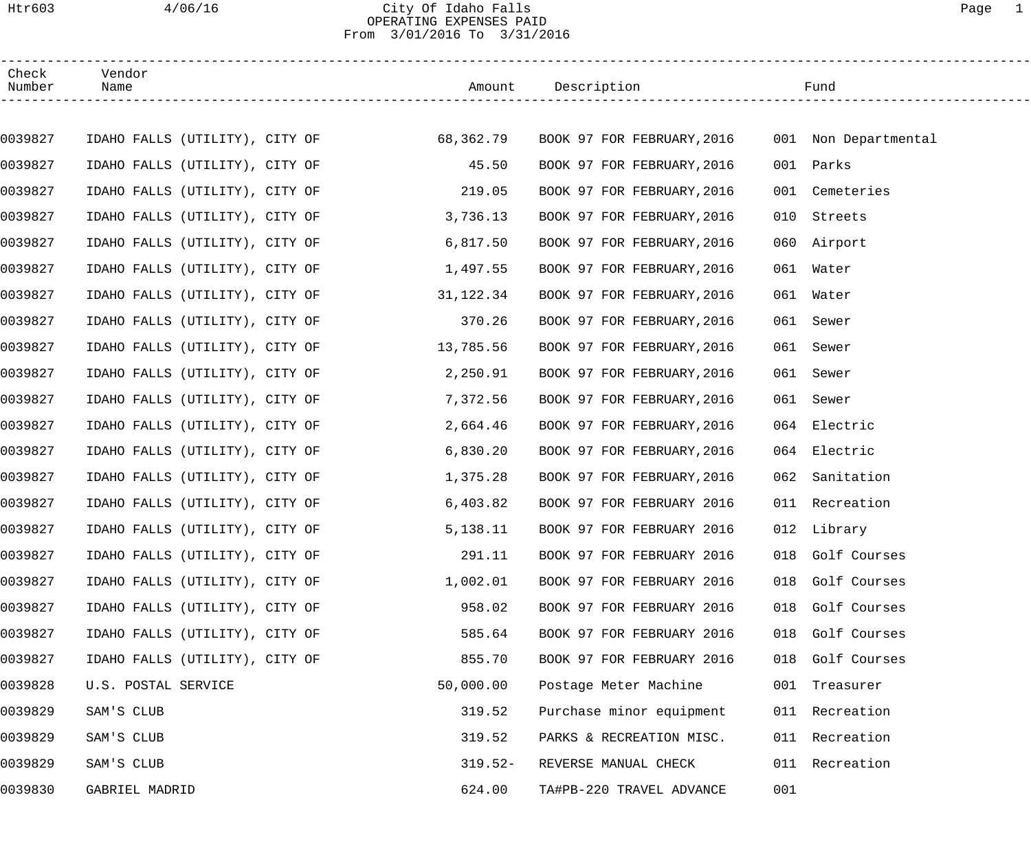City Of Idaho Falls
OPERATING EXPENSES PAID
From 3/01/2016 To 3/31/2016

| Check Number | Vendor Name | Amount | Description | Fund |
|---|---|---|---|---|
| 0039827 | IDAHO FALLS (UTILITY), CITY OF | 68,362.79 | BOOK 97 FOR FEBRUARY,2016 | 001 Non Departmental |
| 0039827 | IDAHO FALLS (UTILITY), CITY OF | 45.50 | BOOK 97 FOR FEBRUARY,2016 | 001 Parks |
| 0039827 | IDAHO FALLS (UTILITY), CITY OF | 219.05 | BOOK 97 FOR FEBRUARY,2016 | 001 Cemeteries |
| 0039827 | IDAHO FALLS (UTILITY), CITY OF | 3,736.13 | BOOK 97 FOR FEBRUARY,2016 | 010 Streets |
| 0039827 | IDAHO FALLS (UTILITY), CITY OF | 6,817.50 | BOOK 97 FOR FEBRUARY,2016 | 060 Airport |
| 0039827 | IDAHO FALLS (UTILITY), CITY OF | 1,497.55 | BOOK 97 FOR FEBRUARY,2016 | 061 Water |
| 0039827 | IDAHO FALLS (UTILITY), CITY OF | 31,122.34 | BOOK 97 FOR FEBRUARY,2016 | 061 Water |
| 0039827 | IDAHO FALLS (UTILITY), CITY OF | 370.26 | BOOK 97 FOR FEBRUARY,2016 | 061 Sewer |
| 0039827 | IDAHO FALLS (UTILITY), CITY OF | 13,785.56 | BOOK 97 FOR FEBRUARY,2016 | 061 Sewer |
| 0039827 | IDAHO FALLS (UTILITY), CITY OF | 2,250.91 | BOOK 97 FOR FEBRUARY,2016 | 061 Sewer |
| 0039827 | IDAHO FALLS (UTILITY), CITY OF | 7,372.56 | BOOK 97 FOR FEBRUARY,2016 | 061 Sewer |
| 0039827 | IDAHO FALLS (UTILITY), CITY OF | 2,664.46 | BOOK 97 FOR FEBRUARY,2016 | 064 Electric |
| 0039827 | IDAHO FALLS (UTILITY), CITY OF | 6,830.20 | BOOK 97 FOR FEBRUARY,2016 | 064 Electric |
| 0039827 | IDAHO FALLS (UTILITY), CITY OF | 1,375.28 | BOOK 97 FOR FEBRUARY,2016 | 062 Sanitation |
| 0039827 | IDAHO FALLS (UTILITY), CITY OF | 6,403.82 | BOOK 97 FOR FEBRUARY 2016 | 011 Recreation |
| 0039827 | IDAHO FALLS (UTILITY), CITY OF | 5,138.11 | BOOK 97 FOR FEBRUARY 2016 | 012 Library |
| 0039827 | IDAHO FALLS (UTILITY), CITY OF | 291.11 | BOOK 97 FOR FEBRUARY 2016 | 018 Golf Courses |
| 0039827 | IDAHO FALLS (UTILITY), CITY OF | 1,002.01 | BOOK 97 FOR FEBRUARY 2016 | 018 Golf Courses |
| 0039827 | IDAHO FALLS (UTILITY), CITY OF | 958.02 | BOOK 97 FOR FEBRUARY 2016 | 018 Golf Courses |
| 0039827 | IDAHO FALLS (UTILITY), CITY OF | 585.64 | BOOK 97 FOR FEBRUARY 2016 | 018 Golf Courses |
| 0039827 | IDAHO FALLS (UTILITY), CITY OF | 855.70 | BOOK 97 FOR FEBRUARY 2016 | 018 Golf Courses |
| 0039828 | U.S. POSTAL SERVICE | 50,000.00 | Postage Meter Machine | 001 Treasurer |
| 0039829 | SAM'S CLUB | 319.52 | Purchase minor equipment | 011 Recreation |
| 0039829 | SAM'S CLUB | 319.52 | PARKS & RECREATION MISC. | 011 Recreation |
| 0039829 | SAM'S CLUB | 319.52- | REVERSE MANUAL CHECK | 011 Recreation |
| 0039830 | GABRIEL MADRID | 624.00 | TA#PB-220 TRAVEL ADVANCE | 001 |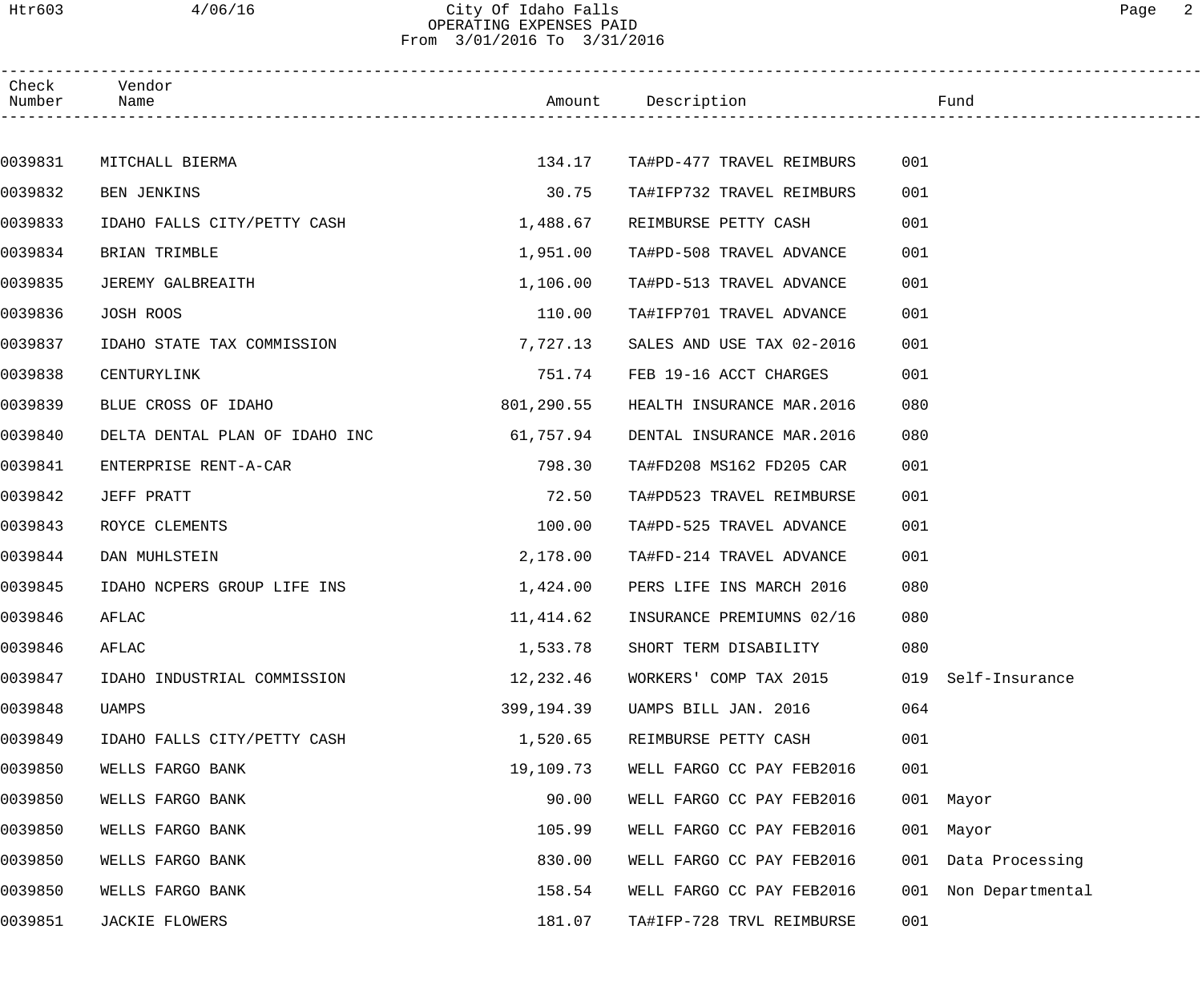City Of Idaho Falls
OPERATING EXPENSES PAID
From 3/01/2016 To 3/31/2016

| Check Number | Vendor Name | Amount | Description | Fund |
|---|---|---|---|---|
| 0039831 | MITCHALL BIERMA | 134.17 | TA#PD-477 TRAVEL REIMBURS | 001 |
| 0039832 | BEN JENKINS | 30.75 | TA#IFP732 TRAVEL REIMBURS | 001 |
| 0039833 | IDAHO FALLS CITY/PETTY CASH | 1,488.67 | REIMBURSE PETTY CASH | 001 |
| 0039834 | BRIAN TRIMBLE | 1,951.00 | TA#PD-508 TRAVEL ADVANCE | 001 |
| 0039835 | JEREMY GALBREAITH | 1,106.00 | TA#PD-513 TRAVEL ADVANCE | 001 |
| 0039836 | JOSH ROOS | 110.00 | TA#IFP701 TRAVEL ADVANCE | 001 |
| 0039837 | IDAHO STATE TAX COMMISSION | 7,727.13 | SALES AND USE TAX 02-2016 | 001 |
| 0039838 | CENTURYLINK | 751.74 | FEB 19-16 ACCT CHARGES | 001 |
| 0039839 | BLUE CROSS OF IDAHO | 801,290.55 | HEALTH INSURANCE MAR.2016 | 080 |
| 0039840 | DELTA DENTAL PLAN OF IDAHO INC | 61,757.94 | DENTAL INSURANCE MAR.2016 | 080 |
| 0039841 | ENTERPRISE RENT-A-CAR | 798.30 | TA#FD208 MS162 FD205 CAR | 001 |
| 0039842 | JEFF PRATT | 72.50 | TA#PD523 TRAVEL REIMBURSE | 001 |
| 0039843 | ROYCE CLEMENTS | 100.00 | TA#PD-525 TRAVEL ADVANCE | 001 |
| 0039844 | DAN MUHLSTEIN | 2,178.00 | TA#FD-214 TRAVEL ADVANCE | 001 |
| 0039845 | IDAHO NCPERS GROUP LIFE INS | 1,424.00 | PERS LIFE INS MARCH 2016 | 080 |
| 0039846 | AFLAC | 11,414.62 | INSURANCE PREMIUMNS 02/16 | 080 |
| 0039846 | AFLAC | 1,533.78 | SHORT TERM DISABILITY | 080 |
| 0039847 | IDAHO INDUSTRIAL COMMISSION | 12,232.46 | WORKERS' COMP TAX 2015 | 019 Self-Insurance |
| 0039848 | UAMPS | 399,194.39 | UAMPS BILL JAN. 2016 | 064 |
| 0039849 | IDAHO FALLS CITY/PETTY CASH | 1,520.65 | REIMBURSE PETTY CASH | 001 |
| 0039850 | WELLS FARGO BANK | 19,109.73 | WELL FARGO CC PAY FEB2016 | 001 |
| 0039850 | WELLS FARGO BANK | 90.00 | WELL FARGO CC PAY FEB2016 | 001 Mayor |
| 0039850 | WELLS FARGO BANK | 105.99 | WELL FARGO CC PAY FEB2016 | 001 Mayor |
| 0039850 | WELLS FARGO BANK | 830.00 | WELL FARGO CC PAY FEB2016 | 001 Data Processing |
| 0039850 | WELLS FARGO BANK | 158.54 | WELL FARGO CC PAY FEB2016 | 001 Non Departmental |
| 0039851 | JACKIE FLOWERS | 181.07 | TA#IFP-728 TRVL REIMBURSE | 001 |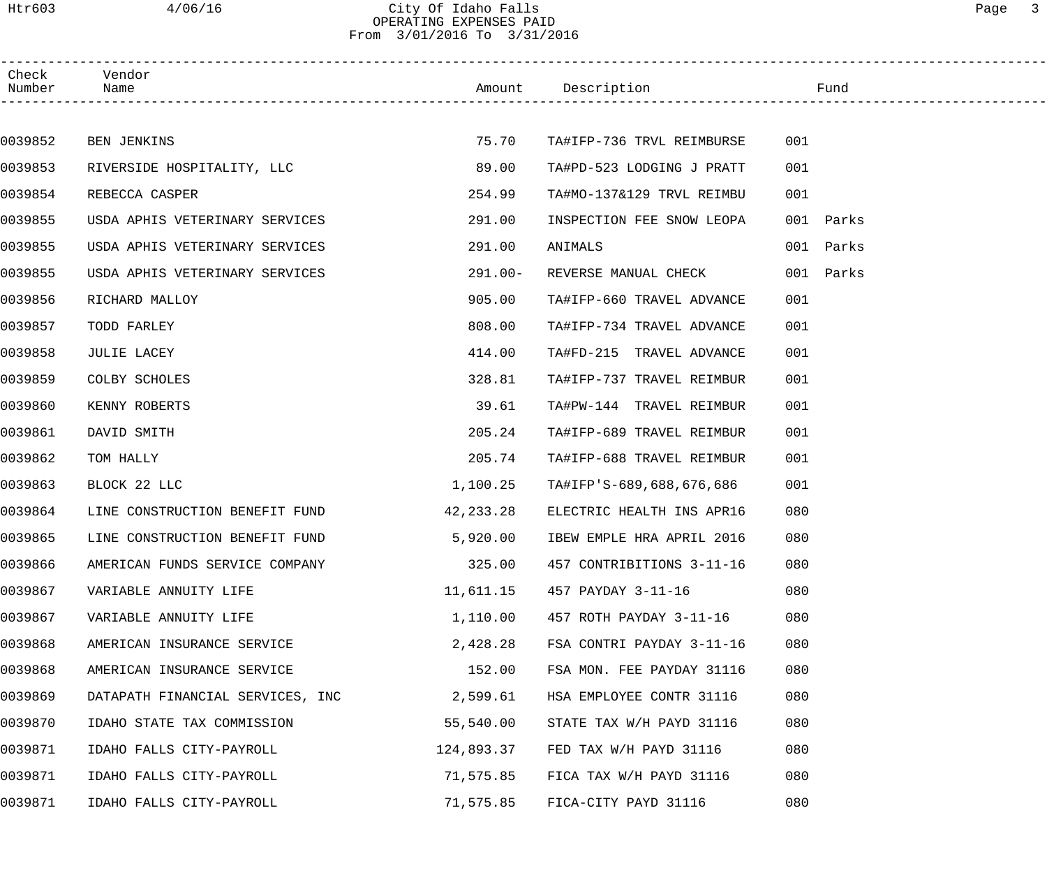City Of Idaho Falls
OPERATING EXPENSES PAID
From 3/01/2016 To 3/31/2016

| Check Number | Vendor Name | Amount | Description | Fund |
|---|---|---|---|---|
| 0039852 | BEN JENKINS | 75.70 | TA#IFP-736 TRVL REIMBURSE | 001 |
| 0039853 | RIVERSIDE HOSPITALITY, LLC | 89.00 | TA#PD-523 LODGING J PRATT | 001 |
| 0039854 | REBECCA CASPER | 254.99 | TA#MO-137&129 TRVL REIMBU | 001 |
| 0039855 | USDA APHIS VETERINARY SERVICES | 291.00 | INSPECTION FEE SNOW LEOPA | 001 Parks |
| 0039855 | USDA APHIS VETERINARY SERVICES | 291.00 | ANIMALS | 001 Parks |
| 0039855 | USDA APHIS VETERINARY SERVICES | 291.00- | REVERSE MANUAL CHECK | 001 Parks |
| 0039856 | RICHARD MALLOY | 905.00 | TA#IFP-660 TRAVEL ADVANCE | 001 |
| 0039857 | TODD FARLEY | 808.00 | TA#IFP-734 TRAVEL ADVANCE | 001 |
| 0039858 | JULIE LACEY | 414.00 | TA#FD-215 TRAVEL ADVANCE | 001 |
| 0039859 | COLBY SCHOLES | 328.81 | TA#IFP-737 TRAVEL REIMBUR | 001 |
| 0039860 | KENNY ROBERTS | 39.61 | TA#PW-144 TRAVEL REIMBUR | 001 |
| 0039861 | DAVID SMITH | 205.24 | TA#IFP-689 TRAVEL REIMBUR | 001 |
| 0039862 | TOM HALLY | 205.74 | TA#IFP-688 TRAVEL REIMBUR | 001 |
| 0039863 | BLOCK 22 LLC | 1,100.25 | TA#IFP'S-689,688,676,686 | 001 |
| 0039864 | LINE CONSTRUCTION BENEFIT FUND | 42,233.28 | ELECTRIC HEALTH INS APR16 | 080 |
| 0039865 | LINE CONSTRUCTION BENEFIT FUND | 5,920.00 | IBEW EMPLE HRA APRIL 2016 | 080 |
| 0039866 | AMERICAN FUNDS SERVICE COMPANY | 325.00 | 457 CONTRIBITIONS 3-11-16 | 080 |
| 0039867 | VARIABLE ANNUITY LIFE | 11,611.15 | 457 PAYDAY 3-11-16 | 080 |
| 0039867 | VARIABLE ANNUITY LIFE | 1,110.00 | 457 ROTH PAYDAY 3-11-16 | 080 |
| 0039868 | AMERICAN INSURANCE SERVICE | 2,428.28 | FSA CONTRI PAYDAY 3-11-16 | 080 |
| 0039868 | AMERICAN INSURANCE SERVICE | 152.00 | FSA MON. FEE PAYDAY 31116 | 080 |
| 0039869 | DATAPATH FINANCIAL SERVICES, INC | 2,599.61 | HSA EMPLOYEE CONTR 31116 | 080 |
| 0039870 | IDAHO STATE TAX COMMISSION | 55,540.00 | STATE TAX W/H PAYD 31116 | 080 |
| 0039871 | IDAHO FALLS CITY-PAYROLL | 124,893.37 | FED TAX W/H PAYD 31116 | 080 |
| 0039871 | IDAHO FALLS CITY-PAYROLL | 71,575.85 | FICA TAX W/H PAYD 31116 | 080 |
| 0039871 | IDAHO FALLS CITY-PAYROLL | 71,575.85 | FICA-CITY PAYD 31116 | 080 |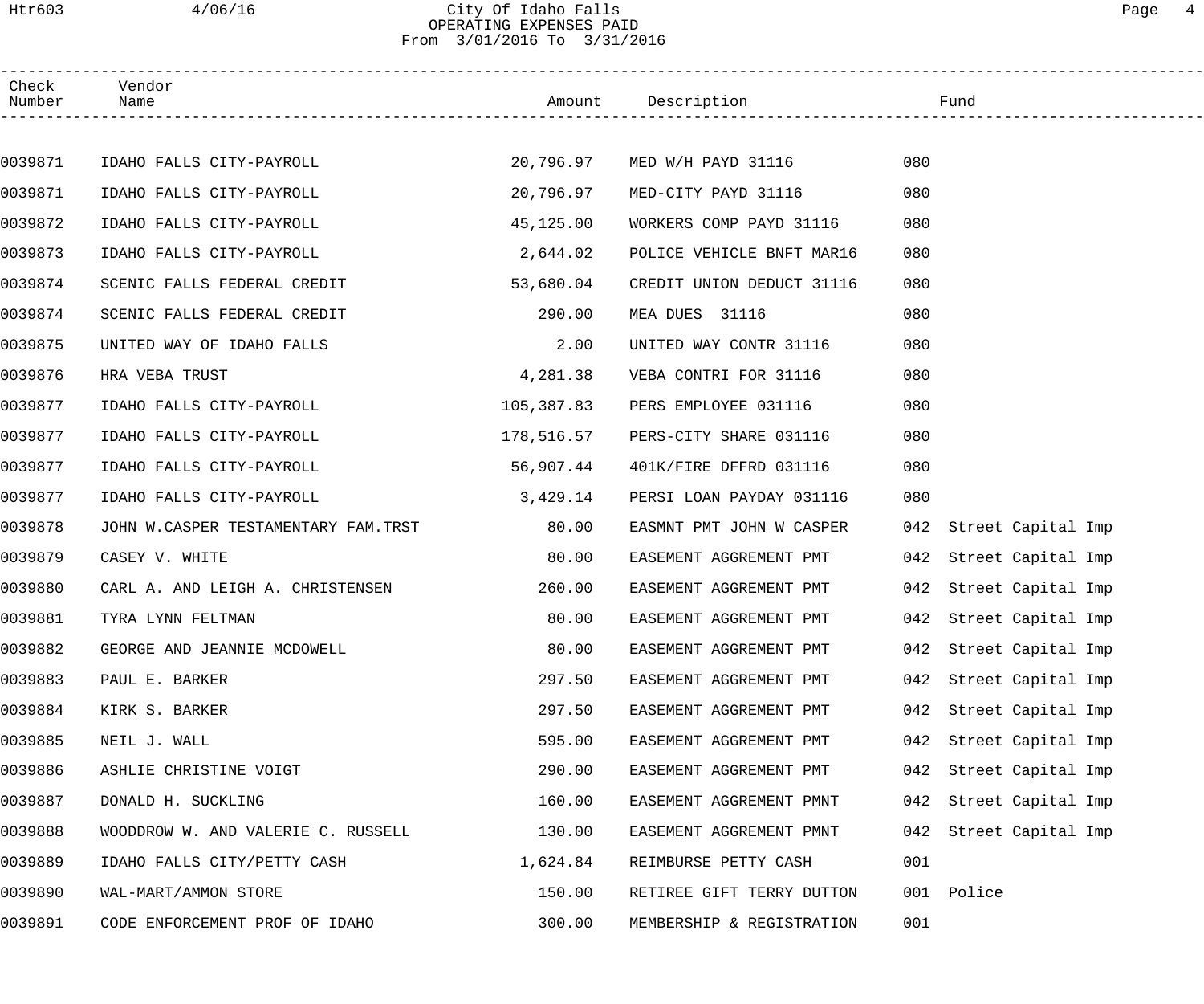# City Of Idaho Falls
## OPERATING EXPENSES PAID
From 3/01/2016 To 3/31/2016

| Check Number | Vendor Name | Amount | Description | Fund | |
|---|---|---|---|---|---|
| 0039871 | IDAHO FALLS CITY-PAYROLL | 20,796.97 | MED W/H PAYD 31116 | 080 | |
| 0039871 | IDAHO FALLS CITY-PAYROLL | 20,796.97 | MED-CITY PAYD 31116 | 080 | |
| 0039872 | IDAHO FALLS CITY-PAYROLL | 45,125.00 | WORKERS COMP PAYD 31116 | 080 | |
| 0039873 | IDAHO FALLS CITY-PAYROLL | 2,644.02 | POLICE VEHICLE BNFT MAR16 | 080 | |
| 0039874 | SCENIC FALLS FEDERAL CREDIT | 53,680.04 | CREDIT UNION DEDUCT 31116 | 080 | |
| 0039874 | SCENIC FALLS FEDERAL CREDIT | 290.00 | MEA DUES 31116 | 080 | |
| 0039875 | UNITED WAY OF IDAHO FALLS | 2.00 | UNITED WAY CONTR 31116 | 080 | |
| 0039876 | HRA VEBA TRUST | 4,281.38 | VEBA CONTRI FOR 31116 | 080 | |
| 0039877 | IDAHO FALLS CITY-PAYROLL | 105,387.83 | PERS EMPLOYEE 031116 | 080 | |
| 0039877 | IDAHO FALLS CITY-PAYROLL | 178,516.57 | PERS-CITY SHARE 031116 | 080 | |
| 0039877 | IDAHO FALLS CITY-PAYROLL | 56,907.44 | 401K/FIRE DFFRD 031116 | 080 | |
| 0039877 | IDAHO FALLS CITY-PAYROLL | 3,429.14 | PERSI LOAN PAYDAY 031116 | 080 | |
| 0039878 | JOHN W.CASPER TESTAMENTARY FAM.TRST | 80.00 | EASMNT PMT JOHN W CASPER | 042 | Street Capital Imp |
| 0039879 | CASEY V. WHITE | 80.00 | EASEMENT AGGREMENT PMT | 042 | Street Capital Imp |
| 0039880 | CARL A. AND LEIGH A. CHRISTENSEN | 260.00 | EASEMENT AGGREMENT PMT | 042 | Street Capital Imp |
| 0039881 | TYRA LYNN FELTMAN | 80.00 | EASEMENT AGGREMENT PMT | 042 | Street Capital Imp |
| 0039882 | GEORGE AND JEANNIE MCDOWELL | 80.00 | EASEMENT AGGREMENT PMT | 042 | Street Capital Imp |
| 0039883 | PAUL E. BARKER | 297.50 | EASEMENT AGGREMENT PMT | 042 | Street Capital Imp |
| 0039884 | KIRK S. BARKER | 297.50 | EASEMENT AGGREMENT PMT | 042 | Street Capital Imp |
| 0039885 | NEIL J. WALL | 595.00 | EASEMENT AGGREMENT PMT | 042 | Street Capital Imp |
| 0039886 | ASHLIE CHRISTINE VOIGT | 290.00 | EASEMENT AGGREMENT PMT | 042 | Street Capital Imp |
| 0039887 | DONALD H. SUCKLING | 160.00 | EASEMENT AGGREMENT PMNT | 042 | Street Capital Imp |
| 0039888 | WOODDROW W. AND VALERIE C. RUSSELL | 130.00 | EASEMENT AGGREMENT PMNT | 042 | Street Capital Imp |
| 0039889 | IDAHO FALLS CITY/PETTY CASH | 1,624.84 | REIMBURSE PETTY CASH | 001 | |
| 0039890 | WAL-MART/AMMON STORE | 150.00 | RETIREE GIFT TERRY DUTTON | 001 | Police |
| 0039891 | CODE ENFORCEMENT PROF OF IDAHO | 300.00 | MEMBERSHIP & REGISTRATION | 001 | |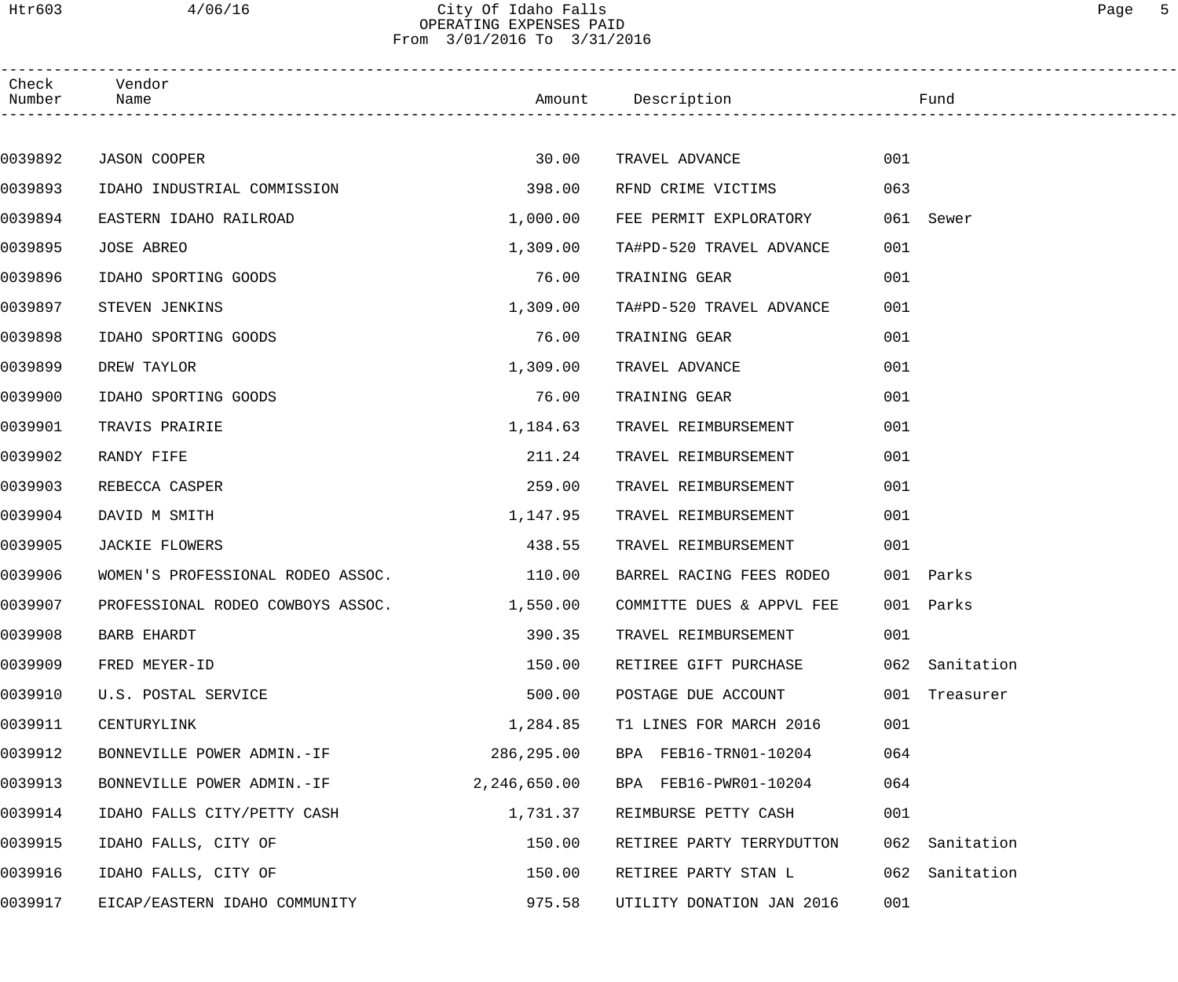# City Of Idaho Falls
## OPERATING EXPENSES PAID
From 3/01/2016 To 3/31/2016

| Check Number | Vendor Name | Amount | Description | Fund | |
|---|---|---|---|---|---|
| 0039892 | JASON COOPER | 30.00 | TRAVEL ADVANCE | 001 | |
| 0039893 | IDAHO INDUSTRIAL COMMISSION | 398.00 | RFND CRIME VICTIMS | 063 | |
| 0039894 | EASTERN IDAHO RAILROAD | 1,000.00 | FEE PERMIT EXPLORATORY | 061 | Sewer |
| 0039895 | JOSE ABREO | 1,309.00 | TA#PD-520 TRAVEL ADVANCE | 001 | |
| 0039896 | IDAHO SPORTING GOODS | 76.00 | TRAINING GEAR | 001 | |
| 0039897 | STEVEN JENKINS | 1,309.00 | TA#PD-520 TRAVEL ADVANCE | 001 | |
| 0039898 | IDAHO SPORTING GOODS | 76.00 | TRAINING GEAR | 001 | |
| 0039899 | DREW TAYLOR | 1,309.00 | TRAVEL ADVANCE | 001 | |
| 0039900 | IDAHO SPORTING GOODS | 76.00 | TRAINING GEAR | 001 | |
| 0039901 | TRAVIS PRAIRIE | 1,184.63 | TRAVEL REIMBURSEMENT | 001 | |
| 0039902 | RANDY FIFE | 211.24 | TRAVEL REIMBURSEMENT | 001 | |
| 0039903 | REBECCA CASPER | 259.00 | TRAVEL REIMBURSEMENT | 001 | |
| 0039904 | DAVID M SMITH | 1,147.95 | TRAVEL REIMBURSEMENT | 001 | |
| 0039905 | JACKIE FLOWERS | 438.55 | TRAVEL REIMBURSEMENT | 001 | |
| 0039906 | WOMEN'S PROFESSIONAL RODEO ASSOC. | 110.00 | BARREL RACING FEES RODEO | 001 | Parks |
| 0039907 | PROFESSIONAL RODEO COWBOYS ASSOC. | 1,550.00 | COMMITTE DUES & APPVL FEE | 001 | Parks |
| 0039908 | BARB EHARDT | 390.35 | TRAVEL REIMBURSEMENT | 001 | |
| 0039909 | FRED MEYER-ID | 150.00 | RETIREE GIFT PURCHASE | 062 | Sanitation |
| 0039910 | U.S. POSTAL SERVICE | 500.00 | POSTAGE DUE ACCOUNT | 001 | Treasurer |
| 0039911 | CENTURYLINK | 1,284.85 | T1 LINES FOR MARCH 2016 | 001 | |
| 0039912 | BONNEVILLE POWER ADMIN.-IF | 286,295.00 | BPA FEB16-TRN01-10204 | 064 | |
| 0039913 | BONNEVILLE POWER ADMIN.-IF | 2,246,650.00 | BPA FEB16-PWR01-10204 | 064 | |
| 0039914 | IDAHO FALLS CITY/PETTY CASH | 1,731.37 | REIMBURSE PETTY CASH | 001 | |
| 0039915 | IDAHO FALLS, CITY OF | 150.00 | RETIREE PARTY TERRYDUTTON | 062 | Sanitation |
| 0039916 | IDAHO FALLS, CITY OF | 150.00 | RETIREE PARTY STAN L | 062 | Sanitation |
| 0039917 | EICAP/EASTERN IDAHO COMMUNITY | 975.58 | UTILITY DONATION JAN 2016 | 001 | |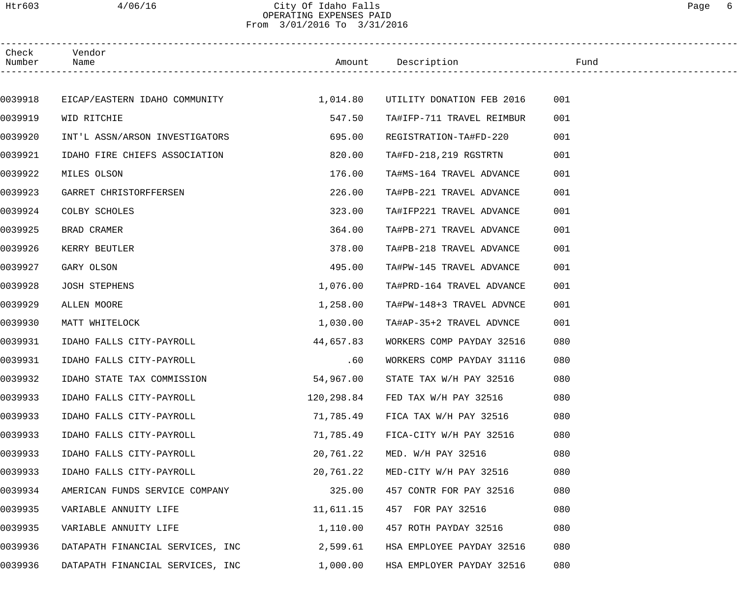City Of Idaho Falls
OPERATING EXPENSES PAID
From 3/01/2016 To 3/31/2016

| Check Number | Vendor Name | Amount | Description | Fund |
|---|---|---|---|---|
| 0039918 | EICAP/EASTERN IDAHO COMMUNITY | 1,014.80 | UTILITY DONATION FEB 2016 | 001 |
| 0039919 | WID RITCHIE | 547.50 | TA#IFP-711 TRAVEL REIMBUR | 001 |
| 0039920 | INT'L ASSN/ARSON INVESTIGATORS | 695.00 | REGISTRATION-TA#FD-220 | 001 |
| 0039921 | IDAHO FIRE CHIEFS ASSOCIATION | 820.00 | TA#FD-218,219 RGSTRTN | 001 |
| 0039922 | MILES OLSON | 176.00 | TA#MS-164 TRAVEL ADVANCE | 001 |
| 0039923 | GARRET CHRISTORFFERSEN | 226.00 | TA#PB-221 TRAVEL ADVANCE | 001 |
| 0039924 | COLBY SCHOLES | 323.00 | TA#IFP221 TRAVEL ADVANCE | 001 |
| 0039925 | BRAD CRAMER | 364.00 | TA#PB-271 TRAVEL ADVANCE | 001 |
| 0039926 | KERRY BEUTLER | 378.00 | TA#PB-218 TRAVEL ADVANCE | 001 |
| 0039927 | GARY OLSON | 495.00 | TA#PW-145 TRAVEL ADVANCE | 001 |
| 0039928 | JOSH STEPHENS | 1,076.00 | TA#PRD-164 TRAVEL ADVANCE | 001 |
| 0039929 | ALLEN MOORE | 1,258.00 | TA#PW-148+3 TRAVEL ADVNCE | 001 |
| 0039930 | MATT WHITELOCK | 1,030.00 | TA#AP-35+2 TRAVEL ADVNCE | 001 |
| 0039931 | IDAHO FALLS CITY-PAYROLL | 44,657.83 | WORKERS COMP PAYDAY 32516 | 080 |
| 0039931 | IDAHO FALLS CITY-PAYROLL | .60 | WORKERS COMP PAYDAY 31116 | 080 |
| 0039932 | IDAHO STATE TAX COMMISSION | 54,967.00 | STATE TAX W/H PAY 32516 | 080 |
| 0039933 | IDAHO FALLS CITY-PAYROLL | 120,298.84 | FED TAX W/H PAY 32516 | 080 |
| 0039933 | IDAHO FALLS CITY-PAYROLL | 71,785.49 | FICA TAX W/H PAY 32516 | 080 |
| 0039933 | IDAHO FALLS CITY-PAYROLL | 71,785.49 | FICA-CITY W/H PAY 32516 | 080 |
| 0039933 | IDAHO FALLS CITY-PAYROLL | 20,761.22 | MED. W/H PAY 32516 | 080 |
| 0039933 | IDAHO FALLS CITY-PAYROLL | 20,761.22 | MED-CITY W/H PAY 32516 | 080 |
| 0039934 | AMERICAN FUNDS SERVICE COMPANY | 325.00 | 457 CONTR FOR PAY 32516 | 080 |
| 0039935 | VARIABLE ANNUITY LIFE | 11,611.15 | 457 FOR PAY 32516 | 080 |
| 0039935 | VARIABLE ANNUITY LIFE | 1,110.00 | 457 ROTH PAYDAY 32516 | 080 |
| 0039936 | DATAPATH FINANCIAL SERVICES, INC | 2,599.61 | HSA EMPLOYEE PAYDAY 32516 | 080 |
| 0039936 | DATAPATH FINANCIAL SERVICES, INC | 1,000.00 | HSA EMPLOYER PAYDAY 32516 | 080 |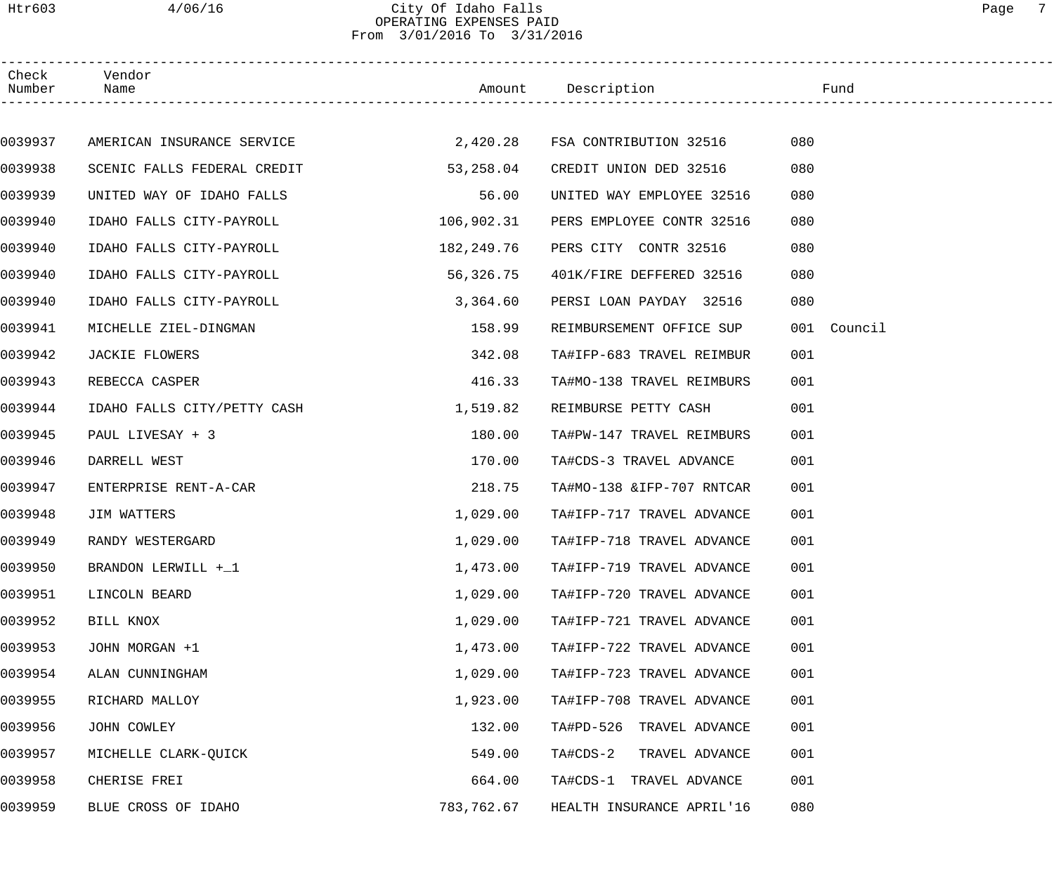City Of Idaho Falls
OPERATING EXPENSES PAID
From 3/01/2016 To 3/31/2016

| Check Number | Vendor Name | Amount | Description | Fund |
|---|---|---|---|---|
| 0039937 | AMERICAN INSURANCE SERVICE | 2,420.28 | FSA CONTRIBUTION 32516 | 080 |
| 0039938 | SCENIC FALLS FEDERAL CREDIT | 53,258.04 | CREDIT UNION DED 32516 | 080 |
| 0039939 | UNITED WAY OF IDAHO FALLS | 56.00 | UNITED WAY EMPLOYEE 32516 | 080 |
| 0039940 | IDAHO FALLS CITY-PAYROLL | 106,902.31 | PERS EMPLOYEE CONTR 32516 | 080 |
| 0039940 | IDAHO FALLS CITY-PAYROLL | 182,249.76 | PERS CITY CONTR 32516 | 080 |
| 0039940 | IDAHO FALLS CITY-PAYROLL | 56,326.75 | 401K/FIRE DEFFERED 32516 | 080 |
| 0039940 | IDAHO FALLS CITY-PAYROLL | 3,364.60 | PERSI LOAN PAYDAY 32516 | 080 |
| 0039941 | MICHELLE ZIEL-DINGMAN | 158.99 | REIMBURSEMENT OFFICE SUP | 001 Council |
| 0039942 | JACKIE FLOWERS | 342.08 | TA#IFP-683 TRAVEL REIMBUR | 001 |
| 0039943 | REBECCA CASPER | 416.33 | TA#MO-138 TRAVEL REIMBURS | 001 |
| 0039944 | IDAHO FALLS CITY/PETTY CASH | 1,519.82 | REIMBURSE PETTY CASH | 001 |
| 0039945 | PAUL LIVESAY + 3 | 180.00 | TA#PW-147 TRAVEL REIMBURS | 001 |
| 0039946 | DARRELL WEST | 170.00 | TA#CDS-3 TRAVEL ADVANCE | 001 |
| 0039947 | ENTERPRISE RENT-A-CAR | 218.75 | TA#MO-138 &IFP-707 RNTCAR | 001 |
| 0039948 | JIM WATTERS | 1,029.00 | TA#IFP-717 TRAVEL ADVANCE | 001 |
| 0039949 | RANDY WESTERGARD | 1,029.00 | TA#IFP-718 TRAVEL ADVANCE | 001 |
| 0039950 | BRANDON LERWILL +_1 | 1,473.00 | TA#IFP-719 TRAVEL ADVANCE | 001 |
| 0039951 | LINCOLN BEARD | 1,029.00 | TA#IFP-720 TRAVEL ADVANCE | 001 |
| 0039952 | BILL KNOX | 1,029.00 | TA#IFP-721 TRAVEL ADVANCE | 001 |
| 0039953 | JOHN MORGAN +1 | 1,473.00 | TA#IFP-722 TRAVEL ADVANCE | 001 |
| 0039954 | ALAN CUNNINGHAM | 1,029.00 | TA#IFP-723 TRAVEL ADVANCE | 001 |
| 0039955 | RICHARD MALLOY | 1,923.00 | TA#IFP-708 TRAVEL ADVANCE | 001 |
| 0039956 | JOHN COWLEY | 132.00 | TA#PD-526 TRAVEL ADVANCE | 001 |
| 0039957 | MICHELLE CLARK-QUICK | 549.00 | TA#CDS-2 TRAVEL ADVANCE | 001 |
| 0039958 | CHERISE FREI | 664.00 | TA#CDS-1 TRAVEL ADVANCE | 001 |
| 0039959 | BLUE CROSS OF IDAHO | 783,762.67 | HEALTH INSURANCE APRIL'16 | 080 |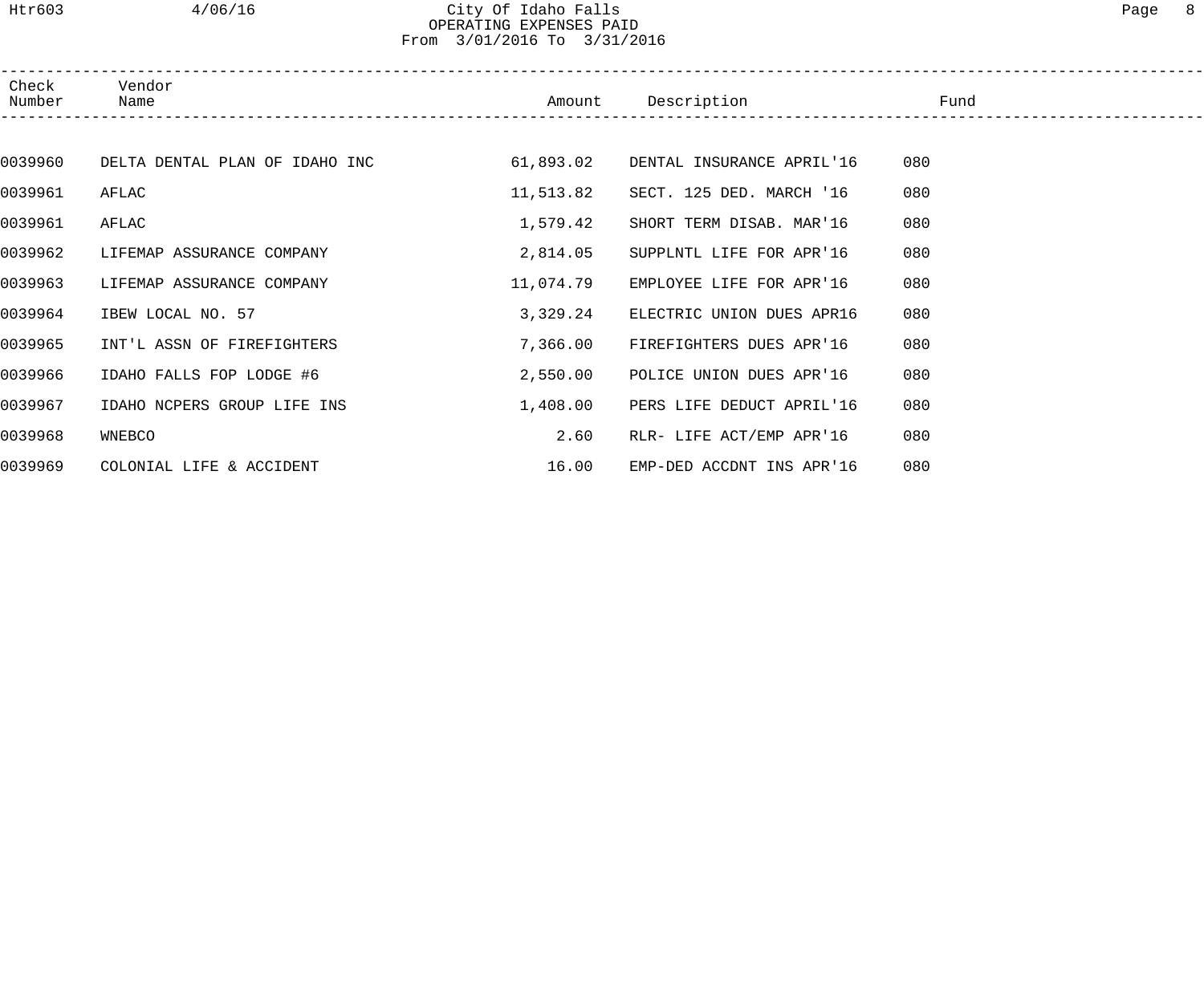# City Of Idaho Falls
## OPERATING EXPENSES PAID
From 3/01/2016 To 3/31/2016

| Check Number | Vendor Name | Amount | Description | Fund |
|---|---|---|---|---|
| 0039960 | DELTA DENTAL PLAN OF IDAHO INC | 61,893.02 | DENTAL INSURANCE APRIL'16 | 080 |
| 0039961 | AFLAC | 11,513.82 | SECT. 125 DED. MARCH '16 | 080 |
| 0039961 | AFLAC | 1,579.42 | SHORT TERM DISAB. MAR'16 | 080 |
| 0039962 | LIFEMAP ASSURANCE COMPANY | 2,814.05 | SUPPLNTL LIFE FOR APR'16 | 080 |
| 0039963 | LIFEMAP ASSURANCE COMPANY | 11,074.79 | EMPLOYEE LIFE FOR APR'16 | 080 |
| 0039964 | IBEW LOCAL NO. 57 | 3,329.24 | ELECTRIC UNION DUES APR16 | 080 |
| 0039965 | INT'L ASSN OF FIREFIGHTERS | 7,366.00 | FIREFIGHTERS DUES APR'16 | 080 |
| 0039966 | IDAHO FALLS FOP LODGE #6 | 2,550.00 | POLICE UNION DUES APR'16 | 080 |
| 0039967 | IDAHO NCPERS GROUP LIFE INS | 1,408.00 | PERS LIFE DEDUCT APRIL'16 | 080 |
| 0039968 | WNEBCO | 2.60 | RLR- LIFE ACT/EMP APR'16 | 080 |
| 0039969 | COLONIAL LIFE & ACCIDENT | 16.00 | EMP-DED ACCDNT INS APR'16 | 080 |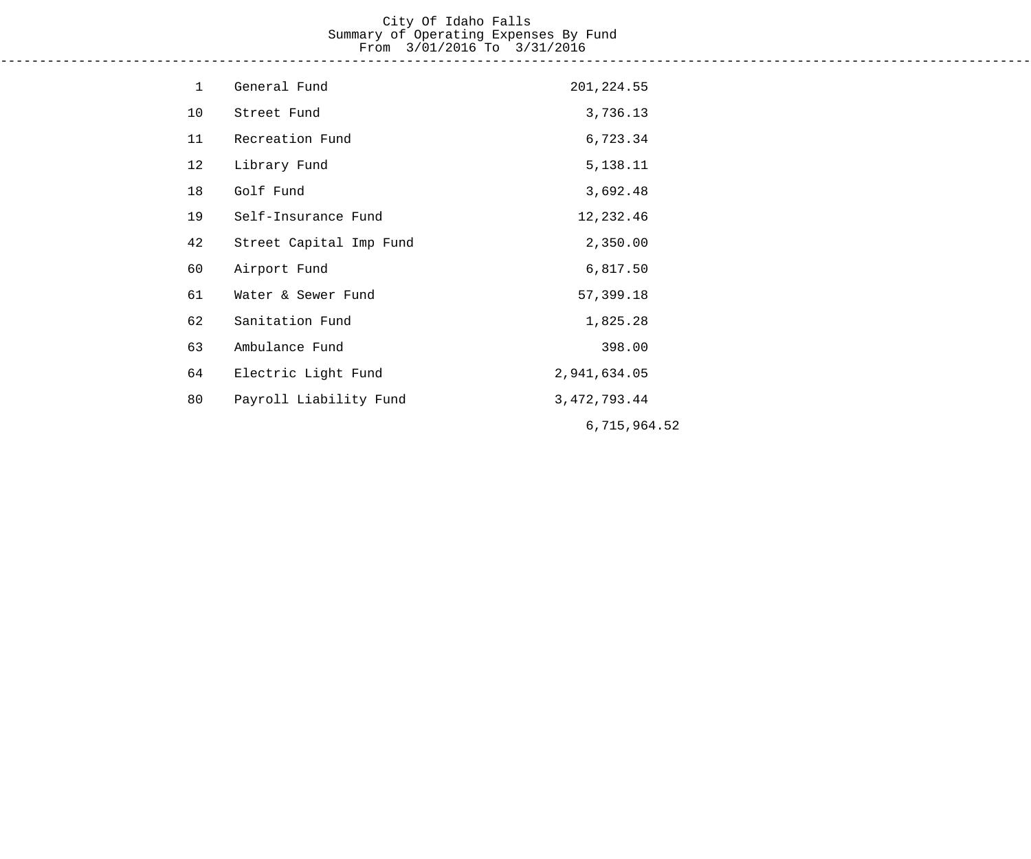City Of Idaho Falls
Summary of Operating Expenses By Fund
From 3/01/2016 To 3/31/2016

| Fund | Name | Amount | Total |
|---|---|---|---|
| 1 | General Fund | 201,224.55 | |
| 10 | Street Fund | 3,736.13 | |
| 11 | Recreation Fund | 6,723.34 | |
| 12 | Library Fund | 5,138.11 | |
| 18 | Golf Fund | 3,692.48 | |
| 19 | Self-Insurance Fund | 12,232.46 | |
| 42 | Street Capital Imp Fund | 2,350.00 | |
| 60 | Airport Fund | 6,817.50 | |
| 61 | Water & Sewer Fund | 57,399.18 | |
| 62 | Sanitation Fund | 1,825.28 | |
| 63 | Ambulance Fund | 398.00 | |
| 64 | Electric Light Fund | 2,941,634.05 | |
| 80 | Payroll Liability Fund | 3,472,793.44 | |
| | | | 6,715,964.52 |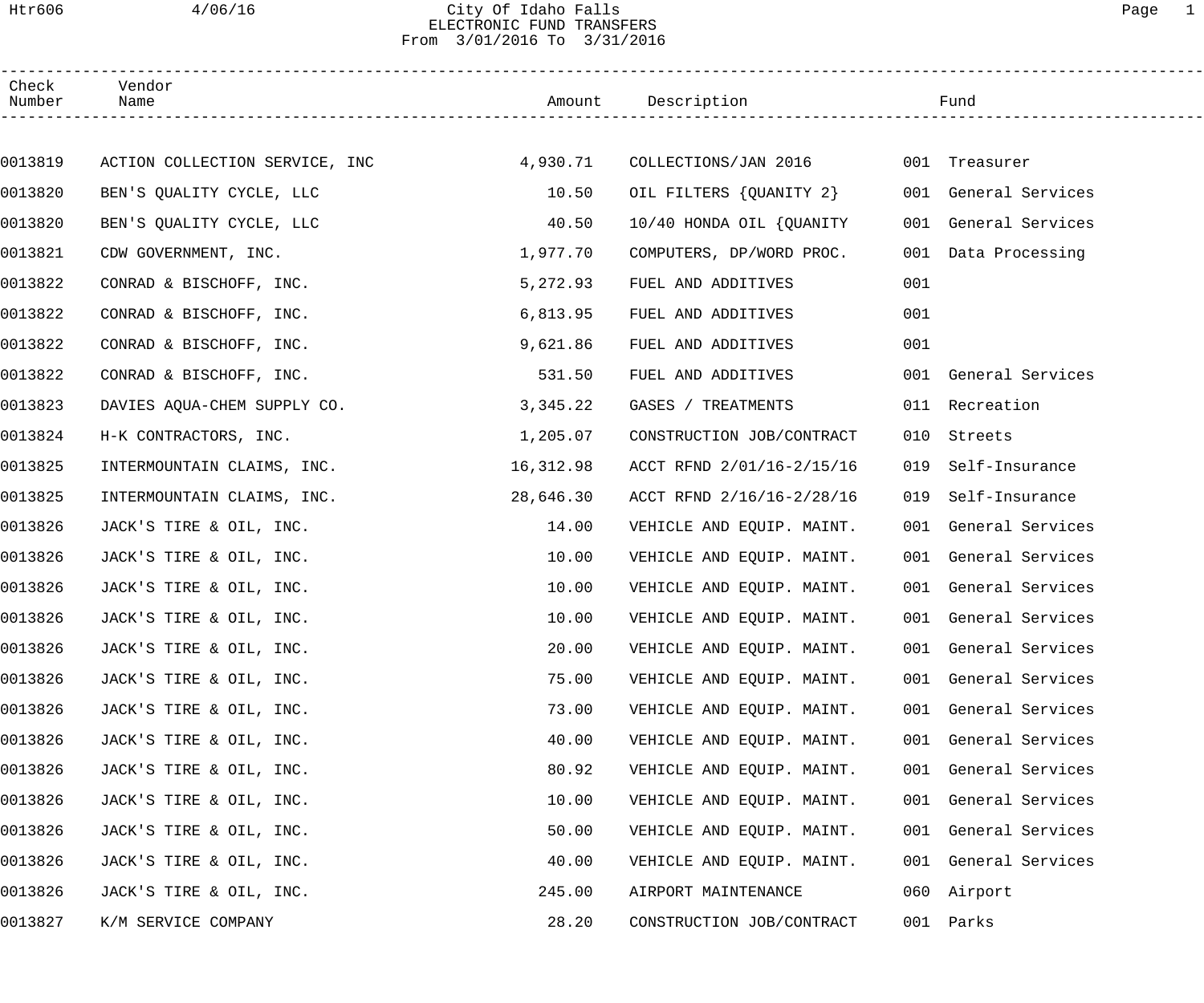# City Of Idaho Falls
## ELECTRONIC FUND TRANSFERS
From 3/01/2016 To 3/31/2016

| Check Number | Vendor Name | Amount | Description | Fund | |
|---|---|---|---|---|---|
| 0013819 | ACTION COLLECTION SERVICE, INC | 4,930.71 | COLLECTIONS/JAN 2016 | 001 | Treasurer |
| 0013820 | BEN'S QUALITY CYCLE, LLC | 10.50 | OIL FILTERS {QUANITY 2} | 001 | General Services |
| 0013820 | BEN'S QUALITY CYCLE, LLC | 40.50 | 10/40 HONDA OIL {QUANITY | 001 | General Services |
| 0013821 | CDW GOVERNMENT, INC. | 1,977.70 | COMPUTERS, DP/WORD PROC. | 001 | Data Processing |
| 0013822 | CONRAD & BISCHOFF, INC. | 5,272.93 | FUEL AND ADDITIVES | 001 | |
| 0013822 | CONRAD & BISCHOFF, INC. | 6,813.95 | FUEL AND ADDITIVES | 001 | |
| 0013822 | CONRAD & BISCHOFF, INC. | 9,621.86 | FUEL AND ADDITIVES | 001 | |
| 0013822 | CONRAD & BISCHOFF, INC. | 531.50 | FUEL AND ADDITIVES | 001 | General Services |
| 0013823 | DAVIES AQUA-CHEM SUPPLY CO. | 3,345.22 | GASES / TREATMENTS | 011 | Recreation |
| 0013824 | H-K CONTRACTORS, INC. | 1,205.07 | CONSTRUCTION JOB/CONTRACT | 010 | Streets |
| 0013825 | INTERMOUNTAIN CLAIMS, INC. | 16,312.98 | ACCT RFND 2/01/16-2/15/16 | 019 | Self-Insurance |
| 0013825 | INTERMOUNTAIN CLAIMS, INC. | 28,646.30 | ACCT RFND 2/16/16-2/28/16 | 019 | Self-Insurance |
| 0013826 | JACK'S TIRE & OIL, INC. | 14.00 | VEHICLE AND EQUIP. MAINT. | 001 | General Services |
| 0013826 | JACK'S TIRE & OIL, INC. | 10.00 | VEHICLE AND EQUIP. MAINT. | 001 | General Services |
| 0013826 | JACK'S TIRE & OIL, INC. | 10.00 | VEHICLE AND EQUIP. MAINT. | 001 | General Services |
| 0013826 | JACK'S TIRE & OIL, INC. | 10.00 | VEHICLE AND EQUIP. MAINT. | 001 | General Services |
| 0013826 | JACK'S TIRE & OIL, INC. | 20.00 | VEHICLE AND EQUIP. MAINT. | 001 | General Services |
| 0013826 | JACK'S TIRE & OIL, INC. | 75.00 | VEHICLE AND EQUIP. MAINT. | 001 | General Services |
| 0013826 | JACK'S TIRE & OIL, INC. | 73.00 | VEHICLE AND EQUIP. MAINT. | 001 | General Services |
| 0013826 | JACK'S TIRE & OIL, INC. | 40.00 | VEHICLE AND EQUIP. MAINT. | 001 | General Services |
| 0013826 | JACK'S TIRE & OIL, INC. | 80.92 | VEHICLE AND EQUIP. MAINT. | 001 | General Services |
| 0013826 | JACK'S TIRE & OIL, INC. | 10.00 | VEHICLE AND EQUIP. MAINT. | 001 | General Services |
| 0013826 | JACK'S TIRE & OIL, INC. | 50.00 | VEHICLE AND EQUIP. MAINT. | 001 | General Services |
| 0013826 | JACK'S TIRE & OIL, INC. | 40.00 | VEHICLE AND EQUIP. MAINT. | 001 | General Services |
| 0013826 | JACK'S TIRE & OIL, INC. | 245.00 | AIRPORT MAINTENANCE | 060 | Airport |
| 0013827 | K/M SERVICE COMPANY | 28.20 | CONSTRUCTION JOB/CONTRACT | 001 | Parks |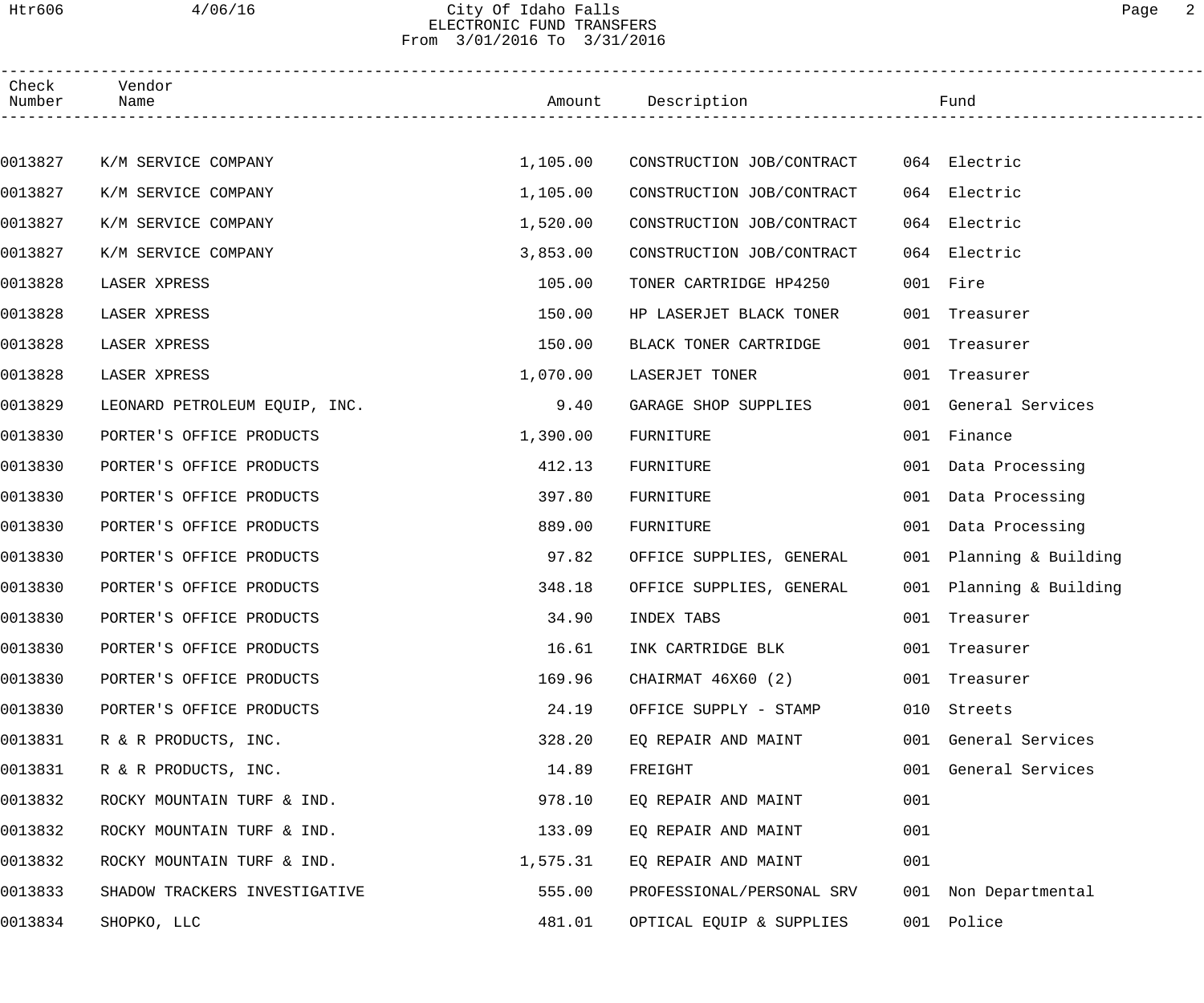City Of Idaho Falls
ELECTRONIC FUND TRANSFERS
From 3/01/2016 To 3/31/2016

| Check Number | Vendor Name | Amount | Description | Fund |
|---|---|---|---|---|
| 0013827 | K/M SERVICE COMPANY | 1,105.00 | CONSTRUCTION JOB/CONTRACT | 064 Electric |
| 0013827 | K/M SERVICE COMPANY | 1,105.00 | CONSTRUCTION JOB/CONTRACT | 064 Electric |
| 0013827 | K/M SERVICE COMPANY | 1,520.00 | CONSTRUCTION JOB/CONTRACT | 064 Electric |
| 0013827 | K/M SERVICE COMPANY | 3,853.00 | CONSTRUCTION JOB/CONTRACT | 064 Electric |
| 0013828 | LASER XPRESS | 105.00 | TONER CARTRIDGE HP4250 | 001 Fire |
| 0013828 | LASER XPRESS | 150.00 | HP LASERJET BLACK TONER | 001 Treasurer |
| 0013828 | LASER XPRESS | 150.00 | BLACK TONER CARTRIDGE | 001 Treasurer |
| 0013828 | LASER XPRESS | 1,070.00 | LASERJET TONER | 001 Treasurer |
| 0013829 | LEONARD PETROLEUM EQUIP, INC. | 9.40 | GARAGE SHOP SUPPLIES | 001 General Services |
| 0013830 | PORTER'S OFFICE PRODUCTS | 1,390.00 | FURNITURE | 001 Finance |
| 0013830 | PORTER'S OFFICE PRODUCTS | 412.13 | FURNITURE | 001 Data Processing |
| 0013830 | PORTER'S OFFICE PRODUCTS | 397.80 | FURNITURE | 001 Data Processing |
| 0013830 | PORTER'S OFFICE PRODUCTS | 889.00 | FURNITURE | 001 Data Processing |
| 0013830 | PORTER'S OFFICE PRODUCTS | 97.82 | OFFICE SUPPLIES, GENERAL | 001 Planning & Building |
| 0013830 | PORTER'S OFFICE PRODUCTS | 348.18 | OFFICE SUPPLIES, GENERAL | 001 Planning & Building |
| 0013830 | PORTER'S OFFICE PRODUCTS | 34.90 | INDEX TABS | 001 Treasurer |
| 0013830 | PORTER'S OFFICE PRODUCTS | 16.61 | INK CARTRIDGE BLK | 001 Treasurer |
| 0013830 | PORTER'S OFFICE PRODUCTS | 169.96 | CHAIRMAT 46X60 (2) | 001 Treasurer |
| 0013830 | PORTER'S OFFICE PRODUCTS | 24.19 | OFFICE SUPPLY - STAMP | 010 Streets |
| 0013831 | R & R PRODUCTS, INC. | 328.20 | EQ REPAIR AND MAINT | 001 General Services |
| 0013831 | R & R PRODUCTS, INC. | 14.89 | FREIGHT | 001 General Services |
| 0013832 | ROCKY MOUNTAIN TURF & IND. | 978.10 | EQ REPAIR AND MAINT | 001 |
| 0013832 | ROCKY MOUNTAIN TURF & IND. | 133.09 | EQ REPAIR AND MAINT | 001 |
| 0013832 | ROCKY MOUNTAIN TURF & IND. | 1,575.31 | EQ REPAIR AND MAINT | 001 |
| 0013833 | SHADOW TRACKERS INVESTIGATIVE | 555.00 | PROFESSIONAL/PERSONAL SRV | 001 Non Departmental |
| 0013834 | SHOPKO, LLC | 481.01 | OPTICAL EQUIP & SUPPLIES | 001 Police |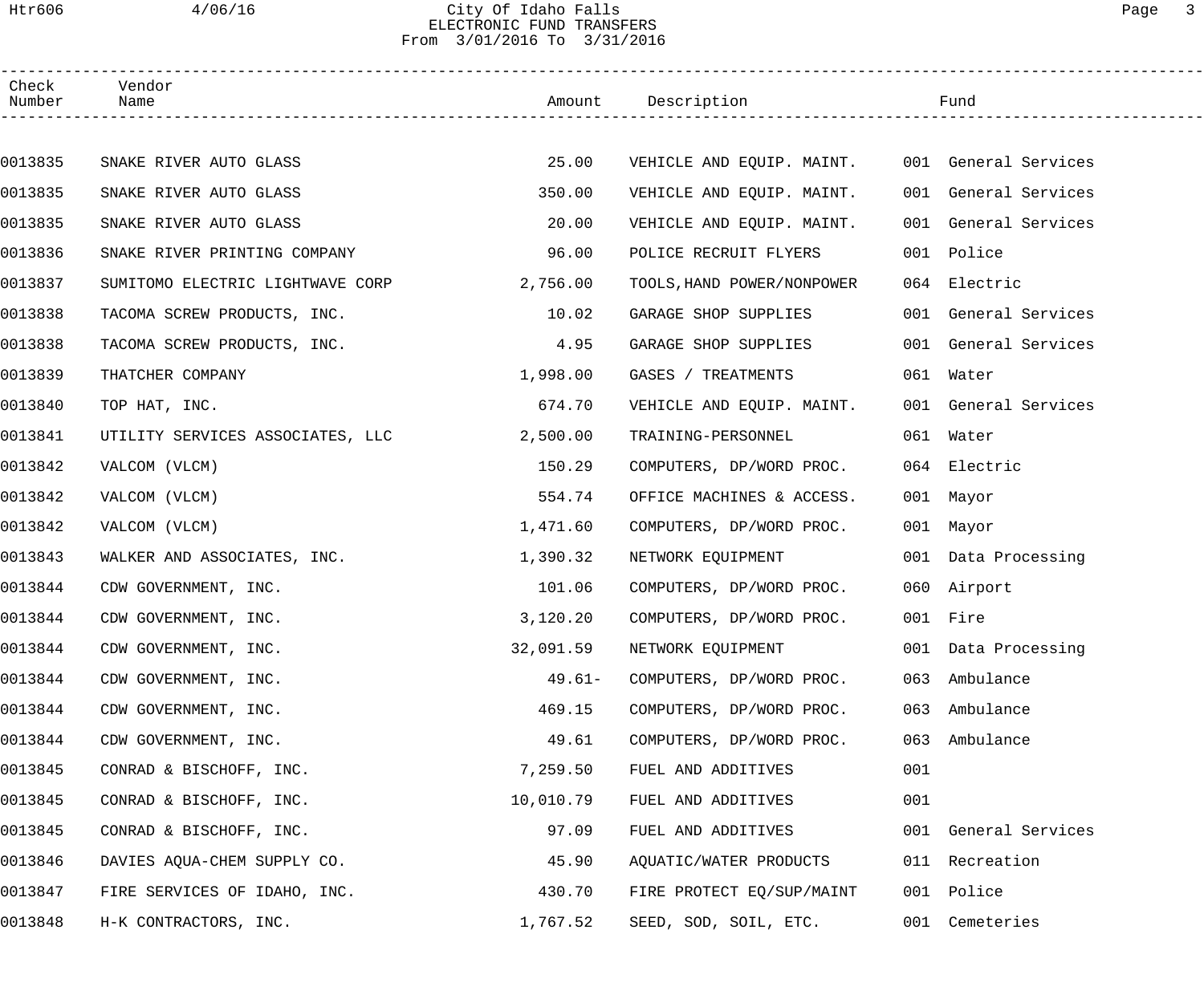City Of Idaho Falls
ELECTRONIC FUND TRANSFERS
From 3/01/2016 To 3/31/2016

| Check Number | Vendor Name | Amount | Description | Fund |
|---|---|---|---|---|
| 0013835 | SNAKE RIVER AUTO GLASS | 25.00 | VEHICLE AND EQUIP. MAINT. | 001 General Services |
| 0013835 | SNAKE RIVER AUTO GLASS | 350.00 | VEHICLE AND EQUIP. MAINT. | 001 General Services |
| 0013835 | SNAKE RIVER AUTO GLASS | 20.00 | VEHICLE AND EQUIP. MAINT. | 001 General Services |
| 0013836 | SNAKE RIVER PRINTING COMPANY | 96.00 | POLICE RECRUIT FLYERS | 001 Police |
| 0013837 | SUMITOMO ELECTRIC LIGHTWAVE CORP | 2,756.00 | TOOLS,HAND POWER/NONPOWER | 064 Electric |
| 0013838 | TACOMA SCREW PRODUCTS, INC. | 10.02 | GARAGE SHOP SUPPLIES | 001 General Services |
| 0013838 | TACOMA SCREW PRODUCTS, INC. | 4.95 | GARAGE SHOP SUPPLIES | 001 General Services |
| 0013839 | THATCHER COMPANY | 1,998.00 | GASES / TREATMENTS | 061 Water |
| 0013840 | TOP HAT, INC. | 674.70 | VEHICLE AND EQUIP. MAINT. | 001 General Services |
| 0013841 | UTILITY SERVICES ASSOCIATES, LLC | 2,500.00 | TRAINING-PERSONNEL | 061 Water |
| 0013842 | VALCOM (VLCM) | 150.29 | COMPUTERS, DP/WORD PROC. | 064 Electric |
| 0013842 | VALCOM (VLCM) | 554.74 | OFFICE MACHINES & ACCESS. | 001 Mayor |
| 0013842 | VALCOM (VLCM) | 1,471.60 | COMPUTERS, DP/WORD PROC. | 001 Mayor |
| 0013843 | WALKER AND ASSOCIATES, INC. | 1,390.32 | NETWORK EQUIPMENT | 001 Data Processing |
| 0013844 | CDW GOVERNMENT, INC. | 101.06 | COMPUTERS, DP/WORD PROC. | 060 Airport |
| 0013844 | CDW GOVERNMENT, INC. | 3,120.20 | COMPUTERS, DP/WORD PROC. | 001 Fire |
| 0013844 | CDW GOVERNMENT, INC. | 32,091.59 | NETWORK EQUIPMENT | 001 Data Processing |
| 0013844 | CDW GOVERNMENT, INC. | 49.61- | COMPUTERS, DP/WORD PROC. | 063 Ambulance |
| 0013844 | CDW GOVERNMENT, INC. | 469.15 | COMPUTERS, DP/WORD PROC. | 063 Ambulance |
| 0013844 | CDW GOVERNMENT, INC. | 49.61 | COMPUTERS, DP/WORD PROC. | 063 Ambulance |
| 0013845 | CONRAD & BISCHOFF, INC. | 7,259.50 | FUEL AND ADDITIVES | 001 |
| 0013845 | CONRAD & BISCHOFF, INC. | 10,010.79 | FUEL AND ADDITIVES | 001 |
| 0013845 | CONRAD & BISCHOFF, INC. | 97.09 | FUEL AND ADDITIVES | 001 General Services |
| 0013846 | DAVIES AQUA-CHEM SUPPLY CO. | 45.90 | AQUATIC/WATER PRODUCTS | 011 Recreation |
| 0013847 | FIRE SERVICES OF IDAHO, INC. | 430.70 | FIRE PROTECT EQ/SUP/MAINT | 001 Police |
| 0013848 | H-K CONTRACTORS, INC. | 1,767.52 | SEED, SOD, SOIL, ETC. | 001 Cemeteries |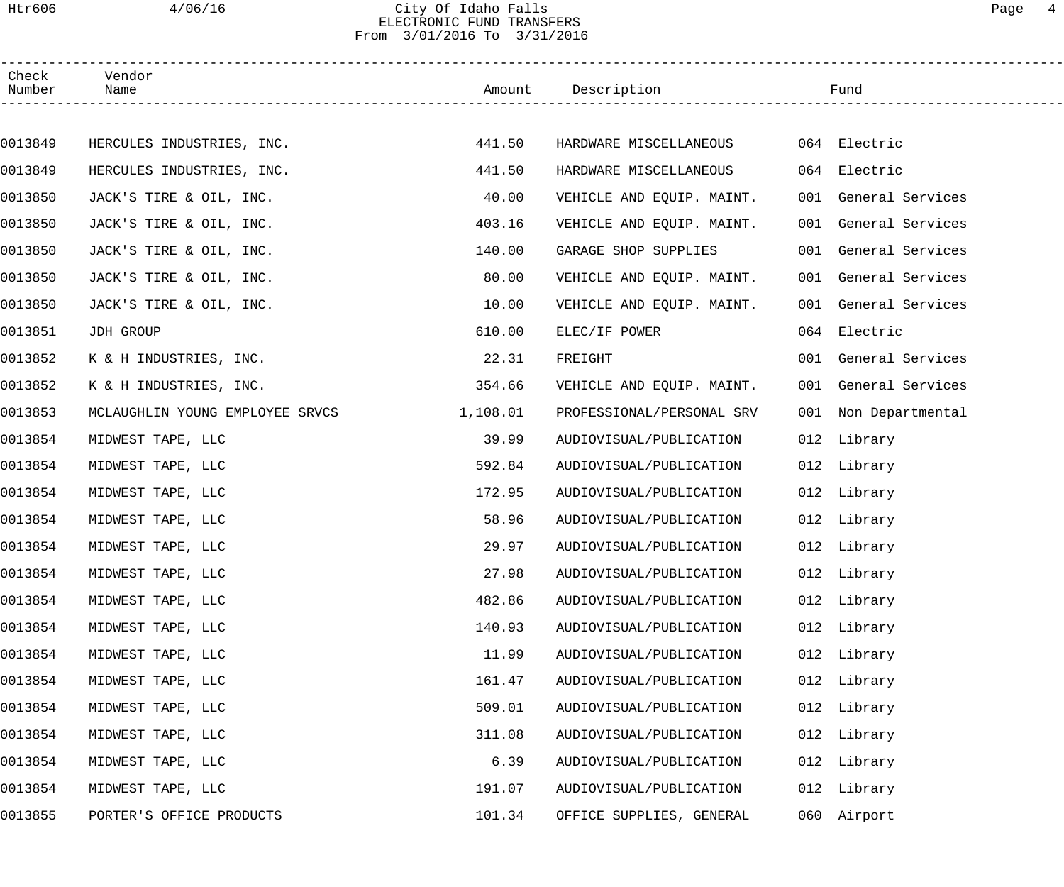City Of Idaho Falls
ELECTRONIC FUND TRANSFERS
From 3/01/2016 To 3/31/2016

| Check Number | Vendor Name | Amount | Description | Fund |
|---|---|---|---|---|
| 0013849 | HERCULES INDUSTRIES, INC. | 441.50 | HARDWARE MISCELLANEOUS | 064 Electric |
| 0013849 | HERCULES INDUSTRIES, INC. | 441.50 | HARDWARE MISCELLANEOUS | 064 Electric |
| 0013850 | JACK'S TIRE & OIL, INC. | 40.00 | VEHICLE AND EQUIP. MAINT. | 001 General Services |
| 0013850 | JACK'S TIRE & OIL, INC. | 403.16 | VEHICLE AND EQUIP. MAINT. | 001 General Services |
| 0013850 | JACK'S TIRE & OIL, INC. | 140.00 | GARAGE SHOP SUPPLIES | 001 General Services |
| 0013850 | JACK'S TIRE & OIL, INC. | 80.00 | VEHICLE AND EQUIP. MAINT. | 001 General Services |
| 0013850 | JACK'S TIRE & OIL, INC. | 10.00 | VEHICLE AND EQUIP. MAINT. | 001 General Services |
| 0013851 | JDH GROUP | 610.00 | ELEC/IF POWER | 064 Electric |
| 0013852 | K & H INDUSTRIES, INC. | 22.31 | FREIGHT | 001 General Services |
| 0013852 | K & H INDUSTRIES, INC. | 354.66 | VEHICLE AND EQUIP. MAINT. | 001 General Services |
| 0013853 | MCLAUGHLIN YOUNG EMPLOYEE SRVCS | 1,108.01 | PROFESSIONAL/PERSONAL SRV | 001 Non Departmental |
| 0013854 | MIDWEST TAPE, LLC | 39.99 | AUDIOVISUAL/PUBLICATION | 012 Library |
| 0013854 | MIDWEST TAPE, LLC | 592.84 | AUDIOVISUAL/PUBLICATION | 012 Library |
| 0013854 | MIDWEST TAPE, LLC | 172.95 | AUDIOVISUAL/PUBLICATION | 012 Library |
| 0013854 | MIDWEST TAPE, LLC | 58.96 | AUDIOVISUAL/PUBLICATION | 012 Library |
| 0013854 | MIDWEST TAPE, LLC | 29.97 | AUDIOVISUAL/PUBLICATION | 012 Library |
| 0013854 | MIDWEST TAPE, LLC | 27.98 | AUDIOVISUAL/PUBLICATION | 012 Library |
| 0013854 | MIDWEST TAPE, LLC | 482.86 | AUDIOVISUAL/PUBLICATION | 012 Library |
| 0013854 | MIDWEST TAPE, LLC | 140.93 | AUDIOVISUAL/PUBLICATION | 012 Library |
| 0013854 | MIDWEST TAPE, LLC | 11.99 | AUDIOVISUAL/PUBLICATION | 012 Library |
| 0013854 | MIDWEST TAPE, LLC | 161.47 | AUDIOVISUAL/PUBLICATION | 012 Library |
| 0013854 | MIDWEST TAPE, LLC | 509.01 | AUDIOVISUAL/PUBLICATION | 012 Library |
| 0013854 | MIDWEST TAPE, LLC | 311.08 | AUDIOVISUAL/PUBLICATION | 012 Library |
| 0013854 | MIDWEST TAPE, LLC | 6.39 | AUDIOVISUAL/PUBLICATION | 012 Library |
| 0013854 | MIDWEST TAPE, LLC | 191.07 | AUDIOVISUAL/PUBLICATION | 012 Library |
| 0013855 | PORTER'S OFFICE PRODUCTS | 101.34 | OFFICE SUPPLIES, GENERAL | 060 Airport |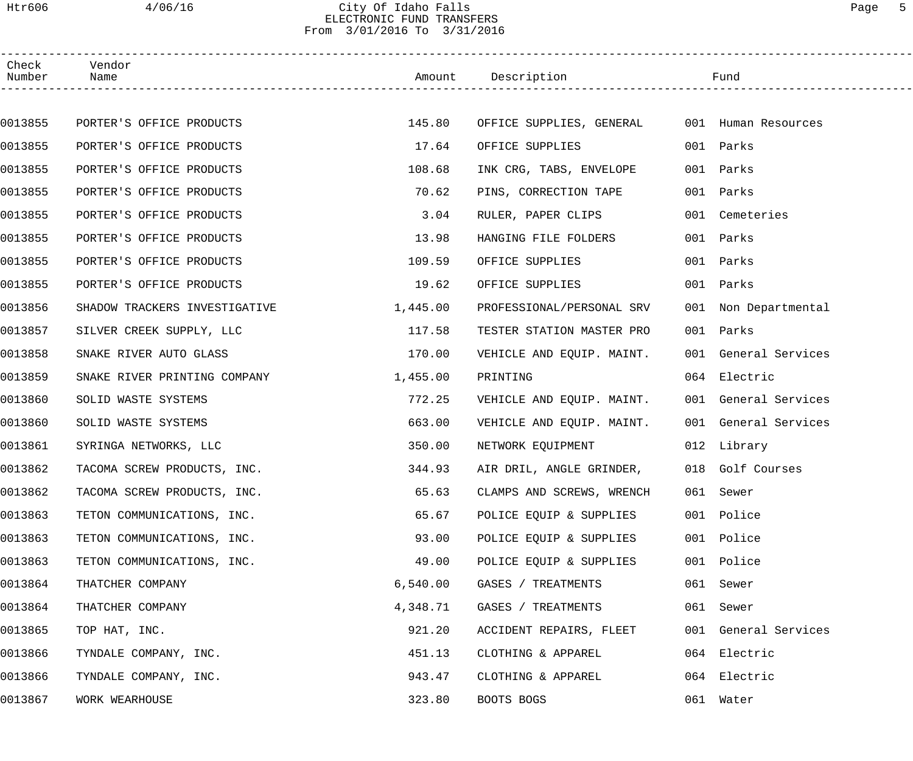City Of Idaho Falls
ELECTRONIC FUND TRANSFERS
From 3/01/2016 To 3/31/2016

| Check Number | Vendor Name | Amount | Description | Fund |
|---|---|---|---|---|
| 0013855 | PORTER'S OFFICE PRODUCTS | 145.80 | OFFICE SUPPLIES, GENERAL | 001 Human Resources |
| 0013855 | PORTER'S OFFICE PRODUCTS | 17.64 | OFFICE SUPPLIES | 001 Parks |
| 0013855 | PORTER'S OFFICE PRODUCTS | 108.68 | INK CRG, TABS, ENVELOPE | 001 Parks |
| 0013855 | PORTER'S OFFICE PRODUCTS | 70.62 | PINS, CORRECTION TAPE | 001 Parks |
| 0013855 | PORTER'S OFFICE PRODUCTS | 3.04 | RULER, PAPER CLIPS | 001 Cemeteries |
| 0013855 | PORTER'S OFFICE PRODUCTS | 13.98 | HANGING FILE FOLDERS | 001 Parks |
| 0013855 | PORTER'S OFFICE PRODUCTS | 109.59 | OFFICE SUPPLIES | 001 Parks |
| 0013855 | PORTER'S OFFICE PRODUCTS | 19.62 | OFFICE SUPPLIES | 001 Parks |
| 0013856 | SHADOW TRACKERS INVESTIGATIVE | 1,445.00 | PROFESSIONAL/PERSONAL SRV | 001 Non Departmental |
| 0013857 | SILVER CREEK SUPPLY, LLC | 117.58 | TESTER STATION MASTER PRO | 001 Parks |
| 0013858 | SNAKE RIVER AUTO GLASS | 170.00 | VEHICLE AND EQUIP. MAINT. | 001 General Services |
| 0013859 | SNAKE RIVER PRINTING COMPANY | 1,455.00 | PRINTING | 064 Electric |
| 0013860 | SOLID WASTE SYSTEMS | 772.25 | VEHICLE AND EQUIP. MAINT. | 001 General Services |
| 0013860 | SOLID WASTE SYSTEMS | 663.00 | VEHICLE AND EQUIP. MAINT. | 001 General Services |
| 0013861 | SYRINGA NETWORKS, LLC | 350.00 | NETWORK EQUIPMENT | 012 Library |
| 0013862 | TACOMA SCREW PRODUCTS, INC. | 344.93 | AIR DRIL, ANGLE GRINDER, | 018 Golf Courses |
| 0013862 | TACOMA SCREW PRODUCTS, INC. | 65.63 | CLAMPS AND SCREWS, WRENCH | 061 Sewer |
| 0013863 | TETON COMMUNICATIONS, INC. | 65.67 | POLICE EQUIP & SUPPLIES | 001 Police |
| 0013863 | TETON COMMUNICATIONS, INC. | 93.00 | POLICE EQUIP & SUPPLIES | 001 Police |
| 0013863 | TETON COMMUNICATIONS, INC. | 49.00 | POLICE EQUIP & SUPPLIES | 001 Police |
| 0013864 | THATCHER COMPANY | 6,540.00 | GASES / TREATMENTS | 061 Sewer |
| 0013864 | THATCHER COMPANY | 4,348.71 | GASES / TREATMENTS | 061 Sewer |
| 0013865 | TOP HAT, INC. | 921.20 | ACCIDENT REPAIRS, FLEET | 001 General Services |
| 0013866 | TYNDALE COMPANY, INC. | 451.13 | CLOTHING & APPAREL | 064 Electric |
| 0013866 | TYNDALE COMPANY, INC. | 943.47 | CLOTHING & APPAREL | 064 Electric |
| 0013867 | WORK WEARHOUSE | 323.80 | BOOTS BOGS | 061 Water |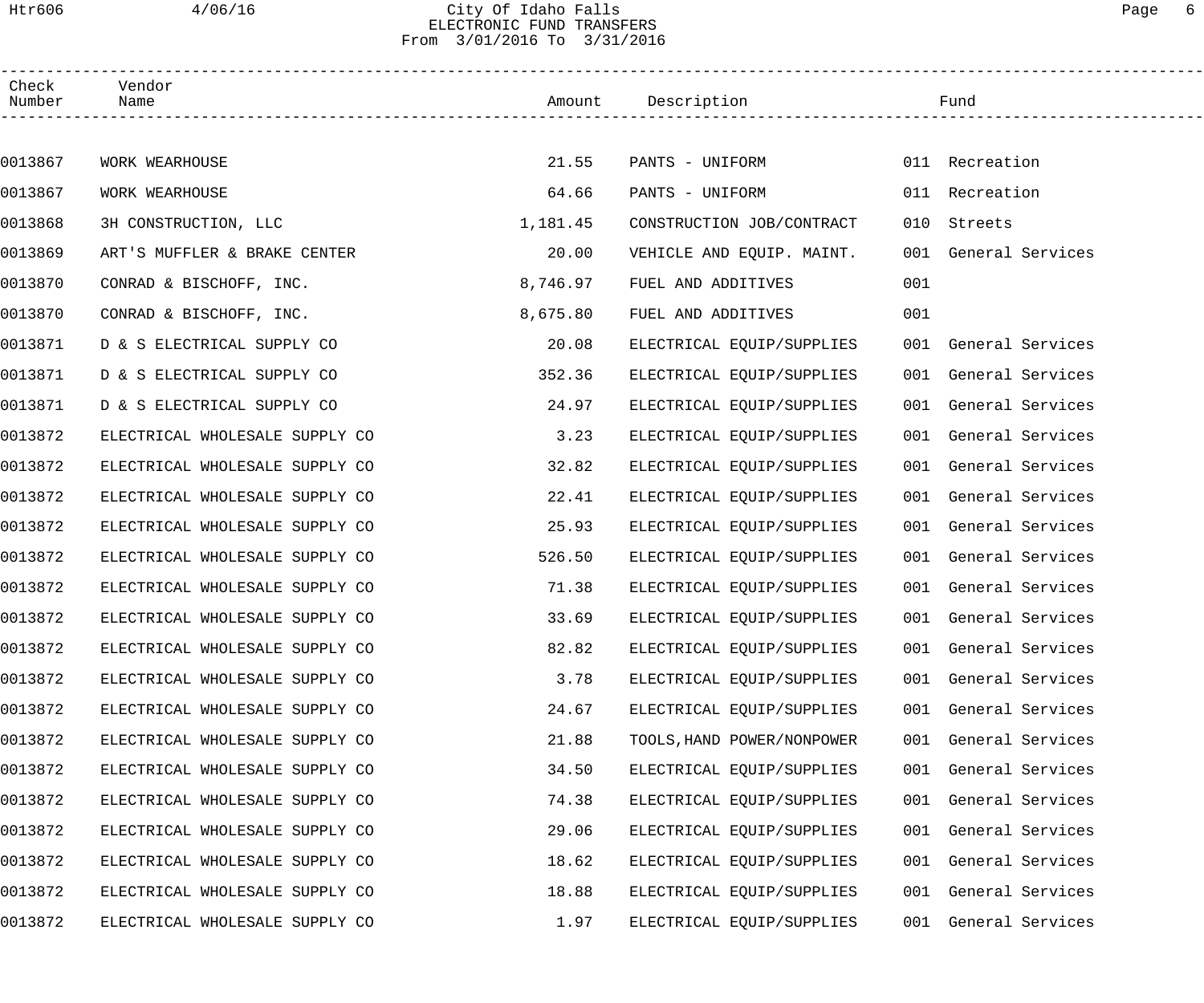City Of Idaho Falls
ELECTRONIC FUND TRANSFERS
From 3/01/2016 To 3/31/2016

| Check Number | Vendor Name | Amount | Description | Fund | |
|---|---|---|---|---|---|
| 0013867 | WORK WEARHOUSE | 21.55 | PANTS - UNIFORM | 011 | Recreation |
| 0013867 | WORK WEARHOUSE | 64.66 | PANTS - UNIFORM | 011 | Recreation |
| 0013868 | 3H CONSTRUCTION, LLC | 1,181.45 | CONSTRUCTION JOB/CONTRACT | 010 | Streets |
| 0013869 | ART'S MUFFLER & BRAKE CENTER | 20.00 | VEHICLE AND EQUIP. MAINT. | 001 | General Services |
| 0013870 | CONRAD & BISCHOFF, INC. | 8,746.97 | FUEL AND ADDITIVES | 001 | |
| 0013870 | CONRAD & BISCHOFF, INC. | 8,675.80 | FUEL AND ADDITIVES | 001 | |
| 0013871 | D & S ELECTRICAL SUPPLY CO | 20.08 | ELECTRICAL EQUIP/SUPPLIES | 001 | General Services |
| 0013871 | D & S ELECTRICAL SUPPLY CO | 352.36 | ELECTRICAL EQUIP/SUPPLIES | 001 | General Services |
| 0013871 | D & S ELECTRICAL SUPPLY CO | 24.97 | ELECTRICAL EQUIP/SUPPLIES | 001 | General Services |
| 0013872 | ELECTRICAL WHOLESALE SUPPLY CO | 3.23 | ELECTRICAL EQUIP/SUPPLIES | 001 | General Services |
| 0013872 | ELECTRICAL WHOLESALE SUPPLY CO | 32.82 | ELECTRICAL EQUIP/SUPPLIES | 001 | General Services |
| 0013872 | ELECTRICAL WHOLESALE SUPPLY CO | 22.41 | ELECTRICAL EQUIP/SUPPLIES | 001 | General Services |
| 0013872 | ELECTRICAL WHOLESALE SUPPLY CO | 25.93 | ELECTRICAL EQUIP/SUPPLIES | 001 | General Services |
| 0013872 | ELECTRICAL WHOLESALE SUPPLY CO | 526.50 | ELECTRICAL EQUIP/SUPPLIES | 001 | General Services |
| 0013872 | ELECTRICAL WHOLESALE SUPPLY CO | 71.38 | ELECTRICAL EQUIP/SUPPLIES | 001 | General Services |
| 0013872 | ELECTRICAL WHOLESALE SUPPLY CO | 33.69 | ELECTRICAL EQUIP/SUPPLIES | 001 | General Services |
| 0013872 | ELECTRICAL WHOLESALE SUPPLY CO | 82.82 | ELECTRICAL EQUIP/SUPPLIES | 001 | General Services |
| 0013872 | ELECTRICAL WHOLESALE SUPPLY CO | 3.78 | ELECTRICAL EQUIP/SUPPLIES | 001 | General Services |
| 0013872 | ELECTRICAL WHOLESALE SUPPLY CO | 24.67 | ELECTRICAL EQUIP/SUPPLIES | 001 | General Services |
| 0013872 | ELECTRICAL WHOLESALE SUPPLY CO | 21.88 | TOOLS,HAND POWER/NONPOWER | 001 | General Services |
| 0013872 | ELECTRICAL WHOLESALE SUPPLY CO | 34.50 | ELECTRICAL EQUIP/SUPPLIES | 001 | General Services |
| 0013872 | ELECTRICAL WHOLESALE SUPPLY CO | 74.38 | ELECTRICAL EQUIP/SUPPLIES | 001 | General Services |
| 0013872 | ELECTRICAL WHOLESALE SUPPLY CO | 29.06 | ELECTRICAL EQUIP/SUPPLIES | 001 | General Services |
| 0013872 | ELECTRICAL WHOLESALE SUPPLY CO | 18.62 | ELECTRICAL EQUIP/SUPPLIES | 001 | General Services |
| 0013872 | ELECTRICAL WHOLESALE SUPPLY CO | 18.88 | ELECTRICAL EQUIP/SUPPLIES | 001 | General Services |
| 0013872 | ELECTRICAL WHOLESALE SUPPLY CO | 1.97 | ELECTRICAL EQUIP/SUPPLIES | 001 | General Services |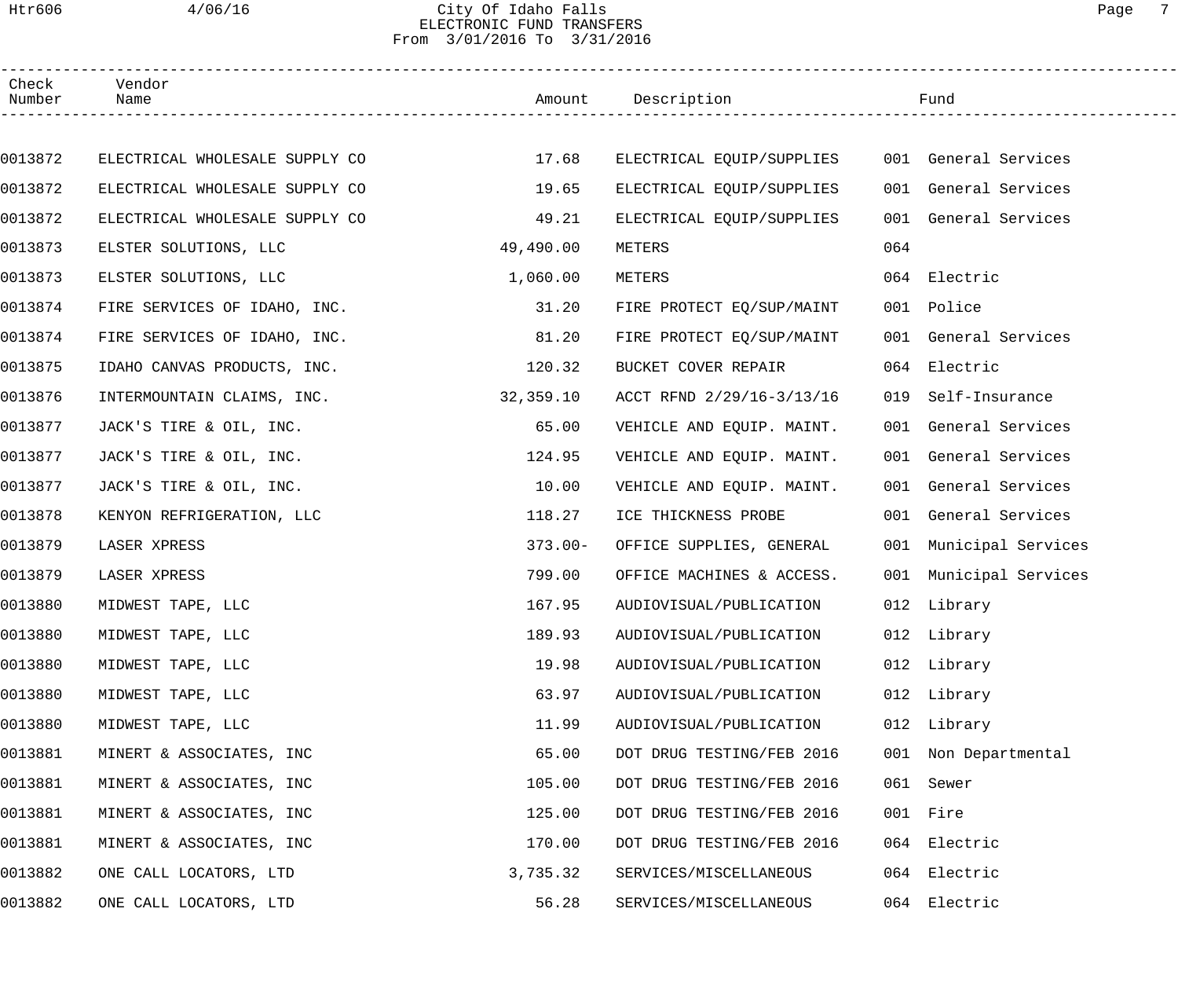City Of Idaho Falls
ELECTRONIC FUND TRANSFERS
From 3/01/2016 To 3/31/2016

| Check Number | Vendor Name | Amount | Description | Fund |
|---|---|---|---|---|
| 0013872 | ELECTRICAL WHOLESALE SUPPLY CO | 17.68 | ELECTRICAL EQUIP/SUPPLIES | 001 General Services |
| 0013872 | ELECTRICAL WHOLESALE SUPPLY CO | 19.65 | ELECTRICAL EQUIP/SUPPLIES | 001 General Services |
| 0013872 | ELECTRICAL WHOLESALE SUPPLY CO | 49.21 | ELECTRICAL EQUIP/SUPPLIES | 001 General Services |
| 0013873 | ELSTER SOLUTIONS, LLC | 49,490.00 | METERS | 064 |
| 0013873 | ELSTER SOLUTIONS, LLC | 1,060.00 | METERS | 064 Electric |
| 0013874 | FIRE SERVICES OF IDAHO, INC. | 31.20 | FIRE PROTECT EQ/SUP/MAINT | 001 Police |
| 0013874 | FIRE SERVICES OF IDAHO, INC. | 81.20 | FIRE PROTECT EQ/SUP/MAINT | 001 General Services |
| 0013875 | IDAHO CANVAS PRODUCTS, INC. | 120.32 | BUCKET COVER REPAIR | 064 Electric |
| 0013876 | INTERMOUNTAIN CLAIMS, INC. | 32,359.10 | ACCT RFND 2/29/16-3/13/16 | 019 Self-Insurance |
| 0013877 | JACK'S TIRE & OIL, INC. | 65.00 | VEHICLE AND EQUIP. MAINT. | 001 General Services |
| 0013877 | JACK'S TIRE & OIL, INC. | 124.95 | VEHICLE AND EQUIP. MAINT. | 001 General Services |
| 0013877 | JACK'S TIRE & OIL, INC. | 10.00 | VEHICLE AND EQUIP. MAINT. | 001 General Services |
| 0013878 | KENYON REFRIGERATION, LLC | 118.27 | ICE THICKNESS PROBE | 001 General Services |
| 0013879 | LASER XPRESS | 373.00- | OFFICE SUPPLIES, GENERAL | 001 Municipal Services |
| 0013879 | LASER XPRESS | 799.00 | OFFICE MACHINES & ACCESS. | 001 Municipal Services |
| 0013880 | MIDWEST TAPE, LLC | 167.95 | AUDIOVISUAL/PUBLICATION | 012 Library |
| 0013880 | MIDWEST TAPE, LLC | 189.93 | AUDIOVISUAL/PUBLICATION | 012 Library |
| 0013880 | MIDWEST TAPE, LLC | 19.98 | AUDIOVISUAL/PUBLICATION | 012 Library |
| 0013880 | MIDWEST TAPE, LLC | 63.97 | AUDIOVISUAL/PUBLICATION | 012 Library |
| 0013880 | MIDWEST TAPE, LLC | 11.99 | AUDIOVISUAL/PUBLICATION | 012 Library |
| 0013881 | MINERT & ASSOCIATES, INC | 65.00 | DOT DRUG TESTING/FEB 2016 | 001 Non Departmental |
| 0013881 | MINERT & ASSOCIATES, INC | 105.00 | DOT DRUG TESTING/FEB 2016 | 061 Sewer |
| 0013881 | MINERT & ASSOCIATES, INC | 125.00 | DOT DRUG TESTING/FEB 2016 | 001 Fire |
| 0013881 | MINERT & ASSOCIATES, INC | 170.00 | DOT DRUG TESTING/FEB 2016 | 064 Electric |
| 0013882 | ONE CALL LOCATORS, LTD | 3,735.32 | SERVICES/MISCELLANEOUS | 064 Electric |
| 0013882 | ONE CALL LOCATORS, LTD | 56.28 | SERVICES/MISCELLANEOUS | 064 Electric |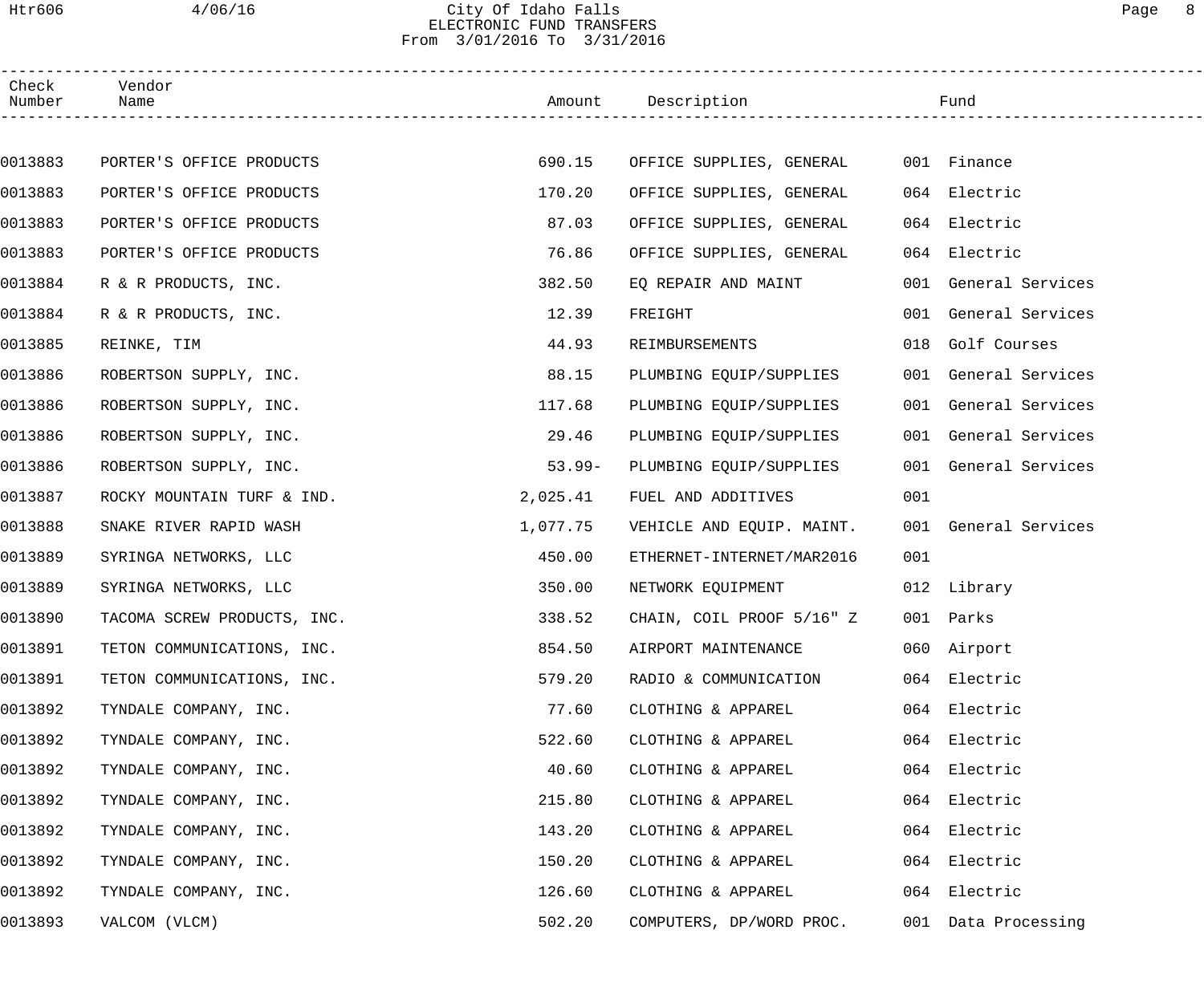City Of Idaho Falls
ELECTRONIC FUND TRANSFERS
From 3/01/2016 To 3/31/2016

| Check Number | Vendor Name | Amount | Description | Fund |
|---|---|---|---|---|
| 0013883 | PORTER'S OFFICE PRODUCTS | 690.15 | OFFICE SUPPLIES, GENERAL | 001 Finance |
| 0013883 | PORTER'S OFFICE PRODUCTS | 170.20 | OFFICE SUPPLIES, GENERAL | 064 Electric |
| 0013883 | PORTER'S OFFICE PRODUCTS | 87.03 | OFFICE SUPPLIES, GENERAL | 064 Electric |
| 0013883 | PORTER'S OFFICE PRODUCTS | 76.86 | OFFICE SUPPLIES, GENERAL | 064 Electric |
| 0013884 | R & R PRODUCTS, INC. | 382.50 | EQ REPAIR AND MAINT | 001 General Services |
| 0013884 | R & R PRODUCTS, INC. | 12.39 | FREIGHT | 001 General Services |
| 0013885 | REINKE, TIM | 44.93 | REIMBURSEMENTS | 018 Golf Courses |
| 0013886 | ROBERTSON SUPPLY, INC. | 88.15 | PLUMBING EQUIP/SUPPLIES | 001 General Services |
| 0013886 | ROBERTSON SUPPLY, INC. | 117.68 | PLUMBING EQUIP/SUPPLIES | 001 General Services |
| 0013886 | ROBERTSON SUPPLY, INC. | 29.46 | PLUMBING EQUIP/SUPPLIES | 001 General Services |
| 0013886 | ROBERTSON SUPPLY, INC. | 53.99- | PLUMBING EQUIP/SUPPLIES | 001 General Services |
| 0013887 | ROCKY MOUNTAIN TURF & IND. | 2,025.41 | FUEL AND ADDITIVES | 001 |
| 0013888 | SNAKE RIVER RAPID WASH | 1,077.75 | VEHICLE AND EQUIP. MAINT. | 001 General Services |
| 0013889 | SYRINGA NETWORKS, LLC | 450.00 | ETHERNET-INTERNET/MAR2016 | 001 |
| 0013889 | SYRINGA NETWORKS, LLC | 350.00 | NETWORK EQUIPMENT | 012 Library |
| 0013890 | TACOMA SCREW PRODUCTS, INC. | 338.52 | CHAIN, COIL PROOF 5/16" Z | 001 Parks |
| 0013891 | TETON COMMUNICATIONS, INC. | 854.50 | AIRPORT MAINTENANCE | 060 Airport |
| 0013891 | TETON COMMUNICATIONS, INC. | 579.20 | RADIO & COMMUNICATION | 064 Electric |
| 0013892 | TYNDALE COMPANY, INC. | 77.60 | CLOTHING & APPAREL | 064 Electric |
| 0013892 | TYNDALE COMPANY, INC. | 522.60 | CLOTHING & APPAREL | 064 Electric |
| 0013892 | TYNDALE COMPANY, INC. | 40.60 | CLOTHING & APPAREL | 064 Electric |
| 0013892 | TYNDALE COMPANY, INC. | 215.80 | CLOTHING & APPAREL | 064 Electric |
| 0013892 | TYNDALE COMPANY, INC. | 143.20 | CLOTHING & APPAREL | 064 Electric |
| 0013892 | TYNDALE COMPANY, INC. | 150.20 | CLOTHING & APPAREL | 064 Electric |
| 0013892 | TYNDALE COMPANY, INC. | 126.60 | CLOTHING & APPAREL | 064 Electric |
| 0013893 | VALCOM (VLCM) | 502.20 | COMPUTERS, DP/WORD PROC. | 001 Data Processing |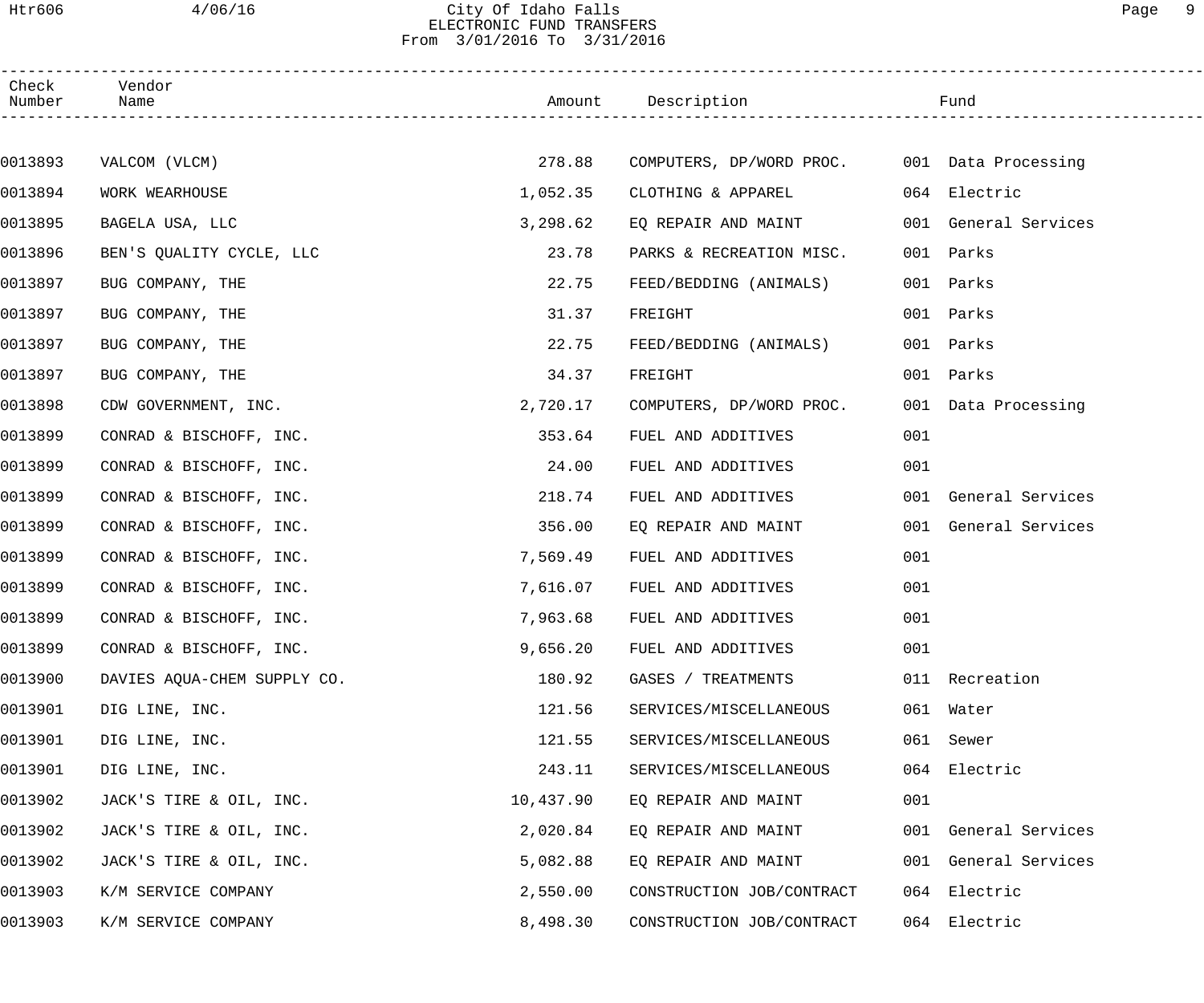# City Of Idaho Falls
## ELECTRONIC FUND TRANSFERS
From 3/01/2016 To 3/31/2016

| Check Number | Vendor Name | Amount | Description | Fund | |
|---|---|---|---|---|---|
| 0013893 | VALCOM (VLCM) | 278.88 | COMPUTERS, DP/WORD PROC. | 001 | Data Processing |
| 0013894 | WORK WEARHOUSE | 1,052.35 | CLOTHING & APPAREL | 064 | Electric |
| 0013895 | BAGELA USA, LLC | 3,298.62 | EQ REPAIR AND MAINT | 001 | General Services |
| 0013896 | BEN'S QUALITY CYCLE, LLC | 23.78 | PARKS & RECREATION MISC. | 001 | Parks |
| 0013897 | BUG COMPANY, THE | 22.75 | FEED/BEDDING (ANIMALS) | 001 | Parks |
| 0013897 | BUG COMPANY, THE | 31.37 | FREIGHT | 001 | Parks |
| 0013897 | BUG COMPANY, THE | 22.75 | FEED/BEDDING (ANIMALS) | 001 | Parks |
| 0013897 | BUG COMPANY, THE | 34.37 | FREIGHT | 001 | Parks |
| 0013898 | CDW GOVERNMENT, INC. | 2,720.17 | COMPUTERS, DP/WORD PROC. | 001 | Data Processing |
| 0013899 | CONRAD & BISCHOFF, INC. | 353.64 | FUEL AND ADDITIVES | 001 | |
| 0013899 | CONRAD & BISCHOFF, INC. | 24.00 | FUEL AND ADDITIVES | 001 | |
| 0013899 | CONRAD & BISCHOFF, INC. | 218.74 | FUEL AND ADDITIVES | 001 | General Services |
| 0013899 | CONRAD & BISCHOFF, INC. | 356.00 | EQ REPAIR AND MAINT | 001 | General Services |
| 0013899 | CONRAD & BISCHOFF, INC. | 7,569.49 | FUEL AND ADDITIVES | 001 | |
| 0013899 | CONRAD & BISCHOFF, INC. | 7,616.07 | FUEL AND ADDITIVES | 001 | |
| 0013899 | CONRAD & BISCHOFF, INC. | 7,963.68 | FUEL AND ADDITIVES | 001 | |
| 0013899 | CONRAD & BISCHOFF, INC. | 9,656.20 | FUEL AND ADDITIVES | 001 | |
| 0013900 | DAVIES AQUA-CHEM SUPPLY CO. | 180.92 | GASES / TREATMENTS | 011 | Recreation |
| 0013901 | DIG LINE, INC. | 121.56 | SERVICES/MISCELLANEOUS | 061 | Water |
| 0013901 | DIG LINE, INC. | 121.55 | SERVICES/MISCELLANEOUS | 061 | Sewer |
| 0013901 | DIG LINE, INC. | 243.11 | SERVICES/MISCELLANEOUS | 064 | Electric |
| 0013902 | JACK'S TIRE & OIL, INC. | 10,437.90 | EQ REPAIR AND MAINT | 001 | |
| 0013902 | JACK'S TIRE & OIL, INC. | 2,020.84 | EQ REPAIR AND MAINT | 001 | General Services |
| 0013902 | JACK'S TIRE & OIL, INC. | 5,082.88 | EQ REPAIR AND MAINT | 001 | General Services |
| 0013903 | K/M SERVICE COMPANY | 2,550.00 | CONSTRUCTION JOB/CONTRACT | 064 | Electric |
| 0013903 | K/M SERVICE COMPANY | 8,498.30 | CONSTRUCTION JOB/CONTRACT | 064 | Electric |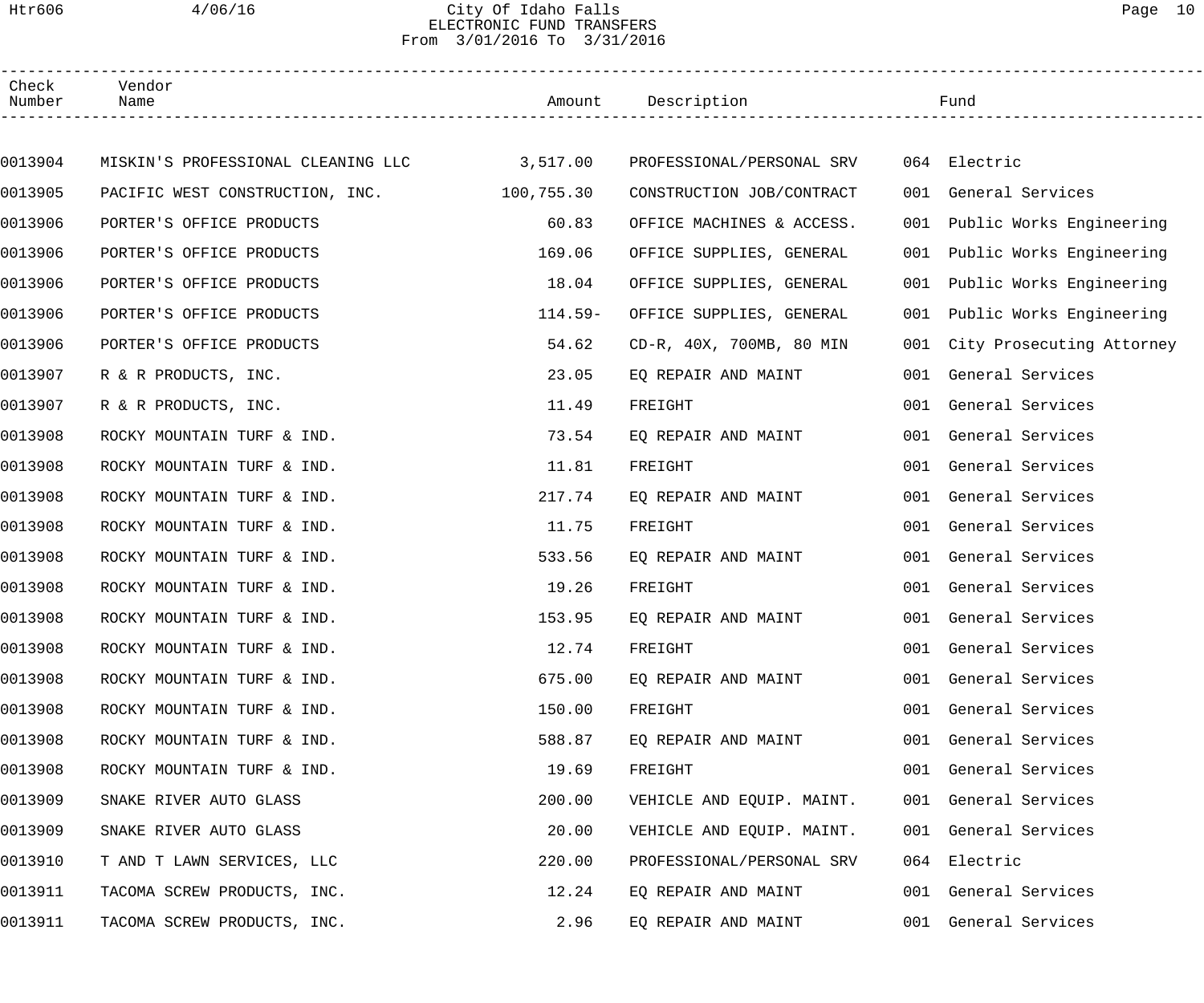# City Of Idaho Falls
## ELECTRONIC FUND TRANSFERS
### From 3/01/2016 To 3/31/2016

| Check Number | Vendor Name | Amount | Description | Fund |
|---|---|---|---|---|
| 0013904 | MISKIN'S PROFESSIONAL CLEANING LLC | 3,517.00 | PROFESSIONAL/PERSONAL SRV | 064 Electric |
| 0013905 | PACIFIC WEST CONSTRUCTION, INC. | 100,755.30 | CONSTRUCTION JOB/CONTRACT | 001 General Services |
| 0013906 | PORTER'S OFFICE PRODUCTS | 60.83 | OFFICE MACHINES & ACCESS. | 001 Public Works Engineering |
| 0013906 | PORTER'S OFFICE PRODUCTS | 169.06 | OFFICE SUPPLIES, GENERAL | 001 Public Works Engineering |
| 0013906 | PORTER'S OFFICE PRODUCTS | 18.04 | OFFICE SUPPLIES, GENERAL | 001 Public Works Engineering |
| 0013906 | PORTER'S OFFICE PRODUCTS | 114.59- | OFFICE SUPPLIES, GENERAL | 001 Public Works Engineering |
| 0013906 | PORTER'S OFFICE PRODUCTS | 54.62 | CD-R, 40X, 700MB, 80 MIN | 001 City Prosecuting Attorney |
| 0013907 | R & R PRODUCTS, INC. | 23.05 | EQ REPAIR AND MAINT | 001 General Services |
| 0013907 | R & R PRODUCTS, INC. | 11.49 | FREIGHT | 001 General Services |
| 0013908 | ROCKY MOUNTAIN TURF & IND. | 73.54 | EQ REPAIR AND MAINT | 001 General Services |
| 0013908 | ROCKY MOUNTAIN TURF & IND. | 11.81 | FREIGHT | 001 General Services |
| 0013908 | ROCKY MOUNTAIN TURF & IND. | 217.74 | EQ REPAIR AND MAINT | 001 General Services |
| 0013908 | ROCKY MOUNTAIN TURF & IND. | 11.75 | FREIGHT | 001 General Services |
| 0013908 | ROCKY MOUNTAIN TURF & IND. | 533.56 | EQ REPAIR AND MAINT | 001 General Services |
| 0013908 | ROCKY MOUNTAIN TURF & IND. | 19.26 | FREIGHT | 001 General Services |
| 0013908 | ROCKY MOUNTAIN TURF & IND. | 153.95 | EQ REPAIR AND MAINT | 001 General Services |
| 0013908 | ROCKY MOUNTAIN TURF & IND. | 12.74 | FREIGHT | 001 General Services |
| 0013908 | ROCKY MOUNTAIN TURF & IND. | 675.00 | EQ REPAIR AND MAINT | 001 General Services |
| 0013908 | ROCKY MOUNTAIN TURF & IND. | 150.00 | FREIGHT | 001 General Services |
| 0013908 | ROCKY MOUNTAIN TURF & IND. | 588.87 | EQ REPAIR AND MAINT | 001 General Services |
| 0013908 | ROCKY MOUNTAIN TURF & IND. | 19.69 | FREIGHT | 001 General Services |
| 0013909 | SNAKE RIVER AUTO GLASS | 200.00 | VEHICLE AND EQUIP. MAINT. | 001 General Services |
| 0013909 | SNAKE RIVER AUTO GLASS | 20.00 | VEHICLE AND EQUIP. MAINT. | 001 General Services |
| 0013910 | T AND T LAWN SERVICES, LLC | 220.00 | PROFESSIONAL/PERSONAL SRV | 064 Electric |
| 0013911 | TACOMA SCREW PRODUCTS, INC. | 12.24 | EQ REPAIR AND MAINT | 001 General Services |
| 0013911 | TACOMA SCREW PRODUCTS, INC. | 2.96 | EQ REPAIR AND MAINT | 001 General Services |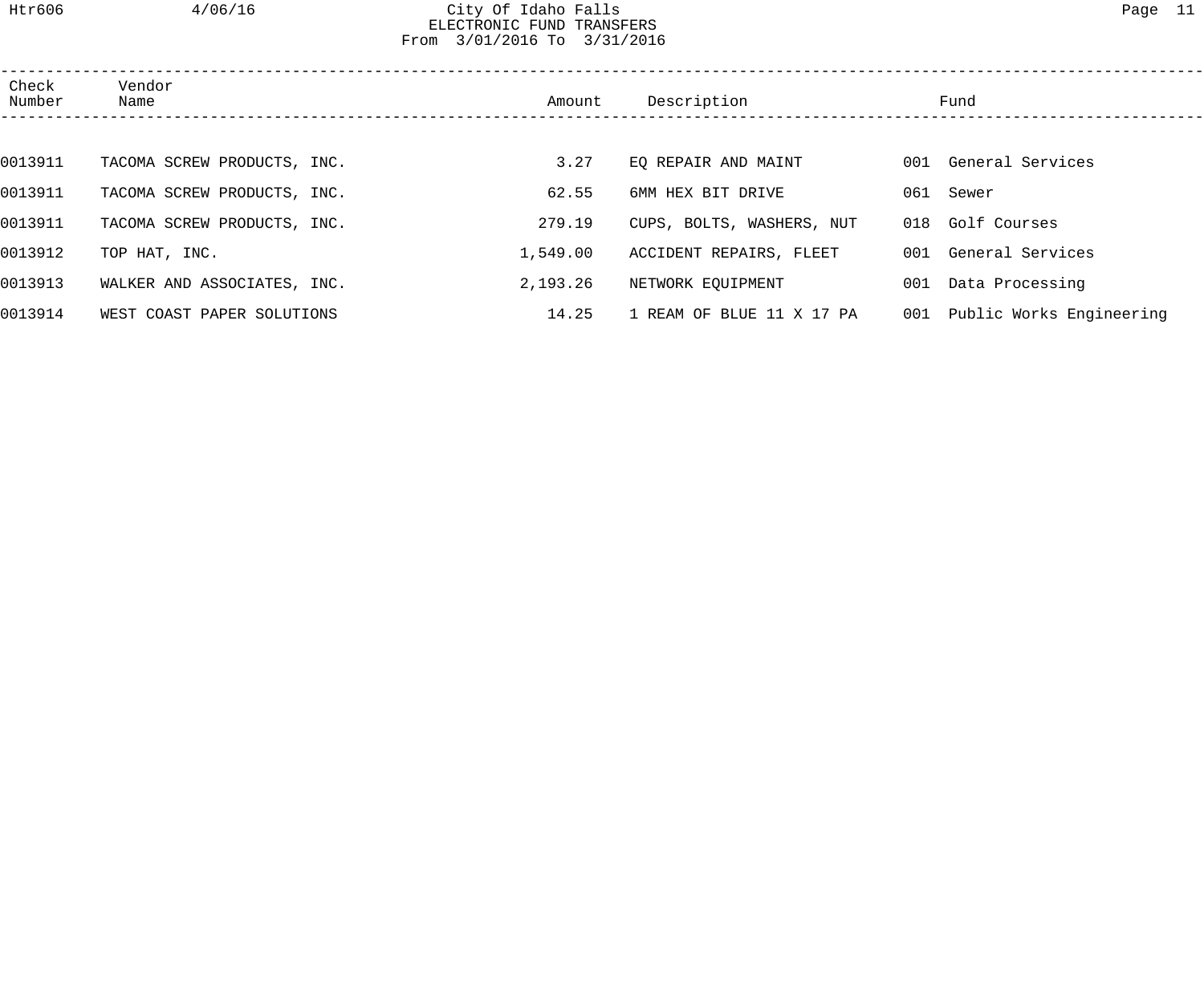City Of Idaho Falls
ELECTRONIC FUND TRANSFERS
From 3/01/2016 To 3/31/2016

| Check Number | Vendor Name | Amount | Description | Fund | |
|---|---|---|---|---|---|
| 0013911 | TACOMA SCREW PRODUCTS, INC. | 3.27 | EQ REPAIR AND MAINT | 001 | General Services |
| 0013911 | TACOMA SCREW PRODUCTS, INC. | 62.55 | 6MM HEX BIT DRIVE | 061 | Sewer |
| 0013911 | TACOMA SCREW PRODUCTS, INC. | 279.19 | CUPS, BOLTS, WASHERS, NUT | 018 | Golf Courses |
| 0013912 | TOP HAT, INC. | 1,549.00 | ACCIDENT REPAIRS, FLEET | 001 | General Services |
| 0013913 | WALKER AND ASSOCIATES, INC. | 2,193.26 | NETWORK EQUIPMENT | 001 | Data Processing |
| 0013914 | WEST COAST PAPER SOLUTIONS | 14.25 | 1 REAM OF BLUE 11 X 17 PA | 001 | Public Works Engineering |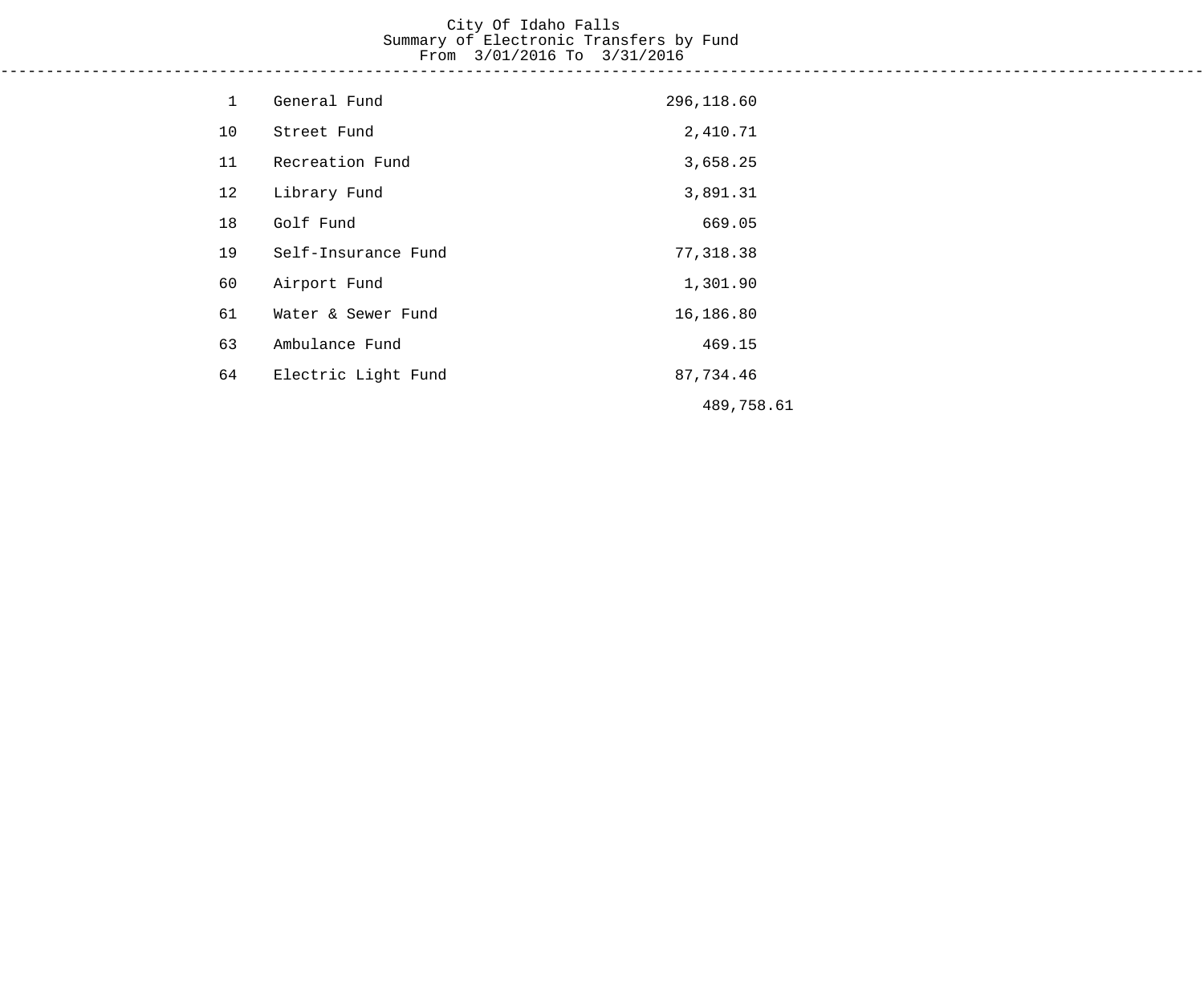City Of Idaho Falls
Summary of Electronic Transfers by Fund
From 3/01/2016 To 3/31/2016

| Fund | Description | Amount |
|---|---|---|
| 1 | General Fund | 296,118.60 |
| 10 | Street Fund | 2,410.71 |
| 11 | Recreation Fund | 3,658.25 |
| 12 | Library Fund | 3,891.31 |
| 18 | Golf Fund | 669.05 |
| 19 | Self-Insurance Fund | 77,318.38 |
| 60 | Airport Fund | 1,301.90 |
| 61 | Water & Sewer Fund | 16,186.80 |
| 63 | Ambulance Fund | 469.15 |
| 64 | Electric Light Fund | 87,734.46 |
| | | 489,758.61 |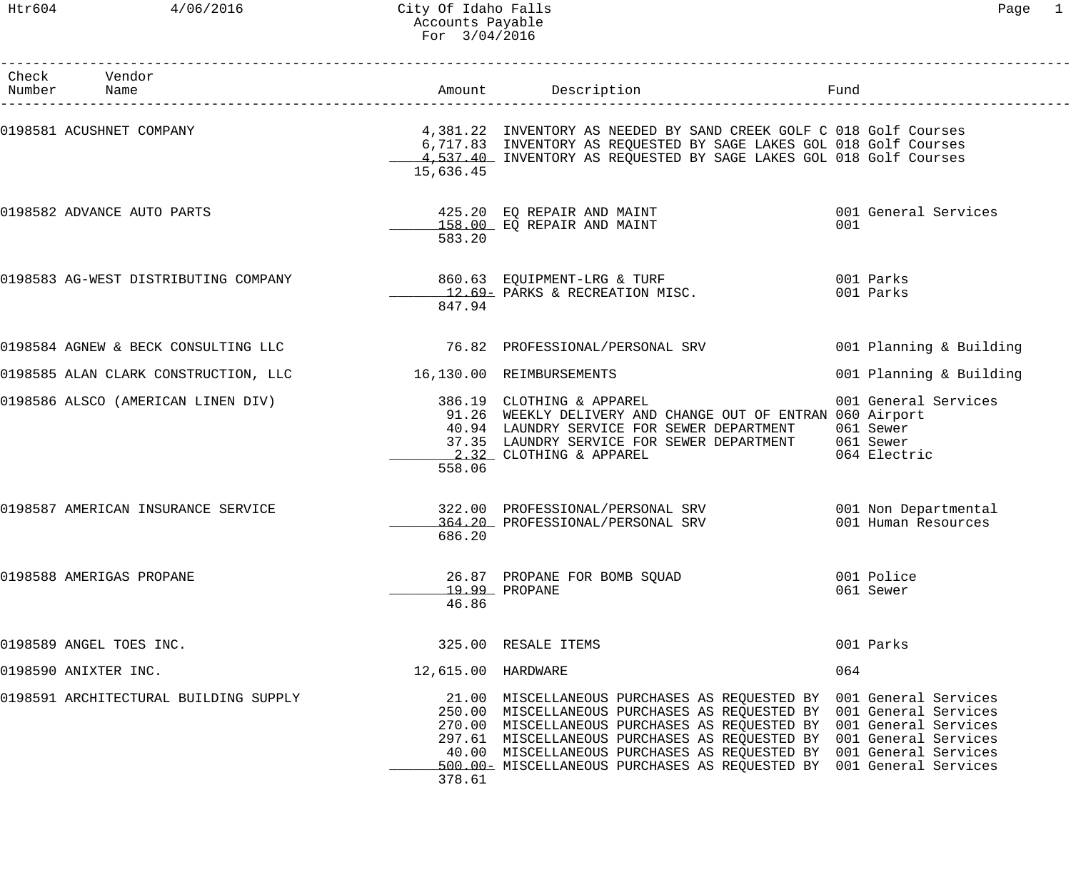# City Of Idaho Falls
## Accounts Payable
### For 3/04/2016

| Check Number | Vendor Name | Amount | Description | Fund |
|---|---|---|---|---|
| 0198581 | ACUSHNET COMPANY | 4,381.22 | INVENTORY AS NEEDED BY SAND CREEK GOLF C | 018 Golf Courses |
| | | 6,717.83 | INVENTORY AS REQUESTED BY SAGE LAKES GOL | 018 Golf Courses |
| | | 4,537.40 | INVENTORY AS REQUESTED BY SAGE LAKES GOL | 018 Golf Courses |
| | | 15,636.45 | | |
| 0198582 | ADVANCE AUTO PARTS | 425.20 | EQ REPAIR AND MAINT | 001 General Services |
| | | 158.00 | EQ REPAIR AND MAINT | 001 |
| | | 583.20 | | |
| 0198583 | AG-WEST DISTRIBUTING COMPANY | 860.63 | EQUIPMENT-LRG & TURF | 001 Parks |
| | | 12.69- | PARKS & RECREATION MISC. | 001 Parks |
| | | 847.94 | | |
| 0198584 | AGNEW & BECK CONSULTING LLC | 76.82 | PROFESSIONAL/PERSONAL SRV | 001 Planning & Building |
| 0198585 | ALAN CLARK CONSTRUCTION, LLC | 16,130.00 | REIMBURSEMENTS | 001 Planning & Building |
| 0198586 | ALSCO (AMERICAN LINEN DIV) | 386.19 | CLOTHING & APPAREL | 001 General Services |
| | | 91.26 | WEEKLY DELIVERY AND CHANGE OUT OF ENTRAN | 060 Airport |
| | | 40.94 | LAUNDRY SERVICE FOR SEWER DEPARTMENT | 061 Sewer |
| | | 37.35 | LAUNDRY SERVICE FOR SEWER DEPARTMENT | 061 Sewer |
| | | 2.32 | CLOTHING & APPAREL | 064 Electric |
| | | 558.06 | | |
| 0198587 | AMERICAN INSURANCE SERVICE | 322.00 | PROFESSIONAL/PERSONAL SRV | 001 Non Departmental |
| | | 364.20 | PROFESSIONAL/PERSONAL SRV | 001 Human Resources |
| | | 686.20 | | |
| 0198588 | AMERIGAS PROPANE | 26.87 | PROPANE FOR BOMB SQUAD | 001 Police |
| | | 19.99 | PROPANE | 061 Sewer |
| | | 46.86 | | |
| 0198589 | ANGEL TOES INC. | 325.00 | RESALE ITEMS | 001 Parks |
| 0198590 | ANIXTER INC. | 12,615.00 | HARDWARE | 064 |
| 0198591 | ARCHITECTURAL BUILDING SUPPLY | 21.00 | MISCELLANEOUS PURCHASES AS REQUESTED BY | 001 General Services |
| | | 250.00 | MISCELLANEOUS PURCHASES AS REQUESTED BY | 001 General Services |
| | | 270.00 | MISCELLANEOUS PURCHASES AS REQUESTED BY | 001 General Services |
| | | 297.61 | MISCELLANEOUS PURCHASES AS REQUESTED BY | 001 General Services |
| | | 40.00 | MISCELLANEOUS PURCHASES AS REQUESTED BY | 001 General Services |
| | | 500.00- | MISCELLANEOUS PURCHASES AS REQUESTED BY | 001 General Services |
| | | 378.61 | | |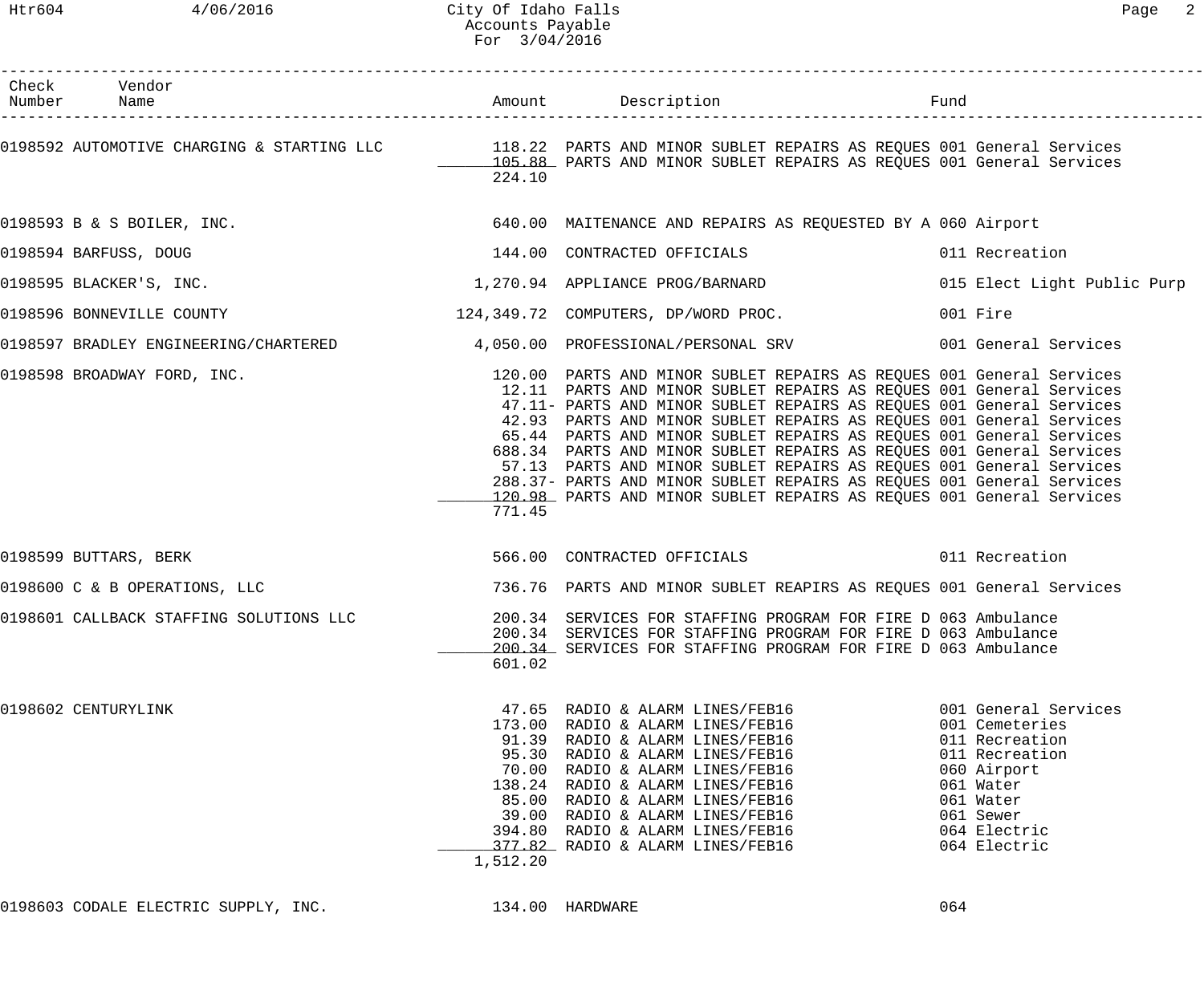City Of Idaho Falls
Accounts Payable
For 3/04/2016

| Check Number | Vendor Name | Amount | Description | Fund |
|---|---|---|---|---|
| 0198592 | AUTOMOTIVE CHARGING & STARTING LLC | 118.22 | PARTS AND MINOR SUBLET REPAIRS AS REQUES | 001 General Services |
| | | 105.88 | PARTS AND MINOR SUBLET REPAIRS AS REQUES | 001 General Services |
| | | 224.10 | | |
| 0198593 | B & S BOILER, INC. | 640.00 | MAITENANCE AND REPAIRS AS REQUESTED BY A | 060 Airport |
| 0198594 | BARFUSS, DOUG | 144.00 | CONTRACTED OFFICIALS | 011 Recreation |
| 0198595 | BLACKER'S, INC. | 1,270.94 | APPLIANCE PROG/BARNARD | 015 Elect Light Public Purp |
| 0198596 | BONNEVILLE COUNTY | 124,349.72 | COMPUTERS, DP/WORD PROC. | 001 Fire |
| 0198597 | BRADLEY ENGINEERING/CHARTERED | 4,050.00 | PROFESSIONAL/PERSONAL SRV | 001 General Services |
| 0198598 | BROADWAY FORD, INC. | 120.00 | PARTS AND MINOR SUBLET REPAIRS AS REQUES | 001 General Services |
| | | 12.11 | PARTS AND MINOR SUBLET REPAIRS AS REQUES | 001 General Services |
| | | 47.11- | PARTS AND MINOR SUBLET REPAIRS AS REQUES | 001 General Services |
| | | 42.93 | PARTS AND MINOR SUBLET REPAIRS AS REQUES | 001 General Services |
| | | 65.44 | PARTS AND MINOR SUBLET REPAIRS AS REQUES | 001 General Services |
| | | 688.34 | PARTS AND MINOR SUBLET REPAIRS AS REQUES | 001 General Services |
| | | 57.13 | PARTS AND MINOR SUBLET REPAIRS AS REQUES | 001 General Services |
| | | 288.37- | PARTS AND MINOR SUBLET REPAIRS AS REQUES | 001 General Services |
| | | 120.98 | PARTS AND MINOR SUBLET REPAIRS AS REQUES | 001 General Services |
| | | 771.45 | | |
| 0198599 | BUTTARS, BERK | 566.00 | CONTRACTED OFFICIALS | 011 Recreation |
| 0198600 | C & B OPERATIONS, LLC | 736.76 | PARTS AND MINOR SUBLET REAPIRS AS REQUES | 001 General Services |
| 0198601 | CALLBACK STAFFING SOLUTIONS LLC | 200.34 | SERVICES FOR STAFFING PROGRAM FOR FIRE D | 063 Ambulance |
| | | 200.34 | SERVICES FOR STAFFING PROGRAM FOR FIRE D | 063 Ambulance |
| | | 200.34 | SERVICES FOR STAFFING PROGRAM FOR FIRE D | 063 Ambulance |
| | | 601.02 | | |
| 0198602 | CENTURYLINK | 47.65 | RADIO & ALARM LINES/FEB16 | 001 General Services |
| | | 173.00 | RADIO & ALARM LINES/FEB16 | 001 Cemeteries |
| | | 91.39 | RADIO & ALARM LINES/FEB16 | 011 Recreation |
| | | 95.30 | RADIO & ALARM LINES/FEB16 | 011 Recreation |
| | | 70.00 | RADIO & ALARM LINES/FEB16 | 060 Airport |
| | | 138.24 | RADIO & ALARM LINES/FEB16 | 061 Water |
| | | 85.00 | RADIO & ALARM LINES/FEB16 | 061 Water |
| | | 39.00 | RADIO & ALARM LINES/FEB16 | 061 Sewer |
| | | 394.80 | RADIO & ALARM LINES/FEB16 | 064 Electric |
| | | 377.82 | RADIO & ALARM LINES/FEB16 | 064 Electric |
| | | 1,512.20 | | |
| 0198603 | CODALE ELECTRIC SUPPLY, INC. | 134.00 | HARDWARE | 064 |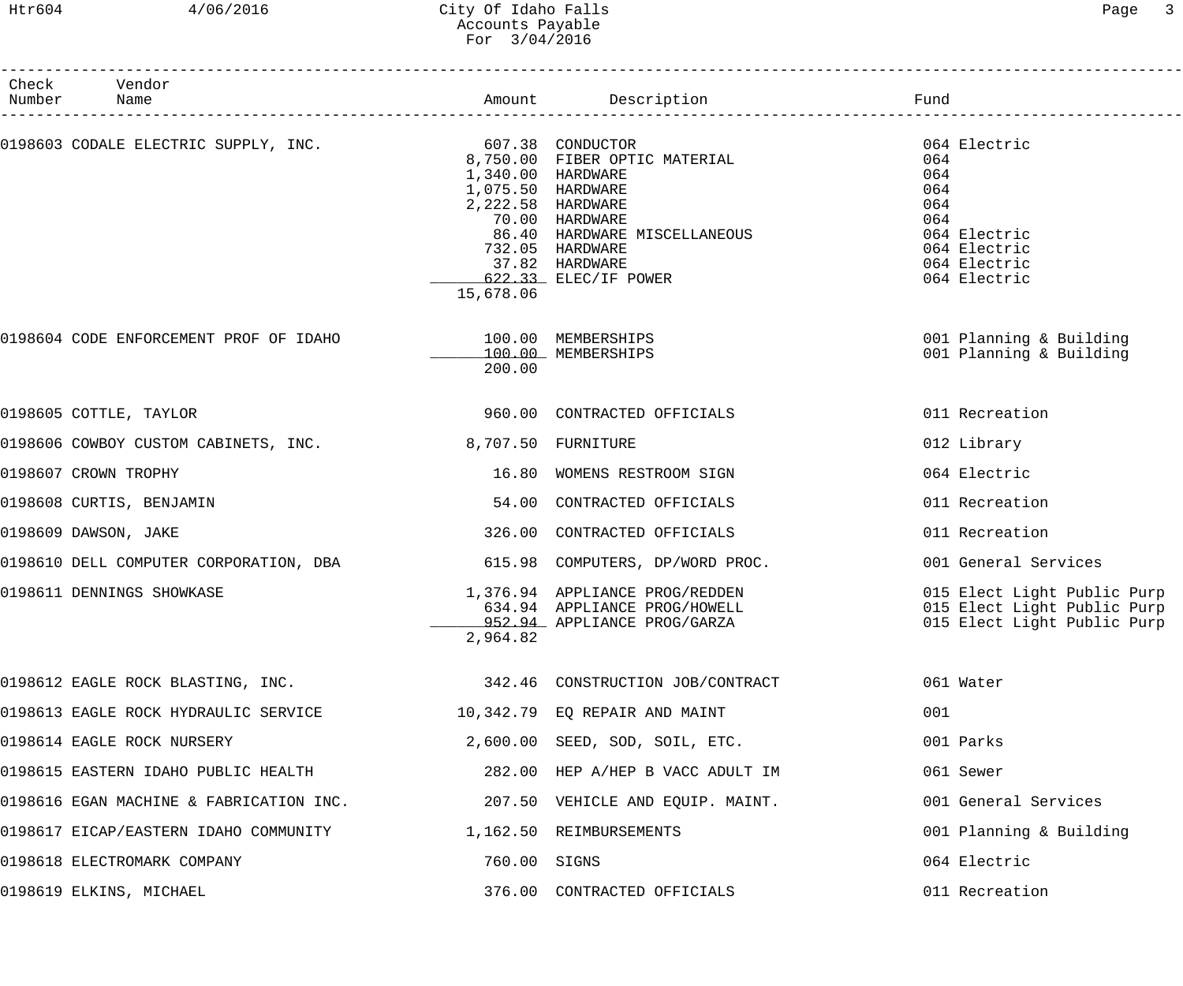# City Of Idaho Falls
## Accounts Payable
## For 3/04/2016

| Check Number | Vendor Name | Amount | Description | Fund |
|---|---|---|---|---|
| 0198603 | CODALE ELECTRIC SUPPLY, INC. | 607.38 | CONDUCTOR | 064 Electric |
| | | 8,750.00 | FIBER OPTIC MATERIAL | 064 |
| | | 1,340.00 | HARDWARE | 064 |
| | | 1,075.50 | HARDWARE | 064 |
| | | 2,222.58 | HARDWARE | 064 |
| | | 70.00 | HARDWARE | 064 |
| | | 86.40 | HARDWARE MISCELLANEOUS | 064 Electric |
| | | 732.05 | HARDWARE | 064 Electric |
| | | 37.82 | HARDWARE | 064 Electric |
| | | 622.33 | ELEC/IF POWER | 064 Electric |
| | | 15,678.06 | | |
| 0198604 | CODE ENFORCEMENT PROF OF IDAHO | 100.00 | MEMBERSHIPS | 001 Planning & Building |
| | | 100.00 | MEMBERSHIPS | 001 Planning & Building |
| | | 200.00 | | |
| 0198605 | COTTLE, TAYLOR | 960.00 | CONTRACTED OFFICIALS | 011 Recreation |
| 0198606 | COWBOY CUSTOM CABINETS, INC. | 8,707.50 | FURNITURE | 012 Library |
| 0198607 | CROWN TROPHY | 16.80 | WOMENS RESTROOM SIGN | 064 Electric |
| 0198608 | CURTIS, BENJAMIN | 54.00 | CONTRACTED OFFICIALS | 011 Recreation |
| 0198609 | DAWSON, JAKE | 326.00 | CONTRACTED OFFICIALS | 011 Recreation |
| 0198610 | DELL COMPUTER CORPORATION, DBA | 615.98 | COMPUTERS, DP/WORD PROC. | 001 General Services |
| 0198611 | DENNINGS SHOWKASE | 1,376.94 | APPLIANCE PROG/REDDEN | 015 Elect Light Public Purp |
| | | 634.94 | APPLIANCE PROG/HOWELL | 015 Elect Light Public Purp |
| | | 952.94 | APPLIANCE PROG/GARZA | 015 Elect Light Public Purp |
| | | 2,964.82 | | |
| 0198612 | EAGLE ROCK BLASTING, INC. | 342.46 | CONSTRUCTION JOB/CONTRACT | 061 Water |
| 0198613 | EAGLE ROCK HYDRAULIC SERVICE | 10,342.79 | EQ REPAIR AND MAINT | 001 |
| 0198614 | EAGLE ROCK NURSERY | 2,600.00 | SEED, SOD, SOIL, ETC. | 001 Parks |
| 0198615 | EASTERN IDAHO PUBLIC HEALTH | 282.00 | HEP A/HEP B VACC ADULT IM | 061 Sewer |
| 0198616 | EGAN MACHINE & FABRICATION INC. | 207.50 | VEHICLE AND EQUIP. MAINT. | 001 General Services |
| 0198617 | EICAP/EASTERN IDAHO COMMUNITY | 1,162.50 | REIMBURSEMENTS | 001 Planning & Building |
| 0198618 | ELECTROMARK COMPANY | 760.00 | SIGNS | 064 Electric |
| 0198619 | ELKINS, MICHAEL | 376.00 | CONTRACTED OFFICIALS | 011 Recreation |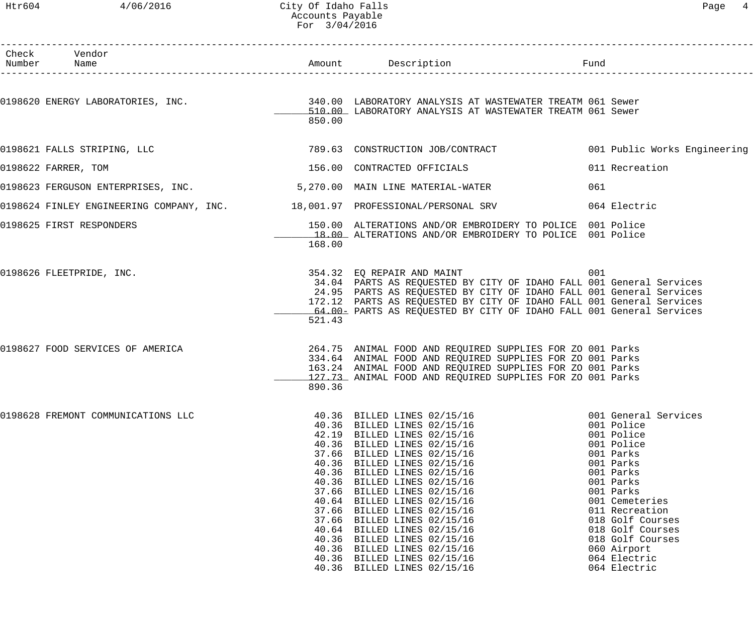# City Of Idaho Falls
## Accounts Payable
### For 3/04/2016

| Check Number | Vendor Name | Amount | Description | Fund |
|---|---|---|---|---|
| 0198620 | ENERGY LABORATORIES, INC. | 340.00 | LABORATORY ANALYSIS AT WASTEWATER TREATM | 061 Sewer |
| | | 510.00 | LABORATORY ANALYSIS AT WASTEWATER TREATM | 061 Sewer |
| | | 850.00 | | |
| 0198621 | FALLS STRIPING, LLC | 789.63 | CONSTRUCTION JOB/CONTRACT | 001 Public Works Engineering |
| 0198622 | FARRER, TOM | 156.00 | CONTRACTED OFFICIALS | 011 Recreation |
| 0198623 | FERGUSON ENTERPRISES, INC. | 5,270.00 | MAIN LINE MATERIAL-WATER | 061 |
| 0198624 | FINLEY ENGINEERING COMPANY, INC. | 18,001.97 | PROFESSIONAL/PERSONAL SRV | 064 Electric |
| 0198625 | FIRST RESPONDERS | 150.00 | ALTERATIONS AND/OR EMBROIDERY TO POLICE | 001 Police |
| | | 18.00 | ALTERATIONS AND/OR EMBROIDERY TO POLICE | 001 Police |
| | | 168.00 | | |
| 0198626 | FLEETPRIDE, INC. | 354.32 | EQ REPAIR AND MAINT | 001 |
| | | 34.04 | PARTS AS REQUESTED BY CITY OF IDAHO FALL | 001 General Services |
| | | 24.95 | PARTS AS REQUESTED BY CITY OF IDAHO FALL | 001 General Services |
| | | 172.12 | PARTS AS REQUESTED BY CITY OF IDAHO FALL | 001 General Services |
| | | 64.00- | PARTS AS REQUESTED BY CITY OF IDAHO FALL | 001 General Services |
| | | 521.43 | | |
| 0198627 | FOOD SERVICES OF AMERICA | 264.75 | ANIMAL FOOD AND REQUIRED SUPPLIES FOR ZO | 001 Parks |
| | | 334.64 | ANIMAL FOOD AND REQUIRED SUPPLIES FOR ZO | 001 Parks |
| | | 163.24 | ANIMAL FOOD AND REQUIRED SUPPLIES FOR ZO | 001 Parks |
| | | 127.73 | ANIMAL FOOD AND REQUIRED SUPPLIES FOR ZO | 001 Parks |
| | | 890.36 | | |
| 0198628 | FREMONT COMMUNICATIONS LLC | 40.36 | BILLED LINES 02/15/16 | 001 General Services |
| | | 40.36 | BILLED LINES 02/15/16 | 001 Police |
| | | 42.19 | BILLED LINES 02/15/16 | 001 Police |
| | | 40.36 | BILLED LINES 02/15/16 | 001 Police |
| | | 37.66 | BILLED LINES 02/15/16 | 001 Parks |
| | | 40.36 | BILLED LINES 02/15/16 | 001 Parks |
| | | 40.36 | BILLED LINES 02/15/16 | 001 Parks |
| | | 40.36 | BILLED LINES 02/15/16 | 001 Parks |
| | | 37.66 | BILLED LINES 02/15/16 | 001 Parks |
| | | 40.64 | BILLED LINES 02/15/16 | 001 Cemeteries |
| | | 37.66 | BILLED LINES 02/15/16 | 011 Recreation |
| | | 37.66 | BILLED LINES 02/15/16 | 018 Golf Courses |
| | | 40.64 | BILLED LINES 02/15/16 | 018 Golf Courses |
| | | 40.36 | BILLED LINES 02/15/16 | 018 Golf Courses |
| | | 40.36 | BILLED LINES 02/15/16 | 060 Airport |
| | | 40.36 | BILLED LINES 02/15/16 | 064 Electric |
| | | 40.36 | BILLED LINES 02/15/16 | 064 Electric |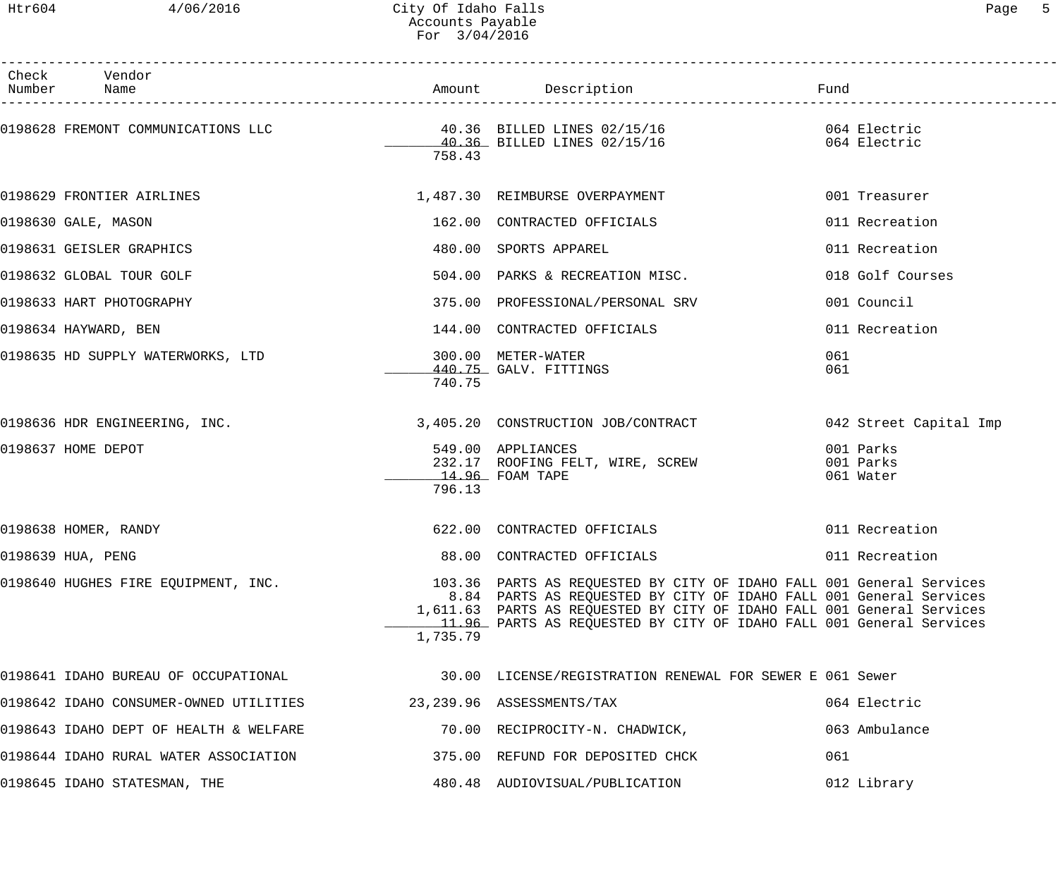| Check Number | Vendor Name | Amount | Description | Fund |
|---|---|---|---|---|
| 0198628 | FREMONT COMMUNICATIONS LLC | 40.36 | BILLED LINES 02/15/16 | 064 Electric |
| | | 40.36 | BILLED LINES 02/15/16 | 064 Electric |
| | | 758.43 | | |
| 0198629 | FRONTIER AIRLINES | 1,487.30 | REIMBURSE OVERPAYMENT | 001 Treasurer |
| 0198630 | GALE, MASON | 162.00 | CONTRACTED OFFICIALS | 011 Recreation |
| 0198631 | GEISLER GRAPHICS | 480.00 | SPORTS APPAREL | 011 Recreation |
| 0198632 | GLOBAL TOUR GOLF | 504.00 | PARKS & RECREATION MISC. | 018 Golf Courses |
| 0198633 | HART PHOTOGRAPHY | 375.00 | PROFESSIONAL/PERSONAL SRV | 001 Council |
| 0198634 | HAYWARD, BEN | 144.00 | CONTRACTED OFFICIALS | 011 Recreation |
| 0198635 | HD SUPPLY WATERWORKS, LTD | 300.00 | METER-WATER | 061 |
| | | 440.75 | GALV. FITTINGS | 061 |
| | | 740.75 | | |
| 0198636 | HDR ENGINEERING, INC. | 3,405.20 | CONSTRUCTION JOB/CONTRACT | 042 Street Capital Imp |
| 0198637 | HOME DEPOT | 549.00 | APPLIANCES | 001 Parks |
| | | 232.17 | ROOFING FELT, WIRE, SCREW | 001 Parks |
| | | 14.96 | FOAM TAPE | 061 Water |
| | | 796.13 | | |
| 0198638 | HOMER, RANDY | 622.00 | CONTRACTED OFFICIALS | 011 Recreation |
| 0198639 | HUA, PENG | 88.00 | CONTRACTED OFFICIALS | 011 Recreation |
| 0198640 | HUGHES FIRE EQUIPMENT, INC. | 103.36 | PARTS AS REQUESTED BY CITY OF IDAHO FALL | 001 General Services |
| | | 8.84 | PARTS AS REQUESTED BY CITY OF IDAHO FALL | 001 General Services |
| | | 1,611.63 | PARTS AS REQUESTED BY CITY OF IDAHO FALL | 001 General Services |
| | | 11.96 | PARTS AS REQUESTED BY CITY OF IDAHO FALL | 001 General Services |
| | | 1,735.79 | | |
| 0198641 | IDAHO BUREAU OF OCCUPATIONAL | 30.00 | LICENSE/REGISTRATION RENEWAL FOR SEWER E | 061 Sewer |
| 0198642 | IDAHO CONSUMER-OWNED UTILITIES | 23,239.96 | ASSESSMENTS/TAX | 064 Electric |
| 0198643 | IDAHO DEPT OF HEALTH & WELFARE | 70.00 | RECIPROCITY-N. CHADWICK, | 063 Ambulance |
| 0198644 | IDAHO RURAL WATER ASSOCIATION | 375.00 | REFUND FOR DEPOSITED CHCK | 061 |
| 0198645 | IDAHO STATESMAN, THE | 480.48 | AUDIOVISUAL/PUBLICATION | 012 Library |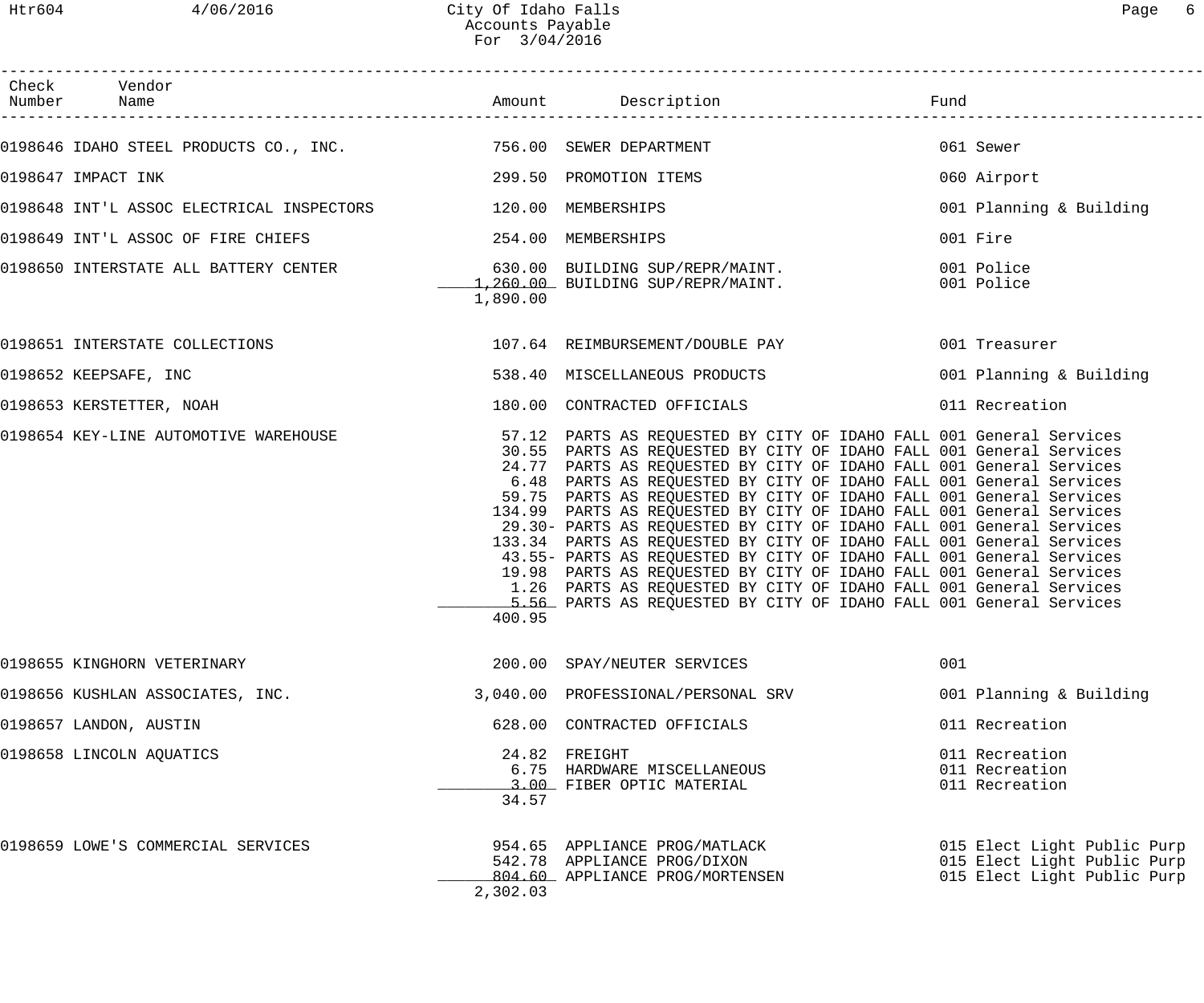City Of Idaho Falls
Accounts Payable
For 3/04/2016

| Check Number | Vendor Name | Amount | Description | Fund |
|---|---|---|---|---|
| 0198646 | IDAHO STEEL PRODUCTS CO., INC. | 756.00 | SEWER DEPARTMENT | 061 Sewer |
| 0198647 | IMPACT INK | 299.50 | PROMOTION ITEMS | 060 Airport |
| 0198648 | INT'L ASSOC ELECTRICAL INSPECTORS | 120.00 | MEMBERSHIPS | 001 Planning & Building |
| 0198649 | INT'L ASSOC OF FIRE CHIEFS | 254.00 | MEMBERSHIPS | 001 Fire |
| 0198650 | INTERSTATE ALL BATTERY CENTER | 630.00 | BUILDING SUP/REPR/MAINT. | 001 Police |
| | | 1,260.00 | BUILDING SUP/REPR/MAINT. | 001 Police |
| | | 1,890.00 | | |
| 0198651 | INTERSTATE COLLECTIONS | 107.64 | REIMBURSEMENT/DOUBLE PAY | 001 Treasurer |
| 0198652 | KEEPSAFE, INC | 538.40 | MISCELLANEOUS PRODUCTS | 001 Planning & Building |
| 0198653 | KERSTETTER, NOAH | 180.00 | CONTRACTED OFFICIALS | 011 Recreation |
| 0198654 | KEY-LINE AUTOMOTIVE WAREHOUSE | 57.12 | PARTS AS REQUESTED BY CITY OF IDAHO FALL | 001 General Services |
| | | 30.55 | PARTS AS REQUESTED BY CITY OF IDAHO FALL | 001 General Services |
| | | 24.77 | PARTS AS REQUESTED BY CITY OF IDAHO FALL | 001 General Services |
| | | 6.48 | PARTS AS REQUESTED BY CITY OF IDAHO FALL | 001 General Services |
| | | 59.75 | PARTS AS REQUESTED BY CITY OF IDAHO FALL | 001 General Services |
| | | 134.99 | PARTS AS REQUESTED BY CITY OF IDAHO FALL | 001 General Services |
| | | 29.30- | PARTS AS REQUESTED BY CITY OF IDAHO FALL | 001 General Services |
| | | 133.34 | PARTS AS REQUESTED BY CITY OF IDAHO FALL | 001 General Services |
| | | 43.55- | PARTS AS REQUESTED BY CITY OF IDAHO FALL | 001 General Services |
| | | 19.98 | PARTS AS REQUESTED BY CITY OF IDAHO FALL | 001 General Services |
| | | 1.26 | PARTS AS REQUESTED BY CITY OF IDAHO FALL | 001 General Services |
| | | 5.56 | PARTS AS REQUESTED BY CITY OF IDAHO FALL | 001 General Services |
| | | 400.95 | | |
| 0198655 | KINGHORN VETERINARY | 200.00 | SPAY/NEUTER SERVICES | 001 |
| 0198656 | KUSHLAN ASSOCIATES, INC. | 3,040.00 | PROFESSIONAL/PERSONAL SRV | 001 Planning & Building |
| 0198657 | LANDON, AUSTIN | 628.00 | CONTRACTED OFFICIALS | 011 Recreation |
| 0198658 | LINCOLN AQUATICS | 24.82 | FREIGHT | 011 Recreation |
| | | 6.75 | HARDWARE MISCELLANEOUS | 011 Recreation |
| | | 3.00 | FIBER OPTIC MATERIAL | 011 Recreation |
| | | 34.57 | | |
| 0198659 | LOWE'S COMMERCIAL SERVICES | 954.65 | APPLIANCE PROG/MATLACK | 015 Elect Light Public Purp |
| | | 542.78 | APPLIANCE PROG/DIXON | 015 Elect Light Public Purp |
| | | 804.60 | APPLIANCE PROG/MORTENSEN | 015 Elect Light Public Purp |
| | | 2,302.03 | | |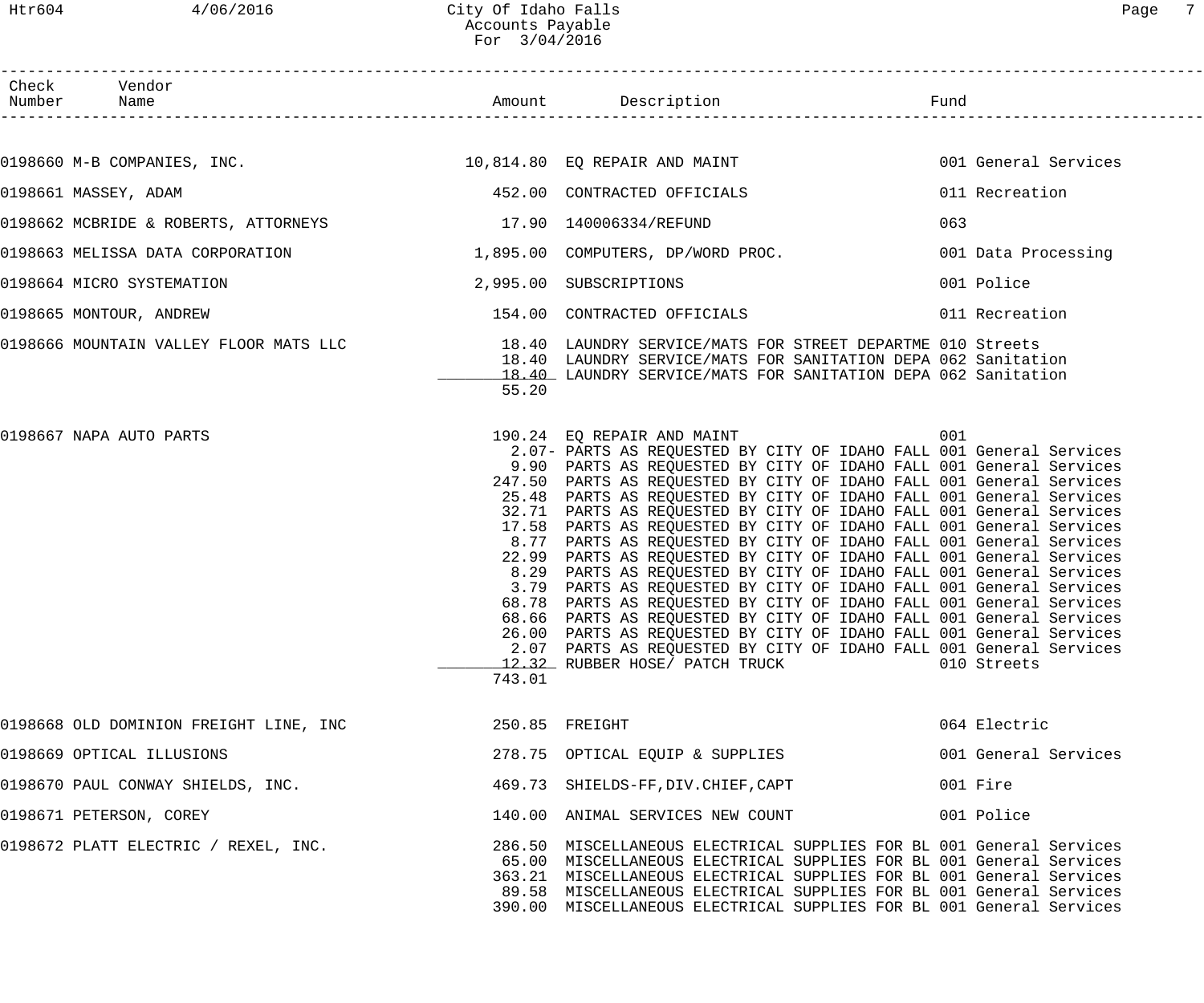# City Of Idaho Falls
## Accounts Payable
### For 3/04/2016

| Check Number | Vendor Name | Amount | Description | Fund |
|---|---|---|---|---|
| 0198660 | M-B COMPANIES, INC. | 10,814.80 | EQ REPAIR AND MAINT | 001 General Services |
| 0198661 | MASSEY, ADAM | 452.00 | CONTRACTED OFFICIALS | 011 Recreation |
| 0198662 | MCBRIDE & ROBERTS, ATTORNEYS | 17.90 | 140006334/REFUND | 063 |
| 0198663 | MELISSA DATA CORPORATION | 1,895.00 | COMPUTERS, DP/WORD PROC. | 001 Data Processing |
| 0198664 | MICRO SYSTEMATION | 2,995.00 | SUBSCRIPTIONS | 001 Police |
| 0198665 | MONTOUR, ANDREW | 154.00 | CONTRACTED OFFICIALS | 011 Recreation |
| 0198666 | MOUNTAIN VALLEY FLOOR MATS LLC | 18.40 | LAUNDRY SERVICE/MATS FOR STREET DEPARTME | 010 Streets |
| | | 18.40 | LAUNDRY SERVICE/MATS FOR SANITATION DEPA | 062 Sanitation |
| | | 18.40 | LAUNDRY SERVICE/MATS FOR SANITATION DEPA | 062 Sanitation |
| | | 55.20 | | |
| 0198667 | NAPA AUTO PARTS | 190.24 | EQ REPAIR AND MAINT | 001 |
| | | 2.07- | PARTS AS REQUESTED BY CITY OF IDAHO FALL | 001 General Services |
| | | 9.90 | PARTS AS REQUESTED BY CITY OF IDAHO FALL | 001 General Services |
| | | 247.50 | PARTS AS REQUESTED BY CITY OF IDAHO FALL | 001 General Services |
| | | 25.48 | PARTS AS REQUESTED BY CITY OF IDAHO FALL | 001 General Services |
| | | 32.71 | PARTS AS REQUESTED BY CITY OF IDAHO FALL | 001 General Services |
| | | 17.58 | PARTS AS REQUESTED BY CITY OF IDAHO FALL | 001 General Services |
| | | 8.77 | PARTS AS REQUESTED BY CITY OF IDAHO FALL | 001 General Services |
| | | 22.99 | PARTS AS REQUESTED BY CITY OF IDAHO FALL | 001 General Services |
| | | 8.29 | PARTS AS REQUESTED BY CITY OF IDAHO FALL | 001 General Services |
| | | 3.79 | PARTS AS REQUESTED BY CITY OF IDAHO FALL | 001 General Services |
| | | 68.78 | PARTS AS REQUESTED BY CITY OF IDAHO FALL | 001 General Services |
| | | 68.66 | PARTS AS REQUESTED BY CITY OF IDAHO FALL | 001 General Services |
| | | 26.00 | PARTS AS REQUESTED BY CITY OF IDAHO FALL | 001 General Services |
| | | 2.07 | PARTS AS REQUESTED BY CITY OF IDAHO FALL | 001 General Services |
| | | 12.32 | RUBBER HOSE/ PATCH TRUCK | 010 Streets |
| | | 743.01 | | |
| 0198668 | OLD DOMINION FREIGHT LINE, INC | 250.85 | FREIGHT | 064 Electric |
| 0198669 | OPTICAL ILLUSIONS | 278.75 | OPTICAL EQUIP & SUPPLIES | 001 General Services |
| 0198670 | PAUL CONWAY SHIELDS, INC. | 469.73 | SHIELDS-FF,DIV.CHIEF,CAPT | 001 Fire |
| 0198671 | PETERSON, COREY | 140.00 | ANIMAL SERVICES NEW COUNT | 001 Police |
| 0198672 | PLATT ELECTRIC / REXEL, INC. | 286.50 | MISCELLANEOUS ELECTRICAL SUPPLIES FOR BL | 001 General Services |
| | | 65.00 | MISCELLANEOUS ELECTRICAL SUPPLIES FOR BL | 001 General Services |
| | | 363.21 | MISCELLANEOUS ELECTRICAL SUPPLIES FOR BL | 001 General Services |
| | | 89.58 | MISCELLANEOUS ELECTRICAL SUPPLIES FOR BL | 001 General Services |
| | | 390.00 | MISCELLANEOUS ELECTRICAL SUPPLIES FOR BL | 001 General Services |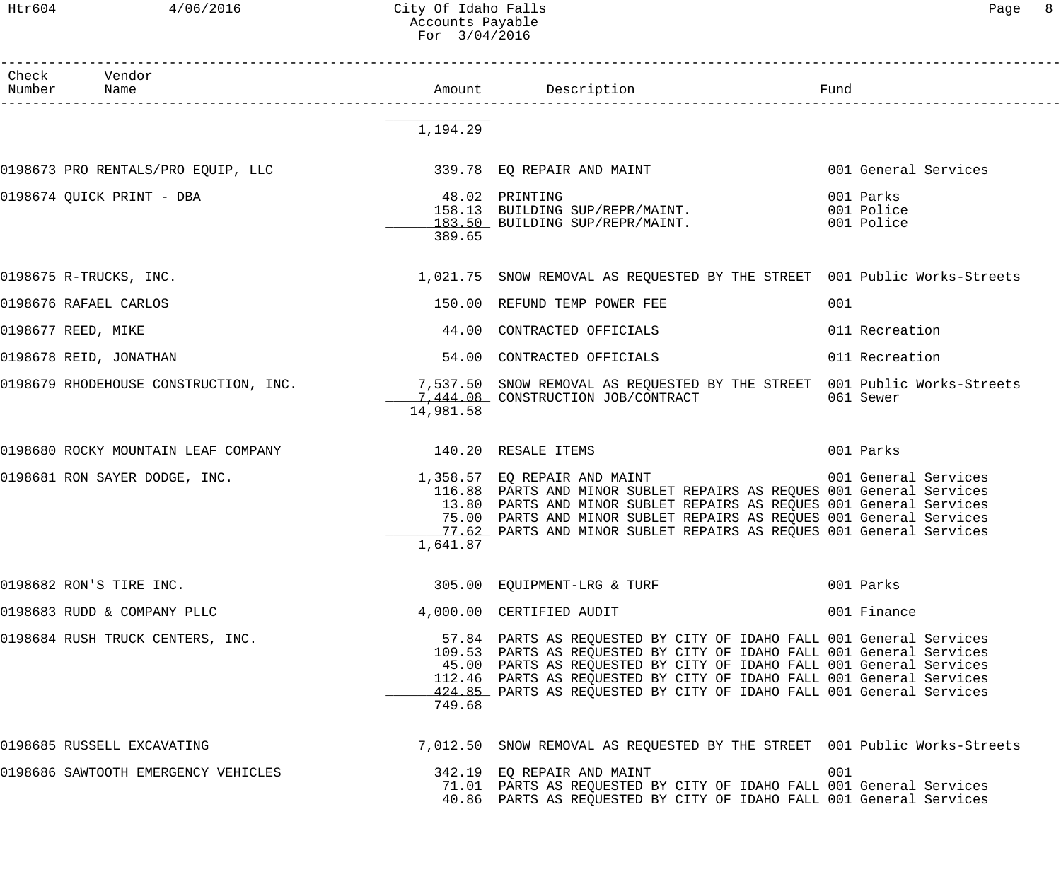| Check Number | Vendor Name | Amount | Description | Fund |
|---|---|---|---|---|
| | | 1,194.29 | | |
| 0198673 | PRO RENTALS/PRO EQUIP, LLC | 339.78 | EQ REPAIR AND MAINT | 001 General Services |
| 0198674 | QUICK PRINT - DBA | 48.02 | PRINTING | 001 Parks |
| | | 158.13 | BUILDING SUP/REPR/MAINT. | 001 Police |
| | | 183.50 | BUILDING SUP/REPR/MAINT. | 001 Police |
| | | 389.65 | | |
| 0198675 | R-TRUCKS, INC. | 1,021.75 | SNOW REMOVAL AS REQUESTED BY THE STREET | 001 Public Works-Streets |
| 0198676 | RAFAEL CARLOS | 150.00 | REFUND TEMP POWER FEE | 001 |
| 0198677 | REED, MIKE | 44.00 | CONTRACTED OFFICIALS | 011 Recreation |
| 0198678 | REID, JONATHAN | 54.00 | CONTRACTED OFFICIALS | 011 Recreation |
| 0198679 | RHODEHOUSE CONSTRUCTION, INC. | 7,537.50 | SNOW REMOVAL AS REQUESTED BY THE STREET | 001 Public Works-Streets |
| | | 7,444.08 | CONSTRUCTION JOB/CONTRACT | 061 Sewer |
| | | 14,981.58 | | |
| 0198680 | ROCKY MOUNTAIN LEAF COMPANY | 140.20 | RESALE ITEMS | 001 Parks |
| 0198681 | RON SAYER DODGE, INC. | 1,358.57 | EQ REPAIR AND MAINT | 001 General Services |
| | | 116.88 | PARTS AND MINOR SUBLET REPAIRS AS REQUES | 001 General Services |
| | | 13.80 | PARTS AND MINOR SUBLET REPAIRS AS REQUES | 001 General Services |
| | | 75.00 | PARTS AND MINOR SUBLET REPAIRS AS REQUES | 001 General Services |
| | | 77.62 | PARTS AND MINOR SUBLET REPAIRS AS REQUES | 001 General Services |
| | | 1,641.87 | | |
| 0198682 | RON'S TIRE INC. | 305.00 | EQUIPMENT-LRG & TURF | 001 Parks |
| 0198683 | RUDD & COMPANY PLLC | 4,000.00 | CERTIFIED AUDIT | 001 Finance |
| 0198684 | RUSH TRUCK CENTERS, INC. | 57.84 | PARTS AS REQUESTED BY CITY OF IDAHO FALL | 001 General Services |
| | | 109.53 | PARTS AS REQUESTED BY CITY OF IDAHO FALL | 001 General Services |
| | | 45.00 | PARTS AS REQUESTED BY CITY OF IDAHO FALL | 001 General Services |
| | | 112.46 | PARTS AS REQUESTED BY CITY OF IDAHO FALL | 001 General Services |
| | | 424.85 | PARTS AS REQUESTED BY CITY OF IDAHO FALL | 001 General Services |
| | | 749.68 | | |
| 0198685 | RUSSELL EXCAVATING | 7,012.50 | SNOW REMOVAL AS REQUESTED BY THE STREET | 001 Public Works-Streets |
| 0198686 | SAWTOOTH EMERGENCY VEHICLES | 342.19 | EQ REPAIR AND MAINT | 001 |
| | | 71.01 | PARTS AS REQUESTED BY CITY OF IDAHO FALL | 001 General Services |
| | | 40.86 | PARTS AS REQUESTED BY CITY OF IDAHO FALL | 001 General Services |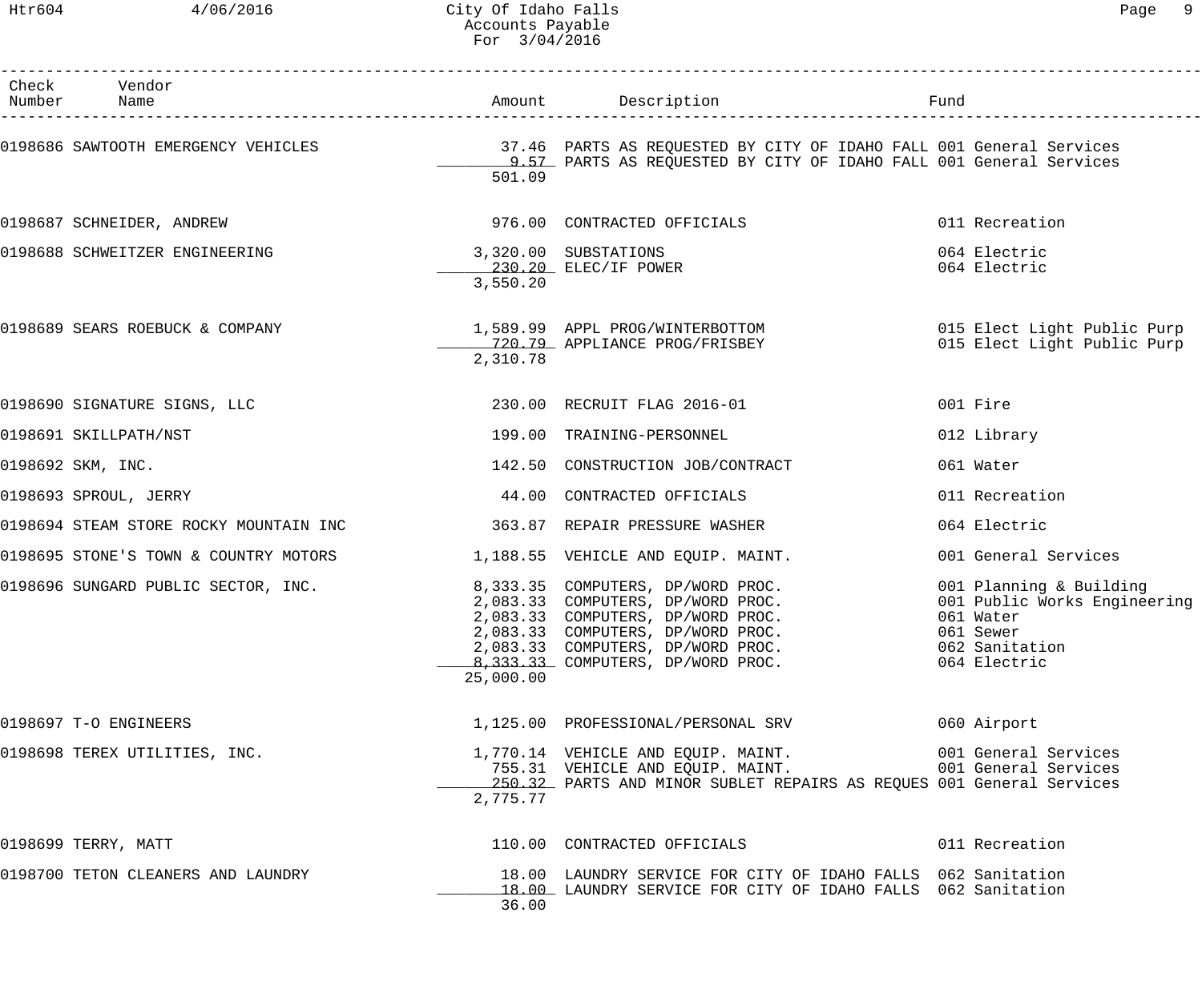| Check Number | Vendor Name | Amount | Description | Fund |
|---|---|---|---|---|
| 0198686 | SAWTOOTH EMERGENCY VEHICLES | 37.46 | PARTS AS REQUESTED BY CITY OF IDAHO FALL | 001 General Services |
| | | 9.57 | PARTS AS REQUESTED BY CITY OF IDAHO FALL | 001 General Services |
| | | 501.09 | | |
| 0198687 | SCHNEIDER, ANDREW | 976.00 | CONTRACTED OFFICIALS | 011 Recreation |
| 0198688 | SCHWEITZER ENGINEERING | 3,320.00 | SUBSTATIONS | 064 Electric |
| | | 230.20 | ELEC/IF POWER | 064 Electric |
| | | 3,550.20 | | |
| 0198689 | SEARS ROEBUCK & COMPANY | 1,589.99 | APPL PROG/WINTERBOTTOM | 015 Elect Light Public Purp |
| | | 720.79 | APPLIANCE PROG/FRISBEY | 015 Elect Light Public Purp |
| | | 2,310.78 | | |
| 0198690 | SIGNATURE SIGNS, LLC | 230.00 | RECRUIT FLAG 2016-01 | 001 Fire |
| 0198691 | SKILLPATH/NST | 199.00 | TRAINING-PERSONNEL | 012 Library |
| 0198692 | SKM, INC. | 142.50 | CONSTRUCTION JOB/CONTRACT | 061 Water |
| 0198693 | SPROUL, JERRY | 44.00 | CONTRACTED OFFICIALS | 011 Recreation |
| 0198694 | STEAM STORE ROCKY MOUNTAIN INC | 363.87 | REPAIR PRESSURE WASHER | 064 Electric |
| 0198695 | STONE'S TOWN & COUNTRY MOTORS | 1,188.55 | VEHICLE AND EQUIP. MAINT. | 001 General Services |
| 0198696 | SUNGARD PUBLIC SECTOR, INC. | 8,333.35 | COMPUTERS, DP/WORD PROC. | 001 Planning & Building |
| | | 2,083.33 | COMPUTERS, DP/WORD PROC. | 001 Public Works Engineering |
| | | 2,083.33 | COMPUTERS, DP/WORD PROC. | 061 Water |
| | | 2,083.33 | COMPUTERS, DP/WORD PROC. | 061 Sewer |
| | | 2,083.33 | COMPUTERS, DP/WORD PROC. | 062 Sanitation |
| | | 8,333.33 | COMPUTERS, DP/WORD PROC. | 064 Electric |
| | | 25,000.00 | | |
| 0198697 | T-O ENGINEERS | 1,125.00 | PROFESSIONAL/PERSONAL SRV | 060 Airport |
| 0198698 | TEREX UTILITIES, INC. | 1,770.14 | VEHICLE AND EQUIP. MAINT. | 001 General Services |
| | | 755.31 | VEHICLE AND EQUIP. MAINT. | 001 General Services |
| | | 250.32 | PARTS AND MINOR SUBLET REPAIRS AS REQUES | 001 General Services |
| | | 2,775.77 | | |
| 0198699 | TERRY, MATT | 110.00 | CONTRACTED OFFICIALS | 011 Recreation |
| 0198700 | TETON CLEANERS AND LAUNDRY | 18.00 | LAUNDRY SERVICE FOR CITY OF IDAHO FALLS | 062 Sanitation |
| | | 18.00 | LAUNDRY SERVICE FOR CITY OF IDAHO FALLS | 062 Sanitation |
| | | 36.00 | | |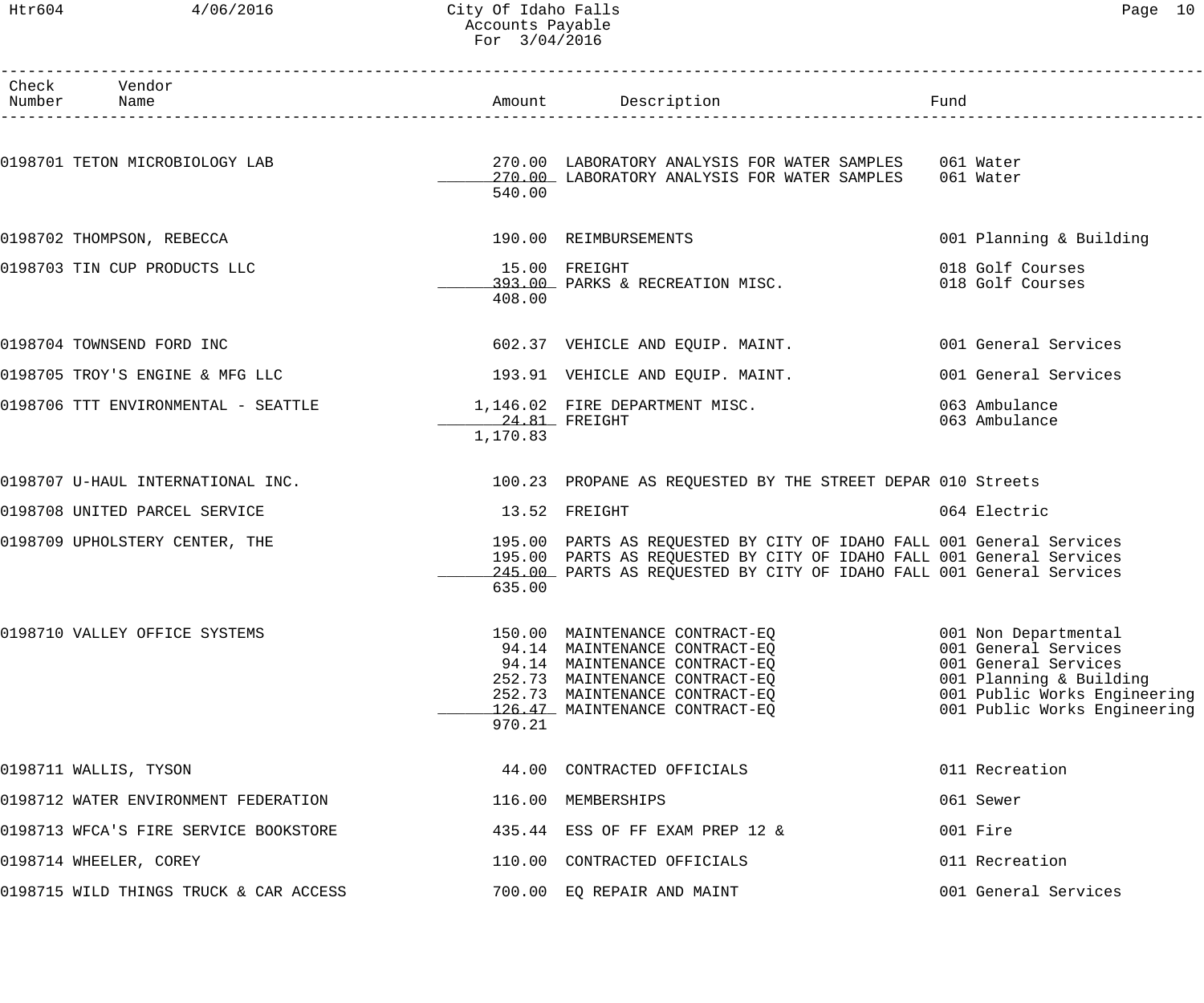# City Of Idaho Falls
## Accounts Payable
### For 3/04/2016

| Check Number | Vendor Name | Amount | Description | Fund |
|---|---|---|---|---|
| 0198701 | TETON MICROBIOLOGY LAB | 270.00 | LABORATORY ANALYSIS FOR WATER SAMPLES | 061 Water |
| | | 270.00 | LABORATORY ANALYSIS FOR WATER SAMPLES | 061 Water |
| | | 540.00 | | |
| 0198702 | THOMPSON, REBECCA | 190.00 | REIMBURSEMENTS | 001 Planning & Building |
| 0198703 | TIN CUP PRODUCTS LLC | 15.00 | FREIGHT | 018 Golf Courses |
| | | 393.00 | PARKS & RECREATION MISC. | 018 Golf Courses |
| | | 408.00 | | |
| 0198704 | TOWNSEND FORD INC | 602.37 | VEHICLE AND EQUIP. MAINT. | 001 General Services |
| 0198705 | TROY'S ENGINE & MFG LLC | 193.91 | VEHICLE AND EQUIP. MAINT. | 001 General Services |
| 0198706 | TTT ENVIRONMENTAL - SEATTLE | 1,146.02 | FIRE DEPARTMENT MISC. | 063 Ambulance |
| | | 24.81 | FREIGHT | 063 Ambulance |
| | | 1,170.83 | | |
| 0198707 | U-HAUL INTERNATIONAL INC. | 100.23 | PROPANE AS REQUESTED BY THE STREET DEPAR | 010 Streets |
| 0198708 | UNITED PARCEL SERVICE | 13.52 | FREIGHT | 064 Electric |
| 0198709 | UPHOLSTERY CENTER, THE | 195.00 | PARTS AS REQUESTED BY CITY OF IDAHO FALL | 001 General Services |
| | | 195.00 | PARTS AS REQUESTED BY CITY OF IDAHO FALL | 001 General Services |
| | | 245.00 | PARTS AS REQUESTED BY CITY OF IDAHO FALL | 001 General Services |
| | | 635.00 | | |
| 0198710 | VALLEY OFFICE SYSTEMS | 150.00 | MAINTENANCE CONTRACT-EQ | 001 Non Departmental |
| | | 94.14 | MAINTENANCE CONTRACT-EQ | 001 General Services |
| | | 94.14 | MAINTENANCE CONTRACT-EQ | 001 General Services |
| | | 252.73 | MAINTENANCE CONTRACT-EQ | 001 Planning & Building |
| | | 252.73 | MAINTENANCE CONTRACT-EQ | 001 Public Works Engineering |
| | | 126.47 | MAINTENANCE CONTRACT-EQ | 001 Public Works Engineering |
| | | 970.21 | | |
| 0198711 | WALLIS, TYSON | 44.00 | CONTRACTED OFFICIALS | 011 Recreation |
| 0198712 | WATER ENVIRONMENT FEDERATION | 116.00 | MEMBERSHIPS | 061 Sewer |
| 0198713 | WFCA'S FIRE SERVICE BOOKSTORE | 435.44 | ESS OF FF EXAM PREP 12 & | 001 Fire |
| 0198714 | WHEELER, COREY | 110.00 | CONTRACTED OFFICIALS | 011 Recreation |
| 0198715 | WILD THINGS TRUCK & CAR ACCESS | 700.00 | EQ REPAIR AND MAINT | 001 General Services |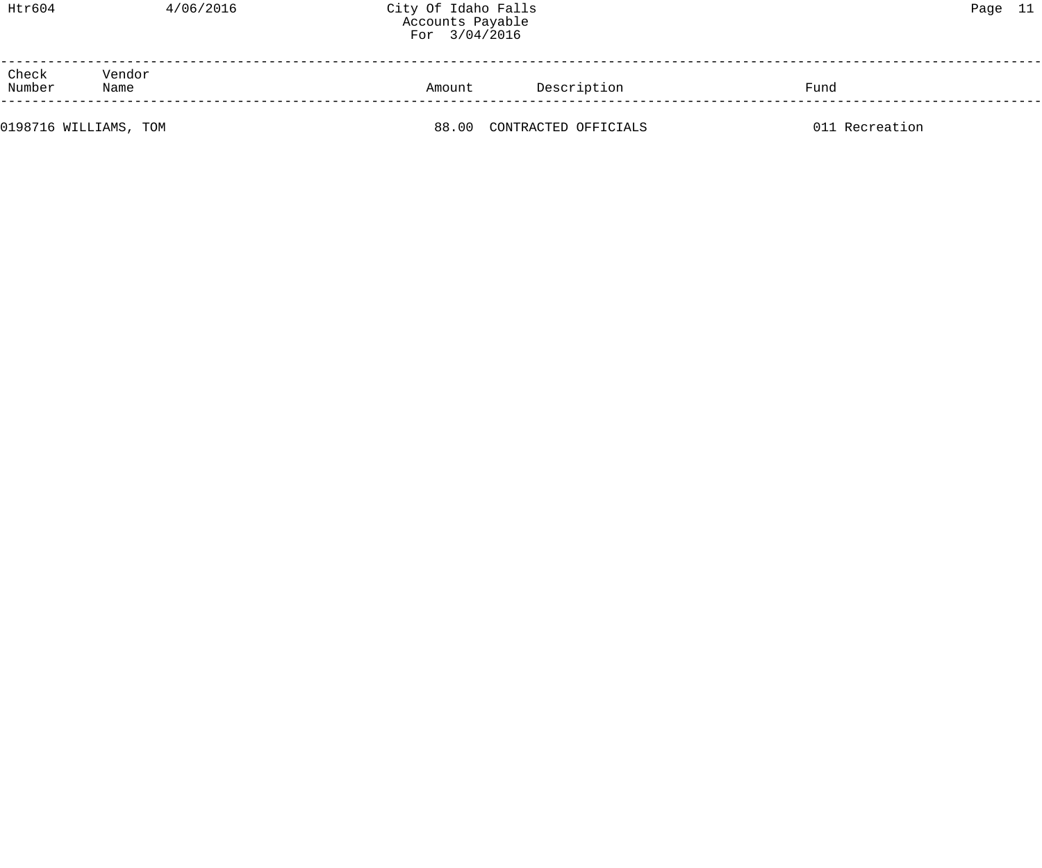| Check Number | Vendor Name | Amount | Description | Fund |
|---|---|---|---|---|
| 0198716 | WILLIAMS, TOM | 88.00 | CONTRACTED OFFICIALS | 011 Recreation |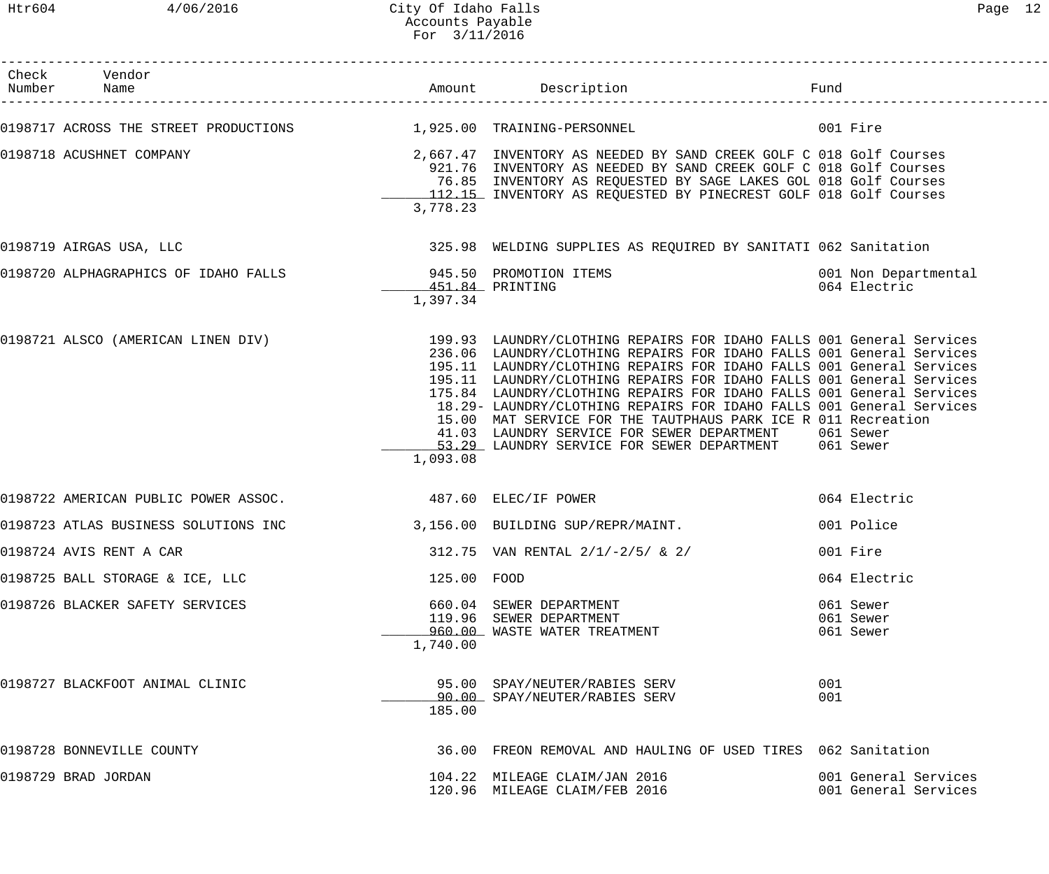# City Of Idaho Falls
## Accounts Payable
### For 3/11/2016

| Check Number | Vendor Name | Amount | Description | Fund |
|---|---|---|---|---|
| 0198717 | ACROSS THE STREET PRODUCTIONS | 1,925.00 | TRAINING-PERSONNEL | 001 Fire |
| 0198718 | ACUSHNET COMPANY | 2,667.47 | INVENTORY AS NEEDED BY SAND CREEK GOLF C | 018 Golf Courses |
| | | 921.76 | INVENTORY AS NEEDED BY SAND CREEK GOLF C | 018 Golf Courses |
| | | 76.85 | INVENTORY AS REQUESTED BY SAGE LAKES GOL | 018 Golf Courses |
| | | 112.15 | INVENTORY AS REQUESTED BY PINECREST GOLF | 018 Golf Courses |
| | | 3,778.23 | | |
| 0198719 | AIRGAS USA, LLC | 325.98 | WELDING SUPPLIES AS REQUIRED BY SANITATI | 062 Sanitation |
| 0198720 | ALPHAGRAPHICS OF IDAHO FALLS | 945.50 | PROMOTION ITEMS | 001 Non Departmental |
| | | 451.84 | PRINTING | 064 Electric |
| | | 1,397.34 | | |
| 0198721 | ALSCO (AMERICAN LINEN DIV) | 199.93 | LAUNDRY/CLOTHING REPAIRS FOR IDAHO FALLS | 001 General Services |
| | | 236.06 | LAUNDRY/CLOTHING REPAIRS FOR IDAHO FALLS | 001 General Services |
| | | 195.11 | LAUNDRY/CLOTHING REPAIRS FOR IDAHO FALLS | 001 General Services |
| | | 195.11 | LAUNDRY/CLOTHING REPAIRS FOR IDAHO FALLS | 001 General Services |
| | | 175.84 | LAUNDRY/CLOTHING REPAIRS FOR IDAHO FALLS | 001 General Services |
| | | 18.29- | LAUNDRY/CLOTHING REPAIRS FOR IDAHO FALLS | 001 General Services |
| | | 15.00 | MAT SERVICE FOR THE TAUTPHAUS PARK ICE R | 011 Recreation |
| | | 41.03 | LAUNDRY SERVICE FOR SEWER DEPARTMENT | 061 Sewer |
| | | 53.29 | LAUNDRY SERVICE FOR SEWER DEPARTMENT | 061 Sewer |
| | | 1,093.08 | | |
| 0198722 | AMERICAN PUBLIC POWER ASSOC. | 487.60 | ELEC/IF POWER | 064 Electric |
| 0198723 | ATLAS BUSINESS SOLUTIONS INC | 3,156.00 | BUILDING SUP/REPR/MAINT. | 001 Police |
| 0198724 | AVIS RENT A CAR | 312.75 | VAN RENTAL 2/1/-2/5/ & 2/ | 001 Fire |
| 0198725 | BALL STORAGE & ICE, LLC | 125.00 | FOOD | 064 Electric |
| 0198726 | BLACKER SAFETY SERVICES | 660.04 | SEWER DEPARTMENT | 061 Sewer |
| | | 119.96 | SEWER DEPARTMENT | 061 Sewer |
| | | 960.00 | WASTE WATER TREATMENT | 061 Sewer |
| | | 1,740.00 | | |
| 0198727 | BLACKFOOT ANIMAL CLINIC | 95.00 | SPAY/NEUTER/RABIES SERV | 001 |
| | | 90.00 | SPAY/NEUTER/RABIES SERV | 001 |
| | | 185.00 | | |
| 0198728 | BONNEVILLE COUNTY | 36.00 | FREON REMOVAL AND HAULING OF USED TIRES | 062 Sanitation |
| 0198729 | BRAD JORDAN | 104.22 | MILEAGE CLAIM/JAN 2016 | 001 General Services |
| | | 120.96 | MILEAGE CLAIM/FEB 2016 | 001 General Services |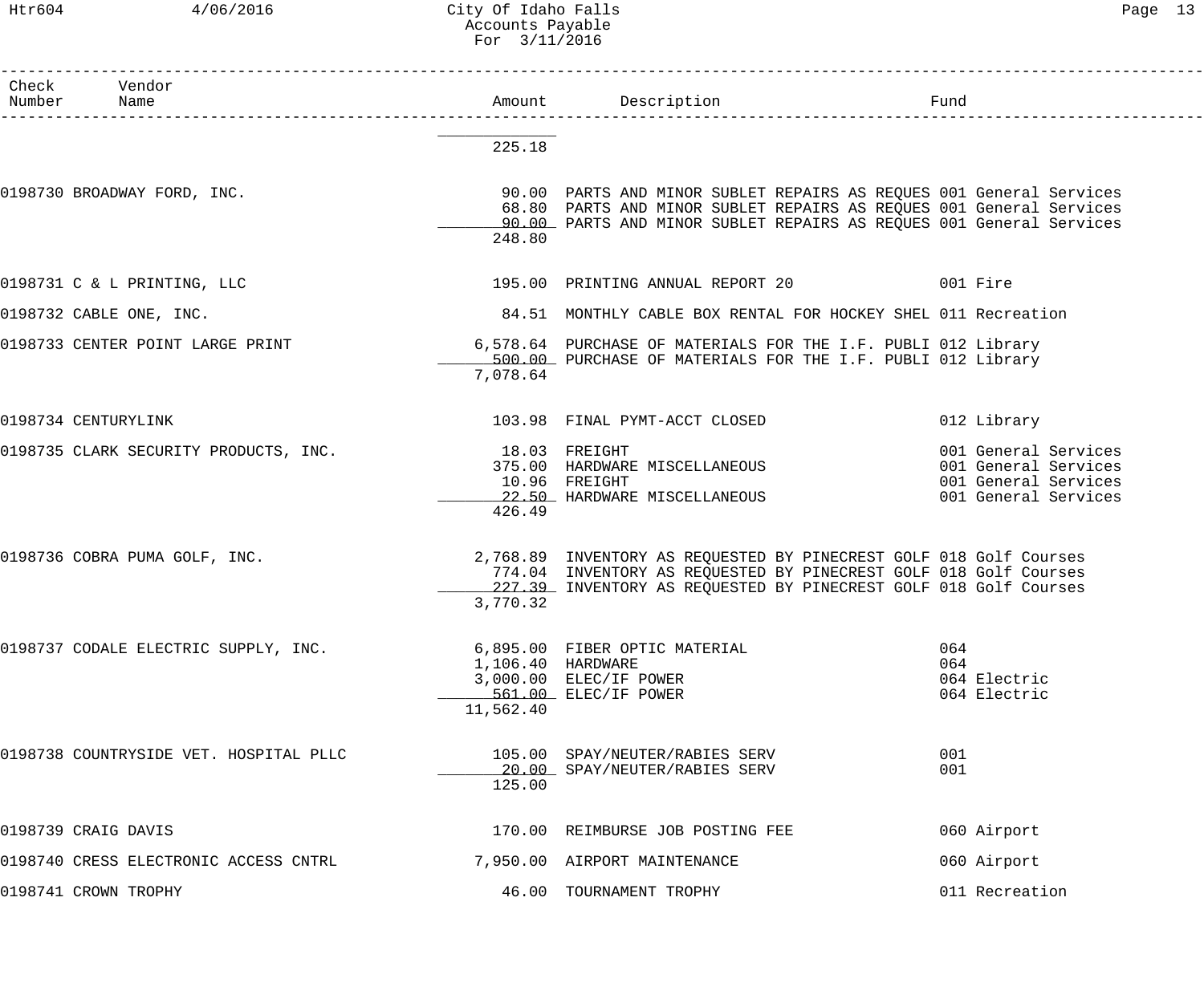| Check Number | Vendor Name | Amount | Description | Fund |
|---|---|---|---|---|
| | | 225.18 | | |
| 0198730 | BROADWAY FORD, INC. | 90.00 | PARTS AND MINOR SUBLET REPAIRS AS REQUES | 001 General Services |
| | | 68.80 | PARTS AND MINOR SUBLET REPAIRS AS REQUES | 001 General Services |
| | | 90.00 | PARTS AND MINOR SUBLET REPAIRS AS REQUES | 001 General Services |
| | | 248.80 | | |
| 0198731 | C & L PRINTING, LLC | 195.00 | PRINTING ANNUAL REPORT 20 | 001 Fire |
| 0198732 | CABLE ONE, INC. | 84.51 | MONTHLY CABLE BOX RENTAL FOR HOCKEY SHEL | 011 Recreation |
| 0198733 | CENTER POINT LARGE PRINT | 6,578.64 | PURCHASE OF MATERIALS FOR THE I.F. PUBLI | 012 Library |
| | | 500.00 | PURCHASE OF MATERIALS FOR THE I.F. PUBLI | 012 Library |
| | | 7,078.64 | | |
| 0198734 | CENTURYLINK | 103.98 | FINAL PYMT-ACCT CLOSED | 012 Library |
| 0198735 | CLARK SECURITY PRODUCTS, INC. | 18.03 | FREIGHT | 001 General Services |
| | | 375.00 | HARDWARE MISCELLANEOUS | 001 General Services |
| | | 10.96 | FREIGHT | 001 General Services |
| | | 22.50 | HARDWARE MISCELLANEOUS | 001 General Services |
| | | 426.49 | | |
| 0198736 | COBRA PUMA GOLF, INC. | 2,768.89 | INVENTORY AS REQUESTED BY PINECREST GOLF | 018 Golf Courses |
| | | 774.04 | INVENTORY AS REQUESTED BY PINECREST GOLF | 018 Golf Courses |
| | | 227.39 | INVENTORY AS REQUESTED BY PINECREST GOLF | 018 Golf Courses |
| | | 3,770.32 | | |
| 0198737 | CODALE ELECTRIC SUPPLY, INC. | 6,895.00 | FIBER OPTIC MATERIAL | 064 |
| | | 1,106.40 | HARDWARE | 064 |
| | | 3,000.00 | ELEC/IF POWER | 064 Electric |
| | | 561.00 | ELEC/IF POWER | 064 Electric |
| | | 11,562.40 | | |
| 0198738 | COUNTRYSIDE VET. HOSPITAL PLLC | 105.00 | SPAY/NEUTER/RABIES SERV | 001 |
| | | 20.00 | SPAY/NEUTER/RABIES SERV | 001 |
| | | 125.00 | | |
| 0198739 | CRAIG DAVIS | 170.00 | REIMBURSE JOB POSTING FEE | 060 Airport |
| 0198740 | CRESS ELECTRONIC ACCESS CNTRL | 7,950.00 | AIRPORT MAINTENANCE | 060 Airport |
| 0198741 | CROWN TROPHY | 46.00 | TOURNAMENT TROPHY | 011 Recreation |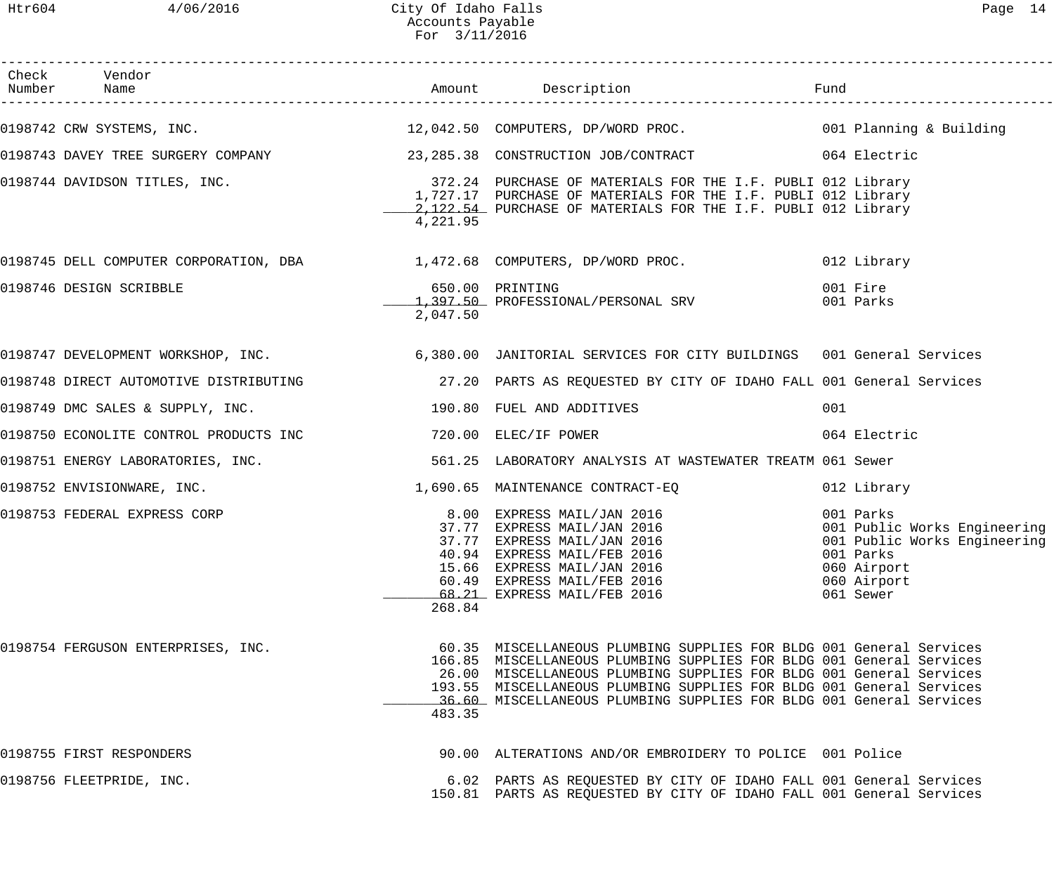City Of Idaho Falls
Accounts Payable
For 3/11/2016

| Check Number | Vendor Name | Amount | Description | Fund |
|---|---|---|---|---|
| 0198742 | CRW SYSTEMS, INC. | 12,042.50 | COMPUTERS, DP/WORD PROC. | 001 Planning & Building |
| 0198743 | DAVEY TREE SURGERY COMPANY | 23,285.38 | CONSTRUCTION JOB/CONTRACT | 064 Electric |
| 0198744 | DAVIDSON TITLES, INC. | 372.24 | PURCHASE OF MATERIALS FOR THE I.F. PUBLI | 012 Library |
| | | 1,727.17 | PURCHASE OF MATERIALS FOR THE I.F. PUBLI | 012 Library |
| | | 2,122.54 | PURCHASE OF MATERIALS FOR THE I.F. PUBLI | 012 Library |
| | | 4,221.95 | | |
| 0198745 | DELL COMPUTER CORPORATION, DBA | 1,472.68 | COMPUTERS, DP/WORD PROC. | 012 Library |
| 0198746 | DESIGN SCRIBBLE | 650.00 | PRINTING | 001 Fire |
| | | 1,397.50 | PROFESSIONAL/PERSONAL SRV | 001 Parks |
| | | 2,047.50 | | |
| 0198747 | DEVELOPMENT WORKSHOP, INC. | 6,380.00 | JANITORIAL SERVICES FOR CITY BUILDINGS | 001 General Services |
| 0198748 | DIRECT AUTOMOTIVE DISTRIBUTING | 27.20 | PARTS AS REQUESTED BY CITY OF IDAHO FALL | 001 General Services |
| 0198749 | DMC SALES & SUPPLY, INC. | 190.80 | FUEL AND ADDITIVES | 001 |
| 0198750 | ECONOLITE CONTROL PRODUCTS INC | 720.00 | ELEC/IF POWER | 064 Electric |
| 0198751 | ENERGY LABORATORIES, INC. | 561.25 | LABORATORY ANALYSIS AT WASTEWATER TREATM | 061 Sewer |
| 0198752 | ENVISIONWARE, INC. | 1,690.65 | MAINTENANCE CONTRACT-EQ | 012 Library |
| 0198753 | FEDERAL EXPRESS CORP | 8.00 | EXPRESS MAIL/JAN 2016 | 001 Parks |
| | | 37.77 | EXPRESS MAIL/JAN 2016 | 001 Public Works Engineering |
| | | 37.77 | EXPRESS MAIL/JAN 2016 | 001 Public Works Engineering |
| | | 40.94 | EXPRESS MAIL/FEB 2016 | 001 Parks |
| | | 15.66 | EXPRESS MAIL/JAN 2016 | 060 Airport |
| | | 60.49 | EXPRESS MAIL/FEB 2016 | 060 Airport |
| | | 68.21 | EXPRESS MAIL/FEB 2016 | 061 Sewer |
| | | 268.84 | | |
| 0198754 | FERGUSON ENTERPRISES, INC. | 60.35 | MISCELLANEOUS PLUMBING SUPPLIES FOR BLDG | 001 General Services |
| | | 166.85 | MISCELLANEOUS PLUMBING SUPPLIES FOR BLDG | 001 General Services |
| | | 26.00 | MISCELLANEOUS PLUMBING SUPPLIES FOR BLDG | 001 General Services |
| | | 193.55 | MISCELLANEOUS PLUMBING SUPPLIES FOR BLDG | 001 General Services |
| | | 36.60 | MISCELLANEOUS PLUMBING SUPPLIES FOR BLDG | 001 General Services |
| | | 483.35 | | |
| 0198755 | FIRST RESPONDERS | 90.00 | ALTERATIONS AND/OR EMBROIDERY TO POLICE | 001 Police |
| 0198756 | FLEETPRIDE, INC. | 6.02 | PARTS AS REQUESTED BY CITY OF IDAHO FALL | 001 General Services |
| | | 150.81 | PARTS AS REQUESTED BY CITY OF IDAHO FALL | 001 General Services |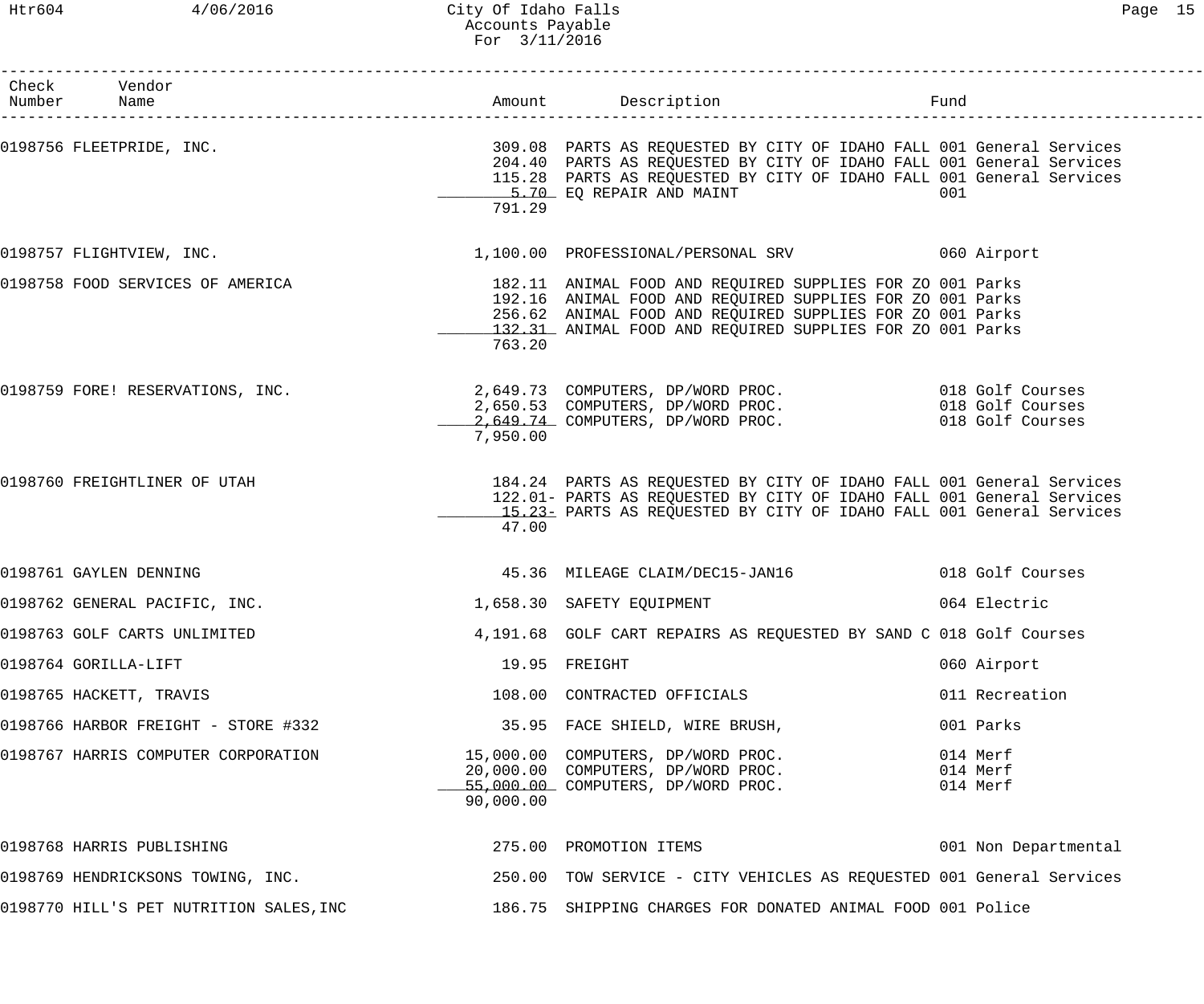# City Of Idaho Falls
## Accounts Payable
### For 3/11/2016

| Check Number | Vendor Name | Amount | Description | Fund |
|---|---|---|---|---|
| 0198756 | FLEETPRIDE, INC. | 309.08 | PARTS AS REQUESTED BY CITY OF IDAHO FALL | 001 General Services |
| | | 204.40 | PARTS AS REQUESTED BY CITY OF IDAHO FALL | 001 General Services |
| | | 115.28 | PARTS AS REQUESTED BY CITY OF IDAHO FALL | 001 General Services |
| | | 5.70 | EQ REPAIR AND MAINT | 001 |
| | | 791.29 | | |
| 0198757 | FLIGHTVIEW, INC. | 1,100.00 | PROFESSIONAL/PERSONAL SRV | 060 Airport |
| 0198758 | FOOD SERVICES OF AMERICA | 182.11 | ANIMAL FOOD AND REQUIRED SUPPLIES FOR ZO | 001 Parks |
| | | 192.16 | ANIMAL FOOD AND REQUIRED SUPPLIES FOR ZO | 001 Parks |
| | | 256.62 | ANIMAL FOOD AND REQUIRED SUPPLIES FOR ZO | 001 Parks |
| | | 132.31 | ANIMAL FOOD AND REQUIRED SUPPLIES FOR ZO | 001 Parks |
| | | 763.20 | | |
| 0198759 | FORE! RESERVATIONS, INC. | 2,649.73 | COMPUTERS, DP/WORD PROC. | 018 Golf Courses |
| | | 2,650.53 | COMPUTERS, DP/WORD PROC. | 018 Golf Courses |
| | | 2,649.74 | COMPUTERS, DP/WORD PROC. | 018 Golf Courses |
| | | 7,950.00 | | |
| 0198760 | FREIGHTLINER OF UTAH | 184.24 | PARTS AS REQUESTED BY CITY OF IDAHO FALL | 001 General Services |
| | | 122.01- | PARTS AS REQUESTED BY CITY OF IDAHO FALL | 001 General Services |
| | | 15.23- | PARTS AS REQUESTED BY CITY OF IDAHO FALL | 001 General Services |
| | | 47.00 | | |
| 0198761 | GAYLEN DENNING | 45.36 | MILEAGE CLAIM/DEC15-JAN16 | 018 Golf Courses |
| 0198762 | GENERAL PACIFIC, INC. | 1,658.30 | SAFETY EQUIPMENT | 064 Electric |
| 0198763 | GOLF CARTS UNLIMITED | 4,191.68 | GOLF CART REPAIRS AS REQUESTED BY SAND C | 018 Golf Courses |
| 0198764 | GORILLA-LIFT | 19.95 | FREIGHT | 060 Airport |
| 0198765 | HACKETT, TRAVIS | 108.00 | CONTRACTED OFFICIALS | 011 Recreation |
| 0198766 | HARBOR FREIGHT - STORE #332 | 35.95 | FACE SHIELD, WIRE BRUSH, | 001 Parks |
| 0198767 | HARRIS COMPUTER CORPORATION | 15,000.00 | COMPUTERS, DP/WORD PROC. | 014 Merf |
| | | 20,000.00 | COMPUTERS, DP/WORD PROC. | 014 Merf |
| | | 55,000.00 | COMPUTERS, DP/WORD PROC. | 014 Merf |
| | | 90,000.00 | | |
| 0198768 | HARRIS PUBLISHING | 275.00 | PROMOTION ITEMS | 001 Non Departmental |
| 0198769 | HENDRICKSONS TOWING, INC. | 250.00 | TOW SERVICE - CITY VEHICLES AS REQUESTED | 001 General Services |
| 0198770 | HILL'S PET NUTRITION SALES,INC | 186.75 | SHIPPING CHARGES FOR DONATED ANIMAL FOOD | 001 Police |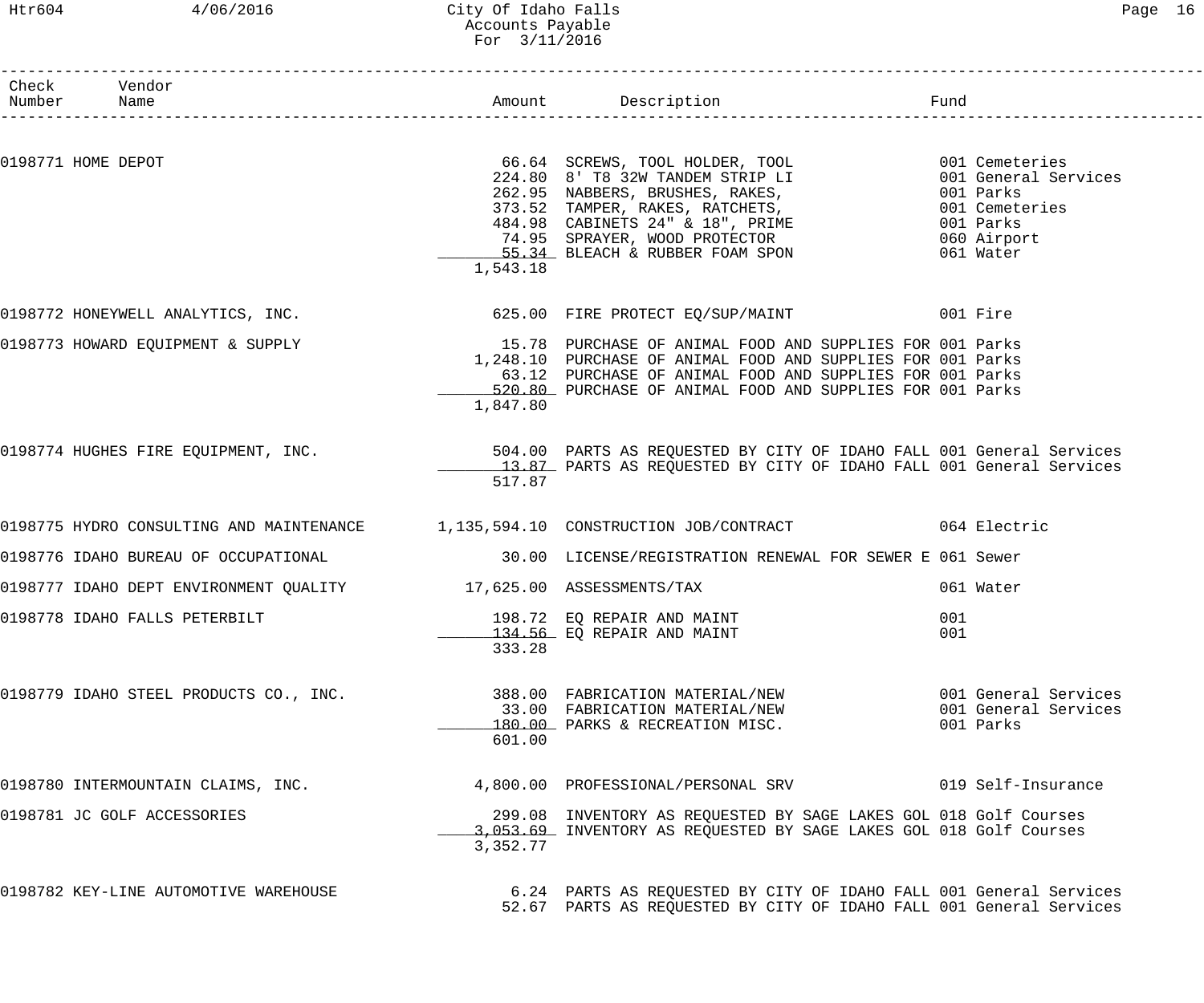# City Of Idaho Falls
## Accounts Payable
### For 3/11/2016

| Check Number | Vendor Name | Amount | Description | Fund |
|---|---|---|---|---|
| 0198771 | HOME DEPOT | 66.64 | SCREWS, TOOL HOLDER, TOOL | 001 Cemeteries |
| | | 224.80 | 8' T8 32W TANDEM STRIP LI | 001 General Services |
| | | 262.95 | NABBERS, BRUSHES, RAKES, | 001 Parks |
| | | 373.52 | TAMPER, RAKES, RATCHETS, | 001 Cemeteries |
| | | 484.98 | CABINETS 24" & 18", PRIME | 001 Parks |
| | | 74.95 | SPRAYER, WOOD PROTECTOR | 060 Airport |
| | | 55.34 | BLEACH & RUBBER FOAM SPON | 061 Water |
| | | 1,543.18 | | |
| 0198772 | HONEYWELL ANALYTICS, INC. | 625.00 | FIRE PROTECT EQ/SUP/MAINT | 001 Fire |
| 0198773 | HOWARD EQUIPMENT & SUPPLY | 15.78 | PURCHASE OF ANIMAL FOOD AND SUPPLIES FOR | 001 Parks |
| | | 1,248.10 | PURCHASE OF ANIMAL FOOD AND SUPPLIES FOR | 001 Parks |
| | | 63.12 | PURCHASE OF ANIMAL FOOD AND SUPPLIES FOR | 001 Parks |
| | | 520.80 | PURCHASE OF ANIMAL FOOD AND SUPPLIES FOR | 001 Parks |
| | | 1,847.80 | | |
| 0198774 | HUGHES FIRE EQUIPMENT, INC. | 504.00 | PARTS AS REQUESTED BY CITY OF IDAHO FALL | 001 General Services |
| | | 13.87 | PARTS AS REQUESTED BY CITY OF IDAHO FALL | 001 General Services |
| | | 517.87 | | |
| 0198775 | HYDRO CONSULTING AND MAINTENANCE | 1,135,594.10 | CONSTRUCTION JOB/CONTRACT | 064 Electric |
| 0198776 | IDAHO BUREAU OF OCCUPATIONAL | 30.00 | LICENSE/REGISTRATION RENEWAL FOR SEWER E | 061 Sewer |
| 0198777 | IDAHO DEPT ENVIRONMENT QUALITY | 17,625.00 | ASSESSMENTS/TAX | 061 Water |
| 0198778 | IDAHO FALLS PETERBILT | 198.72 | EQ REPAIR AND MAINT | 001 |
| | | 134.56 | EQ REPAIR AND MAINT | 001 |
| | | 333.28 | | |
| 0198779 | IDAHO STEEL PRODUCTS CO., INC. | 388.00 | FABRICATION MATERIAL/NEW | 001 General Services |
| | | 33.00 | FABRICATION MATERIAL/NEW | 001 General Services |
| | | 180.00 | PARKS & RECREATION MISC. | 001 Parks |
| | | 601.00 | | |
| 0198780 | INTERMOUNTAIN CLAIMS, INC. | 4,800.00 | PROFESSIONAL/PERSONAL SRV | 019 Self-Insurance |
| 0198781 | JC GOLF ACCESSORIES | 299.08 | INVENTORY AS REQUESTED BY SAGE LAKES GOL | 018 Golf Courses |
| | | 3,053.69 | INVENTORY AS REQUESTED BY SAGE LAKES GOL | 018 Golf Courses |
| | | 3,352.77 | | |
| 0198782 | KEY-LINE AUTOMOTIVE WAREHOUSE | 6.24 | PARTS AS REQUESTED BY CITY OF IDAHO FALL | 001 General Services |
| | | 52.67 | PARTS AS REQUESTED BY CITY OF IDAHO FALL | 001 General Services |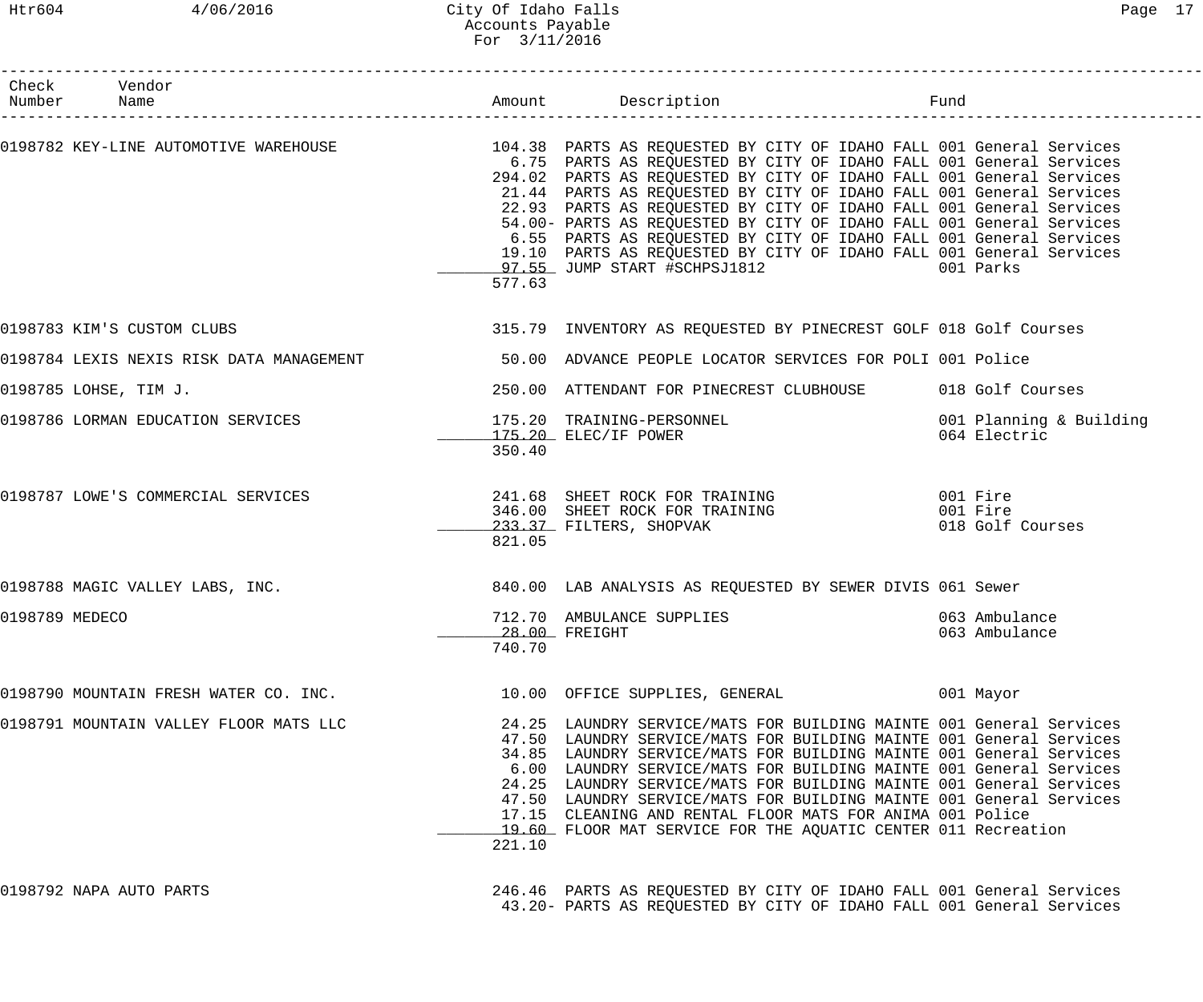# City Of Idaho Falls
## Accounts Payable
### For 3/11/2016

| Check Number | Vendor Name | Amount | Description | Fund |
|---|---|---|---|---|
| 0198782 | KEY-LINE AUTOMOTIVE WAREHOUSE | 104.38 | PARTS AS REQUESTED BY CITY OF IDAHO FALL | 001 General Services |
| | | 6.75 | PARTS AS REQUESTED BY CITY OF IDAHO FALL | 001 General Services |
| | | 294.02 | PARTS AS REQUESTED BY CITY OF IDAHO FALL | 001 General Services |
| | | 21.44 | PARTS AS REQUESTED BY CITY OF IDAHO FALL | 001 General Services |
| | | 22.93 | PARTS AS REQUESTED BY CITY OF IDAHO FALL | 001 General Services |
| | | 54.00- | PARTS AS REQUESTED BY CITY OF IDAHO FALL | 001 General Services |
| | | 6.55 | PARTS AS REQUESTED BY CITY OF IDAHO FALL | 001 General Services |
| | | 19.10 | PARTS AS REQUESTED BY CITY OF IDAHO FALL | 001 General Services |
| | | 97.55 | JUMP START #SCHPSJ1812 | 001 Parks |
| | | 577.63 | | |
| 0198783 | KIM'S CUSTOM CLUBS | 315.79 | INVENTORY AS REQUESTED BY PINECREST GOLF | 018 Golf Courses |
| 0198784 | LEXIS NEXIS RISK DATA MANAGEMENT | 50.00 | ADVANCE PEOPLE LOCATOR SERVICES FOR POLI | 001 Police |
| 0198785 | LOHSE, TIM J. | 250.00 | ATTENDANT FOR PINECREST CLUBHOUSE | 018 Golf Courses |
| 0198786 | LORMAN EDUCATION SERVICES | 175.20 | TRAINING-PERSONNEL | 001 Planning & Building |
| | | 175.20 | ELEC/IF POWER | 064 Electric |
| | | 350.40 | | |
| 0198787 | LOWE'S COMMERCIAL SERVICES | 241.68 | SHEET ROCK FOR TRAINING | 001 Fire |
| | | 346.00 | SHEET ROCK FOR TRAINING | 001 Fire |
| | | 233.37 | FILTERS, SHOPVAK | 018 Golf Courses |
| | | 821.05 | | |
| 0198788 | MAGIC VALLEY LABS, INC. | 840.00 | LAB ANALYSIS AS REQUESTED BY SEWER DIVIS | 061 Sewer |
| 0198789 | MEDECO | 712.70 | AMBULANCE SUPPLIES | 063 Ambulance |
| | | 28.00 | FREIGHT | 063 Ambulance |
| | | 740.70 | | |
| 0198790 | MOUNTAIN FRESH WATER CO. INC. | 10.00 | OFFICE SUPPLIES, GENERAL | 001 Mayor |
| 0198791 | MOUNTAIN VALLEY FLOOR MATS LLC | 24.25 | LAUNDRY SERVICE/MATS FOR BUILDING MAINTE | 001 General Services |
| | | 47.50 | LAUNDRY SERVICE/MATS FOR BUILDING MAINTE | 001 General Services |
| | | 34.85 | LAUNDRY SERVICE/MATS FOR BUILDING MAINTE | 001 General Services |
| | | 6.00 | LAUNDRY SERVICE/MATS FOR BUILDING MAINTE | 001 General Services |
| | | 24.25 | LAUNDRY SERVICE/MATS FOR BUILDING MAINTE | 001 General Services |
| | | 47.50 | LAUNDRY SERVICE/MATS FOR BUILDING MAINTE | 001 General Services |
| | | 17.15 | CLEANING AND RENTAL FLOOR MATS FOR ANIMA | 001 Police |
| | | 19.60 | FLOOR MAT SERVICE FOR THE AQUATIC CENTER | 011 Recreation |
| | | 221.10 | | |
| 0198792 | NAPA AUTO PARTS | 246.46 | PARTS AS REQUESTED BY CITY OF IDAHO FALL | 001 General Services |
| | | 43.20- | PARTS AS REQUESTED BY CITY OF IDAHO FALL | 001 General Services |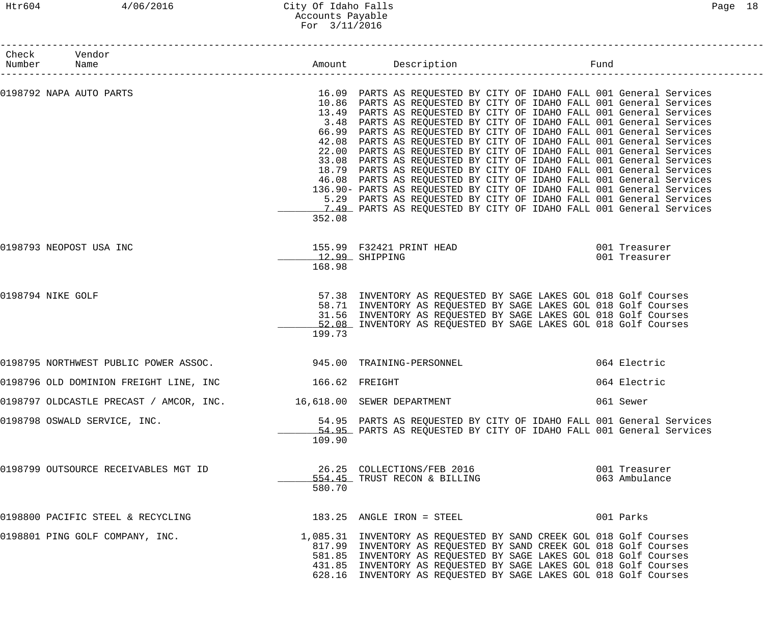| Check Number | Vendor Name | Amount | Description | Fund |
|---|---|---|---|---|
| 0198792 | NAPA AUTO PARTS | 16.09 | PARTS AS REQUESTED BY CITY OF IDAHO FALL | 001 General Services |
| | | 10.86 | PARTS AS REQUESTED BY CITY OF IDAHO FALL | 001 General Services |
| | | 13.49 | PARTS AS REQUESTED BY CITY OF IDAHO FALL | 001 General Services |
| | | 3.48 | PARTS AS REQUESTED BY CITY OF IDAHO FALL | 001 General Services |
| | | 66.99 | PARTS AS REQUESTED BY CITY OF IDAHO FALL | 001 General Services |
| | | 42.08 | PARTS AS REQUESTED BY CITY OF IDAHO FALL | 001 General Services |
| | | 22.00 | PARTS AS REQUESTED BY CITY OF IDAHO FALL | 001 General Services |
| | | 33.08 | PARTS AS REQUESTED BY CITY OF IDAHO FALL | 001 General Services |
| | | 18.79 | PARTS AS REQUESTED BY CITY OF IDAHO FALL | 001 General Services |
| | | 46.08 | PARTS AS REQUESTED BY CITY OF IDAHO FALL | 001 General Services |
| | | 136.90- | PARTS AS REQUESTED BY CITY OF IDAHO FALL | 001 General Services |
| | | 5.29 | PARTS AS REQUESTED BY CITY OF IDAHO FALL | 001 General Services |
| | | 7.49 | PARTS AS REQUESTED BY CITY OF IDAHO FALL | 001 General Services |
| | | 352.08 | | |
| 0198793 | NEOPOST USA INC | 155.99 | F32421 PRINT HEAD | 001 Treasurer |
| | | 12.99 | SHIPPING | 001 Treasurer |
| | | 168.98 | | |
| 0198794 | NIKE GOLF | 57.38 | INVENTORY AS REQUESTED BY SAGE LAKES GOL | 018 Golf Courses |
| | | 58.71 | INVENTORY AS REQUESTED BY SAGE LAKES GOL | 018 Golf Courses |
| | | 31.56 | INVENTORY AS REQUESTED BY SAGE LAKES GOL | 018 Golf Courses |
| | | 52.08 | INVENTORY AS REQUESTED BY SAGE LAKES GOL | 018 Golf Courses |
| | | 199.73 | | |
| 0198795 | NORTHWEST PUBLIC POWER ASSOC. | 945.00 | TRAINING-PERSONNEL | 064 Electric |
| 0198796 | OLD DOMINION FREIGHT LINE, INC | 166.62 | FREIGHT | 064 Electric |
| 0198797 | OLDCASTLE PRECAST / AMCOR, INC. | 16,618.00 | SEWER DEPARTMENT | 061 Sewer |
| 0198798 | OSWALD SERVICE, INC. | 54.95 | PARTS AS REQUESTED BY CITY OF IDAHO FALL | 001 General Services |
| | | 54.95 | PARTS AS REQUESTED BY CITY OF IDAHO FALL | 001 General Services |
| | | 109.90 | | |
| 0198799 | OUTSOURCE RECEIVABLES MGT ID | 26.25 | COLLECTIONS/FEB 2016 | 001 Treasurer |
| | | 554.45 | TRUST RECON & BILLING | 063 Ambulance |
| | | 580.70 | | |
| 0198800 | PACIFIC STEEL & RECYCLING | 183.25 | ANGLE IRON = STEEL | 001 Parks |
| 0198801 | PING GOLF COMPANY, INC. | 1,085.31 | INVENTORY AS REQUESTED BY SAND CREEK GOL | 018 Golf Courses |
| | | 817.99 | INVENTORY AS REQUESTED BY SAND CREEK GOL | 018 Golf Courses |
| | | 581.85 | INVENTORY AS REQUESTED BY SAGE LAKES GOL | 018 Golf Courses |
| | | 431.85 | INVENTORY AS REQUESTED BY SAGE LAKES GOL | 018 Golf Courses |
| | | 628.16 | INVENTORY AS REQUESTED BY SAGE LAKES GOL | 018 Golf Courses |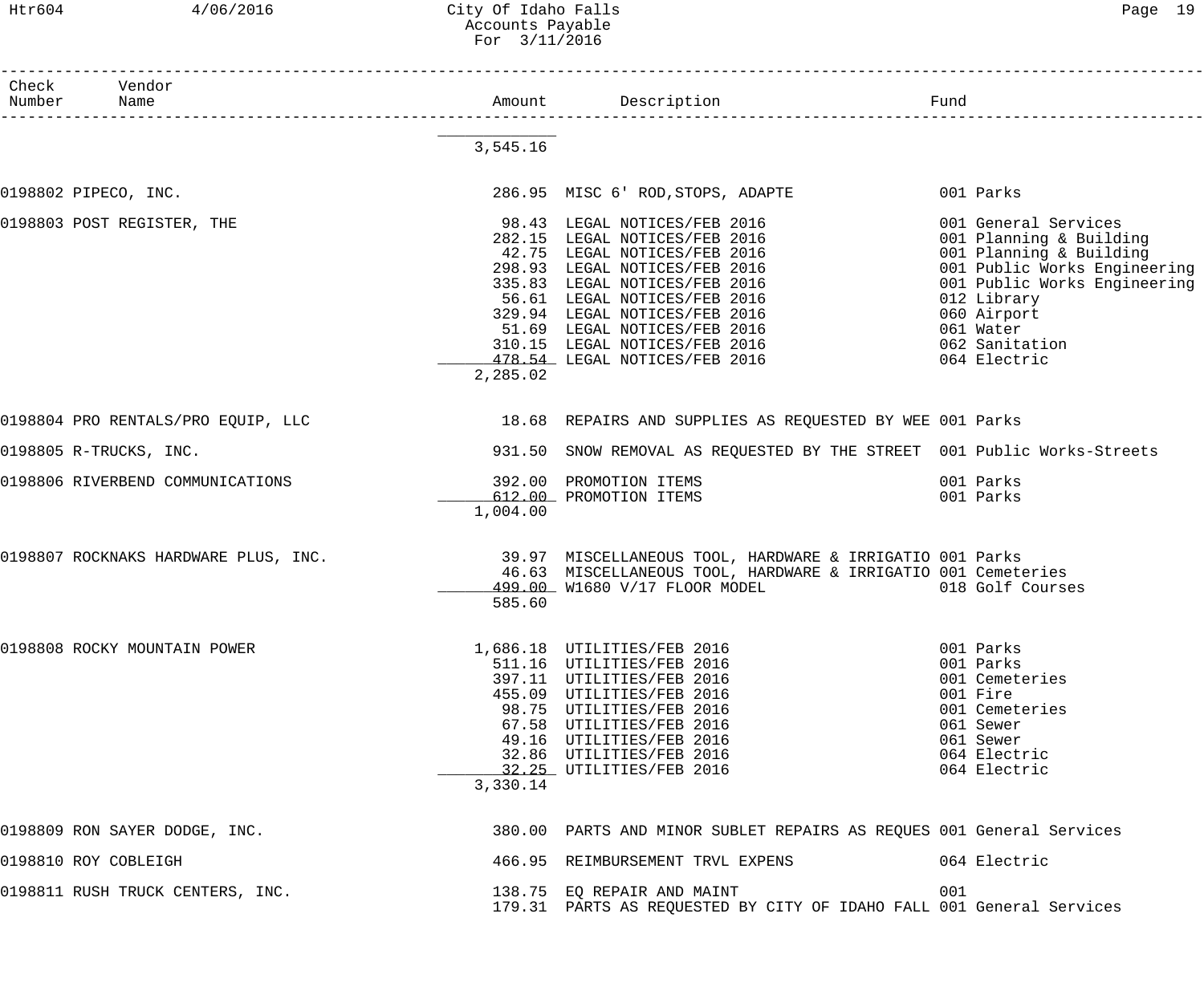| Check Number | Vendor Name | Amount | Description | Fund |
|---|---|---|---|---|
| | | 3,545.16 | | |
| 0198802 | PIPECO, INC. | 286.95 | MISC 6' ROD,STOPS, ADAPTE | 001 Parks |
| 0198803 | POST REGISTER, THE | 98.43 | LEGAL NOTICES/FEB 2016 | 001 General Services |
| | | 282.15 | LEGAL NOTICES/FEB 2016 | 001 Planning & Building |
| | | 42.75 | LEGAL NOTICES/FEB 2016 | 001 Planning & Building |
| | | 298.93 | LEGAL NOTICES/FEB 2016 | 001 Public Works Engineering |
| | | 335.83 | LEGAL NOTICES/FEB 2016 | 001 Public Works Engineering |
| | | 56.61 | LEGAL NOTICES/FEB 2016 | 012 Library |
| | | 329.94 | LEGAL NOTICES/FEB 2016 | 060 Airport |
| | | 51.69 | LEGAL NOTICES/FEB 2016 | 061 Water |
| | | 310.15 | LEGAL NOTICES/FEB 2016 | 062 Sanitation |
| | | 478.54 | LEGAL NOTICES/FEB 2016 | 064 Electric |
| | | 2,285.02 | | |
| 0198804 | PRO RENTALS/PRO EQUIP, LLC | 18.68 | REPAIRS AND SUPPLIES AS REQUESTED BY WEE | 001 Parks |
| 0198805 | R-TRUCKS, INC. | 931.50 | SNOW REMOVAL AS REQUESTED BY THE STREET | 001 Public Works-Streets |
| 0198806 | RIVERBEND COMMUNICATIONS | 392.00 | PROMOTION ITEMS | 001 Parks |
| | | 612.00 | PROMOTION ITEMS | 001 Parks |
| | | 1,004.00 | | |
| 0198807 | ROCKNAKS HARDWARE PLUS, INC. | 39.97 | MISCELLANEOUS TOOL, HARDWARE & IRRIGATIO | 001 Parks |
| | | 46.63 | MISCELLANEOUS TOOL, HARDWARE & IRRIGATIO | 001 Cemeteries |
| | | 499.00 | W1680 V/17 FLOOR MODEL | 018 Golf Courses |
| | | 585.60 | | |
| 0198808 | ROCKY MOUNTAIN POWER | 1,686.18 | UTILITIES/FEB 2016 | 001 Parks |
| | | 511.16 | UTILITIES/FEB 2016 | 001 Parks |
| | | 397.11 | UTILITIES/FEB 2016 | 001 Cemeteries |
| | | 455.09 | UTILITIES/FEB 2016 | 001 Fire |
| | | 98.75 | UTILITIES/FEB 2016 | 001 Cemeteries |
| | | 67.58 | UTILITIES/FEB 2016 | 061 Sewer |
| | | 49.16 | UTILITIES/FEB 2016 | 061 Sewer |
| | | 32.86 | UTILITIES/FEB 2016 | 064 Electric |
| | | 32.25 | UTILITIES/FEB 2016 | 064 Electric |
| | | 3,330.14 | | |
| 0198809 | RON SAYER DODGE, INC. | 380.00 | PARTS AND MINOR SUBLET REPAIRS AS REQUES | 001 General Services |
| 0198810 | ROY COBLEIGH | 466.95 | REIMBURSEMENT TRVL EXPENS | 064 Electric |
| 0198811 | RUSH TRUCK CENTERS, INC. | 138.75 | EQ REPAIR AND MAINT | 001 |
| | | 179.31 | PARTS AS REQUESTED BY CITY OF IDAHO FALL | 001 General Services |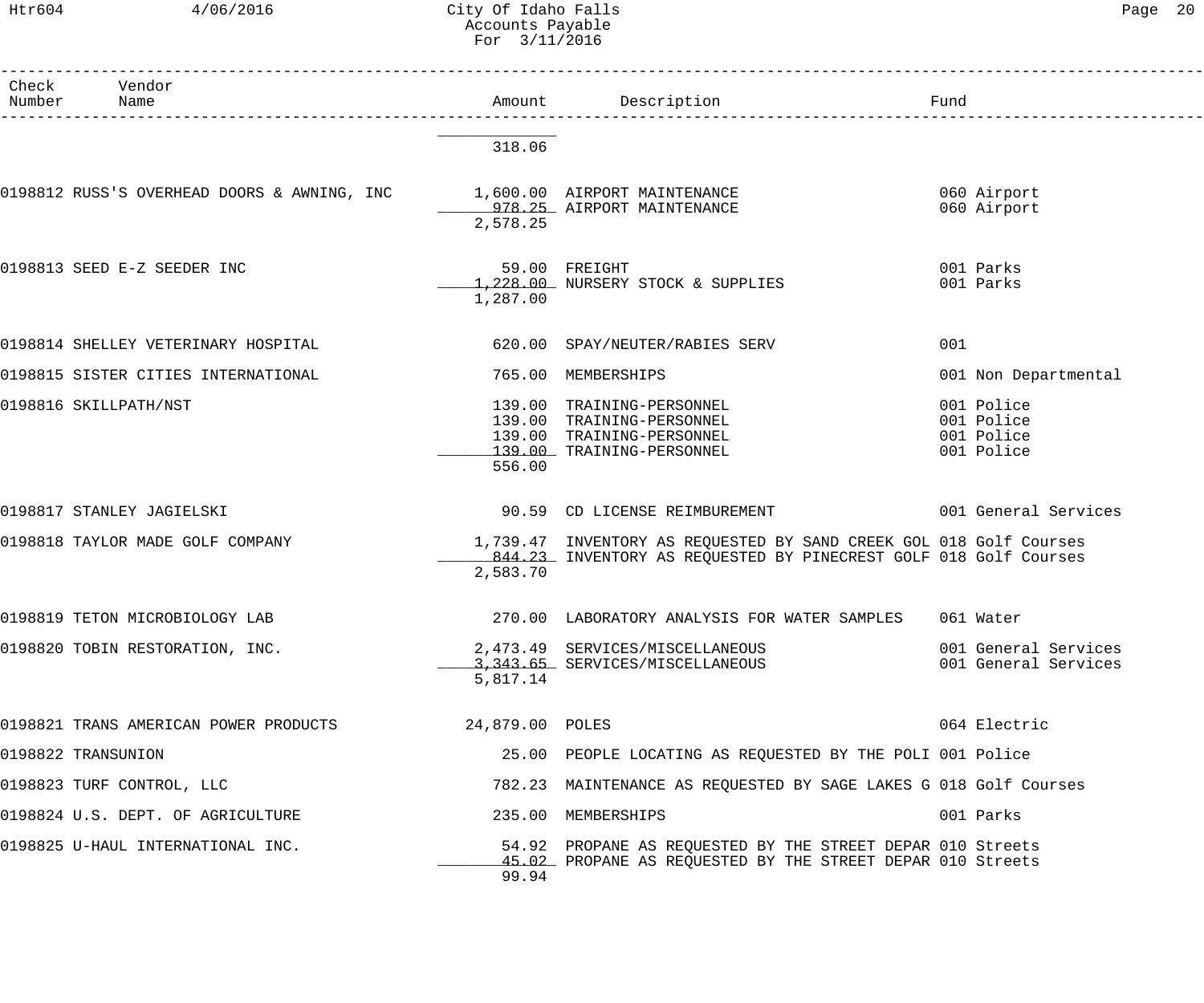City Of Idaho Falls
Accounts Payable
For 3/11/2016

| Check Number | Vendor Name | Amount | Description | Fund |
|---|---|---|---|---|
| | | 318.06 | | |
| 0198812 | RUSS'S OVERHEAD DOORS & AWNING, INC | 1,600.00 | AIRPORT MAINTENANCE | 060 Airport |
| | | 978.25 | AIRPORT MAINTENANCE | 060 Airport |
| | | 2,578.25 | | |
| 0198813 | SEED E-Z SEEDER INC | 59.00 | FREIGHT | 001 Parks |
| | | 1,228.00 | NURSERY STOCK & SUPPLIES | 001 Parks |
| | | 1,287.00 | | |
| 0198814 | SHELLEY VETERINARY HOSPITAL | 620.00 | SPAY/NEUTER/RABIES SERV | 001 |
| 0198815 | SISTER CITIES INTERNATIONAL | 765.00 | MEMBERSHIPS | 001 Non Departmental |
| 0198816 | SKILLPATH/NST | 139.00 | TRAINING-PERSONNEL | 001 Police |
| | | 139.00 | TRAINING-PERSONNEL | 001 Police |
| | | 139.00 | TRAINING-PERSONNEL | 001 Police |
| | | 139.00 | TRAINING-PERSONNEL | 001 Police |
| | | 556.00 | | |
| 0198817 | STANLEY JAGIELSKI | 90.59 | CD LICENSE REIMBUREMENT | 001 General Services |
| 0198818 | TAYLOR MADE GOLF COMPANY | 1,739.47 | INVENTORY AS REQUESTED BY SAND CREEK GOL | 018 Golf Courses |
| | | 844.23 | INVENTORY AS REQUESTED BY PINECREST GOLF | 018 Golf Courses |
| | | 2,583.70 | | |
| 0198819 | TETON MICROBIOLOGY LAB | 270.00 | LABORATORY ANALYSIS FOR WATER SAMPLES | 061 Water |
| 0198820 | TOBIN RESTORATION, INC. | 2,473.49 | SERVICES/MISCELLANEOUS | 001 General Services |
| | | 3,343.65 | SERVICES/MISCELLANEOUS | 001 General Services |
| | | 5,817.14 | | |
| 0198821 | TRANS AMERICAN POWER PRODUCTS | 24,879.00 | POLES | 064 Electric |
| 0198822 | TRANSUNION | 25.00 | PEOPLE LOCATING AS REQUESTED BY THE POLI | 001 Police |
| 0198823 | TURF CONTROL, LLC | 782.23 | MAINTENANCE AS REQUESTED BY SAGE LAKES G | 018 Golf Courses |
| 0198824 | U.S. DEPT. OF AGRICULTURE | 235.00 | MEMBERSHIPS | 001 Parks |
| 0198825 | U-HAUL INTERNATIONAL INC. | 54.92 | PROPANE AS REQUESTED BY THE STREET DEPAR | 010 Streets |
| | | 45.02 | PROPANE AS REQUESTED BY THE STREET DEPAR | 010 Streets |
| | | 99.94 | | |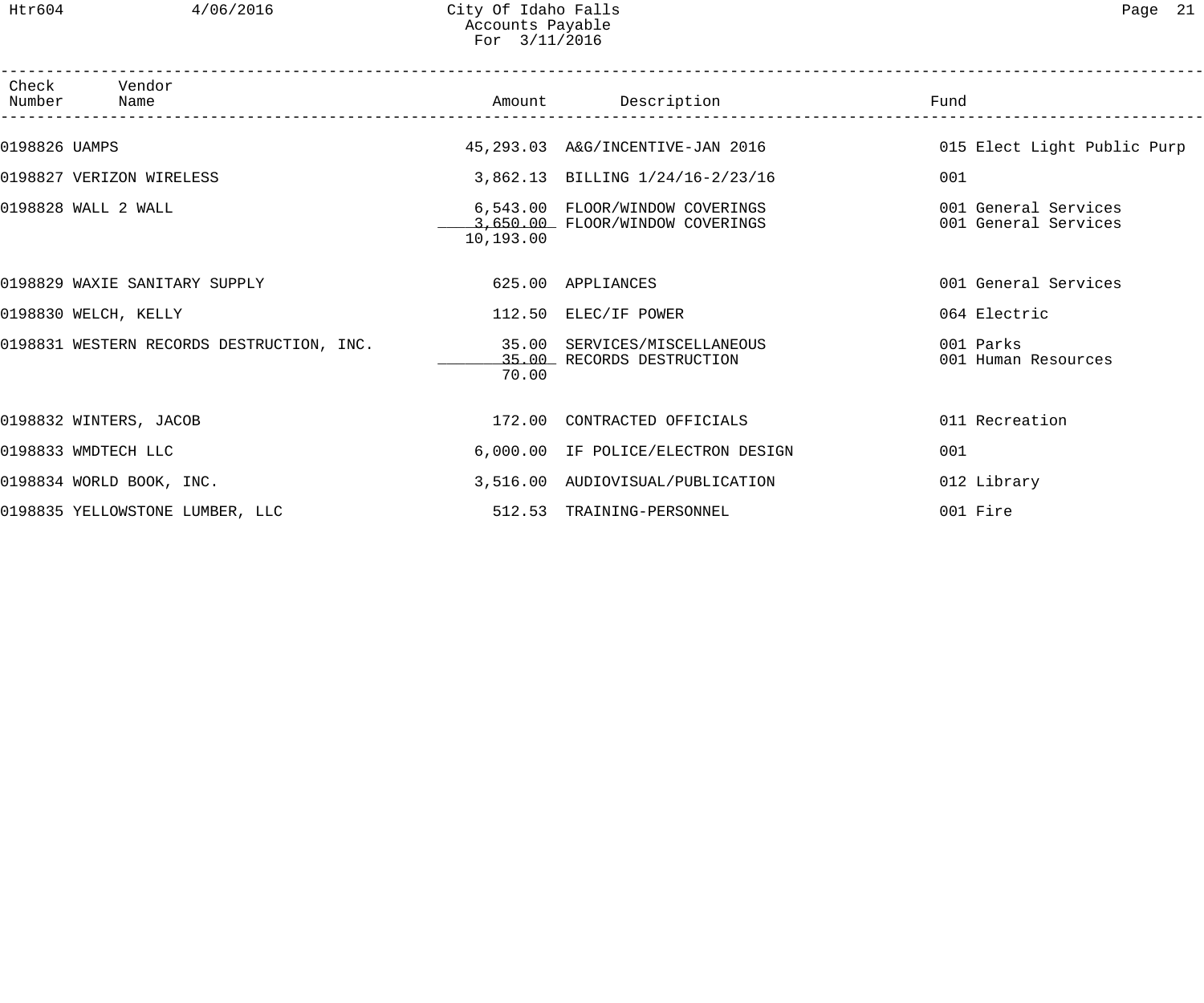| Check Number | Vendor Name | Amount | Description | Fund |
|---|---|---|---|---|
| 0198826 | UAMPS | 45,293.03 | A&G/INCENTIVE-JAN 2016 | 015 Elect Light Public Purp |
| 0198827 | VERIZON WIRELESS | 3,862.13 | BILLING 1/24/16-2/23/16 | 001 |
| 0198828 | WALL 2 WALL | 6,543.00 | FLOOR/WINDOW COVERINGS | 001 General Services |
| | | 3,650.00 | FLOOR/WINDOW COVERINGS | 001 General Services |
| | | 10,193.00 | | |
| 0198829 | WAXIE SANITARY SUPPLY | 625.00 | APPLIANCES | 001 General Services |
| 0198830 | WELCH, KELLY | 112.50 | ELEC/IF POWER | 064 Electric |
| 0198831 | WESTERN RECORDS DESTRUCTION, INC. | 35.00 | SERVICES/MISCELLANEOUS | 001 Parks |
| | | 35.00 | RECORDS DESTRUCTION | 001 Human Resources |
| | | 70.00 | | |
| 0198832 | WINTERS, JACOB | 172.00 | CONTRACTED OFFICIALS | 011 Recreation |
| 0198833 | WMDTECH LLC | 6,000.00 | IF POLICE/ELECTRON DESIGN | 001 |
| 0198834 | WORLD BOOK, INC. | 3,516.00 | AUDIOVISUAL/PUBLICATION | 012 Library |
| 0198835 | YELLOWSTONE LUMBER, LLC | 512.53 | TRAINING-PERSONNEL | 001 Fire |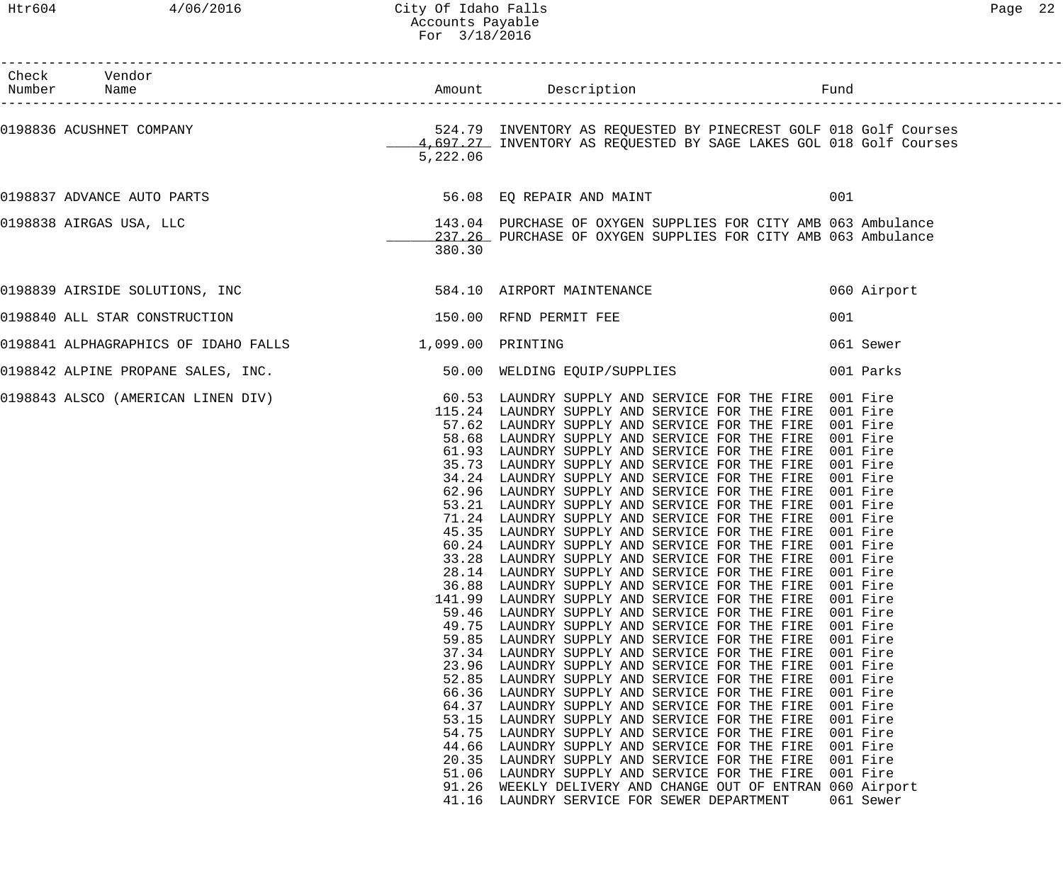City Of Idaho Falls
Accounts Payable
For 3/18/2016

| Check Number | Vendor Name | Amount | Description | Fund |
|---|---|---|---|---|
| 0198836 | ACUSHNET COMPANY | 524.79 | INVENTORY AS REQUESTED BY PINECREST GOLF | 018 Golf Courses |
| | | 4,697.27 | INVENTORY AS REQUESTED BY SAGE LAKES GOL | 018 Golf Courses |
| | | 5,222.06 | | |
| 0198837 | ADVANCE AUTO PARTS | 56.08 | EQ REPAIR AND MAINT | 001 |
| 0198838 | AIRGAS USA, LLC | 143.04 | PURCHASE OF OXYGEN SUPPLIES FOR CITY AMB | 063 Ambulance |
| | | 237.26 | PURCHASE OF OXYGEN SUPPLIES FOR CITY AMB | 063 Ambulance |
| | | 380.30 | | |
| 0198839 | AIRSIDE SOLUTIONS, INC | 584.10 | AIRPORT MAINTENANCE | 060 Airport |
| 0198840 | ALL STAR CONSTRUCTION | 150.00 | RFND PERMIT FEE | 001 |
| 0198841 | ALPHAGRAPHICS OF IDAHO FALLS | 1,099.00 | PRINTING | 061 Sewer |
| 0198842 | ALPINE PROPANE SALES, INC. | 50.00 | WELDING EQUIP/SUPPLIES | 001 Parks |
| 0198843 | ALSCO (AMERICAN LINEN DIV) | 60.53 | LAUNDRY SUPPLY AND SERVICE FOR THE FIRE | 001 Fire |
| | | 115.24 | LAUNDRY SUPPLY AND SERVICE FOR THE FIRE | 001 Fire |
| | | 57.62 | LAUNDRY SUPPLY AND SERVICE FOR THE FIRE | 001 Fire |
| | | 58.68 | LAUNDRY SUPPLY AND SERVICE FOR THE FIRE | 001 Fire |
| | | 61.93 | LAUNDRY SUPPLY AND SERVICE FOR THE FIRE | 001 Fire |
| | | 35.73 | LAUNDRY SUPPLY AND SERVICE FOR THE FIRE | 001 Fire |
| | | 34.24 | LAUNDRY SUPPLY AND SERVICE FOR THE FIRE | 001 Fire |
| | | 62.96 | LAUNDRY SUPPLY AND SERVICE FOR THE FIRE | 001 Fire |
| | | 53.21 | LAUNDRY SUPPLY AND SERVICE FOR THE FIRE | 001 Fire |
| | | 71.24 | LAUNDRY SUPPLY AND SERVICE FOR THE FIRE | 001 Fire |
| | | 45.35 | LAUNDRY SUPPLY AND SERVICE FOR THE FIRE | 001 Fire |
| | | 60.24 | LAUNDRY SUPPLY AND SERVICE FOR THE FIRE | 001 Fire |
| | | 33.28 | LAUNDRY SUPPLY AND SERVICE FOR THE FIRE | 001 Fire |
| | | 28.14 | LAUNDRY SUPPLY AND SERVICE FOR THE FIRE | 001 Fire |
| | | 36.88 | LAUNDRY SUPPLY AND SERVICE FOR THE FIRE | 001 Fire |
| | | 141.99 | LAUNDRY SUPPLY AND SERVICE FOR THE FIRE | 001 Fire |
| | | 59.46 | LAUNDRY SUPPLY AND SERVICE FOR THE FIRE | 001 Fire |
| | | 49.75 | LAUNDRY SUPPLY AND SERVICE FOR THE FIRE | 001 Fire |
| | | 59.85 | LAUNDRY SUPPLY AND SERVICE FOR THE FIRE | 001 Fire |
| | | 37.34 | LAUNDRY SUPPLY AND SERVICE FOR THE FIRE | 001 Fire |
| | | 23.96 | LAUNDRY SUPPLY AND SERVICE FOR THE FIRE | 001 Fire |
| | | 52.85 | LAUNDRY SUPPLY AND SERVICE FOR THE FIRE | 001 Fire |
| | | 66.36 | LAUNDRY SUPPLY AND SERVICE FOR THE FIRE | 001 Fire |
| | | 64.37 | LAUNDRY SUPPLY AND SERVICE FOR THE FIRE | 001 Fire |
| | | 53.15 | LAUNDRY SUPPLY AND SERVICE FOR THE FIRE | 001 Fire |
| | | 54.75 | LAUNDRY SUPPLY AND SERVICE FOR THE FIRE | 001 Fire |
| | | 44.66 | LAUNDRY SUPPLY AND SERVICE FOR THE FIRE | 001 Fire |
| | | 20.35 | LAUNDRY SUPPLY AND SERVICE FOR THE FIRE | 001 Fire |
| | | 51.06 | LAUNDRY SUPPLY AND SERVICE FOR THE FIRE | 001 Fire |
| | | 91.26 | WEEKLY DELIVERY AND CHANGE OUT OF ENTRAN | 060 Airport |
| | | 41.16 | LAUNDRY SERVICE FOR SEWER DEPARTMENT | 061 Sewer |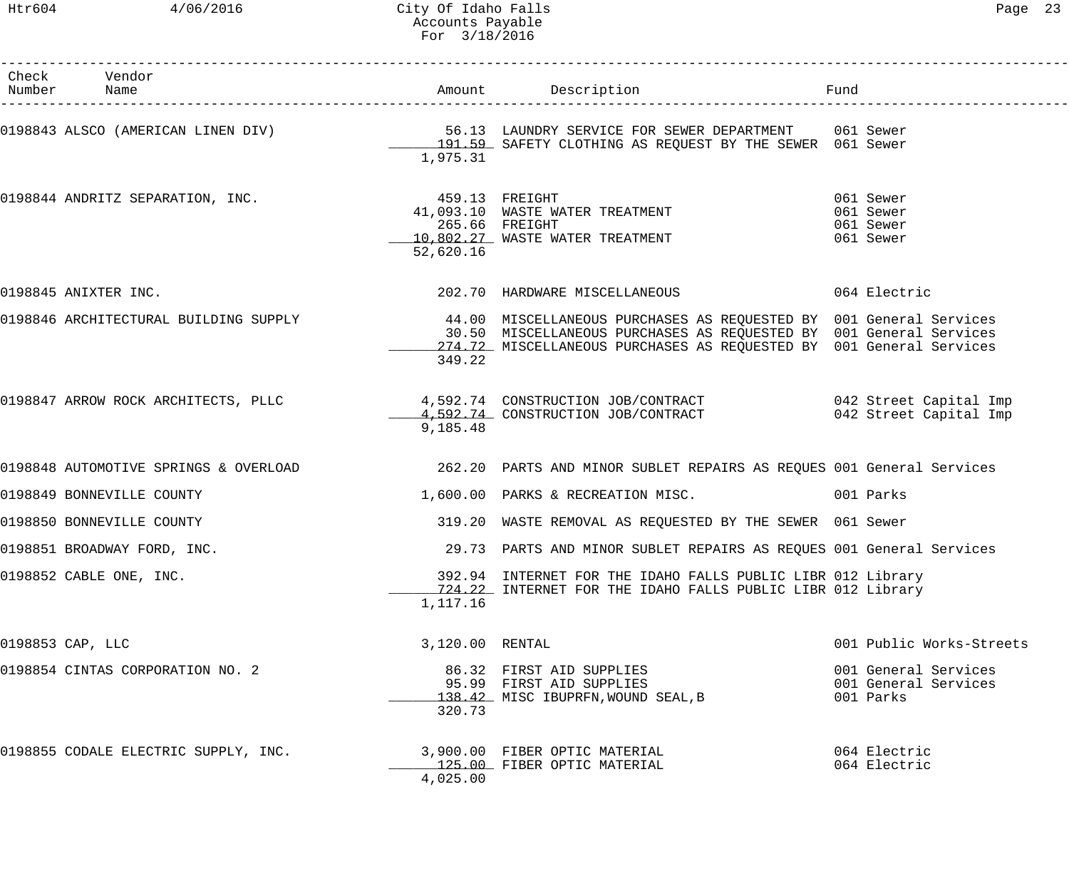# City Of Idaho Falls
Accounts Payable
For 3/18/2016

| Check Number | Vendor Name | Amount | Description | Fund |
|---|---|---|---|---|
| 0198843 | ALSCO (AMERICAN LINEN DIV) | 56.13 | LAUNDRY SERVICE FOR SEWER DEPARTMENT | 061 Sewer |
| | | 191.59 | SAFETY CLOTHING AS REQUEST BY THE SEWER | 061 Sewer |
| | | 1,975.31 | | |
| 0198844 | ANDRITZ SEPARATION, INC. | 459.13 | FREIGHT | 061 Sewer |
| | | 41,093.10 | WASTE WATER TREATMENT | 061 Sewer |
| | | 265.66 | FREIGHT | 061 Sewer |
| | | 10,802.27 | WASTE WATER TREATMENT | 061 Sewer |
| | | 52,620.16 | | |
| 0198845 | ANIXTER INC. | 202.70 | HARDWARE MISCELLANEOUS | 064 Electric |
| 0198846 | ARCHITECTURAL BUILDING SUPPLY | 44.00 | MISCELLANEOUS PURCHASES AS REQUESTED BY | 001 General Services |
| | | 30.50 | MISCELLANEOUS PURCHASES AS REQUESTED BY | 001 General Services |
| | | 274.72 | MISCELLANEOUS PURCHASES AS REQUESTED BY | 001 General Services |
| | | 349.22 | | |
| 0198847 | ARROW ROCK ARCHITECTS, PLLC | 4,592.74 | CONSTRUCTION JOB/CONTRACT | 042 Street Capital Imp |
| | | 4,592.74 | CONSTRUCTION JOB/CONTRACT | 042 Street Capital Imp |
| | | 9,185.48 | | |
| 0198848 | AUTOMOTIVE SPRINGS & OVERLOAD | 262.20 | PARTS AND MINOR SUBLET REPAIRS AS REQUES | 001 General Services |
| 0198849 | BONNEVILLE COUNTY | 1,600.00 | PARKS & RECREATION MISC. | 001 Parks |
| 0198850 | BONNEVILLE COUNTY | 319.20 | WASTE REMOVAL AS REQUESTED BY THE SEWER | 061 Sewer |
| 0198851 | BROADWAY FORD, INC. | 29.73 | PARTS AND MINOR SUBLET REPAIRS AS REQUES | 001 General Services |
| 0198852 | CABLE ONE, INC. | 392.94 | INTERNET FOR THE IDAHO FALLS PUBLIC LIBR | 012 Library |
| | | 724.22 | INTERNET FOR THE IDAHO FALLS PUBLIC LIBR | 012 Library |
| | | 1,117.16 | | |
| 0198853 | CAP, LLC | 3,120.00 | RENTAL | 001 Public Works-Streets |
| 0198854 | CINTAS CORPORATION NO. 2 | 86.32 | FIRST AID SUPPLIES | 001 General Services |
| | | 95.99 | FIRST AID SUPPLIES | 001 General Services |
| | | 138.42 | MISC IBUPRFN,WOUND SEAL,B | 001 Parks |
| | | 320.73 | | |
| 0198855 | CODALE ELECTRIC SUPPLY, INC. | 3,900.00 | FIBER OPTIC MATERIAL | 064 Electric |
| | | 125.00 | FIBER OPTIC MATERIAL | 064 Electric |
| | | 4,025.00 | | |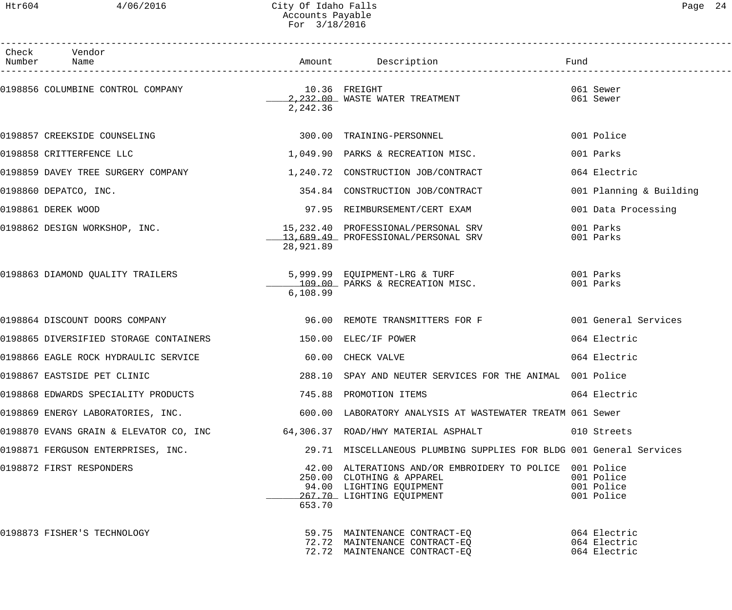| Check Number | Vendor Name | Amount | Description | Fund |
|---|---|---|---|---|
| 0198856 | COLUMBINE CONTROL COMPANY | 10.36 | FREIGHT | 061 Sewer |
| | | 2,232.00 | WASTE WATER TREATMENT | 061 Sewer |
| | | 2,242.36 | | |
| 0198857 | CREEKSIDE COUNSELING | 300.00 | TRAINING-PERSONNEL | 001 Police |
| 0198858 | CRITTERFENCE LLC | 1,049.90 | PARKS & RECREATION MISC. | 001 Parks |
| 0198859 | DAVEY TREE SURGERY COMPANY | 1,240.72 | CONSTRUCTION JOB/CONTRACT | 064 Electric |
| 0198860 | DEPATCO, INC. | 354.84 | CONSTRUCTION JOB/CONTRACT | 001 Planning & Building |
| 0198861 | DEREK WOOD | 97.95 | REIMBURSEMENT/CERT EXAM | 001 Data Processing |
| 0198862 | DESIGN WORKSHOP, INC. | 15,232.40 | PROFESSIONAL/PERSONAL SRV | 001 Parks |
| | | 13,689.49 | PROFESSIONAL/PERSONAL SRV | 001 Parks |
| | | 28,921.89 | | |
| 0198863 | DIAMOND QUALITY TRAILERS | 5,999.99 | EQUIPMENT-LRG & TURF | 001 Parks |
| | | 109.00 | PARKS & RECREATION MISC. | 001 Parks |
| | | 6,108.99 | | |
| 0198864 | DISCOUNT DOORS COMPANY | 96.00 | REMOTE TRANSMITTERS FOR F | 001 General Services |
| 0198865 | DIVERSIFIED STORAGE CONTAINERS | 150.00 | ELEC/IF POWER | 064 Electric |
| 0198866 | EAGLE ROCK HYDRAULIC SERVICE | 60.00 | CHECK VALVE | 064 Electric |
| 0198867 | EASTSIDE PET CLINIC | 288.10 | SPAY AND NEUTER SERVICES FOR THE ANIMAL | 001 Police |
| 0198868 | EDWARDS SPECIALITY PRODUCTS | 745.88 | PROMOTION ITEMS | 064 Electric |
| 0198869 | ENERGY LABORATORIES, INC. | 600.00 | LABORATORY ANALYSIS AT WASTEWATER TREATM | 061 Sewer |
| 0198870 | EVANS GRAIN & ELEVATOR CO, INC | 64,306.37 | ROAD/HWY MATERIAL ASPHALT | 010 Streets |
| 0198871 | FERGUSON ENTERPRISES, INC. | 29.71 | MISCELLANEOUS PLUMBING SUPPLIES FOR BLDG | 001 General Services |
| 0198872 | FIRST RESPONDERS | 42.00 | ALTERATIONS AND/OR EMBROIDERY TO POLICE | 001 Police |
| | | 250.00 | CLOTHING & APPAREL | 001 Police |
| | | 94.00 | LIGHTING EQUIPMENT | 001 Police |
| | | 267.70 | LIGHTING EQUIPMENT | 001 Police |
| | | 653.70 | | |
| 0198873 | FISHER'S TECHNOLOGY | 59.75 | MAINTENANCE CONTRACT-EQ | 064 Electric |
| | | 72.72 | MAINTENANCE CONTRACT-EQ | 064 Electric |
| | | 72.72 | MAINTENANCE CONTRACT-EQ | 064 Electric |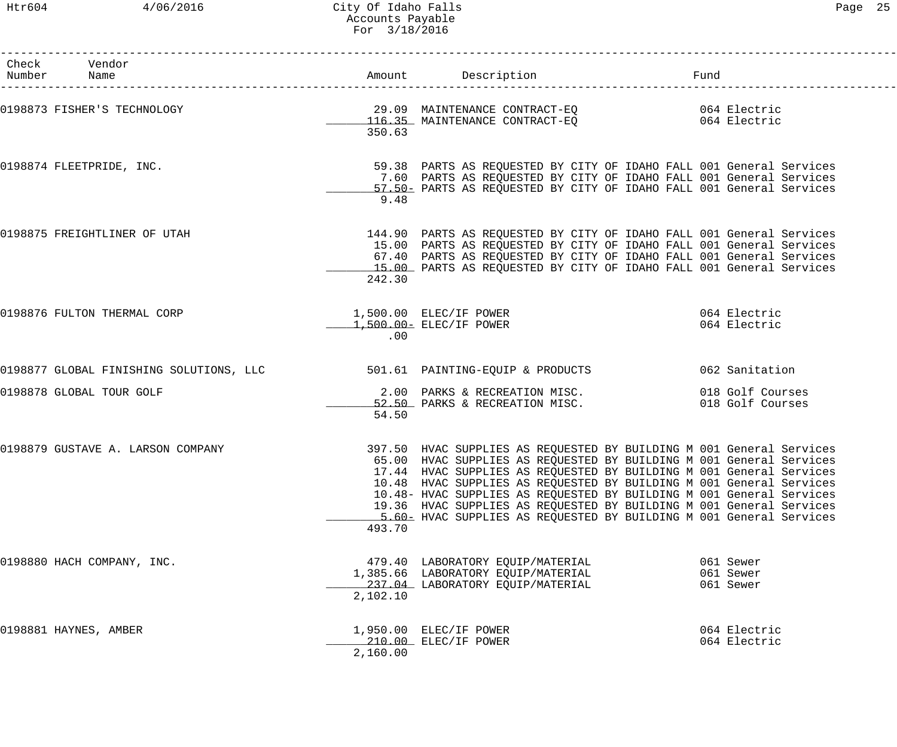City Of Idaho Falls
Accounts Payable
For 3/18/2016

| Check Number | Vendor Name | Amount | Description | Fund |
|---|---|---|---|---|
| 0198873 | FISHER'S TECHNOLOGY | 29.09 | MAINTENANCE CONTRACT-EQ | 064 Electric |
| | | 116.35 | MAINTENANCE CONTRACT-EQ | 064 Electric |
| | | 350.63 | | |
| 0198874 | FLEETPRIDE, INC. | 59.38 | PARTS AS REQUESTED BY CITY OF IDAHO FALL | 001 General Services |
| | | 7.60 | PARTS AS REQUESTED BY CITY OF IDAHO FALL | 001 General Services |
| | | 57.50- | PARTS AS REQUESTED BY CITY OF IDAHO FALL | 001 General Services |
| | | 9.48 | | |
| 0198875 | FREIGHTLINER OF UTAH | 144.90 | PARTS AS REQUESTED BY CITY OF IDAHO FALL | 001 General Services |
| | | 15.00 | PARTS AS REQUESTED BY CITY OF IDAHO FALL | 001 General Services |
| | | 67.40 | PARTS AS REQUESTED BY CITY OF IDAHO FALL | 001 General Services |
| | | 15.00 | PARTS AS REQUESTED BY CITY OF IDAHO FALL | 001 General Services |
| | | 242.30 | | |
| 0198876 | FULTON THERMAL CORP | 1,500.00 | ELEC/IF POWER | 064 Electric |
| | | 1,500.00- | ELEC/IF POWER | 064 Electric |
| | | .00 | | |
| 0198877 | GLOBAL FINISHING SOLUTIONS, LLC | 501.61 | PAINTING-EQUIP & PRODUCTS | 062 Sanitation |
| 0198878 | GLOBAL TOUR GOLF | 2.00 | PARKS & RECREATION MISC. | 018 Golf Courses |
| | | 52.50 | PARKS & RECREATION MISC. | 018 Golf Courses |
| | | 54.50 | | |
| 0198879 | GUSTAVE A. LARSON COMPANY | 397.50 | HVAC SUPPLIES AS REQUESTED BY BUILDING M | 001 General Services |
| | | 65.00 | HVAC SUPPLIES AS REQUESTED BY BUILDING M | 001 General Services |
| | | 17.44 | HVAC SUPPLIES AS REQUESTED BY BUILDING M | 001 General Services |
| | | 10.48 | HVAC SUPPLIES AS REQUESTED BY BUILDING M | 001 General Services |
| | | 10.48- | HVAC SUPPLIES AS REQUESTED BY BUILDING M | 001 General Services |
| | | 19.36 | HVAC SUPPLIES AS REQUESTED BY BUILDING M | 001 General Services |
| | | 5.60- | HVAC SUPPLIES AS REQUESTED BY BUILDING M | 001 General Services |
| | | 493.70 | | |
| 0198880 | HACH COMPANY, INC. | 479.40 | LABORATORY EQUIP/MATERIAL | 061 Sewer |
| | | 1,385.66 | LABORATORY EQUIP/MATERIAL | 061 Sewer |
| | | 237.04 | LABORATORY EQUIP/MATERIAL | 061 Sewer |
| | | 2,102.10 | | |
| 0198881 | HAYNES, AMBER | 1,950.00 | ELEC/IF POWER | 064 Electric |
| | | 210.00 | ELEC/IF POWER | 064 Electric |
| | | 2,160.00 | | |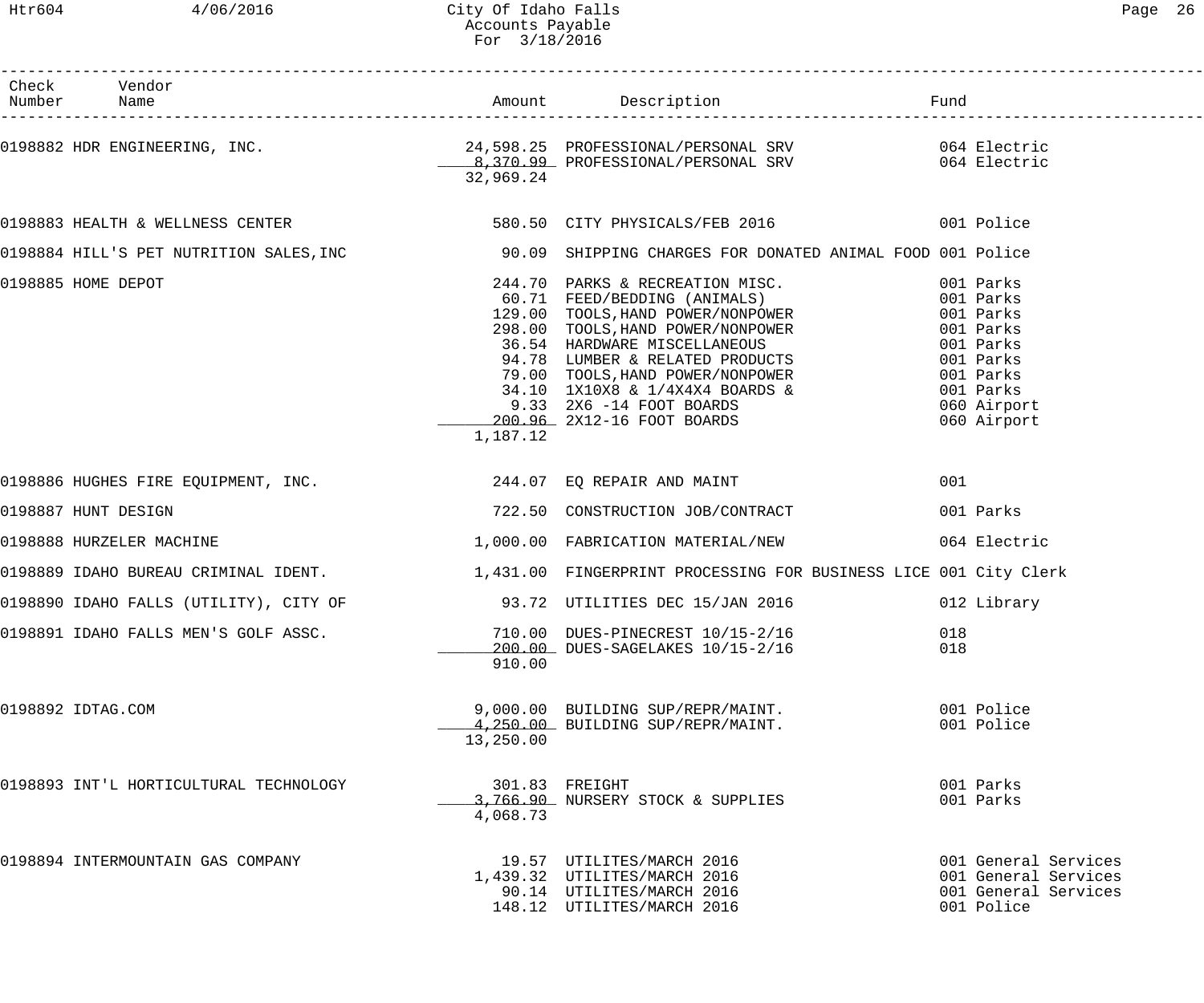City Of Idaho Falls
Accounts Payable
For 3/18/2016

| Check Number | Vendor Name | Amount | Description | Fund |
|---|---|---|---|---|
| 0198882 | HDR ENGINEERING, INC. | 24,598.25 | PROFESSIONAL/PERSONAL SRV | 064 Electric |
| | | 8,370.99 | PROFESSIONAL/PERSONAL SRV | 064 Electric |
| | | 32,969.24 | | |
| 0198883 | HEALTH & WELLNESS CENTER | 580.50 | CITY PHYSICALS/FEB 2016 | 001 Police |
| 0198884 | HILL'S PET NUTRITION SALES,INC | 90.09 | SHIPPING CHARGES FOR DONATED ANIMAL FOOD | 001 Police |
| 0198885 | HOME DEPOT | 244.70 | PARKS & RECREATION MISC. | 001 Parks |
| | | 60.71 | FEED/BEDDING (ANIMALS) | 001 Parks |
| | | 129.00 | TOOLS,HAND POWER/NONPOWER | 001 Parks |
| | | 298.00 | TOOLS,HAND POWER/NONPOWER | 001 Parks |
| | | 36.54 | HARDWARE MISCELLANEOUS | 001 Parks |
| | | 94.78 | LUMBER & RELATED PRODUCTS | 001 Parks |
| | | 79.00 | TOOLS,HAND POWER/NONPOWER | 001 Parks |
| | | 34.10 | 1X10X8 & 1/4X4X4 BOARDS & | 001 Parks |
| | | 9.33 | 2X6 -14 FOOT BOARDS | 060 Airport |
| | | 200.96 | 2X12-16 FOOT BOARDS | 060 Airport |
| | | 1,187.12 | | |
| 0198886 | HUGHES FIRE EQUIPMENT, INC. | 244.07 | EQ REPAIR AND MAINT | 001 |
| 0198887 | HUNT DESIGN | 722.50 | CONSTRUCTION JOB/CONTRACT | 001 Parks |
| 0198888 | HURZELER MACHINE | 1,000.00 | FABRICATION MATERIAL/NEW | 064 Electric |
| 0198889 | IDAHO BUREAU CRIMINAL IDENT. | 1,431.00 | FINGERPRINT PROCESSING FOR BUSINESS LICE | 001 City Clerk |
| 0198890 | IDAHO FALLS (UTILITY), CITY OF | 93.72 | UTILITIES DEC 15/JAN 2016 | 012 Library |
| 0198891 | IDAHO FALLS MEN'S GOLF ASSC. | 710.00 | DUES-PINECREST 10/15-2/16 | 018 |
| | | 200.00 | DUES-SAGELAKES 10/15-2/16 | 018 |
| | | 910.00 | | |
| 0198892 | IDTAG.COM | 9,000.00 | BUILDING SUP/REPR/MAINT. | 001 Police |
| | | 4,250.00 | BUILDING SUP/REPR/MAINT. | 001 Police |
| | | 13,250.00 | | |
| 0198893 | INT'L HORTICULTURAL TECHNOLOGY | 301.83 | FREIGHT | 001 Parks |
| | | 3,766.90 | NURSERY STOCK & SUPPLIES | 001 Parks |
| | | 4,068.73 | | |
| 0198894 | INTERMOUNTAIN GAS COMPANY | 19.57 | UTILITES/MARCH 2016 | 001 General Services |
| | | 1,439.32 | UTILITES/MARCH 2016 | 001 General Services |
| | | 90.14 | UTILITES/MARCH 2016 | 001 General Services |
| | | 148.12 | UTILITES/MARCH 2016 | 001 Police |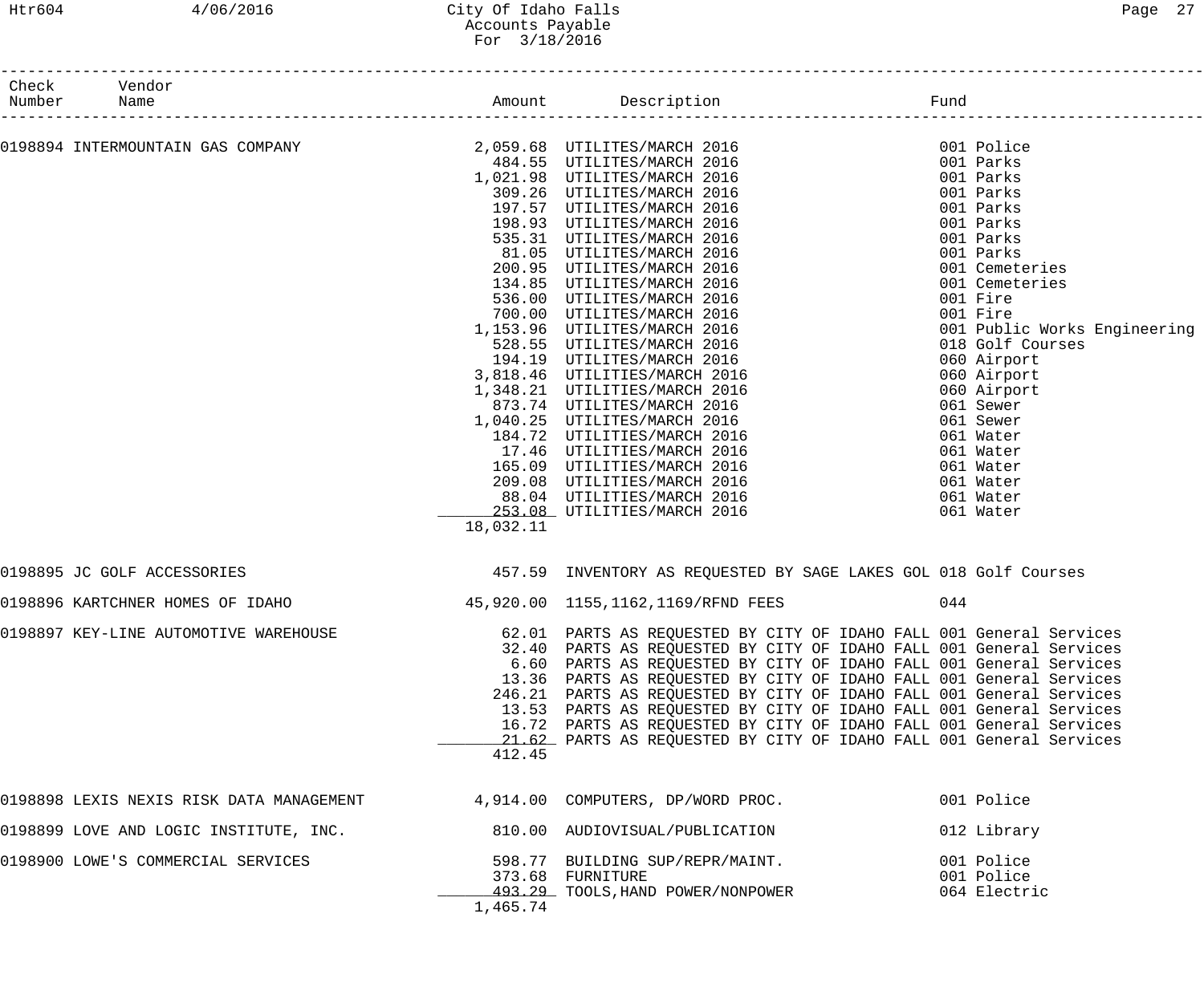| Check Number | Vendor Name | Amount | Description | Fund |
|---|---|---|---|---|
| 0198894 | INTERMOUNTAIN GAS COMPANY | 2,059.68 | UTILITES/MARCH 2016 | 001 Police |
| | | 484.55 | UTILITES/MARCH 2016 | 001 Parks |
| | | 1,021.98 | UTILITES/MARCH 2016 | 001 Parks |
| | | 309.26 | UTILITES/MARCH 2016 | 001 Parks |
| | | 197.57 | UTILITES/MARCH 2016 | 001 Parks |
| | | 198.93 | UTILITES/MARCH 2016 | 001 Parks |
| | | 535.31 | UTILITES/MARCH 2016 | 001 Parks |
| | | 81.05 | UTILITES/MARCH 2016 | 001 Parks |
| | | 200.95 | UTILITES/MARCH 2016 | 001 Cemeteries |
| | | 134.85 | UTILITES/MARCH 2016 | 001 Cemeteries |
| | | 536.00 | UTILITES/MARCH 2016 | 001 Fire |
| | | 700.00 | UTILITES/MARCH 2016 | 001 Fire |
| | | 1,153.96 | UTILITES/MARCH 2016 | 001 Public Works Engineering |
| | | 528.55 | UTILITES/MARCH 2016 | 018 Golf Courses |
| | | 194.19 | UTILITES/MARCH 2016 | 060 Airport |
| | | 3,818.46 | UTILITIES/MARCH 2016 | 060 Airport |
| | | 1,348.21 | UTILITIES/MARCH 2016 | 060 Airport |
| | | 873.74 | UTILITES/MARCH 2016 | 061 Sewer |
| | | 1,040.25 | UTILITES/MARCH 2016 | 061 Sewer |
| | | 184.72 | UTILITIES/MARCH 2016 | 061 Water |
| | | 17.46 | UTILITIES/MARCH 2016 | 061 Water |
| | | 165.09 | UTILITIES/MARCH 2016 | 061 Water |
| | | 209.08 | UTILITIES/MARCH 2016 | 061 Water |
| | | 88.04 | UTILITIES/MARCH 2016 | 061 Water |
| | | 253.08 | UTILITIES/MARCH 2016 | 061 Water |
| | | 18,032.11 | | |
| 0198895 | JC GOLF ACCESSORIES | 457.59 | INVENTORY AS REQUESTED BY SAGE LAKES GOL | 018 Golf Courses |
| 0198896 | KARTCHNER HOMES OF IDAHO | 45,920.00 | 1155,1162,1169/RFND FEES | 044 |
| 0198897 | KEY-LINE AUTOMOTIVE WAREHOUSE | 62.01 | PARTS AS REQUESTED BY CITY OF IDAHO FALL | 001 General Services |
| | | 32.40 | PARTS AS REQUESTED BY CITY OF IDAHO FALL | 001 General Services |
| | | 6.60 | PARTS AS REQUESTED BY CITY OF IDAHO FALL | 001 General Services |
| | | 13.36 | PARTS AS REQUESTED BY CITY OF IDAHO FALL | 001 General Services |
| | | 246.21 | PARTS AS REQUESTED BY CITY OF IDAHO FALL | 001 General Services |
| | | 13.53 | PARTS AS REQUESTED BY CITY OF IDAHO FALL | 001 General Services |
| | | 16.72 | PARTS AS REQUESTED BY CITY OF IDAHO FALL | 001 General Services |
| | | 21.62 | PARTS AS REQUESTED BY CITY OF IDAHO FALL | 001 General Services |
| | | 412.45 | | |
| 0198898 | LEXIS NEXIS RISK DATA MANAGEMENT | 4,914.00 | COMPUTERS, DP/WORD PROC. | 001 Police |
| 0198899 | LOVE AND LOGIC INSTITUTE, INC. | 810.00 | AUDIOVISUAL/PUBLICATION | 012 Library |
| 0198900 | LOWE'S COMMERCIAL SERVICES | 598.77 | BUILDING SUP/REPR/MAINT. | 001 Police |
| | | 373.68 | FURNITURE | 001 Police |
| | | 493.29 | TOOLS,HAND POWER/NONPOWER | 064 Electric |
| | | 1,465.74 | | |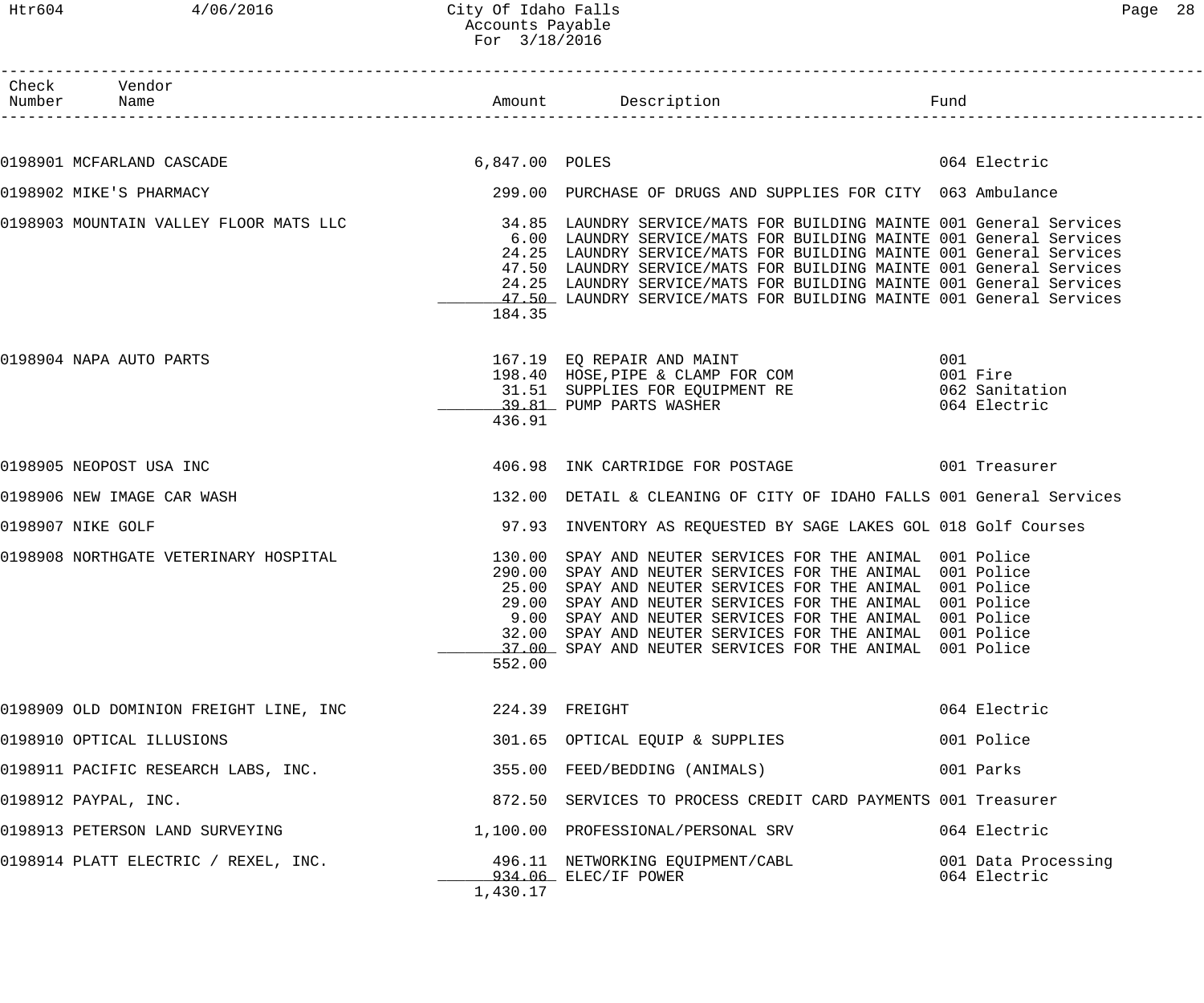# City Of Idaho Falls
## Accounts Payable
### For 3/18/2016

| Check Number | Vendor Name | Amount | Description | Fund |
|---|---|---|---|---|
| 0198901 | MCFARLAND CASCADE | 6,847.00 | POLES | 064 Electric |
| 0198902 | MIKE'S PHARMACY | 299.00 | PURCHASE OF DRUGS AND SUPPLIES FOR CITY | 063 Ambulance |
| 0198903 | MOUNTAIN VALLEY FLOOR MATS LLC | 34.85 | LAUNDRY SERVICE/MATS FOR BUILDING MAINTE | 001 General Services |
| | | 6.00 | LAUNDRY SERVICE/MATS FOR BUILDING MAINTE | 001 General Services |
| | | 24.25 | LAUNDRY SERVICE/MATS FOR BUILDING MAINTE | 001 General Services |
| | | 47.50 | LAUNDRY SERVICE/MATS FOR BUILDING MAINTE | 001 General Services |
| | | 24.25 | LAUNDRY SERVICE/MATS FOR BUILDING MAINTE | 001 General Services |
| | | 47.50 | LAUNDRY SERVICE/MATS FOR BUILDING MAINTE | 001 General Services |
| | | 184.35 | | |
| 0198904 | NAPA AUTO PARTS | 167.19 | EQ REPAIR AND MAINT | 001 |
| | | 198.40 | HOSE,PIPE & CLAMP FOR COM | 001 Fire |
| | | 31.51 | SUPPLIES FOR EQUIPMENT RE | 062 Sanitation |
| | | 39.81 | PUMP PARTS WASHER | 064 Electric |
| | | 436.91 | | |
| 0198905 | NEOPOST USA INC | 406.98 | INK CARTRIDGE FOR POSTAGE | 001 Treasurer |
| 0198906 | NEW IMAGE CAR WASH | 132.00 | DETAIL & CLEANING OF CITY OF IDAHO FALLS | 001 General Services |
| 0198907 | NIKE GOLF | 97.93 | INVENTORY AS REQUESTED BY SAGE LAKES GOL | 018 Golf Courses |
| 0198908 | NORTHGATE VETERINARY HOSPITAL | 130.00 | SPAY AND NEUTER SERVICES FOR THE ANIMAL | 001 Police |
| | | 290.00 | SPAY AND NEUTER SERVICES FOR THE ANIMAL | 001 Police |
| | | 25.00 | SPAY AND NEUTER SERVICES FOR THE ANIMAL | 001 Police |
| | | 29.00 | SPAY AND NEUTER SERVICES FOR THE ANIMAL | 001 Police |
| | | 9.00 | SPAY AND NEUTER SERVICES FOR THE ANIMAL | 001 Police |
| | | 32.00 | SPAY AND NEUTER SERVICES FOR THE ANIMAL | 001 Police |
| | | 37.00 | SPAY AND NEUTER SERVICES FOR THE ANIMAL | 001 Police |
| | | 552.00 | | |
| 0198909 | OLD DOMINION FREIGHT LINE, INC | 224.39 | FREIGHT | 064 Electric |
| 0198910 | OPTICAL ILLUSIONS | 301.65 | OPTICAL EQUIP & SUPPLIES | 001 Police |
| 0198911 | PACIFIC RESEARCH LABS, INC. | 355.00 | FEED/BEDDING (ANIMALS) | 001 Parks |
| 0198912 | PAYPAL, INC. | 872.50 | SERVICES TO PROCESS CREDIT CARD PAYMENTS | 001 Treasurer |
| 0198913 | PETERSON LAND SURVEYING | 1,100.00 | PROFESSIONAL/PERSONAL SRV | 064 Electric |
| 0198914 | PLATT ELECTRIC / REXEL, INC. | 496.11 | NETWORKING EQUIPMENT/CABL | 001 Data Processing |
| | | 934.06 | ELEC/IF POWER | 064 Electric |
| | | 1,430.17 | | |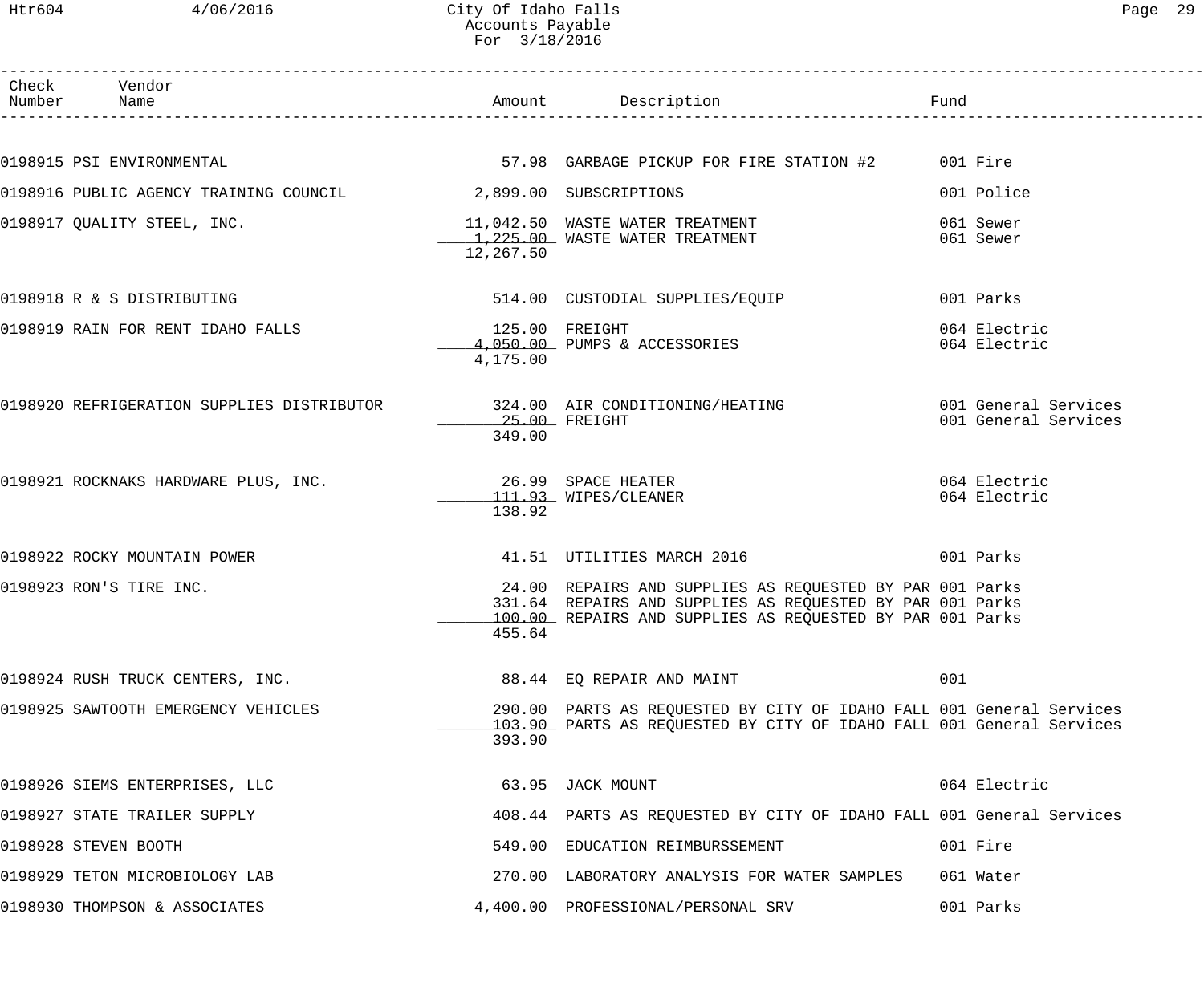# City Of Idaho Falls
## Accounts Payable
### For 3/18/2016

| Check Number | Vendor Name | Amount | Description | Fund |
|---|---|---|---|---|
| 0198915 | PSI ENVIRONMENTAL | 57.98 | GARBAGE PICKUP FOR FIRE STATION #2 | 001 Fire |
| 0198916 | PUBLIC AGENCY TRAINING COUNCIL | 2,899.00 | SUBSCRIPTIONS | 001 Police |
| 0198917 | QUALITY STEEL, INC. | 11,042.50 | WASTE WATER TREATMENT | 061 Sewer |
| | | 1,225.00 | WASTE WATER TREATMENT | 061 Sewer |
| | | 12,267.50 | | |
| 0198918 | R & S DISTRIBUTING | 514.00 | CUSTODIAL SUPPLIES/EQUIP | 001 Parks |
| 0198919 | RAIN FOR RENT IDAHO FALLS | 125.00 | FREIGHT | 064 Electric |
| | | 4,050.00 | PUMPS & ACCESSORIES | 064 Electric |
| | | 4,175.00 | | |
| 0198920 | REFRIGERATION SUPPLIES DISTRIBUTOR | 324.00 | AIR CONDITIONING/HEATING | 001 General Services |
| | | 25.00 | FREIGHT | 001 General Services |
| | | 349.00 | | |
| 0198921 | ROCKNAKS HARDWARE PLUS, INC. | 26.99 | SPACE HEATER | 064 Electric |
| | | 111.93 | WIPES/CLEANER | 064 Electric |
| | | 138.92 | | |
| 0198922 | ROCKY MOUNTAIN POWER | 41.51 | UTILITIES MARCH 2016 | 001 Parks |
| 0198923 | RON'S TIRE INC. | 24.00 | REPAIRS AND SUPPLIES AS REQUESTED BY PAR | 001 Parks |
| | | 331.64 | REPAIRS AND SUPPLIES AS REQUESTED BY PAR | 001 Parks |
| | | 100.00 | REPAIRS AND SUPPLIES AS REQUESTED BY PAR | 001 Parks |
| | | 455.64 | | |
| 0198924 | RUSH TRUCK CENTERS, INC. | 88.44 | EQ REPAIR AND MAINT | 001 |
| 0198925 | SAWTOOTH EMERGENCY VEHICLES | 290.00 | PARTS AS REQUESTED BY CITY OF IDAHO FALL | 001 General Services |
| | | 103.90 | PARTS AS REQUESTED BY CITY OF IDAHO FALL | 001 General Services |
| | | 393.90 | | |
| 0198926 | SIEMS ENTERPRISES, LLC | 63.95 | JACK MOUNT | 064 Electric |
| 0198927 | STATE TRAILER SUPPLY | 408.44 | PARTS AS REQUESTED BY CITY OF IDAHO FALL | 001 General Services |
| 0198928 | STEVEN BOOTH | 549.00 | EDUCATION REIMBURSSEMENT | 001 Fire |
| 0198929 | TETON MICROBIOLOGY LAB | 270.00 | LABORATORY ANALYSIS FOR WATER SAMPLES | 061 Water |
| 0198930 | THOMPSON & ASSOCIATES | 4,400.00 | PROFESSIONAL/PERSONAL SRV | 001 Parks |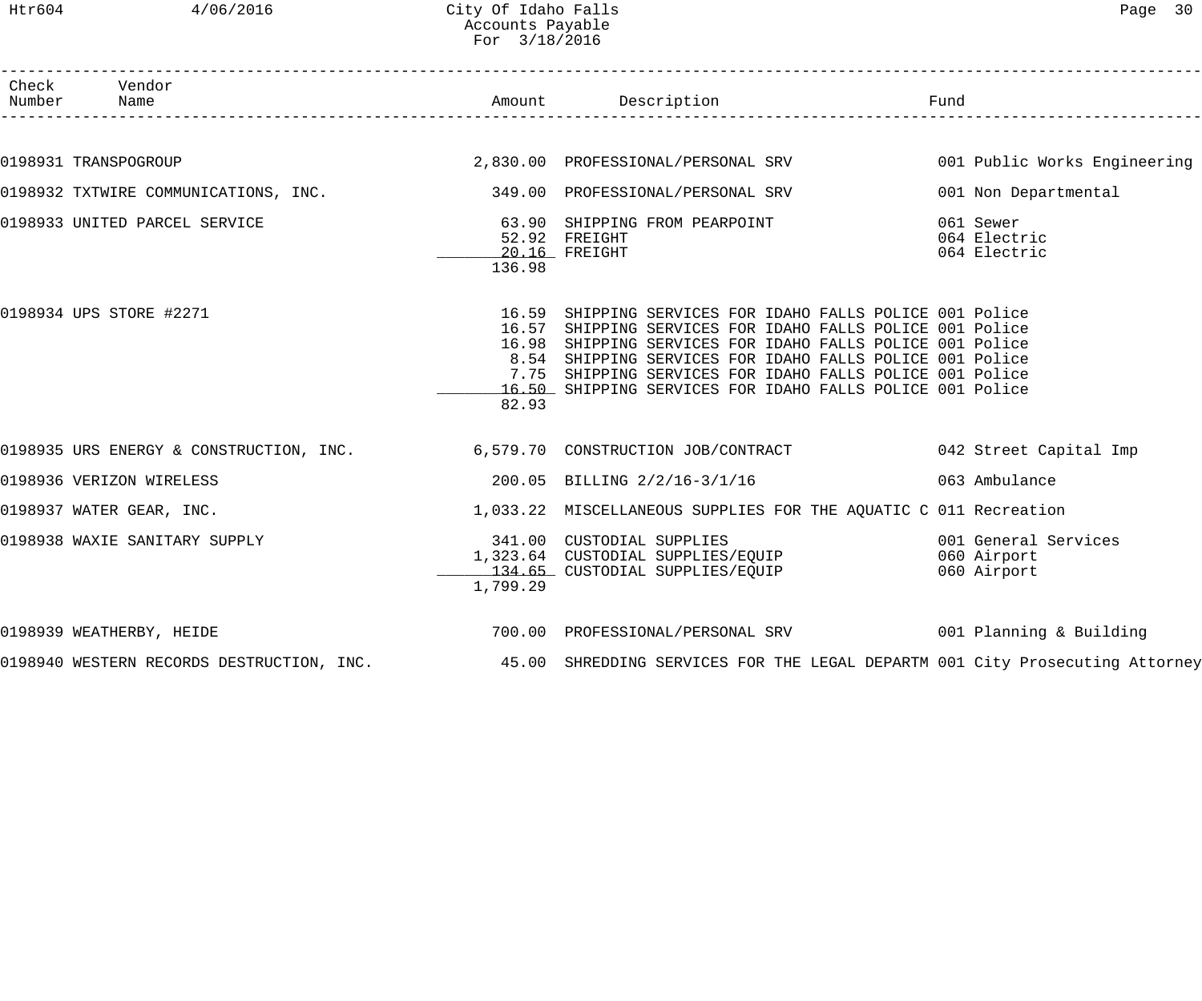# City Of Idaho Falls
## Accounts Payable
### For 3/18/2016

| Check Number | Vendor Name | Amount | Description | Fund |
|---|---|---|---|---|
| 0198931 | TRANSPOGROUP | 2,830.00 | PROFESSIONAL/PERSONAL SRV | 001 Public Works Engineering |
| 0198932 | TXTWIRE COMMUNICATIONS, INC. | 349.00 | PROFESSIONAL/PERSONAL SRV | 001 Non Departmental |
| 0198933 | UNITED PARCEL SERVICE | 63.90 | SHIPPING FROM PEARPOINT | 061 Sewer |
| | | 52.92 | FREIGHT | 064 Electric |
| | | 20.16 | FREIGHT | 064 Electric |
| | | 136.98 | | |
| 0198934 | UPS STORE #2271 | 16.59 | SHIPPING SERVICES FOR IDAHO FALLS POLICE | 001 Police |
| | | 16.57 | SHIPPING SERVICES FOR IDAHO FALLS POLICE | 001 Police |
| | | 16.98 | SHIPPING SERVICES FOR IDAHO FALLS POLICE | 001 Police |
| | | 8.54 | SHIPPING SERVICES FOR IDAHO FALLS POLICE | 001 Police |
| | | 7.75 | SHIPPING SERVICES FOR IDAHO FALLS POLICE | 001 Police |
| | | 16.50 | SHIPPING SERVICES FOR IDAHO FALLS POLICE | 001 Police |
| | | 82.93 | | |
| 0198935 | URS ENERGY & CONSTRUCTION, INC. | 6,579.70 | CONSTRUCTION JOB/CONTRACT | 042 Street Capital Imp |
| 0198936 | VERIZON WIRELESS | 200.05 | BILLING 2/2/16-3/1/16 | 063 Ambulance |
| 0198937 | WATER GEAR, INC. | 1,033.22 | MISCELLANEOUS SUPPLIES FOR THE AQUATIC C | 011 Recreation |
| 0198938 | WAXIE SANITARY SUPPLY | 341.00 | CUSTODIAL SUPPLIES | 001 General Services |
| | | 1,323.64 | CUSTODIAL SUPPLIES/EQUIP | 060 Airport |
| | | 134.65 | CUSTODIAL SUPPLIES/EQUIP | 060 Airport |
| | | 1,799.29 | | |
| 0198939 | WEATHERBY, HEIDE | 700.00 | PROFESSIONAL/PERSONAL SRV | 001 Planning & Building |
| 0198940 | WESTERN RECORDS DESTRUCTION, INC. | 45.00 | SHREDDING SERVICES FOR THE LEGAL DEPARTM | 001 City Prosecuting Attorney |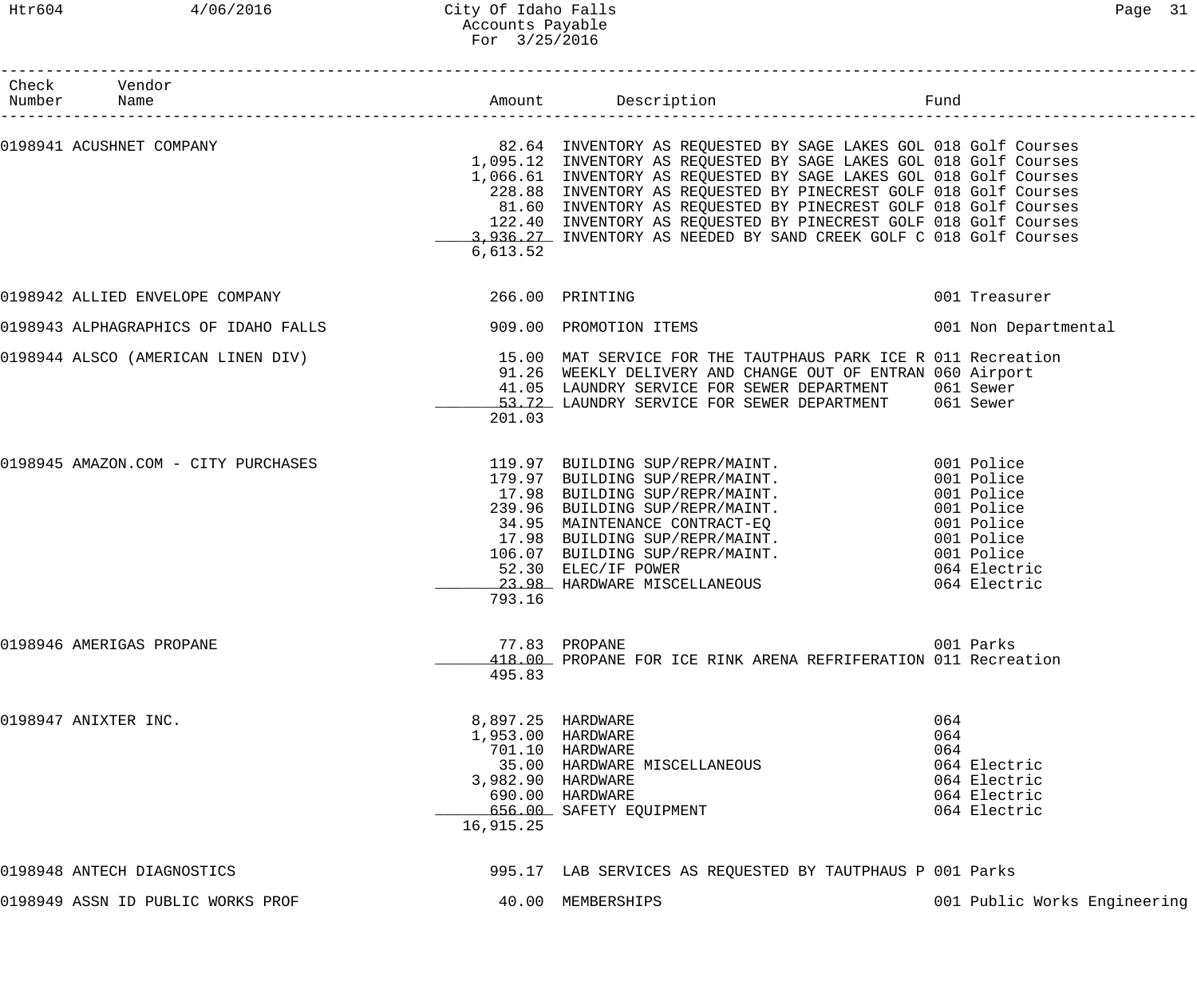| Check Number | Vendor Name | Amount | Description | Fund |
|---|---|---|---|---|
| 0198941 | ACUSHNET COMPANY | 82.64 | INVENTORY AS REQUESTED BY SAGE LAKES GOL | 018 Golf Courses |
| | | 1,095.12 | INVENTORY AS REQUESTED BY SAGE LAKES GOL | 018 Golf Courses |
| | | 1,066.61 | INVENTORY AS REQUESTED BY SAGE LAKES GOL | 018 Golf Courses |
| | | 228.88 | INVENTORY AS REQUESTED BY PINECREST GOLF | 018 Golf Courses |
| | | 81.60 | INVENTORY AS REQUESTED BY PINECREST GOLF | 018 Golf Courses |
| | | 122.40 | INVENTORY AS REQUESTED BY PINECREST GOLF | 018 Golf Courses |
| | | 3,936.27 | INVENTORY AS NEEDED BY SAND CREEK GOLF C | 018 Golf Courses |
| | | 6,613.52 | | |
| 0198942 | ALLIED ENVELOPE COMPANY | 266.00 | PRINTING | 001 Treasurer |
| 0198943 | ALPHAGRAPHICS OF IDAHO FALLS | 909.00 | PROMOTION ITEMS | 001 Non Departmental |
| 0198944 | ALSCO (AMERICAN LINEN DIV) | 15.00 | MAT SERVICE FOR THE TAUTPHAUS PARK ICE R | 011 Recreation |
| | | 91.26 | WEEKLY DELIVERY AND CHANGE OUT OF ENTRAN | 060 Airport |
| | | 41.05 | LAUNDRY SERVICE FOR SEWER DEPARTMENT | 061 Sewer |
| | | 53.72 | LAUNDRY SERVICE FOR SEWER DEPARTMENT | 061 Sewer |
| | | 201.03 | | |
| 0198945 | AMAZON.COM - CITY PURCHASES | 119.97 | BUILDING SUP/REPR/MAINT. | 001 Police |
| | | 179.97 | BUILDING SUP/REPR/MAINT. | 001 Police |
| | | 17.98 | BUILDING SUP/REPR/MAINT. | 001 Police |
| | | 239.96 | BUILDING SUP/REPR/MAINT. | 001 Police |
| | | 34.95 | MAINTENANCE CONTRACT-EQ | 001 Police |
| | | 17.98 | BUILDING SUP/REPR/MAINT. | 001 Police |
| | | 106.07 | BUILDING SUP/REPR/MAINT. | 001 Police |
| | | 52.30 | ELEC/IF POWER | 064 Electric |
| | | 23.98 | HARDWARE MISCELLANEOUS | 064 Electric |
| | | 793.16 | | |
| 0198946 | AMERIGAS PROPANE | 77.83 | PROPANE | 001 Parks |
| | | 418.00 | PROPANE FOR ICE RINK ARENA REFRIFERATION | 011 Recreation |
| | | 495.83 | | |
| 0198947 | ANIXTER INC. | 8,897.25 | HARDWARE | 064 |
| | | 1,953.00 | HARDWARE | 064 |
| | | 701.10 | HARDWARE | 064 |
| | | 35.00 | HARDWARE MISCELLANEOUS | 064 Electric |
| | | 3,982.90 | HARDWARE | 064 Electric |
| | | 690.00 | HARDWARE | 064 Electric |
| | | 656.00 | SAFETY EQUIPMENT | 064 Electric |
| | | 16,915.25 | | |
| 0198948 | ANTECH DIAGNOSTICS | 995.17 | LAB SERVICES AS REQUESTED BY TAUTPHAUS P | 001 Parks |
| 0198949 | ASSN ID PUBLIC WORKS PROF | 40.00 | MEMBERSHIPS | 001 Public Works Engineering |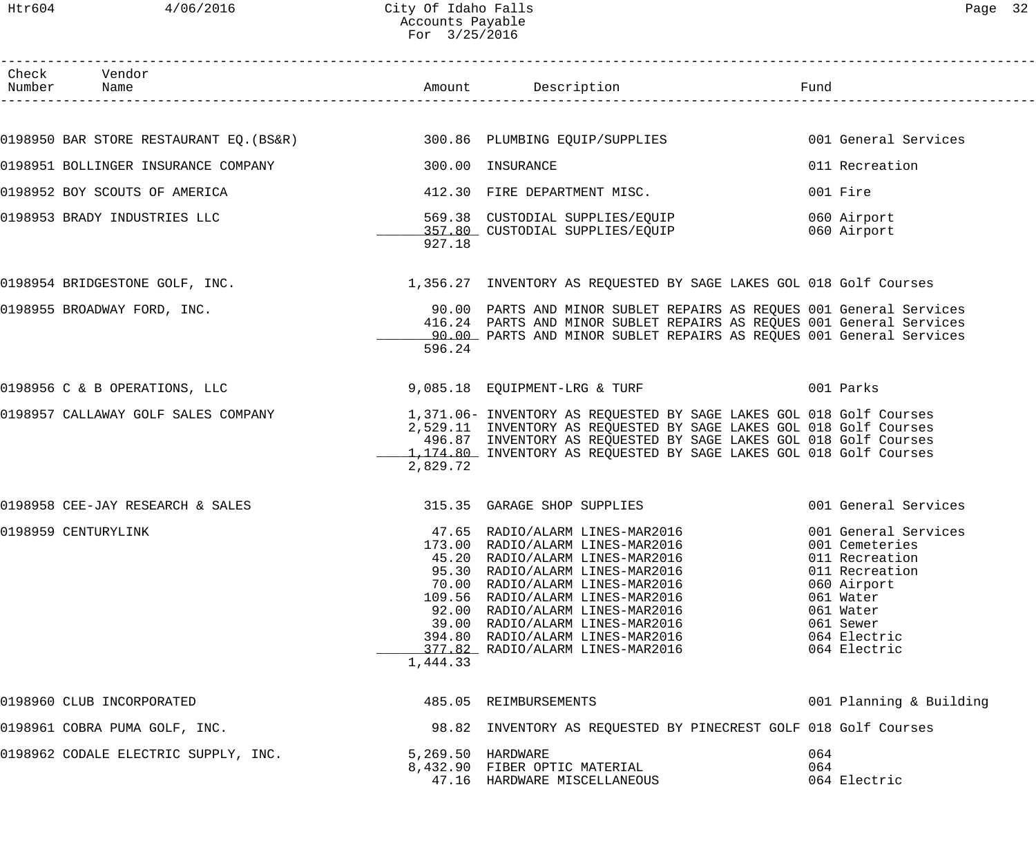# City Of Idaho Falls
## Accounts Payable
### For 3/25/2016

| Check Number | Vendor Name | Amount | Description | Fund |
|---|---|---|---|---|
| 0198950 | BAR STORE RESTAURANT EQ.(BS&R) | 300.86 | PLUMBING EQUIP/SUPPLIES | 001 General Services |
| 0198951 | BOLLINGER INSURANCE COMPANY | 300.00 | INSURANCE | 011 Recreation |
| 0198952 | BOY SCOUTS OF AMERICA | 412.30 | FIRE DEPARTMENT MISC. | 001 Fire |
| 0198953 | BRADY INDUSTRIES LLC | 569.38 | CUSTODIAL SUPPLIES/EQUIP | 060 Airport |
| | | 357.80 | CUSTODIAL SUPPLIES/EQUIP | 060 Airport |
| | | 927.18 | | |
| 0198954 | BRIDGESTONE GOLF, INC. | 1,356.27 | INVENTORY AS REQUESTED BY SAGE LAKES GOL | 018 Golf Courses |
| 0198955 | BROADWAY FORD, INC. | 90.00 | PARTS AND MINOR SUBLET REPAIRS AS REQUES | 001 General Services |
| | | 416.24 | PARTS AND MINOR SUBLET REPAIRS AS REQUES | 001 General Services |
| | | 90.00 | PARTS AND MINOR SUBLET REPAIRS AS REQUES | 001 General Services |
| | | 596.24 | | |
| 0198956 | C & B OPERATIONS, LLC | 9,085.18 | EQUIPMENT-LRG & TURF | 001 Parks |
| 0198957 | CALLAWAY GOLF SALES COMPANY | 1,371.06- | INVENTORY AS REQUESTED BY SAGE LAKES GOL | 018 Golf Courses |
| | | 2,529.11 | INVENTORY AS REQUESTED BY SAGE LAKES GOL | 018 Golf Courses |
| | | 496.87 | INVENTORY AS REQUESTED BY SAGE LAKES GOL | 018 Golf Courses |
| | | 1,174.80 | INVENTORY AS REQUESTED BY SAGE LAKES GOL | 018 Golf Courses |
| | | 2,829.72 | | |
| 0198958 | CEE-JAY RESEARCH & SALES | 315.35 | GARAGE SHOP SUPPLIES | 001 General Services |
| 0198959 | CENTURYLINK | 47.65 | RADIO/ALARM LINES-MAR2016 | 001 General Services |
| | | 173.00 | RADIO/ALARM LINES-MAR2016 | 001 Cemeteries |
| | | 45.20 | RADIO/ALARM LINES-MAR2016 | 011 Recreation |
| | | 95.30 | RADIO/ALARM LINES-MAR2016 | 011 Recreation |
| | | 70.00 | RADIO/ALARM LINES-MAR2016 | 060 Airport |
| | | 109.56 | RADIO/ALARM LINES-MAR2016 | 061 Water |
| | | 92.00 | RADIO/ALARM LINES-MAR2016 | 061 Water |
| | | 39.00 | RADIO/ALARM LINES-MAR2016 | 061 Sewer |
| | | 394.80 | RADIO/ALARM LINES-MAR2016 | 064 Electric |
| | | 377.82 | RADIO/ALARM LINES-MAR2016 | 064 Electric |
| | | 1,444.33 | | |
| 0198960 | CLUB INCORPORATED | 485.05 | REIMBURSEMENTS | 001 Planning & Building |
| 0198961 | COBRA PUMA GOLF, INC. | 98.82 | INVENTORY AS REQUESTED BY PINECREST GOLF | 018 Golf Courses |
| 0198962 | CODALE ELECTRIC SUPPLY, INC. | 5,269.50 | HARDWARE | 064 |
| | | 8,432.90 | FIBER OPTIC MATERIAL | 064 |
| | | 47.16 | HARDWARE MISCELLANEOUS | 064 Electric |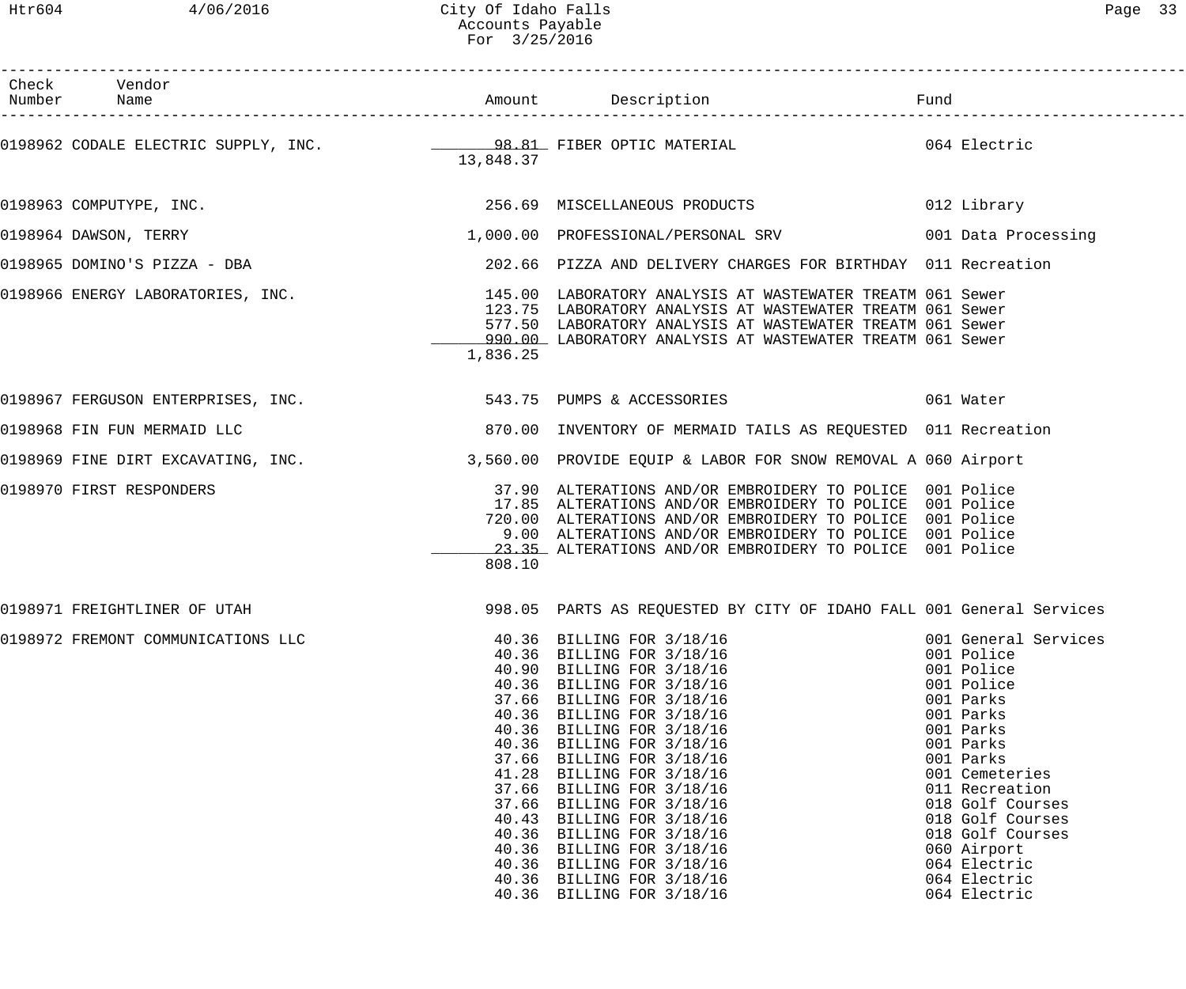City Of Idaho Falls
Accounts Payable
For 3/25/2016

| Check Number | Vendor Name | Amount | Description | Fund |
|---|---|---|---|---|
| 0198962 | CODALE ELECTRIC SUPPLY, INC. | 98.81 | FIBER OPTIC MATERIAL | 064 Electric |
| | | 13,848.37 | | |
| 0198963 | COMPUTYPE, INC. | 256.69 | MISCELLANEOUS PRODUCTS | 012 Library |
| 0198964 | DAWSON, TERRY | 1,000.00 | PROFESSIONAL/PERSONAL SRV | 001 Data Processing |
| 0198965 | DOMINO'S PIZZA - DBA | 202.66 | PIZZA AND DELIVERY CHARGES FOR BIRTHDAY | 011 Recreation |
| 0198966 | ENERGY LABORATORIES, INC. | 145.00 | LABORATORY ANALYSIS AT WASTEWATER TREATM | 061 Sewer |
| | | 123.75 | LABORATORY ANALYSIS AT WASTEWATER TREATM | 061 Sewer |
| | | 577.50 | LABORATORY ANALYSIS AT WASTEWATER TREATM | 061 Sewer |
| | | 990.00 | LABORATORY ANALYSIS AT WASTEWATER TREATM | 061 Sewer |
| | | 1,836.25 | | |
| 0198967 | FERGUSON ENTERPRISES, INC. | 543.75 | PUMPS & ACCESSORIES | 061 Water |
| 0198968 | FIN FUN MERMAID LLC | 870.00 | INVENTORY OF MERMAID TAILS AS REQUESTED | 011 Recreation |
| 0198969 | FINE DIRT EXCAVATING, INC. | 3,560.00 | PROVIDE EQUIP & LABOR FOR SNOW REMOVAL A | 060 Airport |
| 0198970 | FIRST RESPONDERS | 37.90 | ALTERATIONS AND/OR EMBROIDERY TO POLICE | 001 Police |
| | | 17.85 | ALTERATIONS AND/OR EMBROIDERY TO POLICE | 001 Police |
| | | 720.00 | ALTERATIONS AND/OR EMBROIDERY TO POLICE | 001 Police |
| | | 9.00 | ALTERATIONS AND/OR EMBROIDERY TO POLICE | 001 Police |
| | | 23.35 | ALTERATIONS AND/OR EMBROIDERY TO POLICE | 001 Police |
| | | 808.10 | | |
| 0198971 | FREIGHTLINER OF UTAH | 998.05 | PARTS AS REQUESTED BY CITY OF IDAHO FALL | 001 General Services |
| 0198972 | FREMONT COMMUNICATIONS LLC | 40.36 | BILLING FOR 3/18/16 | 001 General Services |
| | | 40.36 | BILLING FOR 3/18/16 | 001 Police |
| | | 40.90 | BILLING FOR 3/18/16 | 001 Police |
| | | 40.36 | BILLING FOR 3/18/16 | 001 Police |
| | | 37.66 | BILLING FOR 3/18/16 | 001 Parks |
| | | 40.36 | BILLING FOR 3/18/16 | 001 Parks |
| | | 40.36 | BILLING FOR 3/18/16 | 001 Parks |
| | | 40.36 | BILLING FOR 3/18/16 | 001 Parks |
| | | 37.66 | BILLING FOR 3/18/16 | 001 Parks |
| | | 41.28 | BILLING FOR 3/18/16 | 001 Cemeteries |
| | | 37.66 | BILLING FOR 3/18/16 | 011 Recreation |
| | | 37.66 | BILLING FOR 3/18/16 | 018 Golf Courses |
| | | 40.43 | BILLING FOR 3/18/16 | 018 Golf Courses |
| | | 40.36 | BILLING FOR 3/18/16 | 018 Golf Courses |
| | | 40.36 | BILLING FOR 3/18/16 | 060 Airport |
| | | 40.36 | BILLING FOR 3/18/16 | 064 Electric |
| | | 40.36 | BILLING FOR 3/18/16 | 064 Electric |
| | | 40.36 | BILLING FOR 3/18/16 | 064 Electric |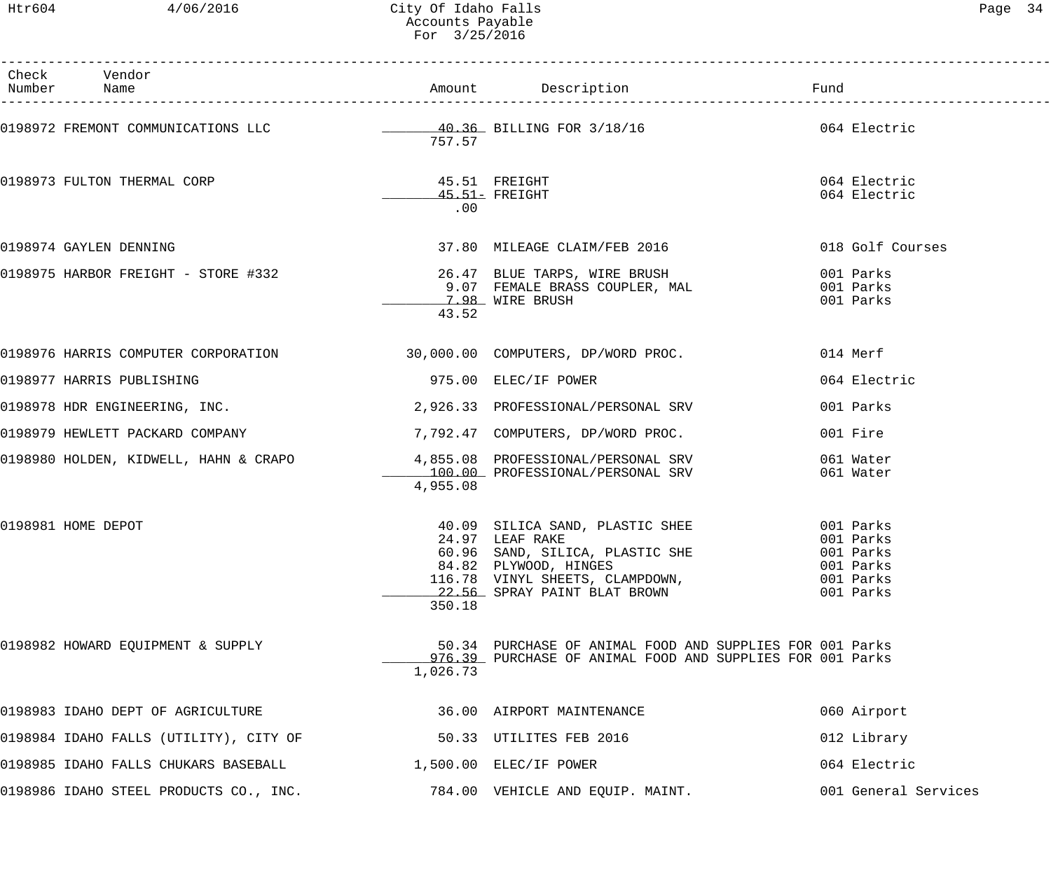City Of Idaho Falls
Accounts Payable
For 3/25/2016

| Check Number | Vendor Name | Amount | Description | Fund |
|---|---|---|---|---|
| 0198972 | FREMONT COMMUNICATIONS LLC | 40.36 | BILLING FOR 3/18/16 | 064 Electric |
| | | 757.57 | | |
| 0198973 | FULTON THERMAL CORP | 45.51 | FREIGHT | 064 Electric |
| | | 45.51- | FREIGHT | 064 Electric |
| | | .00 | | |
| 0198974 | GAYLEN DENNING | 37.80 | MILEAGE CLAIM/FEB 2016 | 018 Golf Courses |
| 0198975 | HARBOR FREIGHT - STORE #332 | 26.47 | BLUE TARPS, WIRE BRUSH | 001 Parks |
| | | 9.07 | FEMALE BRASS COUPLER, MAL | 001 Parks |
| | | 7.98 | WIRE BRUSH | 001 Parks |
| | | 43.52 | | |
| 0198976 | HARRIS COMPUTER CORPORATION | 30,000.00 | COMPUTERS, DP/WORD PROC. | 014 Merf |
| 0198977 | HARRIS PUBLISHING | 975.00 | ELEC/IF POWER | 064 Electric |
| 0198978 | HDR ENGINEERING, INC. | 2,926.33 | PROFESSIONAL/PERSONAL SRV | 001 Parks |
| 0198979 | HEWLETT PACKARD COMPANY | 7,792.47 | COMPUTERS, DP/WORD PROC. | 001 Fire |
| 0198980 | HOLDEN, KIDWELL, HAHN & CRAPO | 4,855.08 | PROFESSIONAL/PERSONAL SRV | 061 Water |
| | | 100.00 | PROFESSIONAL/PERSONAL SRV | 061 Water |
| | | 4,955.08 | | |
| 0198981 | HOME DEPOT | 40.09 | SILICA SAND, PLASTIC SHEE | 001 Parks |
| | | 24.97 | LEAF RAKE | 001 Parks |
| | | 60.96 | SAND, SILICA, PLASTIC SHE | 001 Parks |
| | | 84.82 | PLYWOOD, HINGES | 001 Parks |
| | | 116.78 | VINYL SHEETS, CLAMPDOWN, | 001 Parks |
| | | 22.56 | SPRAY PAINT BLAT BROWN | 001 Parks |
| | | 350.18 | | |
| 0198982 | HOWARD EQUIPMENT & SUPPLY | 50.34 | PURCHASE OF ANIMAL FOOD AND SUPPLIES FOR | 001 Parks |
| | | 976.39 | PURCHASE OF ANIMAL FOOD AND SUPPLIES FOR | 001 Parks |
| | | 1,026.73 | | |
| 0198983 | IDAHO DEPT OF AGRICULTURE | 36.00 | AIRPORT MAINTENANCE | 060 Airport |
| 0198984 | IDAHO FALLS (UTILITY), CITY OF | 50.33 | UTILITES FEB 2016 | 012 Library |
| 0198985 | IDAHO FALLS CHUKARS BASEBALL | 1,500.00 | ELEC/IF POWER | 064 Electric |
| 0198986 | IDAHO STEEL PRODUCTS CO., INC. | 784.00 | VEHICLE AND EQUIP. MAINT. | 001 General Services |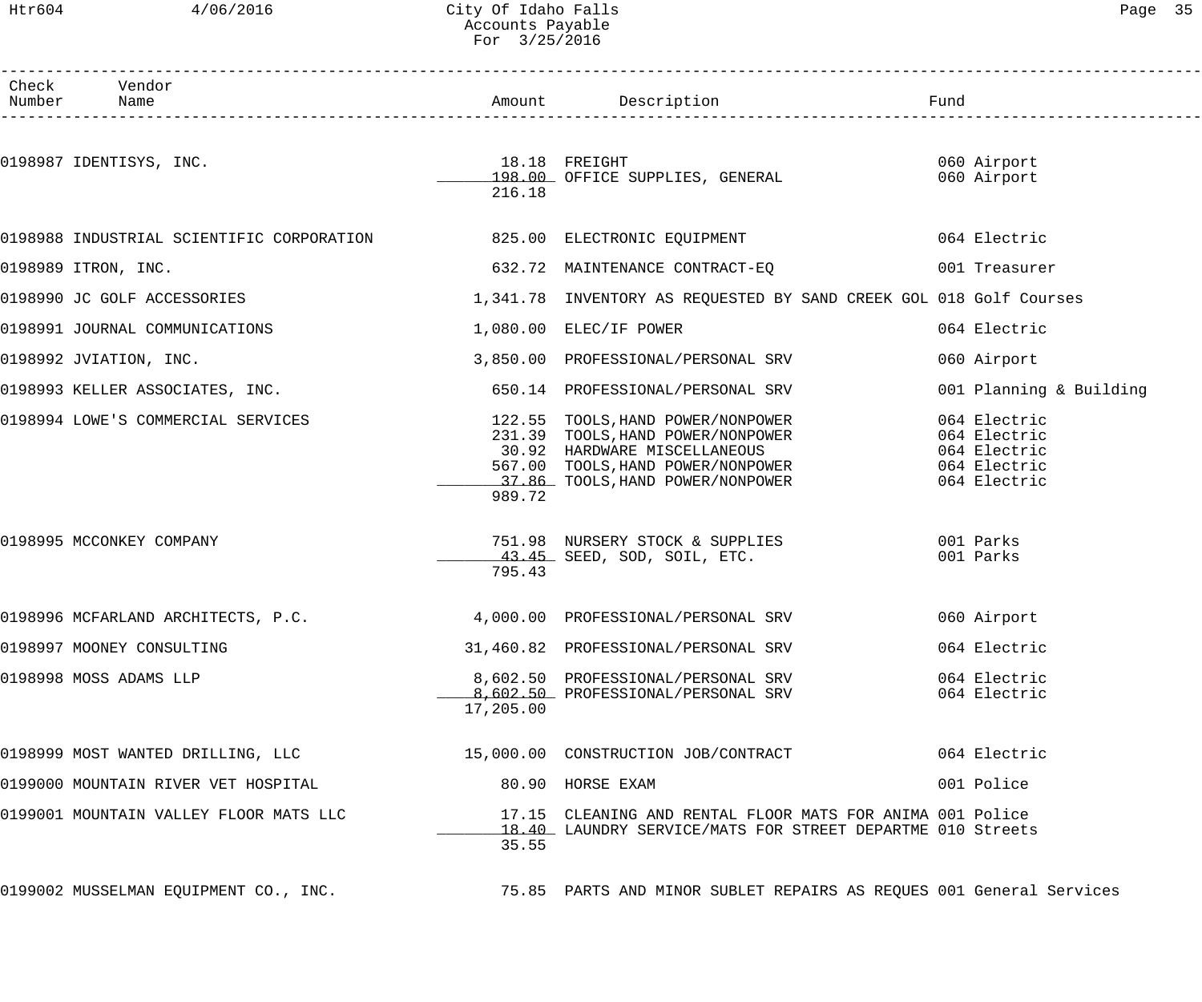City Of Idaho Falls
Accounts Payable
For 3/25/2016

| Check Number | Vendor Name | Amount | Description | Fund |
|---|---|---|---|---|
| 0198987 | IDENTISYS, INC. | 18.18 | FREIGHT | 060 Airport |
| | | 198.00 | OFFICE SUPPLIES, GENERAL | 060 Airport |
| | | 216.18 | | |
| 0198988 | INDUSTRIAL SCIENTIFIC CORPORATION | 825.00 | ELECTRONIC EQUIPMENT | 064 Electric |
| 0198989 | ITRON, INC. | 632.72 | MAINTENANCE CONTRACT-EQ | 001 Treasurer |
| 0198990 | JC GOLF ACCESSORIES | 1,341.78 | INVENTORY AS REQUESTED BY SAND CREEK GOL | 018 Golf Courses |
| 0198991 | JOURNAL COMMUNICATIONS | 1,080.00 | ELEC/IF POWER | 064 Electric |
| 0198992 | JVIATION, INC. | 3,850.00 | PROFESSIONAL/PERSONAL SRV | 060 Airport |
| 0198993 | KELLER ASSOCIATES, INC. | 650.14 | PROFESSIONAL/PERSONAL SRV | 001 Planning & Building |
| 0198994 | LOWE'S COMMERCIAL SERVICES | 122.55 | TOOLS,HAND POWER/NONPOWER | 064 Electric |
| | | 231.39 | TOOLS,HAND POWER/NONPOWER | 064 Electric |
| | | 30.92 | HARDWARE MISCELLANEOUS | 064 Electric |
| | | 567.00 | TOOLS,HAND POWER/NONPOWER | 064 Electric |
| | | 37.86 | TOOLS,HAND POWER/NONPOWER | 064 Electric |
| | | 989.72 | | |
| 0198995 | MCCONKEY COMPANY | 751.98 | NURSERY STOCK & SUPPLIES | 001 Parks |
| | | 43.45 | SEED, SOD, SOIL, ETC. | 001 Parks |
| | | 795.43 | | |
| 0198996 | MCFARLAND ARCHITECTS, P.C. | 4,000.00 | PROFESSIONAL/PERSONAL SRV | 060 Airport |
| 0198997 | MOONEY CONSULTING | 31,460.82 | PROFESSIONAL/PERSONAL SRV | 064 Electric |
| 0198998 | MOSS ADAMS LLP | 8,602.50 | PROFESSIONAL/PERSONAL SRV | 064 Electric |
| | | 8,602.50 | PROFESSIONAL/PERSONAL SRV | 064 Electric |
| | | 17,205.00 | | |
| 0198999 | MOST WANTED DRILLING, LLC | 15,000.00 | CONSTRUCTION JOB/CONTRACT | 064 Electric |
| 0199000 | MOUNTAIN RIVER VET HOSPITAL | 80.90 | HORSE EXAM | 001 Police |
| 0199001 | MOUNTAIN VALLEY FLOOR MATS LLC | 17.15 | CLEANING AND RENTAL FLOOR MATS FOR ANIMA | 001 Police |
| | | 18.40 | LAUNDRY SERVICE/MATS FOR STREET DEPARTME | 010 Streets |
| | | 35.55 | | |
| 0199002 | MUSSELMAN EQUIPMENT CO., INC. | 75.85 | PARTS AND MINOR SUBLET REPAIRS AS REQUES | 001 General Services |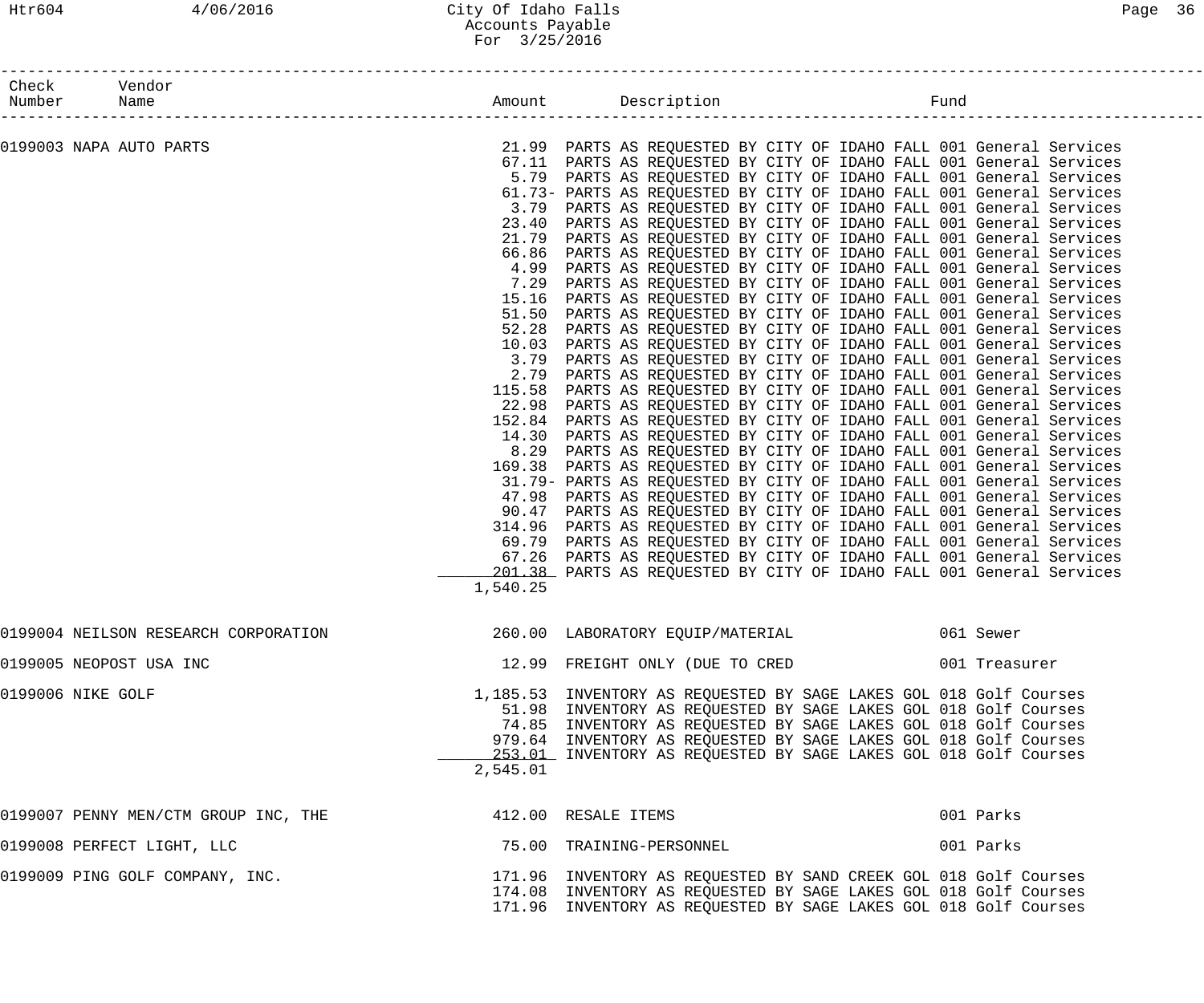City Of Idaho Falls
Accounts Payable
For 3/25/2016

| Check Number | Vendor Name | Amount | Description | Fund |
|---|---|---|---|---|
| 0199003 | NAPA AUTO PARTS | 21.99 | PARTS AS REQUESTED BY CITY OF IDAHO FALL | 001 General Services |
| | | 67.11 | PARTS AS REQUESTED BY CITY OF IDAHO FALL | 001 General Services |
| | | 5.79 | PARTS AS REQUESTED BY CITY OF IDAHO FALL | 001 General Services |
| | | 61.73- | PARTS AS REQUESTED BY CITY OF IDAHO FALL | 001 General Services |
| | | 3.79 | PARTS AS REQUESTED BY CITY OF IDAHO FALL | 001 General Services |
| | | 23.40 | PARTS AS REQUESTED BY CITY OF IDAHO FALL | 001 General Services |
| | | 21.79 | PARTS AS REQUESTED BY CITY OF IDAHO FALL | 001 General Services |
| | | 66.86 | PARTS AS REQUESTED BY CITY OF IDAHO FALL | 001 General Services |
| | | 4.99 | PARTS AS REQUESTED BY CITY OF IDAHO FALL | 001 General Services |
| | | 7.29 | PARTS AS REQUESTED BY CITY OF IDAHO FALL | 001 General Services |
| | | 15.16 | PARTS AS REQUESTED BY CITY OF IDAHO FALL | 001 General Services |
| | | 51.50 | PARTS AS REQUESTED BY CITY OF IDAHO FALL | 001 General Services |
| | | 52.28 | PARTS AS REQUESTED BY CITY OF IDAHO FALL | 001 General Services |
| | | 10.03 | PARTS AS REQUESTED BY CITY OF IDAHO FALL | 001 General Services |
| | | 3.79 | PARTS AS REQUESTED BY CITY OF IDAHO FALL | 001 General Services |
| | | 2.79 | PARTS AS REQUESTED BY CITY OF IDAHO FALL | 001 General Services |
| | | 115.58 | PARTS AS REQUESTED BY CITY OF IDAHO FALL | 001 General Services |
| | | 22.98 | PARTS AS REQUESTED BY CITY OF IDAHO FALL | 001 General Services |
| | | 152.84 | PARTS AS REQUESTED BY CITY OF IDAHO FALL | 001 General Services |
| | | 14.30 | PARTS AS REQUESTED BY CITY OF IDAHO FALL | 001 General Services |
| | | 8.29 | PARTS AS REQUESTED BY CITY OF IDAHO FALL | 001 General Services |
| | | 169.38 | PARTS AS REQUESTED BY CITY OF IDAHO FALL | 001 General Services |
| | | 31.79- | PARTS AS REQUESTED BY CITY OF IDAHO FALL | 001 General Services |
| | | 47.98 | PARTS AS REQUESTED BY CITY OF IDAHO FALL | 001 General Services |
| | | 90.47 | PARTS AS REQUESTED BY CITY OF IDAHO FALL | 001 General Services |
| | | 314.96 | PARTS AS REQUESTED BY CITY OF IDAHO FALL | 001 General Services |
| | | 69.79 | PARTS AS REQUESTED BY CITY OF IDAHO FALL | 001 General Services |
| | | 67.26 | PARTS AS REQUESTED BY CITY OF IDAHO FALL | 001 General Services |
| | | 201.38 | PARTS AS REQUESTED BY CITY OF IDAHO FALL | 001 General Services |
| | | 1,540.25 | | |
| 0199004 | NEILSON RESEARCH CORPORATION | 260.00 | LABORATORY EQUIP/MATERIAL | 061 Sewer |
| 0199005 | NEOPOST USA INC | 12.99 | FREIGHT ONLY (DUE TO CRED | 001 Treasurer |
| 0199006 | NIKE GOLF | 1,185.53 | INVENTORY AS REQUESTED BY SAGE LAKES GOL | 018 Golf Courses |
| | | 51.98 | INVENTORY AS REQUESTED BY SAGE LAKES GOL | 018 Golf Courses |
| | | 74.85 | INVENTORY AS REQUESTED BY SAGE LAKES GOL | 018 Golf Courses |
| | | 979.64 | INVENTORY AS REQUESTED BY SAGE LAKES GOL | 018 Golf Courses |
| | | 253.01 | INVENTORY AS REQUESTED BY SAGE LAKES GOL | 018 Golf Courses |
| | | 2,545.01 | | |
| 0199007 | PENNY MEN/CTM GROUP INC, THE | 412.00 | RESALE ITEMS | 001 Parks |
| 0199008 | PERFECT LIGHT, LLC | 75.00 | TRAINING-PERSONNEL | 001 Parks |
| 0199009 | PING GOLF COMPANY, INC. | 171.96 | INVENTORY AS REQUESTED BY SAND CREEK GOL | 018 Golf Courses |
| | | 174.08 | INVENTORY AS REQUESTED BY SAGE LAKES GOL | 018 Golf Courses |
| | | 171.96 | INVENTORY AS REQUESTED BY SAGE LAKES GOL | 018 Golf Courses |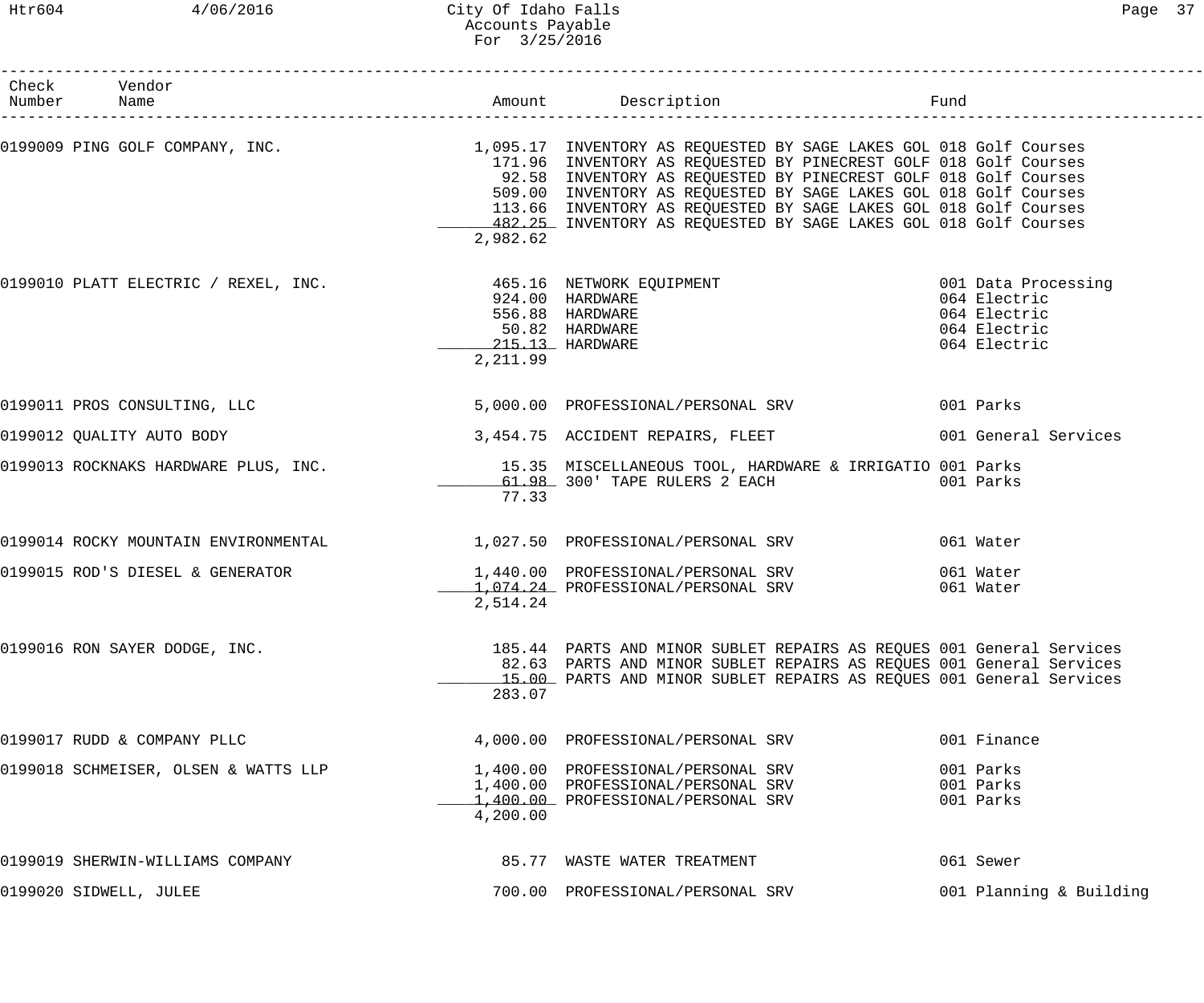# City Of Idaho Falls
## Accounts Payable
### For 3/25/2016

| Check Number | Vendor Name | Amount | Description | Fund |
|---|---|---|---|---|
| 0199009 | PING GOLF COMPANY, INC. | 1,095.17 | INVENTORY AS REQUESTED BY SAGE LAKES GOL | 018 Golf Courses |
| | | 171.96 | INVENTORY AS REQUESTED BY PINECREST GOLF | 018 Golf Courses |
| | | 92.58 | INVENTORY AS REQUESTED BY PINECREST GOLF | 018 Golf Courses |
| | | 509.00 | INVENTORY AS REQUESTED BY SAGE LAKES GOL | 018 Golf Courses |
| | | 113.66 | INVENTORY AS REQUESTED BY SAGE LAKES GOL | 018 Golf Courses |
| | | 482.25 | INVENTORY AS REQUESTED BY SAGE LAKES GOL | 018 Golf Courses |
| | | 2,982.62 | | |
| 0199010 | PLATT ELECTRIC / REXEL, INC. | 465.16 | NETWORK EQUIPMENT | 001 Data Processing |
| | | 924.00 | HARDWARE | 064 Electric |
| | | 556.88 | HARDWARE | 064 Electric |
| | | 50.82 | HARDWARE | 064 Electric |
| | | 215.13 | HARDWARE | 064 Electric |
| | | 2,211.99 | | |
| 0199011 | PROS CONSULTING, LLC | 5,000.00 | PROFESSIONAL/PERSONAL SRV | 001 Parks |
| 0199012 | QUALITY AUTO BODY | 3,454.75 | ACCIDENT REPAIRS, FLEET | 001 General Services |
| 0199013 | ROCKNAKS HARDWARE PLUS, INC. | 15.35 | MISCELLANEOUS TOOL, HARDWARE & IRRIGATIO | 001 Parks |
| | | 61.98 | 300' TAPE RULERS 2 EACH | 001 Parks |
| | | 77.33 | | |
| 0199014 | ROCKY MOUNTAIN ENVIRONMENTAL | 1,027.50 | PROFESSIONAL/PERSONAL SRV | 061 Water |
| 0199015 | ROD'S DIESEL & GENERATOR | 1,440.00 | PROFESSIONAL/PERSONAL SRV | 061 Water |
| | | 1,074.24 | PROFESSIONAL/PERSONAL SRV | 061 Water |
| | | 2,514.24 | | |
| 0199016 | RON SAYER DODGE, INC. | 185.44 | PARTS AND MINOR SUBLET REPAIRS AS REQUES | 001 General Services |
| | | 82.63 | PARTS AND MINOR SUBLET REPAIRS AS REQUES | 001 General Services |
| | | 15.00 | PARTS AND MINOR SUBLET REPAIRS AS REQUES | 001 General Services |
| | | 283.07 | | |
| 0199017 | RUDD & COMPANY PLLC | 4,000.00 | PROFESSIONAL/PERSONAL SRV | 001 Finance |
| 0199018 | SCHMEISER, OLSEN & WATTS LLP | 1,400.00 | PROFESSIONAL/PERSONAL SRV | 001 Parks |
| | | 1,400.00 | PROFESSIONAL/PERSONAL SRV | 001 Parks |
| | | 1,400.00 | PROFESSIONAL/PERSONAL SRV | 001 Parks |
| | | 4,200.00 | | |
| 0199019 | SHERWIN-WILLIAMS COMPANY | 85.77 | WASTE WATER TREATMENT | 061 Sewer |
| 0199020 | SIDWELL, JULEE | 700.00 | PROFESSIONAL/PERSONAL SRV | 001 Planning & Building |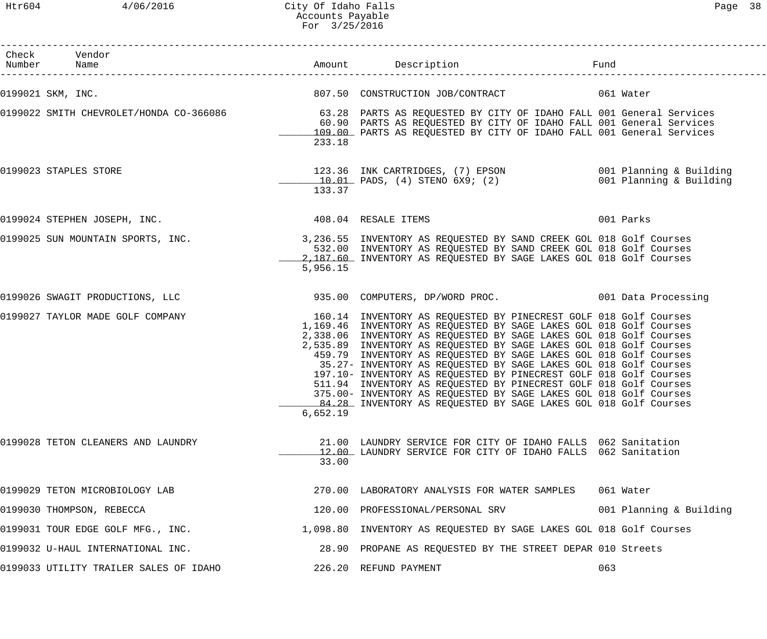| Check Number | Vendor Name | Amount | Description | Fund |
|---|---|---|---|---|
| 0199021 | SKM, INC. | 807.50 | CONSTRUCTION JOB/CONTRACT | 061 Water |
| 0199022 | SMITH CHEVROLET/HONDA CO-366086 | 63.28 | PARTS AS REQUESTED BY CITY OF IDAHO FALL | 001 General Services |
| | | 60.90 | PARTS AS REQUESTED BY CITY OF IDAHO FALL | 001 General Services |
| | | 109.00 | PARTS AS REQUESTED BY CITY OF IDAHO FALL | 001 General Services |
| | | 233.18 | | |
| 0199023 | STAPLES STORE | 123.36 | INK CARTRIDGES, (7) EPSON | 001 Planning & Building |
| | | 10.01 | PADS, (4) STENO 6X9; (2) | 001 Planning & Building |
| | | 133.37 | | |
| 0199024 | STEPHEN JOSEPH, INC. | 408.04 | RESALE ITEMS | 001 Parks |
| 0199025 | SUN MOUNTAIN SPORTS, INC. | 3,236.55 | INVENTORY AS REQUESTED BY SAND CREEK GOL | 018 Golf Courses |
| | | 532.00 | INVENTORY AS REQUESTED BY SAND CREEK GOL | 018 Golf Courses |
| | | 2,187.60 | INVENTORY AS REQUESTED BY SAGE LAKES GOL | 018 Golf Courses |
| | | 5,956.15 | | |
| 0199026 | SWAGIT PRODUCTIONS, LLC | 935.00 | COMPUTERS, DP/WORD PROC. | 001 Data Processing |
| 0199027 | TAYLOR MADE GOLF COMPANY | 160.14 | INVENTORY AS REQUESTED BY PINECREST GOLF | 018 Golf Courses |
| | | 1,169.46 | INVENTORY AS REQUESTED BY SAGE LAKES GOL | 018 Golf Courses |
| | | 2,338.06 | INVENTORY AS REQUESTED BY SAGE LAKES GOL | 018 Golf Courses |
| | | 2,535.89 | INVENTORY AS REQUESTED BY SAGE LAKES GOL | 018 Golf Courses |
| | | 459.79 | INVENTORY AS REQUESTED BY SAGE LAKES GOL | 018 Golf Courses |
| | | 35.27- | INVENTORY AS REQUESTED BY SAGE LAKES GOL | 018 Golf Courses |
| | | 197.10- | INVENTORY AS REQUESTED BY PINECREST GOLF | 018 Golf Courses |
| | | 511.94 | INVENTORY AS REQUESTED BY PINECREST GOLF | 018 Golf Courses |
| | | 375.00- | INVENTORY AS REQUESTED BY SAGE LAKES GOL | 018 Golf Courses |
| | | 84.28 | INVENTORY AS REQUESTED BY SAGE LAKES GOL | 018 Golf Courses |
| | | 6,652.19 | | |
| 0199028 | TETON CLEANERS AND LAUNDRY | 21.00 | LAUNDRY SERVICE FOR CITY OF IDAHO FALLS | 062 Sanitation |
| | | 12.00 | LAUNDRY SERVICE FOR CITY OF IDAHO FALLS | 062 Sanitation |
| | | 33.00 | | |
| 0199029 | TETON MICROBIOLOGY LAB | 270.00 | LABORATORY ANALYSIS FOR WATER SAMPLES | 061 Water |
| 0199030 | THOMPSON, REBECCA | 120.00 | PROFESSIONAL/PERSONAL SRV | 001 Planning & Building |
| 0199031 | TOUR EDGE GOLF MFG., INC. | 1,098.80 | INVENTORY AS REQUESTED BY SAGE LAKES GOL | 018 Golf Courses |
| 0199032 | U-HAUL INTERNATIONAL INC. | 28.90 | PROPANE AS REQUESTED BY THE STREET DEPAR | 010 Streets |
| 0199033 | UTILITY TRAILER SALES OF IDAHO | 226.20 | REFUND PAYMENT | 063 |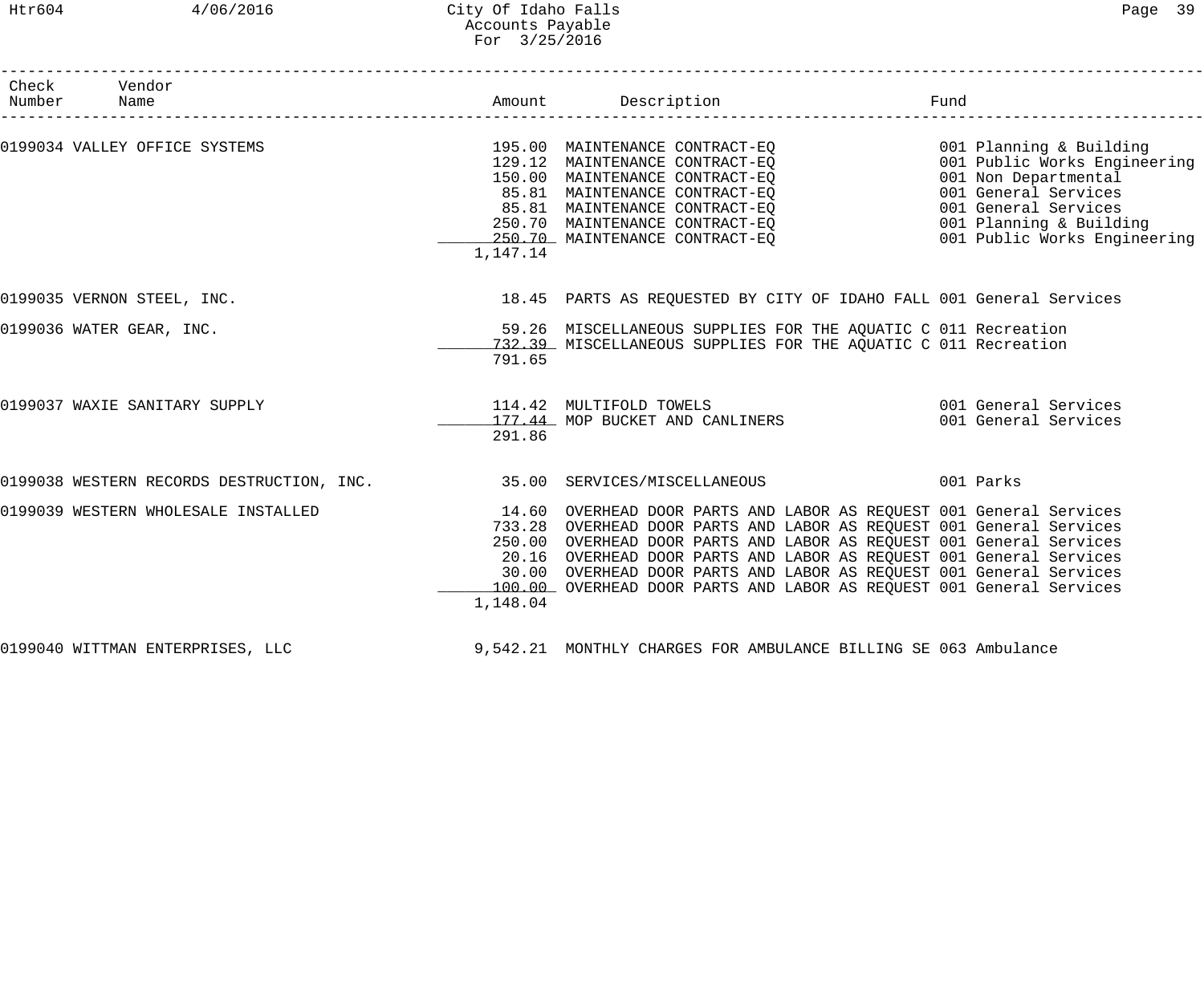| Check Number | Vendor Name | Amount | Description | Fund |
|---|---|---|---|---|
| 0199034 | VALLEY OFFICE SYSTEMS | 195.00 | MAINTENANCE CONTRACT-EQ | 001 Planning & Building |
| | | 129.12 | MAINTENANCE CONTRACT-EQ | 001 Public Works Engineering |
| | | 150.00 | MAINTENANCE CONTRACT-EQ | 001 Non Departmental |
| | | 85.81 | MAINTENANCE CONTRACT-EQ | 001 General Services |
| | | 85.81 | MAINTENANCE CONTRACT-EQ | 001 General Services |
| | | 250.70 | MAINTENANCE CONTRACT-EQ | 001 Planning & Building |
| | | 250.70 | MAINTENANCE CONTRACT-EQ | 001 Public Works Engineering |
| | | 1,147.14 | | |
| 0199035 | VERNON STEEL, INC. | 18.45 | PARTS AS REQUESTED BY CITY OF IDAHO FALL | 001 General Services |
| 0199036 | WATER GEAR, INC. | 59.26 | MISCELLANEOUS SUPPLIES FOR THE AQUATIC C | 011 Recreation |
| | | 732.39 | MISCELLANEOUS SUPPLIES FOR THE AQUATIC C | 011 Recreation |
| | | 791.65 | | |
| 0199037 | WAXIE SANITARY SUPPLY | 114.42 | MULTIFOLD TOWELS | 001 General Services |
| | | 177.44 | MOP BUCKET AND CANLINERS | 001 General Services |
| | | 291.86 | | |
| 0199038 | WESTERN RECORDS DESTRUCTION, INC. | 35.00 | SERVICES/MISCELLANEOUS | 001 Parks |
| 0199039 | WESTERN WHOLESALE INSTALLED | 14.60 | OVERHEAD DOOR PARTS AND LABOR AS REQUEST | 001 General Services |
| | | 733.28 | OVERHEAD DOOR PARTS AND LABOR AS REQUEST | 001 General Services |
| | | 250.00 | OVERHEAD DOOR PARTS AND LABOR AS REQUEST | 001 General Services |
| | | 20.16 | OVERHEAD DOOR PARTS AND LABOR AS REQUEST | 001 General Services |
| | | 30.00 | OVERHEAD DOOR PARTS AND LABOR AS REQUEST | 001 General Services |
| | | 100.00 | OVERHEAD DOOR PARTS AND LABOR AS REQUEST | 001 General Services |
| | | 1,148.04 | | |
| 0199040 | WITTMAN ENTERPRISES, LLC | 9,542.21 | MONTHLY CHARGES FOR AMBULANCE BILLING SE | 063 Ambulance |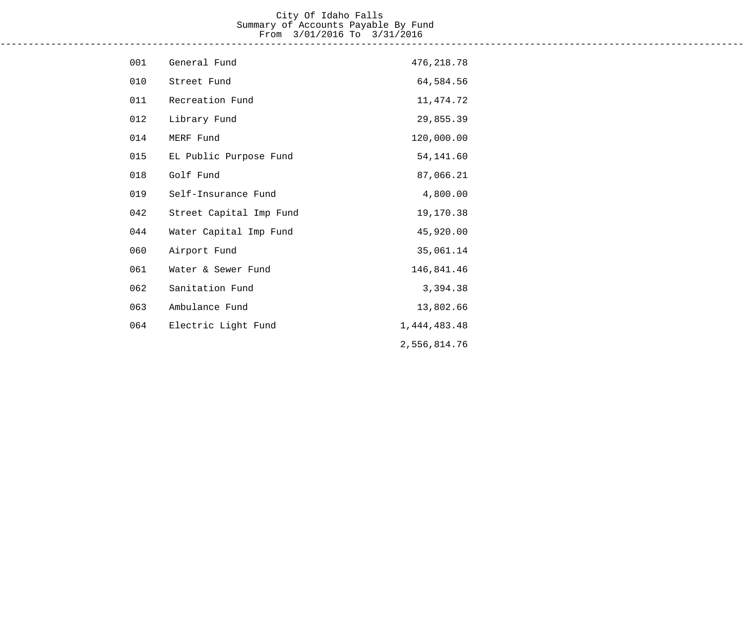City Of Idaho Falls
Summary of Accounts Payable By Fund
From 3/01/2016 To 3/31/2016

| Fund | Description | Amount |
|---|---|---|
| 001 | General Fund | 476,218.78 |
| 010 | Street Fund | 64,584.56 |
| 011 | Recreation Fund | 11,474.72 |
| 012 | Library Fund | 29,855.39 |
| 014 | MERF Fund | 120,000.00 |
| 015 | EL Public Purpose Fund | 54,141.60 |
| 018 | Golf Fund | 87,066.21 |
| 019 | Self-Insurance Fund | 4,800.00 |
| 042 | Street Capital Imp Fund | 19,170.38 |
| 044 | Water Capital Imp Fund | 45,920.00 |
| 060 | Airport Fund | 35,061.14 |
| 061 | Water & Sewer Fund | 146,841.46 |
| 062 | Sanitation Fund | 3,394.38 |
| 063 | Ambulance Fund | 13,802.66 |
| 064 | Electric Light Fund | 1,444,483.48 |
| | | 2,556,814.76 |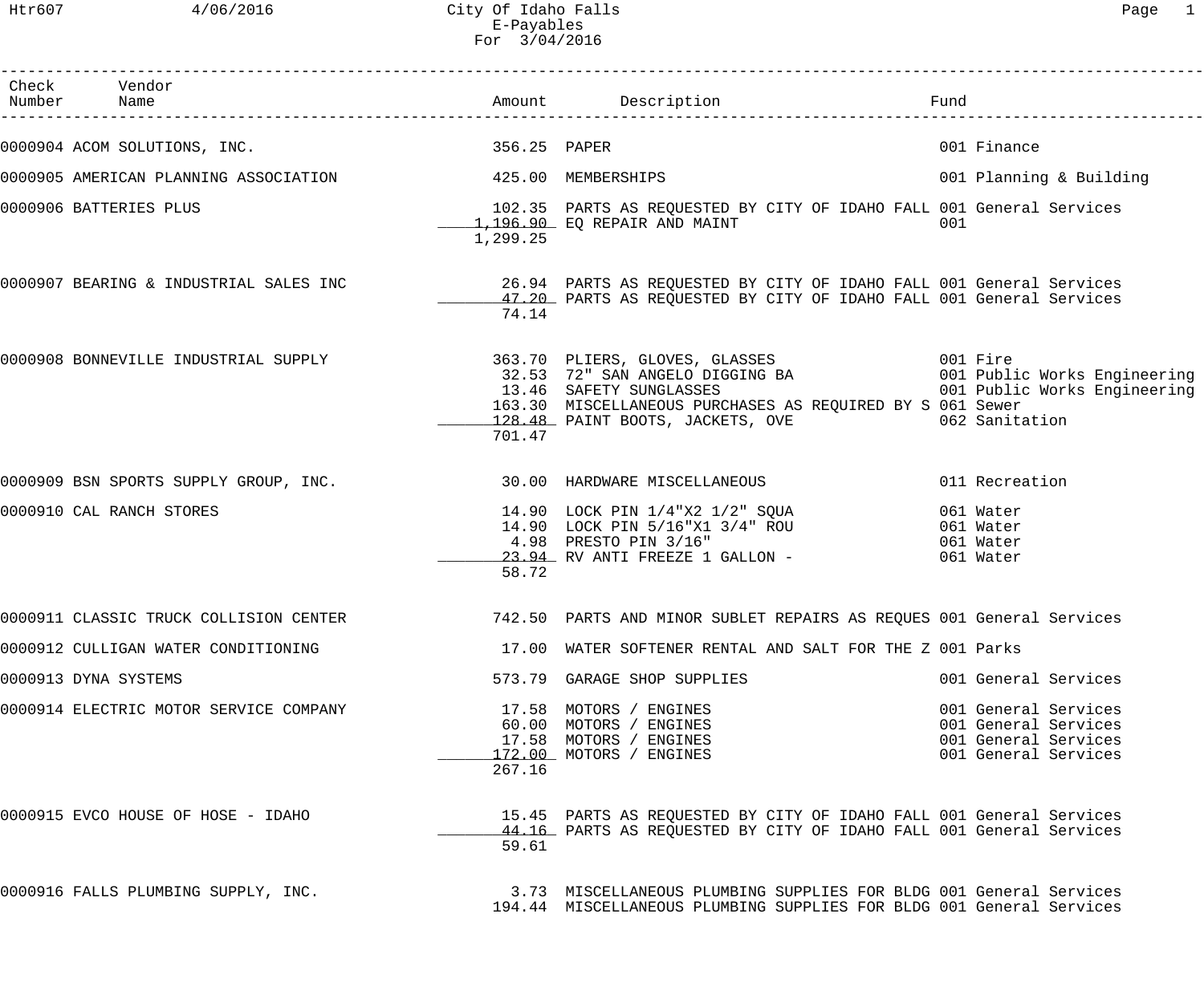City Of Idaho Falls
E-Payables
For 3/04/2016

| Check Number | Vendor Name | Amount | Description | Fund |
|---|---|---|---|---|
| 0000904 | ACOM SOLUTIONS, INC. | 356.25 | PAPER | 001 Finance |
| 0000905 | AMERICAN PLANNING ASSOCIATION | 425.00 | MEMBERSHIPS | 001 Planning & Building |
| 0000906 | BATTERIES PLUS | 102.35 | PARTS AS REQUESTED BY CITY OF IDAHO FALL | 001 General Services |
| | | 1,196.90 | EQ REPAIR AND MAINT | 001 |
| | | 1,299.25 | | |
| 0000907 | BEARING & INDUSTRIAL SALES INC | 26.94 | PARTS AS REQUESTED BY CITY OF IDAHO FALL | 001 General Services |
| | | 47.20 | PARTS AS REQUESTED BY CITY OF IDAHO FALL | 001 General Services |
| | | 74.14 | | |
| 0000908 | BONNEVILLE INDUSTRIAL SUPPLY | 363.70 | PLIERS, GLOVES, GLASSES | 001 Fire |
| | | 32.53 | 72" SAN ANGELO DIGGING BA | 001 Public Works Engineering |
| | | 13.46 | SAFETY SUNGLASSES | 001 Public Works Engineering |
| | | 163.30 | MISCELLANEOUS PURCHASES AS REQUIRED BY S | 061 Sewer |
| | | 128.48 | PAINT BOOTS, JACKETS, OVE | 062 Sanitation |
| | | 701.47 | | |
| 0000909 | BSN SPORTS SUPPLY GROUP, INC. | 30.00 | HARDWARE MISCELLANEOUS | 011 Recreation |
| 0000910 | CAL RANCH STORES | 14.90 | LOCK PIN 1/4"X2 1/2" SQUA | 061 Water |
| | | 14.90 | LOCK PIN 5/16"X1 3/4" ROU | 061 Water |
| | | 4.98 | PRESTO PIN 3/16" | 061 Water |
| | | 23.94 | RV ANTI FREEZE 1 GALLON - | 061 Water |
| | | 58.72 | | |
| 0000911 | CLASSIC TRUCK COLLISION CENTER | 742.50 | PARTS AND MINOR SUBLET REPAIRS AS REQUES | 001 General Services |
| 0000912 | CULLIGAN WATER CONDITIONING | 17.00 | WATER SOFTENER RENTAL AND SALT FOR THE Z | 001 Parks |
| 0000913 | DYNA SYSTEMS | 573.79 | GARAGE SHOP SUPPLIES | 001 General Services |
| 0000914 | ELECTRIC MOTOR SERVICE COMPANY | 17.58 | MOTORS / ENGINES | 001 General Services |
| | | 60.00 | MOTORS / ENGINES | 001 General Services |
| | | 17.58 | MOTORS / ENGINES | 001 General Services |
| | | 172.00 | MOTORS / ENGINES | 001 General Services |
| | | 267.16 | | |
| 0000915 | EVCO HOUSE OF HOSE - IDAHO | 15.45 | PARTS AS REQUESTED BY CITY OF IDAHO FALL | 001 General Services |
| | | 44.16 | PARTS AS REQUESTED BY CITY OF IDAHO FALL | 001 General Services |
| | | 59.61 | | |
| 0000916 | FALLS PLUMBING SUPPLY, INC. | 3.73 | MISCELLANEOUS PLUMBING SUPPLIES FOR BLDG | 001 General Services |
| | | 194.44 | MISCELLANEOUS PLUMBING SUPPLIES FOR BLDG | 001 General Services |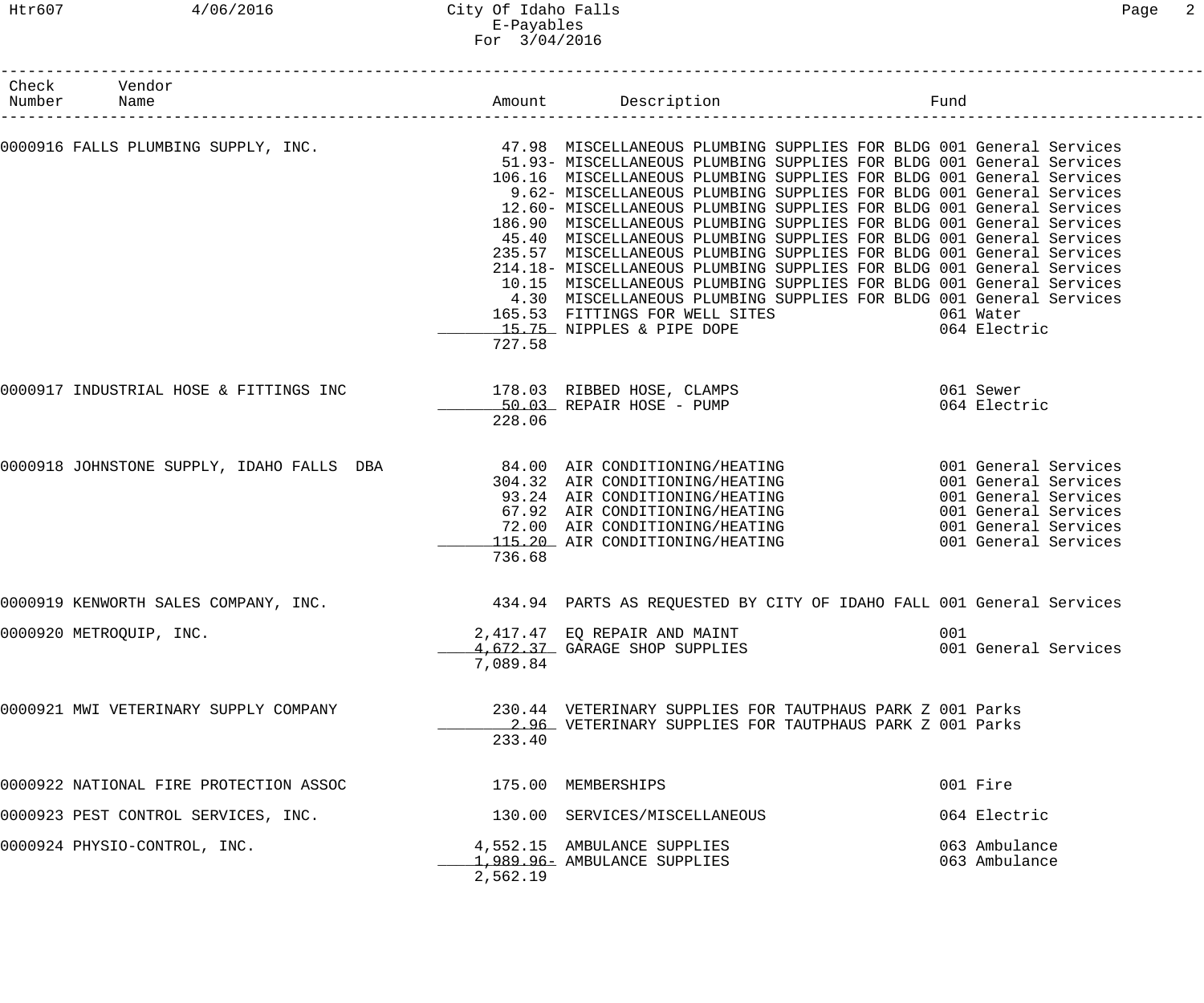City Of Idaho Falls
E-Payables
For 3/04/2016

| Check Number | Vendor Name | Amount | Description | Fund |
|---|---|---|---|---|
| 0000916 | FALLS PLUMBING SUPPLY, INC. | 47.98 | MISCELLANEOUS PLUMBING SUPPLIES FOR BLDG | 001 General Services |
| | | 51.93- | MISCELLANEOUS PLUMBING SUPPLIES FOR BLDG | 001 General Services |
| | | 106.16 | MISCELLANEOUS PLUMBING SUPPLIES FOR BLDG | 001 General Services |
| | | 9.62- | MISCELLANEOUS PLUMBING SUPPLIES FOR BLDG | 001 General Services |
| | | 12.60- | MISCELLANEOUS PLUMBING SUPPLIES FOR BLDG | 001 General Services |
| | | 186.90 | MISCELLANEOUS PLUMBING SUPPLIES FOR BLDG | 001 General Services |
| | | 45.40 | MISCELLANEOUS PLUMBING SUPPLIES FOR BLDG | 001 General Services |
| | | 235.57 | MISCELLANEOUS PLUMBING SUPPLIES FOR BLDG | 001 General Services |
| | | 214.18- | MISCELLANEOUS PLUMBING SUPPLIES FOR BLDG | 001 General Services |
| | | 10.15 | MISCELLANEOUS PLUMBING SUPPLIES FOR BLDG | 001 General Services |
| | | 4.30 | MISCELLANEOUS PLUMBING SUPPLIES FOR BLDG | 001 General Services |
| | | 165.53 | FITTINGS FOR WELL SITES | 061 Water |
| | | 15.75 | NIPPLES & PIPE DOPE | 064 Electric |
| | | 727.58 | | |
| 0000917 | INDUSTRIAL HOSE & FITTINGS INC | 178.03 | RIBBED HOSE, CLAMPS | 061 Sewer |
| | | 50.03 | REPAIR HOSE - PUMP | 064 Electric |
| | | 228.06 | | |
| 0000918 | JOHNSTONE SUPPLY, IDAHO FALLS DBA | 84.00 | AIR CONDITIONING/HEATING | 001 General Services |
| | | 304.32 | AIR CONDITIONING/HEATING | 001 General Services |
| | | 93.24 | AIR CONDITIONING/HEATING | 001 General Services |
| | | 67.92 | AIR CONDITIONING/HEATING | 001 General Services |
| | | 72.00 | AIR CONDITIONING/HEATING | 001 General Services |
| | | 115.20 | AIR CONDITIONING/HEATING | 001 General Services |
| | | 736.68 | | |
| 0000919 | KENWORTH SALES COMPANY, INC. | 434.94 | PARTS AS REQUESTED BY CITY OF IDAHO FALL | 001 General Services |
| 0000920 | METROQUIP, INC. | 2,417.47 | EQ REPAIR AND MAINT | 001 |
| | | 4,672.37 | GARAGE SHOP SUPPLIES | 001 General Services |
| | | 7,089.84 | | |
| 0000921 | MWI VETERINARY SUPPLY COMPANY | 230.44 | VETERINARY SUPPLIES FOR TAUTPHAUS PARK Z | 001 Parks |
| | | 2.96 | VETERINARY SUPPLIES FOR TAUTPHAUS PARK Z | 001 Parks |
| | | 233.40 | | |
| 0000922 | NATIONAL FIRE PROTECTION ASSOC | 175.00 | MEMBERSHIPS | 001 Fire |
| 0000923 | PEST CONTROL SERVICES, INC. | 130.00 | SERVICES/MISCELLANEOUS | 064 Electric |
| 0000924 | PHYSIO-CONTROL, INC. | 4,552.15 | AMBULANCE SUPPLIES | 063 Ambulance |
| | | 1,989.96- | AMBULANCE SUPPLIES | 063 Ambulance |
| | | 2,562.19 | | |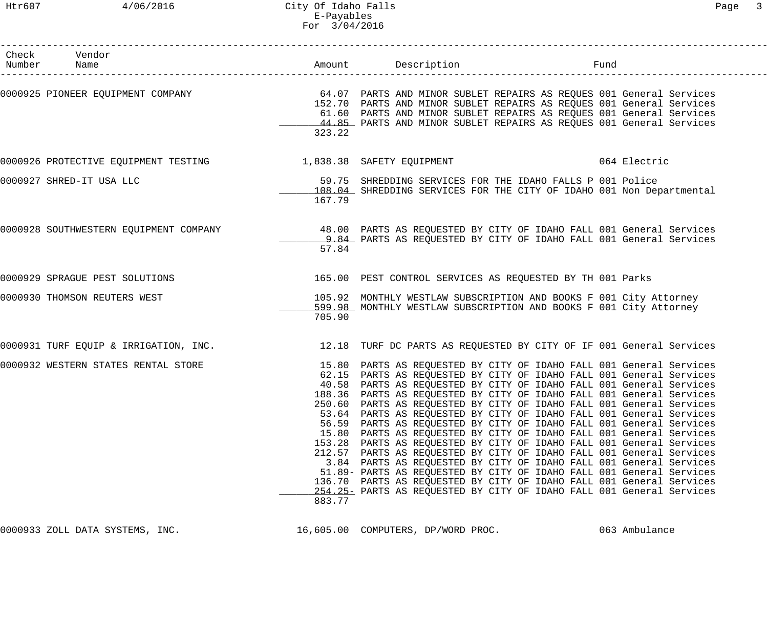City Of Idaho Falls
E-Payables
For 3/04/2016

| Check Number | Vendor Name | Amount | Description | Fund |
|---|---|---|---|---|
| 0000925 | PIONEER EQUIPMENT COMPANY | 64.07 | PARTS AND MINOR SUBLET REPAIRS AS REQUES | 001 General Services |
| | | 152.70 | PARTS AND MINOR SUBLET REPAIRS AS REQUES | 001 General Services |
| | | 61.60 | PARTS AND MINOR SUBLET REPAIRS AS REQUES | 001 General Services |
| | | 44.85 | PARTS AND MINOR SUBLET REPAIRS AS REQUES | 001 General Services |
| | | 323.22 | | |
| 0000926 | PROTECTIVE EQUIPMENT TESTING | 1,838.38 | SAFETY EQUIPMENT | 064 Electric |
| 0000927 | SHRED-IT USA LLC | 59.75 | SHREDDING SERVICES FOR THE IDAHO FALLS P | 001 Police |
| | | 108.04 | SHREDDING SERVICES FOR THE CITY OF IDAHO | 001 Non Departmental |
| | | 167.79 | | |
| 0000928 | SOUTHWESTERN EQUIPMENT COMPANY | 48.00 | PARTS AS REQUESTED BY CITY OF IDAHO FALL | 001 General Services |
| | | 9.84 | PARTS AS REQUESTED BY CITY OF IDAHO FALL | 001 General Services |
| | | 57.84 | | |
| 0000929 | SPRAGUE PEST SOLUTIONS | 165.00 | PEST CONTROL SERVICES AS REQUESTED BY TH | 001 Parks |
| 0000930 | THOMSON REUTERS WEST | 105.92 | MONTHLY WESTLAW SUBSCRIPTION AND BOOKS F | 001 City Attorney |
| | | 599.98 | MONTHLY WESTLAW SUBSCRIPTION AND BOOKS F | 001 City Attorney |
| | | 705.90 | | |
| 0000931 | TURF EQUIP & IRRIGATION, INC. | 12.18 | TURF DC PARTS AS REQUESTED BY CITY OF IF | 001 General Services |
| 0000932 | WESTERN STATES RENTAL STORE | 15.80 | PARTS AS REQUESTED BY CITY OF IDAHO FALL | 001 General Services |
| | | 62.15 | PARTS AS REQUESTED BY CITY OF IDAHO FALL | 001 General Services |
| | | 40.58 | PARTS AS REQUESTED BY CITY OF IDAHO FALL | 001 General Services |
| | | 188.36 | PARTS AS REQUESTED BY CITY OF IDAHO FALL | 001 General Services |
| | | 250.60 | PARTS AS REQUESTED BY CITY OF IDAHO FALL | 001 General Services |
| | | 53.64 | PARTS AS REQUESTED BY CITY OF IDAHO FALL | 001 General Services |
| | | 56.59 | PARTS AS REQUESTED BY CITY OF IDAHO FALL | 001 General Services |
| | | 15.80 | PARTS AS REQUESTED BY CITY OF IDAHO FALL | 001 General Services |
| | | 153.28 | PARTS AS REQUESTED BY CITY OF IDAHO FALL | 001 General Services |
| | | 212.57 | PARTS AS REQUESTED BY CITY OF IDAHO FALL | 001 General Services |
| | | 3.84 | PARTS AS REQUESTED BY CITY OF IDAHO FALL | 001 General Services |
| | | 51.89- | PARTS AS REQUESTED BY CITY OF IDAHO FALL | 001 General Services |
| | | 136.70 | PARTS AS REQUESTED BY CITY OF IDAHO FALL | 001 General Services |
| | | 254.25- | PARTS AS REQUESTED BY CITY OF IDAHO FALL | 001 General Services |
| | | 883.77 | | |
| 0000933 | ZOLL DATA SYSTEMS, INC. | 16,605.00 | COMPUTERS, DP/WORD PROC. | 063 Ambulance |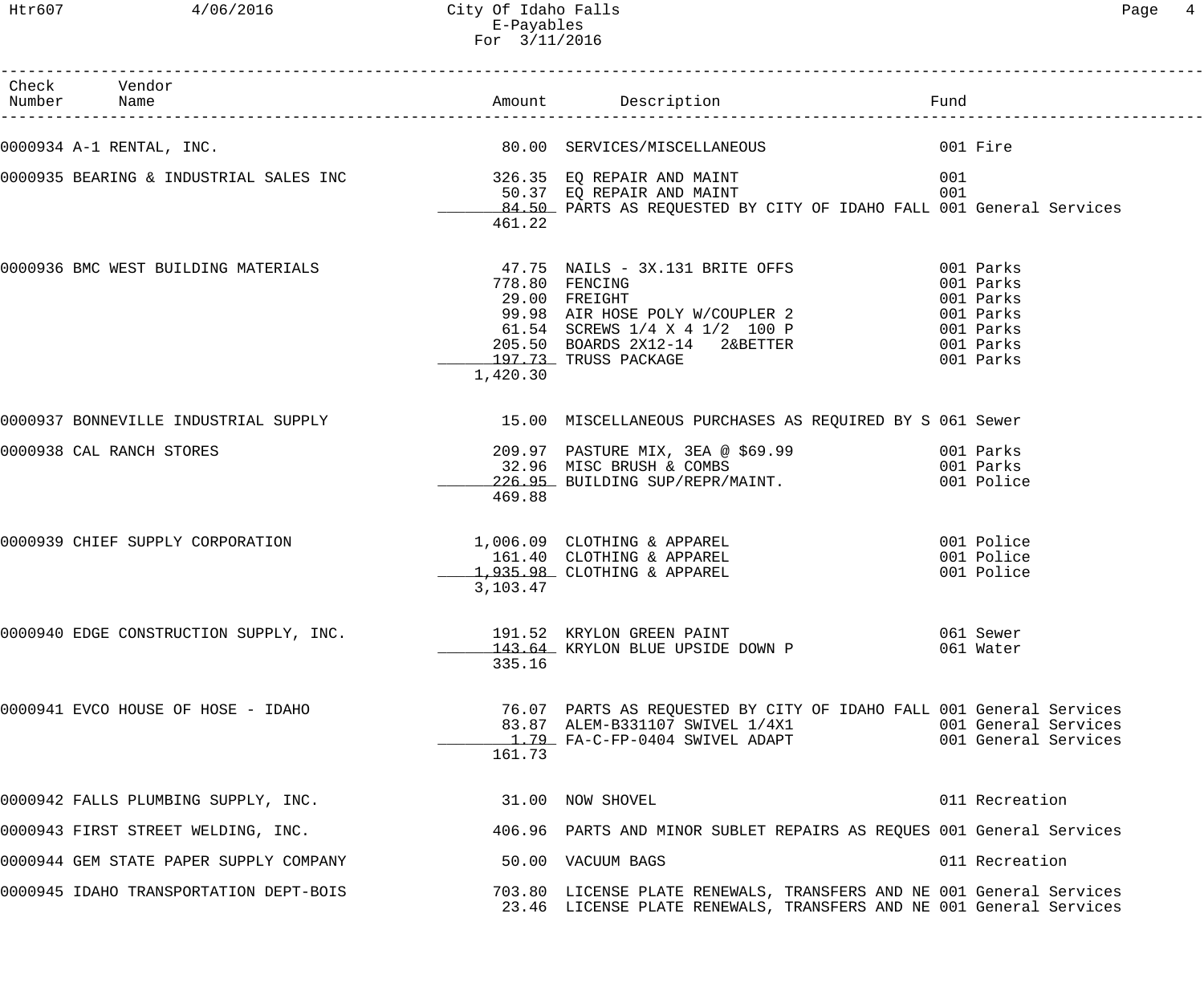City Of Idaho Falls
E-Payables
For 3/11/2016

| Check Number | Vendor Name | Amount | Description | Fund |
|---|---|---|---|---|
| 0000934 | A-1 RENTAL, INC. | 80.00 | SERVICES/MISCELLANEOUS | 001 Fire |
| 0000935 | BEARING & INDUSTRIAL SALES INC | 326.35 | EQ REPAIR AND MAINT | 001 |
| | | 50.37 | EQ REPAIR AND MAINT | 001 |
| | | 84.50 | PARTS AS REQUESTED BY CITY OF IDAHO FALL | 001 General Services |
| | | 461.22 | | |
| 0000936 | BMC WEST BUILDING MATERIALS | 47.75 | NAILS - 3X.131 BRITE OFFS | 001 Parks |
| | | 778.80 | FENCING | 001 Parks |
| | | 29.00 | FREIGHT | 001 Parks |
| | | 99.98 | AIR HOSE POLY W/COUPLER 2 | 001 Parks |
| | | 61.54 | SCREWS 1/4 X 4 1/2 100 P | 001 Parks |
| | | 205.50 | BOARDS 2X12-14 2&BETTER | 001 Parks |
| | | 197.73 | TRUSS PACKAGE | 001 Parks |
| | | 1,420.30 | | |
| 0000937 | BONNEVILLE INDUSTRIAL SUPPLY | 15.00 | MISCELLANEOUS PURCHASES AS REQUIRED BY S | 061 Sewer |
| 0000938 | CAL RANCH STORES | 209.97 | PASTURE MIX, 3EA @ $69.99 | 001 Parks |
| | | 32.96 | MISC BRUSH & COMBS | 001 Parks |
| | | 226.95 | BUILDING SUP/REPR/MAINT. | 001 Police |
| | | 469.88 | | |
| 0000939 | CHIEF SUPPLY CORPORATION | 1,006.09 | CLOTHING & APPAREL | 001 Police |
| | | 161.40 | CLOTHING & APPAREL | 001 Police |
| | | 1,935.98 | CLOTHING & APPAREL | 001 Police |
| | | 3,103.47 | | |
| 0000940 | EDGE CONSTRUCTION SUPPLY, INC. | 191.52 | KRYLON GREEN PAINT | 061 Sewer |
| | | 143.64 | KRYLON BLUE UPSIDE DOWN P | 061 Water |
| | | 335.16 | | |
| 0000941 | EVCO HOUSE OF HOSE - IDAHO | 76.07 | PARTS AS REQUESTED BY CITY OF IDAHO FALL | 001 General Services |
| | | 83.87 | ALEM-B331107 SWIVEL 1/4X1 | 001 General Services |
| | | 1.79 | FA-C-FP-0404 SWIVEL ADAPT | 001 General Services |
| | | 161.73 | | |
| 0000942 | FALLS PLUMBING SUPPLY, INC. | 31.00 | NOW SHOVEL | 011 Recreation |
| 0000943 | FIRST STREET WELDING, INC. | 406.96 | PARTS AND MINOR SUBLET REPAIRS AS REQUES | 001 General Services |
| 0000944 | GEM STATE PAPER SUPPLY COMPANY | 50.00 | VACUUM BAGS | 011 Recreation |
| 0000945 | IDAHO TRANSPORTATION DEPT-BOIS | 703.80 | LICENSE PLATE RENEWALS, TRANSFERS AND NE | 001 General Services |
| | | 23.46 | LICENSE PLATE RENEWALS, TRANSFERS AND NE | 001 General Services |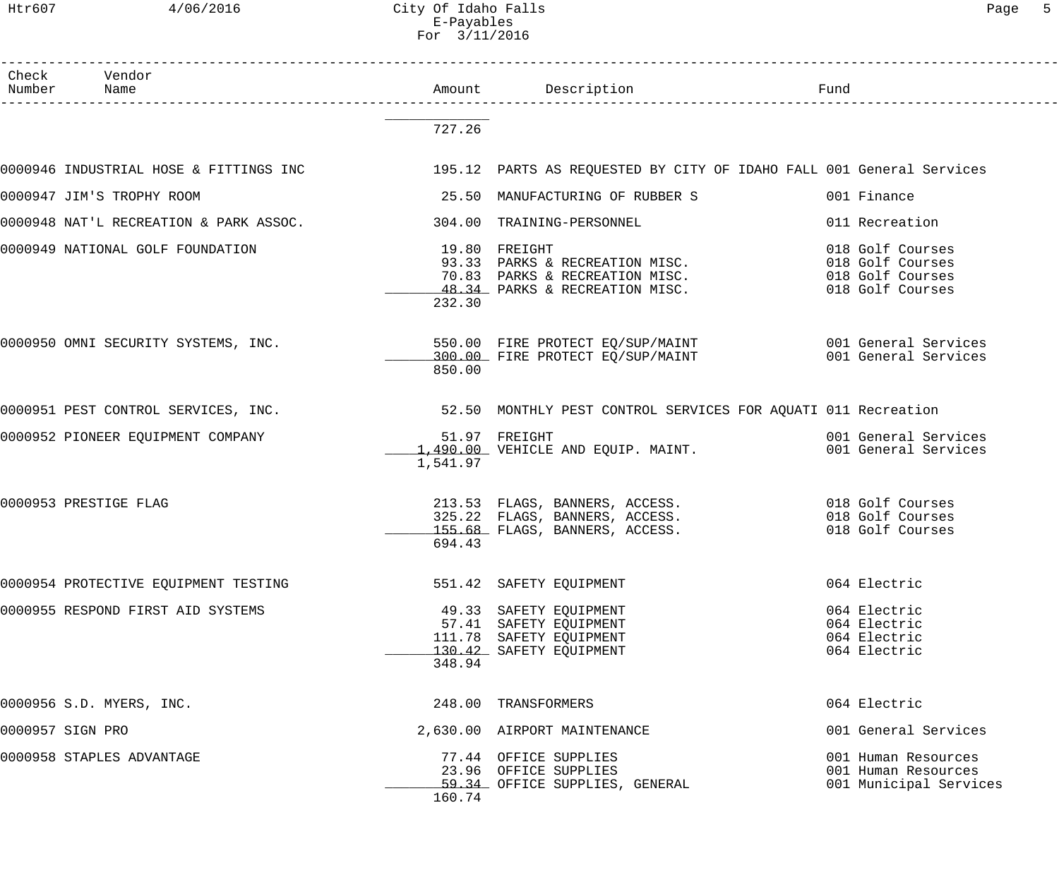# City Of Idaho Falls
## E-Payables
### For 3/11/2016

| Check Number | Vendor Name | Amount | Description | Fund |
|---|---|---|---|---|
| | | 727.26 | | |
| 0000946 | INDUSTRIAL HOSE & FITTINGS INC | 195.12 | PARTS AS REQUESTED BY CITY OF IDAHO FALL | 001 General Services |
| 0000947 | JIM'S TROPHY ROOM | 25.50 | MANUFACTURING OF RUBBER S | 001 Finance |
| 0000948 | NAT'L RECREATION & PARK ASSOC. | 304.00 | TRAINING-PERSONNEL | 011 Recreation |
| 0000949 | NATIONAL GOLF FOUNDATION | 19.80 | FREIGHT | 018 Golf Courses |
| | | 93.33 | PARKS & RECREATION MISC. | 018 Golf Courses |
| | | 70.83 | PARKS & RECREATION MISC. | 018 Golf Courses |
| | | 48.34 | PARKS & RECREATION MISC. | 018 Golf Courses |
| | | 232.30 | | |
| 0000950 | OMNI SECURITY SYSTEMS, INC. | 550.00 | FIRE PROTECT EQ/SUP/MAINT | 001 General Services |
| | | 300.00 | FIRE PROTECT EQ/SUP/MAINT | 001 General Services |
| | | 850.00 | | |
| 0000951 | PEST CONTROL SERVICES, INC. | 52.50 | MONTHLY PEST CONTROL SERVICES FOR AQUATI | 011 Recreation |
| 0000952 | PIONEER EQUIPMENT COMPANY | 51.97 | FREIGHT | 001 General Services |
| | | 1,490.00 | VEHICLE AND EQUIP. MAINT. | 001 General Services |
| | | 1,541.97 | | |
| 0000953 | PRESTIGE FLAG | 213.53 | FLAGS, BANNERS, ACCESS. | 018 Golf Courses |
| | | 325.22 | FLAGS, BANNERS, ACCESS. | 018 Golf Courses |
| | | 155.68 | FLAGS, BANNERS, ACCESS. | 018 Golf Courses |
| | | 694.43 | | |
| 0000954 | PROTECTIVE EQUIPMENT TESTING | 551.42 | SAFETY EQUIPMENT | 064 Electric |
| 0000955 | RESPOND FIRST AID SYSTEMS | 49.33 | SAFETY EQUIPMENT | 064 Electric |
| | | 57.41 | SAFETY EQUIPMENT | 064 Electric |
| | | 111.78 | SAFETY EQUIPMENT | 064 Electric |
| | | 130.42 | SAFETY EQUIPMENT | 064 Electric |
| | | 348.94 | | |
| 0000956 | S.D. MYERS, INC. | 248.00 | TRANSFORMERS | 064 Electric |
| 0000957 | SIGN PRO | 2,630.00 | AIRPORT MAINTENANCE | 001 General Services |
| 0000958 | STAPLES ADVANTAGE | 77.44 | OFFICE SUPPLIES | 001 Human Resources |
| | | 23.96 | OFFICE SUPPLIES | 001 Human Resources |
| | | 59.34 | OFFICE SUPPLIES, GENERAL | 001 Municipal Services |
| | | 160.74 | | |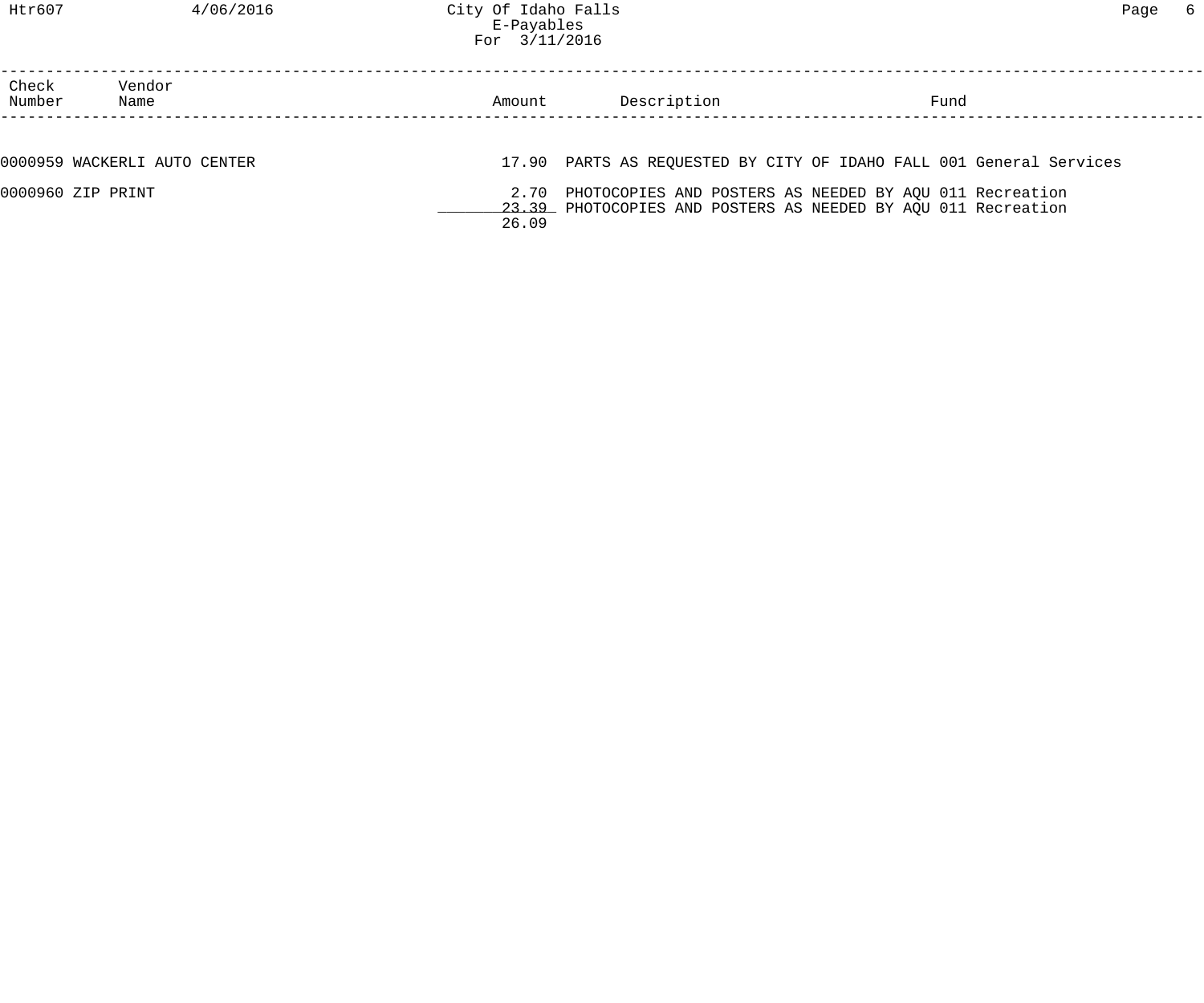City Of Idaho Falls
E-Payables
For 3/11/2016

| Check Number | Vendor Name | Amount | Description | Fund |
|---|---|---|---|---|
| 0000959 | WACKERLI AUTO CENTER | 17.90 | PARTS AS REQUESTED BY CITY OF IDAHO FALL | 001 General Services |
| 0000960 | ZIP PRINT | 2.70 | PHOTOCOPIES AND POSTERS AS NEEDED BY AQU | 011 Recreation |
| | | 23.39 | PHOTOCOPIES AND POSTERS AS NEEDED BY AQU | 011 Recreation |
| | | 26.09 | | |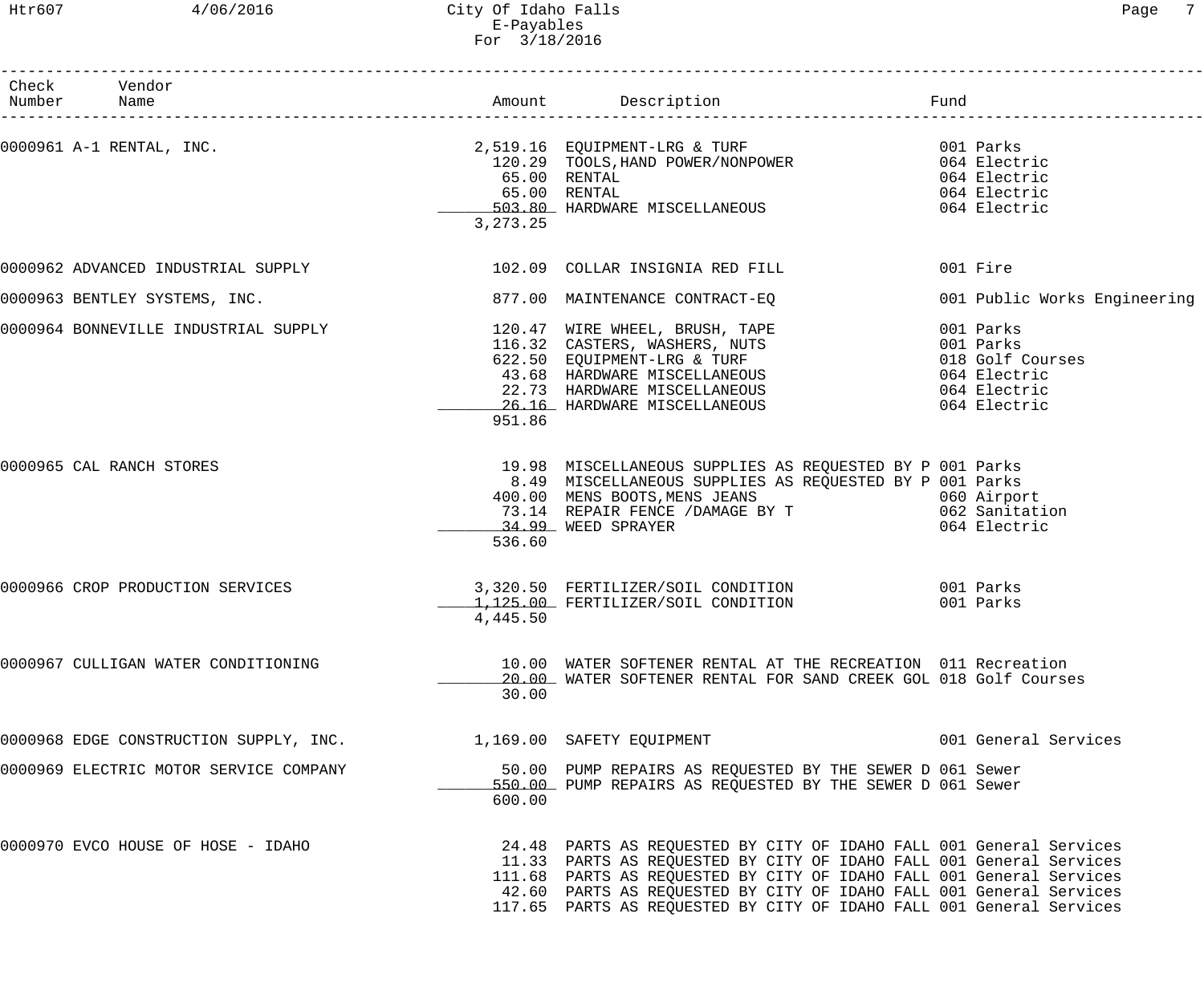City Of Idaho Falls
E-Payables
For 3/18/2016

| Check Number | Vendor Name | Amount | Description | Fund |
|---|---|---|---|---|
| 0000961 | A-1 RENTAL, INC. | 2,519.16 | EQUIPMENT-LRG & TURF | 001 Parks |
| | | 120.29 | TOOLS,HAND POWER/NONPOWER | 064 Electric |
| | | 65.00 | RENTAL | 064 Electric |
| | | 65.00 | RENTAL | 064 Electric |
| | | 503.80 | HARDWARE MISCELLANEOUS | 064 Electric |
| | | 3,273.25 | | |
| 0000962 | ADVANCED INDUSTRIAL SUPPLY | 102.09 | COLLAR INSIGNIA RED FILL | 001 Fire |
| 0000963 | BENTLEY SYSTEMS, INC. | 877.00 | MAINTENANCE CONTRACT-EQ | 001 Public Works Engineering |
| 0000964 | BONNEVILLE INDUSTRIAL SUPPLY | 120.47 | WIRE WHEEL, BRUSH, TAPE | 001 Parks |
| | | 116.32 | CASTERS, WASHERS, NUTS | 001 Parks |
| | | 622.50 | EQUIPMENT-LRG & TURF | 018 Golf Courses |
| | | 43.68 | HARDWARE MISCELLANEOUS | 064 Electric |
| | | 22.73 | HARDWARE MISCELLANEOUS | 064 Electric |
| | | 26.16 | HARDWARE MISCELLANEOUS | 064 Electric |
| | | 951.86 | | |
| 0000965 | CAL RANCH STORES | 19.98 | MISCELLANEOUS SUPPLIES AS REQUESTED BY P | 001 Parks |
| | | 8.49 | MISCELLANEOUS SUPPLIES AS REQUESTED BY P | 001 Parks |
| | | 400.00 | MENS BOOTS,MENS JEANS | 060 Airport |
| | | 73.14 | REPAIR FENCE /DAMAGE BY T | 062 Sanitation |
| | | 34.99 | WEED SPRAYER | 064 Electric |
| | | 536.60 | | |
| 0000966 | CROP PRODUCTION SERVICES | 3,320.50 | FERTILIZER/SOIL CONDITION | 001 Parks |
| | | 1,125.00 | FERTILIZER/SOIL CONDITION | 001 Parks |
| | | 4,445.50 | | |
| 0000967 | CULLIGAN WATER CONDITIONING | 10.00 | WATER SOFTENER RENTAL AT THE RECREATION | 011 Recreation |
| | | 20.00 | WATER SOFTENER RENTAL FOR SAND CREEK GOL | 018 Golf Courses |
| | | 30.00 | | |
| 0000968 | EDGE CONSTRUCTION SUPPLY, INC. | 1,169.00 | SAFETY EQUIPMENT | 001 General Services |
| 0000969 | ELECTRIC MOTOR SERVICE COMPANY | 50.00 | PUMP REPAIRS AS REQUESTED BY THE SEWER D | 061 Sewer |
| | | 550.00 | PUMP REPAIRS AS REQUESTED BY THE SEWER D | 061 Sewer |
| | | 600.00 | | |
| 0000970 | EVCO HOUSE OF HOSE - IDAHO | 24.48 | PARTS AS REQUESTED BY CITY OF IDAHO FALL | 001 General Services |
| | | 11.33 | PARTS AS REQUESTED BY CITY OF IDAHO FALL | 001 General Services |
| | | 111.68 | PARTS AS REQUESTED BY CITY OF IDAHO FALL | 001 General Services |
| | | 42.60 | PARTS AS REQUESTED BY CITY OF IDAHO FALL | 001 General Services |
| | | 117.65 | PARTS AS REQUESTED BY CITY OF IDAHO FALL | 001 General Services |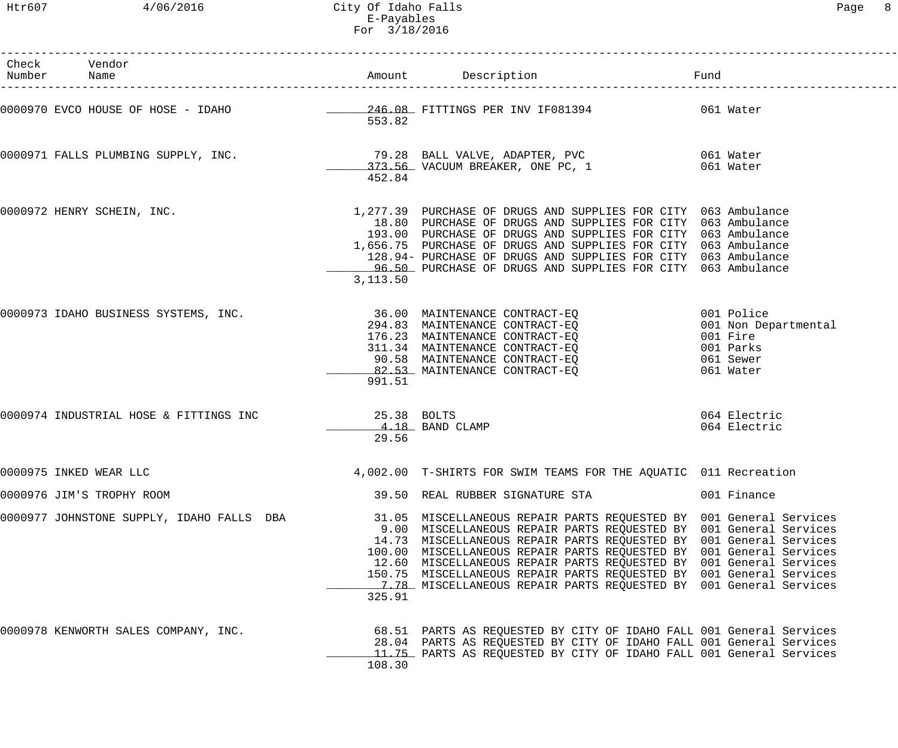| Check Number | Vendor Name | Amount | Description | Fund |
|---|---|---|---|---|
| 0000970 | EVCO HOUSE OF HOSE - IDAHO | 246.08 | FITTINGS PER INV IF081394 | 061 Water |
| | | 553.82 | | |
| 0000971 | FALLS PLUMBING SUPPLY, INC. | 79.28 | BALL VALVE, ADAPTER, PVC | 061 Water |
| | | 373.56 | VACUUM BREAKER, ONE PC, 1 | 061 Water |
| | | 452.84 | | |
| 0000972 | HENRY SCHEIN, INC. | 1,277.39 | PURCHASE OF DRUGS AND SUPPLIES FOR CITY | 063 Ambulance |
| | | 18.80 | PURCHASE OF DRUGS AND SUPPLIES FOR CITY | 063 Ambulance |
| | | 193.00 | PURCHASE OF DRUGS AND SUPPLIES FOR CITY | 063 Ambulance |
| | | 1,656.75 | PURCHASE OF DRUGS AND SUPPLIES FOR CITY | 063 Ambulance |
| | | 128.94- | PURCHASE OF DRUGS AND SUPPLIES FOR CITY | 063 Ambulance |
| | | 96.50 | PURCHASE OF DRUGS AND SUPPLIES FOR CITY | 063 Ambulance |
| | | 3,113.50 | | |
| 0000973 | IDAHO BUSINESS SYSTEMS, INC. | 36.00 | MAINTENANCE CONTRACT-EQ | 001 Police |
| | | 294.83 | MAINTENANCE CONTRACT-EQ | 001 Non Departmental |
| | | 176.23 | MAINTENANCE CONTRACT-EQ | 001 Fire |
| | | 311.34 | MAINTENANCE CONTRACT-EQ | 001 Parks |
| | | 90.58 | MAINTENANCE CONTRACT-EQ | 061 Sewer |
| | | 82.53 | MAINTENANCE CONTRACT-EQ | 061 Water |
| | | 991.51 | | |
| 0000974 | INDUSTRIAL HOSE & FITTINGS INC | 25.38 | BOLTS | 064 Electric |
| | | 4.18 | BAND CLAMP | 064 Electric |
| | | 29.56 | | |
| 0000975 | INKED WEAR LLC | 4,002.00 | T-SHIRTS FOR SWIM TEAMS FOR THE AQUATIC | 011 Recreation |
| 0000976 | JIM'S TROPHY ROOM | 39.50 | REAL RUBBER SIGNATURE STA | 001 Finance |
| 0000977 | JOHNSTONE SUPPLY, IDAHO FALLS DBA | 31.05 | MISCELLANEOUS REPAIR PARTS REQUESTED BY | 001 General Services |
| | | 9.00 | MISCELLANEOUS REPAIR PARTS REQUESTED BY | 001 General Services |
| | | 14.73 | MISCELLANEOUS REPAIR PARTS REQUESTED BY | 001 General Services |
| | | 100.00 | MISCELLANEOUS REPAIR PARTS REQUESTED BY | 001 General Services |
| | | 12.60 | MISCELLANEOUS REPAIR PARTS REQUESTED BY | 001 General Services |
| | | 150.75 | MISCELLANEOUS REPAIR PARTS REQUESTED BY | 001 General Services |
| | | 7.78 | MISCELLANEOUS REPAIR PARTS REQUESTED BY | 001 General Services |
| | | 325.91 | | |
| 0000978 | KENWORTH SALES COMPANY, INC. | 68.51 | PARTS AS REQUESTED BY CITY OF IDAHO FALL | 001 General Services |
| | | 28.04 | PARTS AS REQUESTED BY CITY OF IDAHO FALL | 001 General Services |
| | | 11.75 | PARTS AS REQUESTED BY CITY OF IDAHO FALL | 001 General Services |
| | | 108.30 | | |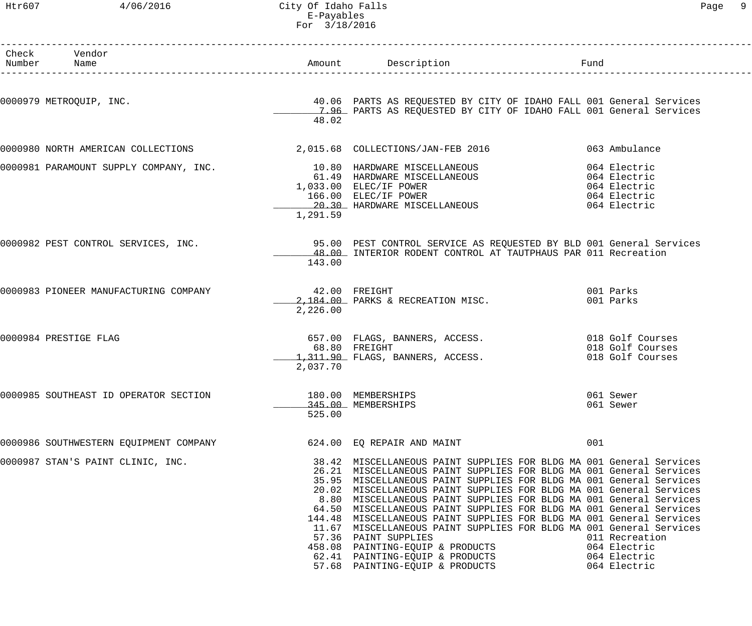| Check Number | Vendor Name | Amount | Description | Fund |
|---|---|---|---|---|
| 0000979 | METROQUIP, INC. | 40.06 | PARTS AS REQUESTED BY CITY OF IDAHO FALL | 001 General Services |
| | | 7.96 | PARTS AS REQUESTED BY CITY OF IDAHO FALL | 001 General Services |
| | | 48.02 | | |
| 0000980 | NORTH AMERICAN COLLECTIONS | 2,015.68 | COLLECTIONS/JAN-FEB 2016 | 063 Ambulance |
| 0000981 | PARAMOUNT SUPPLY COMPANY, INC. | 10.80 | HARDWARE MISCELLANEOUS | 064 Electric |
| | | 61.49 | HARDWARE MISCELLANEOUS | 064 Electric |
| | | 1,033.00 | ELEC/IF POWER | 064 Electric |
| | | 166.00 | ELEC/IF POWER | 064 Electric |
| | | 20.30 | HARDWARE MISCELLANEOUS | 064 Electric |
| | | 1,291.59 | | |
| 0000982 | PEST CONTROL SERVICES, INC. | 95.00 | PEST CONTROL SERVICE AS REQUESTED BY BLD | 001 General Services |
| | | 48.00 | INTERIOR RODENT CONTROL AT TAUTPHAUS PAR | 011 Recreation |
| | | 143.00 | | |
| 0000983 | PIONEER MANUFACTURING COMPANY | 42.00 | FREIGHT | 001 Parks |
| | | 2,184.00 | PARKS & RECREATION MISC. | 001 Parks |
| | | 2,226.00 | | |
| 0000984 | PRESTIGE FLAG | 657.00 | FLAGS, BANNERS, ACCESS. | 018 Golf Courses |
| | | 68.80 | FREIGHT | 018 Golf Courses |
| | | 1,311.90 | FLAGS, BANNERS, ACCESS. | 018 Golf Courses |
| | | 2,037.70 | | |
| 0000985 | SOUTHEAST ID OPERATOR SECTION | 180.00 | MEMBERSHIPS | 061 Sewer |
| | | 345.00 | MEMBERSHIPS | 061 Sewer |
| | | 525.00 | | |
| 0000986 | SOUTHWESTERN EQUIPMENT COMPANY | 624.00 | EQ REPAIR AND MAINT | 001 |
| 0000987 | STAN'S PAINT CLINIC, INC. | 38.42 | MISCELLANEOUS PAINT SUPPLIES FOR BLDG MA | 001 General Services |
| | | 26.21 | MISCELLANEOUS PAINT SUPPLIES FOR BLDG MA | 001 General Services |
| | | 35.95 | MISCELLANEOUS PAINT SUPPLIES FOR BLDG MA | 001 General Services |
| | | 20.02 | MISCELLANEOUS PAINT SUPPLIES FOR BLDG MA | 001 General Services |
| | | 8.80 | MISCELLANEOUS PAINT SUPPLIES FOR BLDG MA | 001 General Services |
| | | 64.50 | MISCELLANEOUS PAINT SUPPLIES FOR BLDG MA | 001 General Services |
| | | 144.48 | MISCELLANEOUS PAINT SUPPLIES FOR BLDG MA | 001 General Services |
| | | 11.67 | MISCELLANEOUS PAINT SUPPLIES FOR BLDG MA | 001 General Services |
| | | 57.36 | PAINT SUPPLIES | 011 Recreation |
| | | 458.08 | PAINTING-EQUIP & PRODUCTS | 064 Electric |
| | | 62.41 | PAINTING-EQUIP & PRODUCTS | 064 Electric |
| | | 57.68 | PAINTING-EQUIP & PRODUCTS | 064 Electric |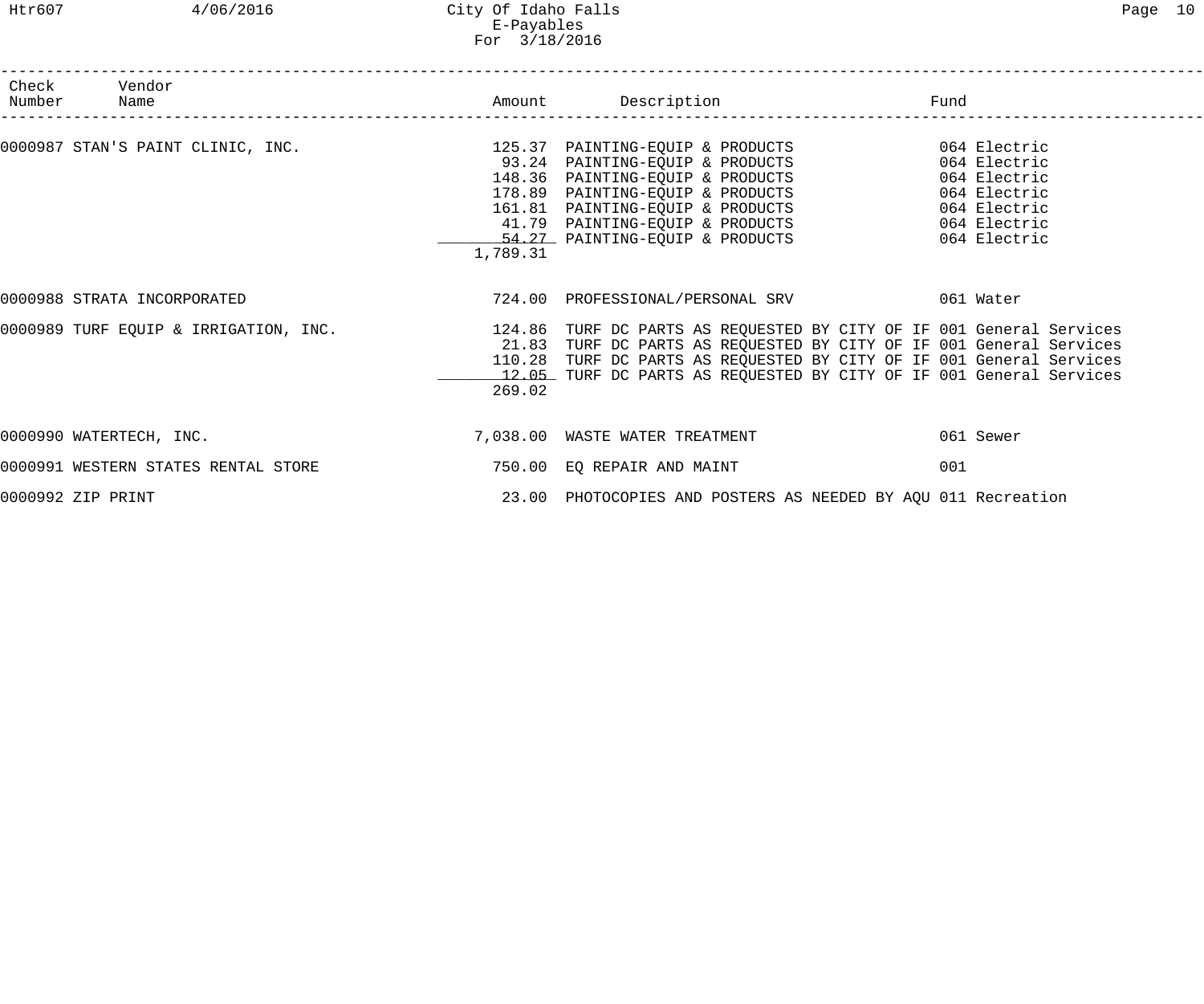| Check Number | Vendor Name | Amount | Description | Fund |
|---|---|---|---|---|
| 0000987 | STAN'S PAINT CLINIC, INC. | 125.37 | PAINTING-EQUIP & PRODUCTS | 064 Electric |
| | | 93.24 | PAINTING-EQUIP & PRODUCTS | 064 Electric |
| | | 148.36 | PAINTING-EQUIP & PRODUCTS | 064 Electric |
| | | 178.89 | PAINTING-EQUIP & PRODUCTS | 064 Electric |
| | | 161.81 | PAINTING-EQUIP & PRODUCTS | 064 Electric |
| | | 41.79 | PAINTING-EQUIP & PRODUCTS | 064 Electric |
| | | 54.27 | PAINTING-EQUIP & PRODUCTS | 064 Electric |
| | | 1,789.31 | | |
| 0000988 | STRATA INCORPORATED | 724.00 | PROFESSIONAL/PERSONAL SRV | 061 Water |
| 0000989 | TURF EQUIP & IRRIGATION, INC. | 124.86 | TURF DC PARTS AS REQUESTED BY CITY OF IF | 001 General Services |
| | | 21.83 | TURF DC PARTS AS REQUESTED BY CITY OF IF | 001 General Services |
| | | 110.28 | TURF DC PARTS AS REQUESTED BY CITY OF IF | 001 General Services |
| | | 12.05 | TURF DC PARTS AS REQUESTED BY CITY OF IF | 001 General Services |
| | | 269.02 | | |
| 0000990 | WATERTECH, INC. | 7,038.00 | WASTE WATER TREATMENT | 061 Sewer |
| 0000991 | WESTERN STATES RENTAL STORE | 750.00 | EQ REPAIR AND MAINT | 001 |
| 0000992 | ZIP PRINT | 23.00 | PHOTOCOPIES AND POSTERS AS NEEDED BY AQU | 011 Recreation |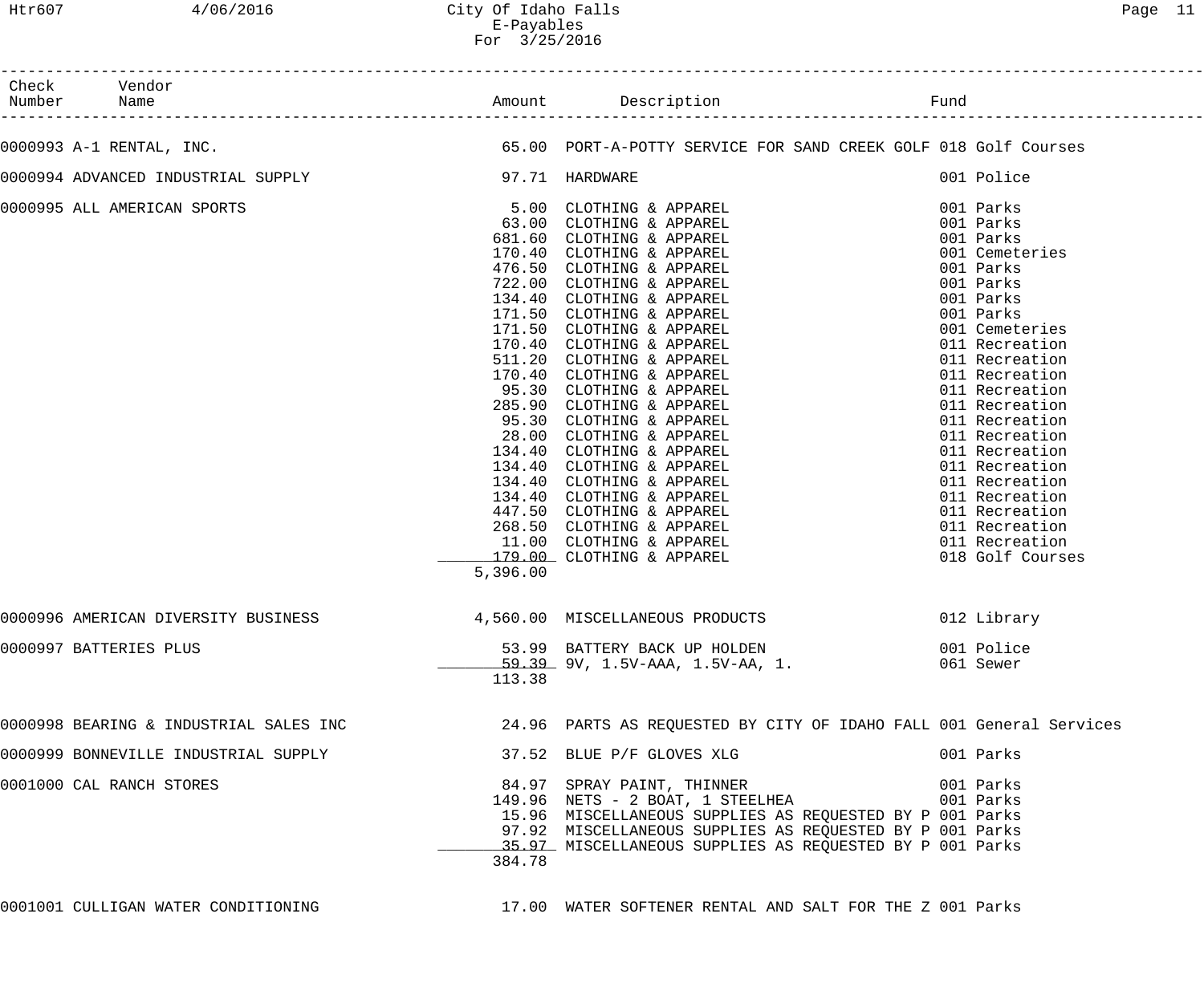City Of Idaho Falls
E-Payables
For 3/25/2016

| Check Number | Vendor Name | Amount | Description | Fund |
|---|---|---|---|---|
| 0000993 | A-1 RENTAL, INC. | 65.00 | PORT-A-POTTY SERVICE FOR SAND CREEK GOLF | 018 Golf Courses |
| 0000994 | ADVANCED INDUSTRIAL SUPPLY | 97.71 | HARDWARE | 001 Police |
| 0000995 | ALL AMERICAN SPORTS | 5.00 | CLOTHING & APPAREL | 001 Parks |
| | | 63.00 | CLOTHING & APPAREL | 001 Parks |
| | | 681.60 | CLOTHING & APPAREL | 001 Parks |
| | | 170.40 | CLOTHING & APPAREL | 001 Cemeteries |
| | | 476.50 | CLOTHING & APPAREL | 001 Parks |
| | | 722.00 | CLOTHING & APPAREL | 001 Parks |
| | | 134.40 | CLOTHING & APPAREL | 001 Parks |
| | | 171.50 | CLOTHING & APPAREL | 001 Parks |
| | | 171.50 | CLOTHING & APPAREL | 001 Cemeteries |
| | | 170.40 | CLOTHING & APPAREL | 011 Recreation |
| | | 511.20 | CLOTHING & APPAREL | 011 Recreation |
| | | 170.40 | CLOTHING & APPAREL | 011 Recreation |
| | | 95.30 | CLOTHING & APPAREL | 011 Recreation |
| | | 285.90 | CLOTHING & APPAREL | 011 Recreation |
| | | 95.30 | CLOTHING & APPAREL | 011 Recreation |
| | | 28.00 | CLOTHING & APPAREL | 011 Recreation |
| | | 134.40 | CLOTHING & APPAREL | 011 Recreation |
| | | 134.40 | CLOTHING & APPAREL | 011 Recreation |
| | | 134.40 | CLOTHING & APPAREL | 011 Recreation |
| | | 134.40 | CLOTHING & APPAREL | 011 Recreation |
| | | 447.50 | CLOTHING & APPAREL | 011 Recreation |
| | | 268.50 | CLOTHING & APPAREL | 011 Recreation |
| | | 11.00 | CLOTHING & APPAREL | 011 Recreation |
| | | 179.00 | CLOTHING & APPAREL | 018 Golf Courses |
| | | 5,396.00 | | |
| 0000996 | AMERICAN DIVERSITY BUSINESS | 4,560.00 | MISCELLANEOUS PRODUCTS | 012 Library |
| 0000997 | BATTERIES PLUS | 53.99 | BATTERY BACK UP HOLDEN | 001 Police |
| | | 59.39 | 9V, 1.5V-AAA, 1.5V-AA, 1. | 061 Sewer |
| | | 113.38 | | |
| 0000998 | BEARING & INDUSTRIAL SALES INC | 24.96 | PARTS AS REQUESTED BY CITY OF IDAHO FALL | 001 General Services |
| 0000999 | BONNEVILLE INDUSTRIAL SUPPLY | 37.52 | BLUE P/F GLOVES XLG | 001 Parks |
| 0001000 | CAL RANCH STORES | 84.97 | SPRAY PAINT, THINNER | 001 Parks |
| | | 149.96 | NETS - 2 BOAT, 1 STEELHEA | 001 Parks |
| | | 15.96 | MISCELLANEOUS SUPPLIES AS REQUESTED BY P | 001 Parks |
| | | 97.92 | MISCELLANEOUS SUPPLIES AS REQUESTED BY P | 001 Parks |
| | | 35.97 | MISCELLANEOUS SUPPLIES AS REQUESTED BY P | 001 Parks |
| | | 384.78 | | |
| 0001001 | CULLIGAN WATER CONDITIONING | 17.00 | WATER SOFTENER RENTAL AND SALT FOR THE Z | 001 Parks |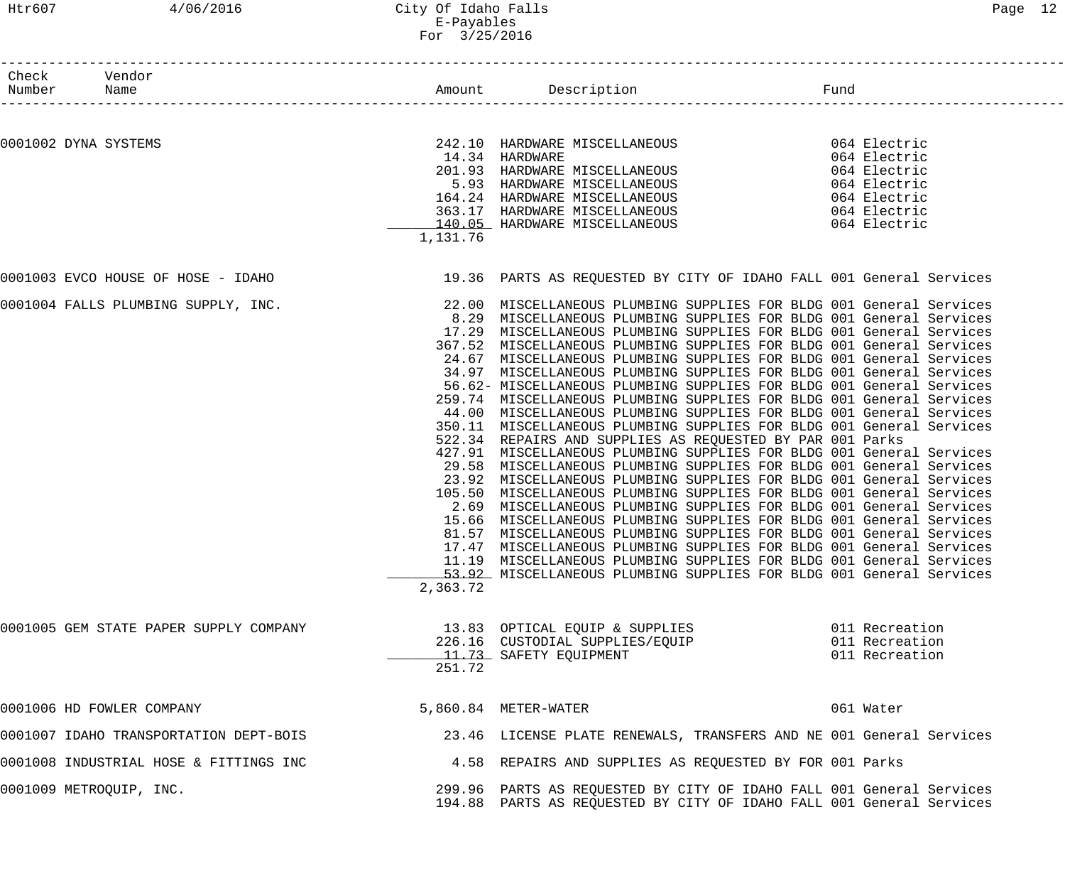# City Of Idaho Falls
## E-Payables
### For 3/25/2016

| Check Number | Vendor Name | Amount | Description | Fund |
|---|---|---|---|---|
| 0001002 | DYNA SYSTEMS | 242.10 | HARDWARE MISCELLANEOUS | 064 Electric |
| | | 14.34 | HARDWARE | 064 Electric |
| | | 201.93 | HARDWARE MISCELLANEOUS | 064 Electric |
| | | 5.93 | HARDWARE MISCELLANEOUS | 064 Electric |
| | | 164.24 | HARDWARE MISCELLANEOUS | 064 Electric |
| | | 363.17 | HARDWARE MISCELLANEOUS | 064 Electric |
| | | 140.05 | HARDWARE MISCELLANEOUS | 064 Electric |
| | | 1,131.76 | | |
| 0001003 | EVCO HOUSE OF HOSE - IDAHO | 19.36 | PARTS AS REQUESTED BY CITY OF IDAHO FALL | 001 General Services |
| 0001004 | FALLS PLUMBING SUPPLY, INC. | 22.00 | MISCELLANEOUS PLUMBING SUPPLIES FOR BLDG | 001 General Services |
| | | 8.29 | MISCELLANEOUS PLUMBING SUPPLIES FOR BLDG | 001 General Services |
| | | 17.29 | MISCELLANEOUS PLUMBING SUPPLIES FOR BLDG | 001 General Services |
| | | 367.52 | MISCELLANEOUS PLUMBING SUPPLIES FOR BLDG | 001 General Services |
| | | 24.67 | MISCELLANEOUS PLUMBING SUPPLIES FOR BLDG | 001 General Services |
| | | 34.97 | MISCELLANEOUS PLUMBING SUPPLIES FOR BLDG | 001 General Services |
| | | 56.62- | MISCELLANEOUS PLUMBING SUPPLIES FOR BLDG | 001 General Services |
| | | 259.74 | MISCELLANEOUS PLUMBING SUPPLIES FOR BLDG | 001 General Services |
| | | 44.00 | MISCELLANEOUS PLUMBING SUPPLIES FOR BLDG | 001 General Services |
| | | 350.11 | MISCELLANEOUS PLUMBING SUPPLIES FOR BLDG | 001 General Services |
| | | 522.34 | REPAIRS AND SUPPLIES AS REQUESTED BY PAR | 001 Parks |
| | | 427.91 | MISCELLANEOUS PLUMBING SUPPLIES FOR BLDG | 001 General Services |
| | | 29.58 | MISCELLANEOUS PLUMBING SUPPLIES FOR BLDG | 001 General Services |
| | | 23.92 | MISCELLANEOUS PLUMBING SUPPLIES FOR BLDG | 001 General Services |
| | | 105.50 | MISCELLANEOUS PLUMBING SUPPLIES FOR BLDG | 001 General Services |
| | | 2.69 | MISCELLANEOUS PLUMBING SUPPLIES FOR BLDG | 001 General Services |
| | | 15.66 | MISCELLANEOUS PLUMBING SUPPLIES FOR BLDG | 001 General Services |
| | | 81.57 | MISCELLANEOUS PLUMBING SUPPLIES FOR BLDG | 001 General Services |
| | | 17.47 | MISCELLANEOUS PLUMBING SUPPLIES FOR BLDG | 001 General Services |
| | | 11.19 | MISCELLANEOUS PLUMBING SUPPLIES FOR BLDG | 001 General Services |
| | | 53.92 | MISCELLANEOUS PLUMBING SUPPLIES FOR BLDG | 001 General Services |
| | | 2,363.72 | | |
| 0001005 | GEM STATE PAPER SUPPLY COMPANY | 13.83 | OPTICAL EQUIP & SUPPLIES | 011 Recreation |
| | | 226.16 | CUSTODIAL SUPPLIES/EQUIP | 011 Recreation |
| | | 11.73 | SAFETY EQUIPMENT | 011 Recreation |
| | | 251.72 | | |
| 0001006 | HD FOWLER COMPANY | 5,860.84 | METER-WATER | 061 Water |
| 0001007 | IDAHO TRANSPORTATION DEPT-BOIS | 23.46 | LICENSE PLATE RENEWALS, TRANSFERS AND NE | 001 General Services |
| 0001008 | INDUSTRIAL HOSE & FITTINGS INC | 4.58 | REPAIRS AND SUPPLIES AS REQUESTED BY FOR | 001 Parks |
| 0001009 | METROQUIP, INC. | 299.96 | PARTS AS REQUESTED BY CITY OF IDAHO FALL | 001 General Services |
| | | 194.88 | PARTS AS REQUESTED BY CITY OF IDAHO FALL | 001 General Services |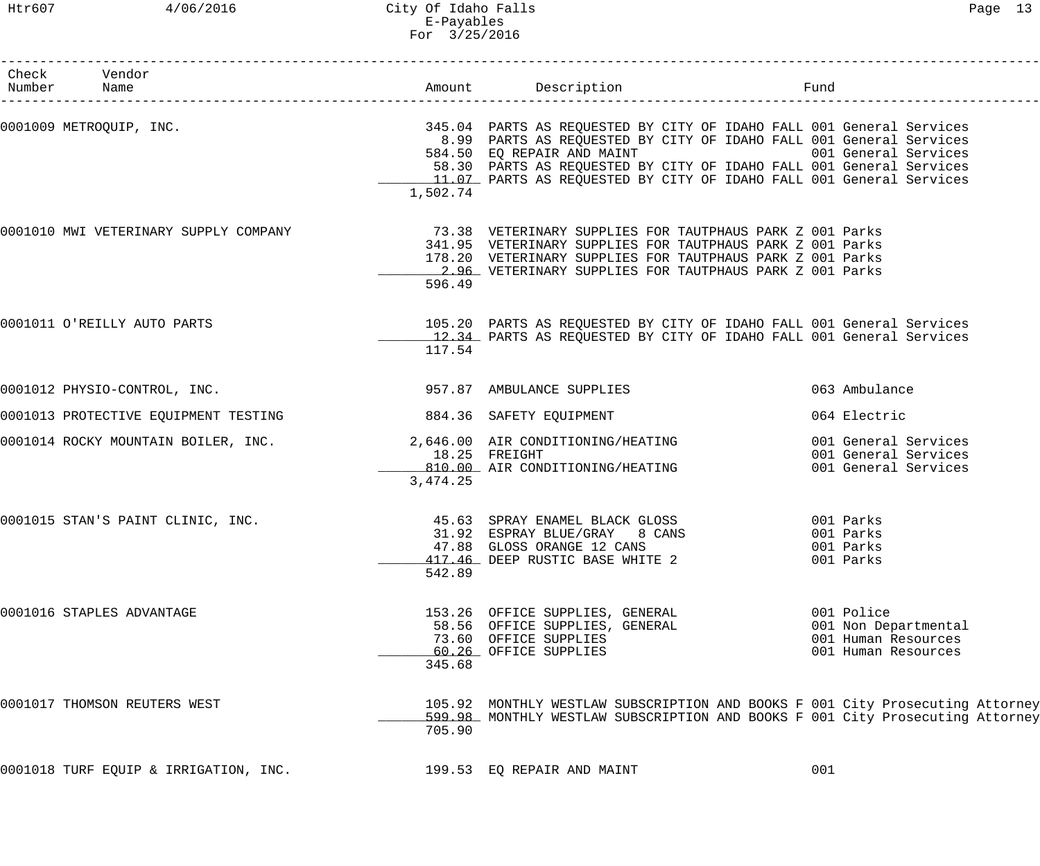City Of Idaho Falls
E-Payables
For 3/25/2016

| Check Number | Vendor Name | Amount | Description | Fund |
|---|---|---|---|---|
| 0001009 | METROQUIP, INC. | 345.04 | PARTS AS REQUESTED BY CITY OF IDAHO FALL | 001 General Services |
| | | 8.99 | PARTS AS REQUESTED BY CITY OF IDAHO FALL | 001 General Services |
| | | 584.50 | EQ REPAIR AND MAINT | 001 General Services |
| | | 58.30 | PARTS AS REQUESTED BY CITY OF IDAHO FALL | 001 General Services |
| | | 11.07 | PARTS AS REQUESTED BY CITY OF IDAHO FALL | 001 General Services |
| | | 1,502.74 | | |
| 0001010 | MWI VETERINARY SUPPLY COMPANY | 73.38 | VETERINARY SUPPLIES FOR TAUTPHAUS PARK Z | 001 Parks |
| | | 341.95 | VETERINARY SUPPLIES FOR TAUTPHAUS PARK Z | 001 Parks |
| | | 178.20 | VETERINARY SUPPLIES FOR TAUTPHAUS PARK Z | 001 Parks |
| | | 2.96 | VETERINARY SUPPLIES FOR TAUTPHAUS PARK Z | 001 Parks |
| | | 596.49 | | |
| 0001011 | O'REILLY AUTO PARTS | 105.20 | PARTS AS REQUESTED BY CITY OF IDAHO FALL | 001 General Services |
| | | 12.34 | PARTS AS REQUESTED BY CITY OF IDAHO FALL | 001 General Services |
| | | 117.54 | | |
| 0001012 | PHYSIO-CONTROL, INC. | 957.87 | AMBULANCE SUPPLIES | 063 Ambulance |
| 0001013 | PROTECTIVE EQUIPMENT TESTING | 884.36 | SAFETY EQUIPMENT | 064 Electric |
| 0001014 | ROCKY MOUNTAIN BOILER, INC. | 2,646.00 | AIR CONDITIONING/HEATING | 001 General Services |
| | | 18.25 | FREIGHT | 001 General Services |
| | | 810.00 | AIR CONDITIONING/HEATING | 001 General Services |
| | | 3,474.25 | | |
| 0001015 | STAN'S PAINT CLINIC, INC. | 45.63 | SPRAY ENAMEL BLACK GLOSS | 001 Parks |
| | | 31.92 | ESPRAY BLUE/GRAY 8 CANS | 001 Parks |
| | | 47.88 | GLOSS ORANGE 12 CANS | 001 Parks |
| | | 417.46 | DEEP RUSTIC BASE WHITE 2 | 001 Parks |
| | | 542.89 | | |
| 0001016 | STAPLES ADVANTAGE | 153.26 | OFFICE SUPPLIES, GENERAL | 001 Police |
| | | 58.56 | OFFICE SUPPLIES, GENERAL | 001 Non Departmental |
| | | 73.60 | OFFICE SUPPLIES | 001 Human Resources |
| | | 60.26 | OFFICE SUPPLIES | 001 Human Resources |
| | | 345.68 | | |
| 0001017 | THOMSON REUTERS WEST | 105.92 | MONTHLY WESTLAW SUBSCRIPTION AND BOOKS F | 001 City Prosecuting Attorney |
| | | 599.98 | MONTHLY WESTLAW SUBSCRIPTION AND BOOKS F | 001 City Prosecuting Attorney |
| | | 705.90 | | |
| 0001018 | TURF EQUIP & IRRIGATION, INC. | 199.53 | EQ REPAIR AND MAINT | 001 |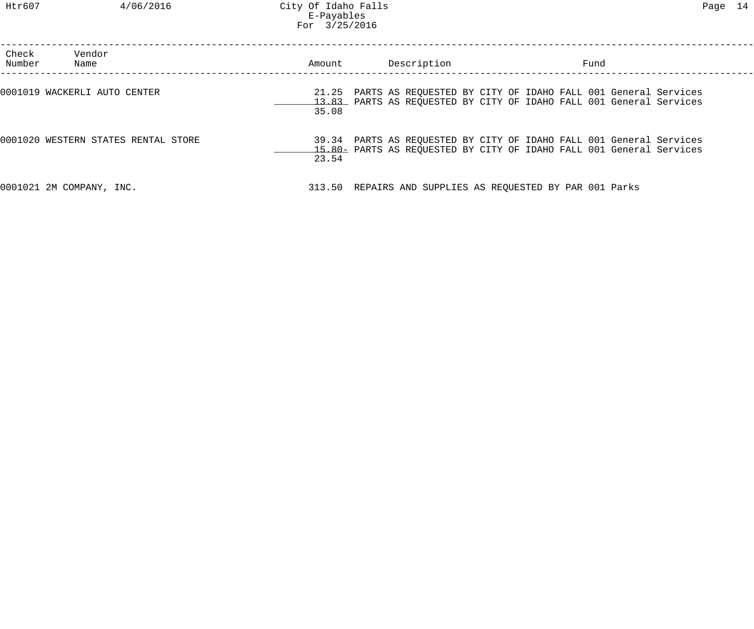City Of Idaho Falls
E-Payables
For 3/25/2016

| Check Number | Vendor Name | Amount | Description | Fund |
|---|---|---|---|---|
| 0001019 | WACKERLI AUTO CENTER | 21.25 | PARTS AS REQUESTED BY CITY OF IDAHO FALL | 001 General Services |
| | | 13.83 | PARTS AS REQUESTED BY CITY OF IDAHO FALL | 001 General Services |
| | | 35.08 | | |
| 0001020 | WESTERN STATES RENTAL STORE | 39.34 | PARTS AS REQUESTED BY CITY OF IDAHO FALL | 001 General Services |
| | | 15.80- | PARTS AS REQUESTED BY CITY OF IDAHO FALL | 001 General Services |
| | | 23.54 | | |
| 0001021 | 2M COMPANY, INC. | 313.50 | REPAIRS AND SUPPLIES AS REQUESTED BY PAR | 001 Parks |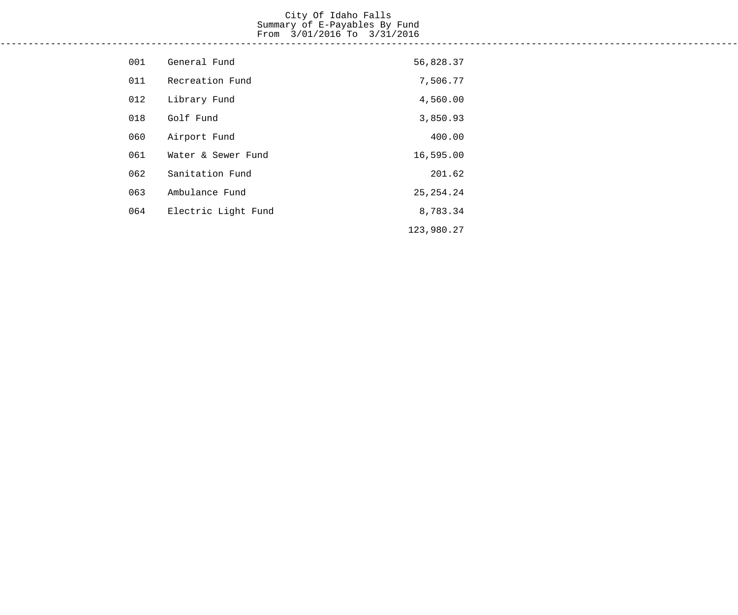City Of Idaho Falls
Summary of E-Payables By Fund
From 3/01/2016 To 3/31/2016

| | | |
|---|---|---|
| 001 | General Fund | 56,828.37 |
| 011 | Recreation Fund | 7,506.77 |
| 012 | Library Fund | 4,560.00 |
| 018 | Golf Fund | 3,850.93 |
| 060 | Airport Fund | 400.00 |
| 061 | Water & Sewer Fund | 16,595.00 |
| 062 | Sanitation Fund | 201.62 |
| 063 | Ambulance Fund | 25,254.24 |
| 064 | Electric Light Fund | 8,783.34 |
| | | 123,980.27 |